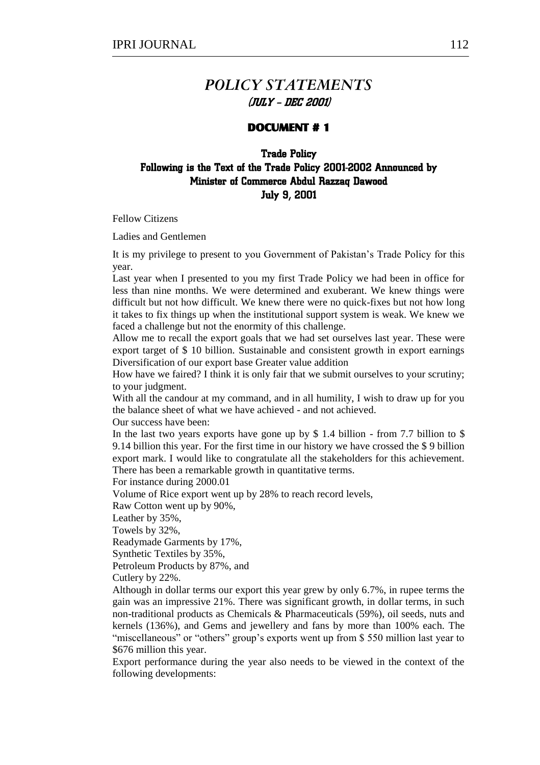# *POLICY STATEMENTS*
## *(JULY – DEC 2001)*

### DOCUMENT # 1

### Trade Policy
### Following is the Text of the Trade Policy 2001-2002 Announced by Minister of Commerce Abdul Razzaq Dawood
### July 9, 2001

Fellow Citizens

Ladies and Gentlemen

It is my privilege to present to you Government of Pakistan's Trade Policy for this year.

Last year when I presented to you my first Trade Policy we had been in office for less than nine months. We were determined and exuberant. We knew things were difficult but not how difficult. We knew there were no quick-fixes but not how long it takes to fix things up when the institutional support system is weak. We knew we faced a challenge but not the enormity of this challenge.

Allow me to recall the export goals that we had set ourselves last year. These were export target of $ 10 billion. Sustainable and consistent growth in export earnings Diversification of our export base Greater value addition

How have we faired? I think it is only fair that we submit ourselves to your scrutiny; to your judgment.

With all the candour at my command, and in all humility, I wish to draw up for you the balance sheet of what we have achieved - and not achieved.

Our success have been:

In the last two years exports have gone up by $ 1.4 billion - from 7.7 billion to $ 9.14 billion this year. For the first time in our history we have crossed the $ 9 billion export mark. I would like to congratulate all the stakeholders for this achievement. There has been a remarkable growth in quantitative terms.

For instance during 2000.01

Volume of Rice export went up by 28% to reach record levels,

Raw Cotton went up by 90%,

Leather by 35%,

Towels by 32%,

Readymade Garments by 17%,

Synthetic Textiles by 35%,

Petroleum Products by 87%, and

Cutlery by 22%.

Although in dollar terms our export this year grew by only 6.7%, in rupee terms the gain was an impressive 21%. There was significant growth, in dollar terms, in such non-traditional products as Chemicals & Pharmaceuticals (59%), oil seeds, nuts and kernels (136%), and Gems and jewellery and fans by more than 100% each. The "miscellaneous" or "others" group's exports went up from $ 550 million last year to $676 million this year.

Export performance during the year also needs to be viewed in the context of the following developments: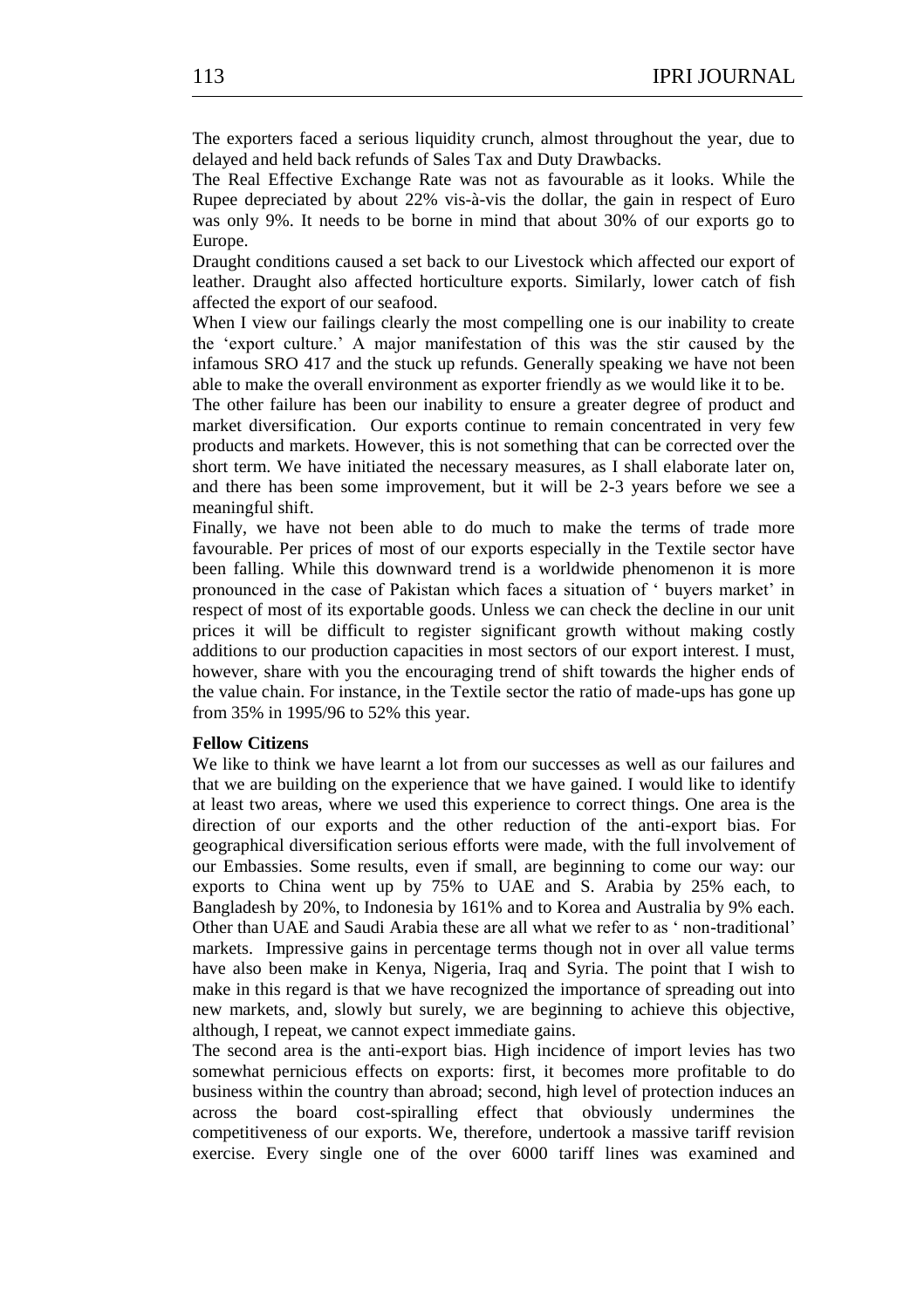The exporters faced a serious liquidity crunch, almost throughout the year, due to delayed and held back refunds of Sales Tax and Duty Drawbacks.

The Real Effective Exchange Rate was not as favourable as it looks. While the Rupee depreciated by about 22% vis-à-vis the dollar, the gain in respect of Euro was only 9%. It needs to be borne in mind that about 30% of our exports go to Europe.

Draught conditions caused a set back to our Livestock which affected our export of leather. Draught also affected horticulture exports. Similarly, lower catch of fish affected the export of our seafood.

When I view our failings clearly the most compelling one is our inability to create the 'export culture.' A major manifestation of this was the stir caused by the infamous SRO 417 and the stuck up refunds. Generally speaking we have not been able to make the overall environment as exporter friendly as we would like it to be.

The other failure has been our inability to ensure a greater degree of product and market diversification. Our exports continue to remain concentrated in very few products and markets. However, this is not something that can be corrected over the short term. We have initiated the necessary measures, as I shall elaborate later on, and there has been some improvement, but it will be 2-3 years before we see a meaningful shift.

Finally, we have not been able to do much to make the terms of trade more favourable. Per prices of most of our exports especially in the Textile sector have been falling. While this downward trend is a worldwide phenomenon it is more pronounced in the case of Pakistan which faces a situation of ' buyers market' in respect of most of its exportable goods. Unless we can check the decline in our unit prices it will be difficult to register significant growth without making costly additions to our production capacities in most sectors of our export interest. I must, however, share with you the encouraging trend of shift towards the higher ends of the value chain. For instance, in the Textile sector the ratio of made-ups has gone up from 35% in 1995/96 to 52% this year.

**Fellow Citizens**

We like to think we have learnt a lot from our successes as well as our failures and that we are building on the experience that we have gained. I would like to identify at least two areas, where we used this experience to correct things. One area is the direction of our exports and the other reduction of the anti-export bias. For geographical diversification serious efforts were made, with the full involvement of our Embassies. Some results, even if small, are beginning to come our way: our exports to China went up by 75% to UAE and S. Arabia by 25% each, to Bangladesh by 20%, to Indonesia by 161% and to Korea and Australia by 9% each. Other than UAE and Saudi Arabia these are all what we refer to as ' non-traditional' markets. Impressive gains in percentage terms though not in over all value terms have also been make in Kenya, Nigeria, Iraq and Syria. The point that I wish to make in this regard is that we have recognized the importance of spreading out into new markets, and, slowly but surely, we are beginning to achieve this objective, although, I repeat, we cannot expect immediate gains.

The second area is the anti-export bias. High incidence of import levies has two somewhat pernicious effects on exports: first, it becomes more profitable to do business within the country than abroad; second, high level of protection induces an across the board cost-spiralling effect that obviously undermines the competitiveness of our exports. We, therefore, undertook a massive tariff revision exercise. Every single one of the over 6000 tariff lines was examined and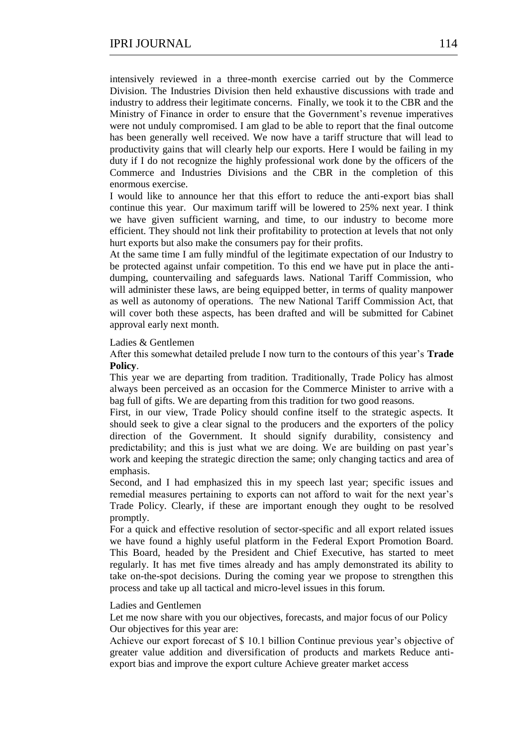intensively reviewed in a three-month exercise carried out by the Commerce Division. The Industries Division then held exhaustive discussions with trade and industry to address their legitimate concerns. Finally, we took it to the CBR and the Ministry of Finance in order to ensure that the Government's revenue imperatives were not unduly compromised. I am glad to be able to report that the final outcome has been generally well received. We now have a tariff structure that will lead to productivity gains that will clearly help our exports. Here I would be failing in my duty if I do not recognize the highly professional work done by the officers of the Commerce and Industries Divisions and the CBR in the completion of this enormous exercise.

I would like to announce her that this effort to reduce the anti-export bias shall continue this year. Our maximum tariff will be lowered to 25% next year. I think we have given sufficient warning, and time, to our industry to become more efficient. They should not link their profitability to protection at levels that not only hurt exports but also make the consumers pay for their profits.

At the same time I am fully mindful of the legitimate expectation of our Industry to be protected against unfair competition. To this end we have put in place the anti-dumping, countervailing and safeguards laws. National Tariff Commission, who will administer these laws, are being equipped better, in terms of quality manpower as well as autonomy of operations. The new National Tariff Commission Act, that will cover both these aspects, has been drafted and will be submitted for Cabinet approval early next month.

Ladies & Gentlemen

After this somewhat detailed prelude I now turn to the contours of this year's **Trade Policy**.

This year we are departing from tradition. Traditionally, Trade Policy has almost always been perceived as an occasion for the Commerce Minister to arrive with a bag full of gifts. We are departing from this tradition for two good reasons.

First, in our view, Trade Policy should confine itself to the strategic aspects. It should seek to give a clear signal to the producers and the exporters of the policy direction of the Government. It should signify durability, consistency and predictability; and this is just what we are doing. We are building on past year's work and keeping the strategic direction the same; only changing tactics and area of emphasis.

Second, and I had emphasized this in my speech last year; specific issues and remedial measures pertaining to exports can not afford to wait for the next year's Trade Policy. Clearly, if these are important enough they ought to be resolved promptly.

For a quick and effective resolution of sector-specific and all export related issues we have found a highly useful platform in the Federal Export Promotion Board. This Board, headed by the President and Chief Executive, has started to meet regularly. It has met five times already and has amply demonstrated its ability to take on-the-spot decisions. During the coming year we propose to strengthen this process and take up all tactical and micro-level issues in this forum.

Ladies and Gentlemen

Let me now share with you our objectives, forecasts, and major focus of our Policy Our objectives for this year are:

Achieve our export forecast of \$ 10.1 billion Continue previous year's objective of greater value addition and diversification of products and markets Reduce anti-export bias and improve the export culture Achieve greater market access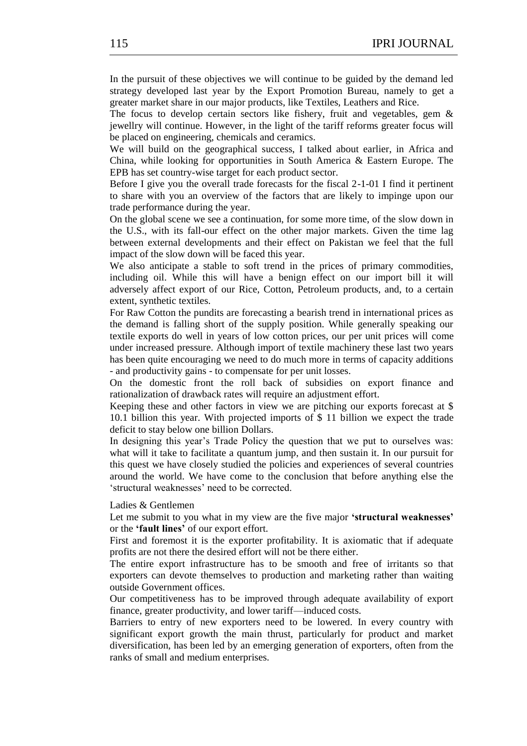In the pursuit of these objectives we will continue to be guided by the demand led strategy developed last year by the Export Promotion Bureau, namely to get a greater market share in our major products, like Textiles, Leathers and Rice.

The focus to develop certain sectors like fishery, fruit and vegetables, gem & jewellry will continue. However, in the light of the tariff reforms greater focus will be placed on engineering, chemicals and ceramics.

We will build on the geographical success, I talked about earlier, in Africa and China, while looking for opportunities in South America & Eastern Europe. The EPB has set country-wise target for each product sector.

Before I give you the overall trade forecasts for the fiscal 2-1-01 I find it pertinent to share with you an overview of the factors that are likely to impinge upon our trade performance during the year.

On the global scene we see a continuation, for some more time, of the slow down in the U.S., with its fall-our effect on the other major markets. Given the time lag between external developments and their effect on Pakistan we feel that the full impact of the slow down will be faced this year.

We also anticipate a stable to soft trend in the prices of primary commodities, including oil. While this will have a benign effect on our import bill it will adversely affect export of our Rice, Cotton, Petroleum products, and, to a certain extent, synthetic textiles.

For Raw Cotton the pundits are forecasting a bearish trend in international prices as the demand is falling short of the supply position. While generally speaking our textile exports do well in years of low cotton prices, our per unit prices will come under increased pressure. Although import of textile machinery these last two years has been quite encouraging we need to do much more in terms of capacity additions - and productivity gains - to compensate for per unit losses.

On the domestic front the roll back of subsidies on export finance and rationalization of drawback rates will require an adjustment effort.

Keeping these and other factors in view we are pitching our exports forecast at $ 10.1 billion this year. With projected imports of $ 11 billion we expect the trade deficit to stay below one billion Dollars.

In designing this year's Trade Policy the question that we put to ourselves was: what will it take to facilitate a quantum jump, and then sustain it. In our pursuit for this quest we have closely studied the policies and experiences of several countries around the world. We have come to the conclusion that before anything else the 'structural weaknesses' need to be corrected.

Ladies & Gentlemen

Let me submit to you what in my view are the five major **'structural weaknesses'** or the **'fault lines'** of our export effort.

First and foremost it is the exporter profitability. It is axiomatic that if adequate profits are not there the desired effort will not be there either.

The entire export infrastructure has to be smooth and free of irritants so that exporters can devote themselves to production and marketing rather than waiting outside Government offices.

Our competitiveness has to be improved through adequate availability of export finance, greater productivity, and lower tariff—induced costs.

Barriers to entry of new exporters need to be lowered. In every country with significant export growth the main thrust, particularly for product and market diversification, has been led by an emerging generation of exporters, often from the ranks of small and medium enterprises.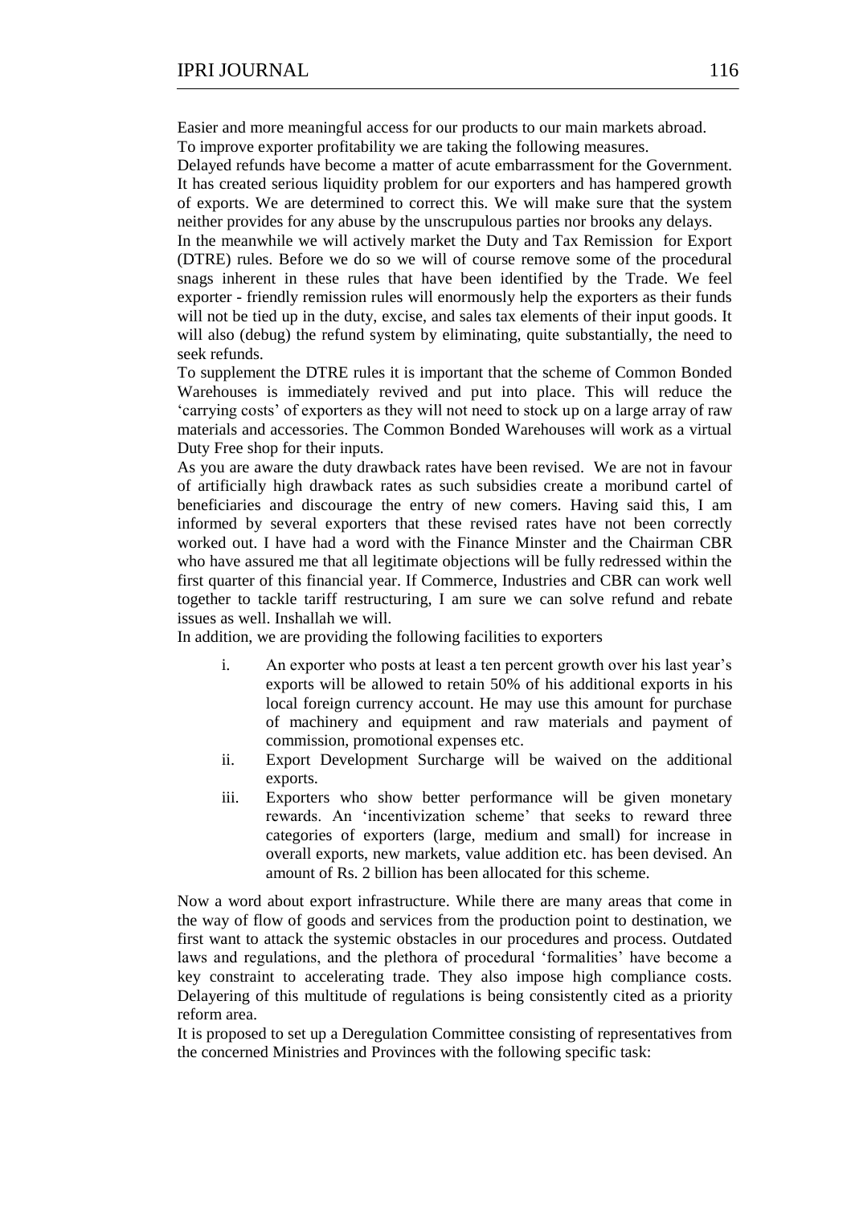Easier and more meaningful access for our products to our main markets abroad.

To improve exporter profitability we are taking the following measures.

Delayed refunds have become a matter of acute embarrassment for the Government. It has created serious liquidity problem for our exporters and has hampered growth of exports. We are determined to correct this. We will make sure that the system neither provides for any abuse by the unscrupulous parties nor brooks any delays.

In the meanwhile we will actively market the Duty and Tax Remission for Export (DTRE) rules. Before we do so we will of course remove some of the procedural snags inherent in these rules that have been identified by the Trade. We feel exporter - friendly remission rules will enormously help the exporters as their funds will not be tied up in the duty, excise, and sales tax elements of their input goods. It will also (debug) the refund system by eliminating, quite substantially, the need to seek refunds.

To supplement the DTRE rules it is important that the scheme of Common Bonded Warehouses is immediately revived and put into place. This will reduce the 'carrying costs' of exporters as they will not need to stock up on a large array of raw materials and accessories. The Common Bonded Warehouses will work as a virtual Duty Free shop for their inputs.

As you are aware the duty drawback rates have been revised. We are not in favour of artificially high drawback rates as such subsidies create a moribund cartel of beneficiaries and discourage the entry of new comers. Having said this, I am informed by several exporters that these revised rates have not been correctly worked out. I have had a word with the Finance Minster and the Chairman CBR who have assured me that all legitimate objections will be fully redressed within the first quarter of this financial year. If Commerce, Industries and CBR can work well together to tackle tariff restructuring, I am sure we can solve refund and rebate issues as well. Inshallah we will.

In addition, we are providing the following facilities to exporters

i. An exporter who posts at least a ten percent growth over his last year's exports will be allowed to retain 50% of his additional exports in his local foreign currency account. He may use this amount for purchase of machinery and equipment and raw materials and payment of commission, promotional expenses etc.
ii. Export Development Surcharge will be waived on the additional exports.
iii. Exporters who show better performance will be given monetary rewards. An 'incentivization scheme' that seeks to reward three categories of exporters (large, medium and small) for increase in overall exports, new markets, value addition etc. has been devised. An amount of Rs. 2 billion has been allocated for this scheme.

Now a word about export infrastructure. While there are many areas that come in the way of flow of goods and services from the production point to destination, we first want to attack the systemic obstacles in our procedures and process. Outdated laws and regulations, and the plethora of procedural 'formalities' have become a key constraint to accelerating trade. They also impose high compliance costs. Delayering of this multitude of regulations is being consistently cited as a priority reform area.

It is proposed to set up a Deregulation Committee consisting of representatives from the concerned Ministries and Provinces with the following specific task: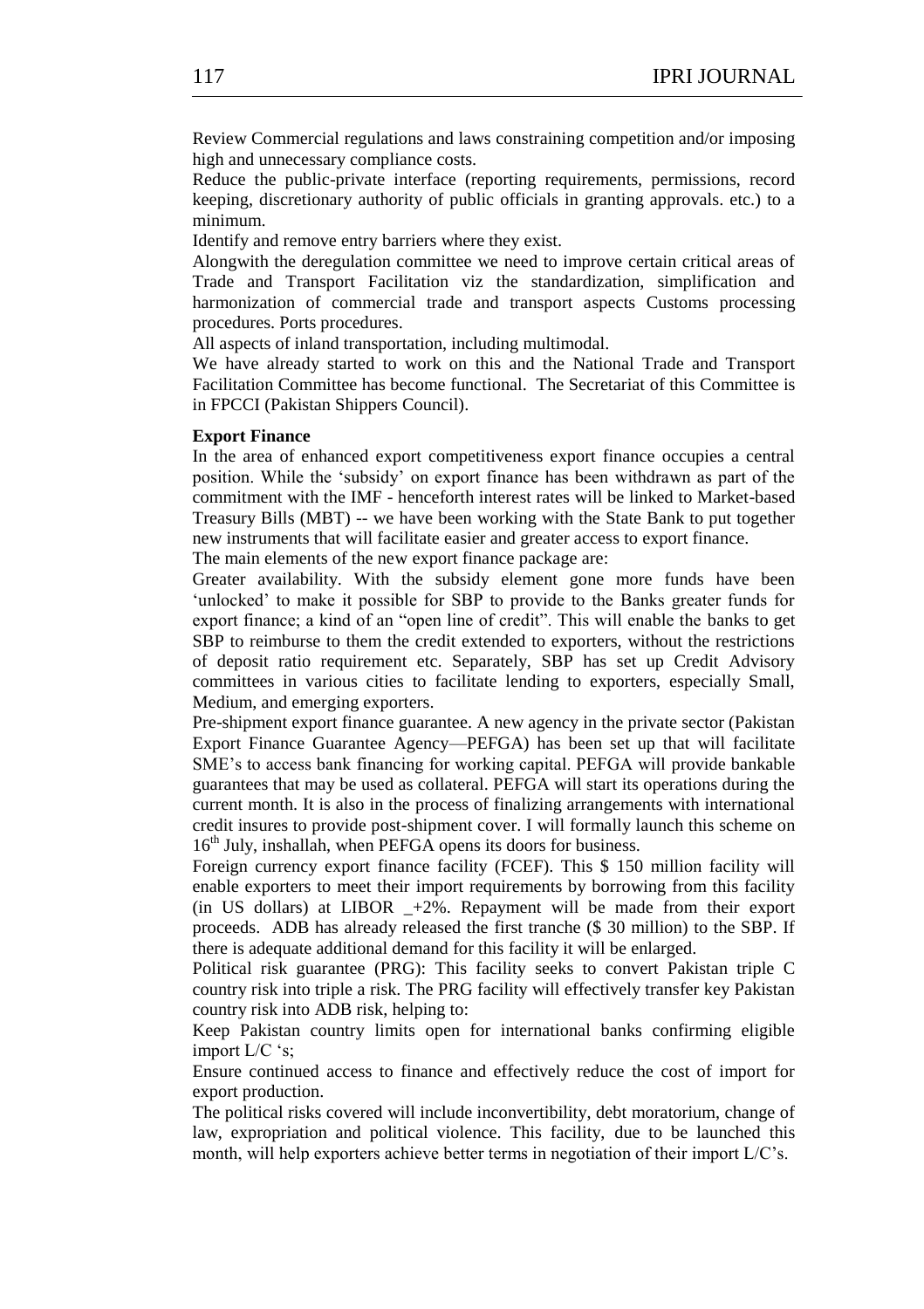Review Commercial regulations and laws constraining competition and/or imposing high and unnecessary compliance costs.

Reduce the public-private interface (reporting requirements, permissions, record keeping, discretionary authority of public officials in granting approvals. etc.) to a minimum.

Identify and remove entry barriers where they exist.

Alongwith the deregulation committee we need to improve certain critical areas of Trade and Transport Facilitation viz the standardization, simplification and harmonization of commercial trade and transport aspects Customs processing procedures. Ports procedures.

All aspects of inland transportation, including multimodal.

We have already started to work on this and the National Trade and Transport Facilitation Committee has become functional. The Secretariat of this Committee is in FPCCI (Pakistan Shippers Council).

**Export Finance**

In the area of enhanced export competitiveness export finance occupies a central position. While the 'subsidy' on export finance has been withdrawn as part of the commitment with the IMF - henceforth interest rates will be linked to Market-based Treasury Bills (MBT) -- we have been working with the State Bank to put together new instruments that will facilitate easier and greater access to export finance.

The main elements of the new export finance package are:

Greater availability. With the subsidy element gone more funds have been 'unlocked' to make it possible for SBP to provide to the Banks greater funds for export finance; a kind of an "open line of credit". This will enable the banks to get SBP to reimburse to them the credit extended to exporters, without the restrictions of deposit ratio requirement etc. Separately, SBP has set up Credit Advisory committees in various cities to facilitate lending to exporters, especially Small, Medium, and emerging exporters.

Pre-shipment export finance guarantee. A new agency in the private sector (Pakistan Export Finance Guarantee Agency—PEFGA) has been set up that will facilitate SME's to access bank financing for working capital. PEFGA will provide bankable guarantees that may be used as collateral. PEFGA will start its operations during the current month. It is also in the process of finalizing arrangements with international credit insures to provide post-shipment cover. I will formally launch this scheme on 16th July, inshallah, when PEFGA opens its doors for business.

Foreign currency export finance facility (FCEF). This $ 150 million facility will enable exporters to meet their import requirements by borrowing from this facility (in US dollars) at LIBOR _+2%. Repayment will be made from their export proceeds. ADB has already released the first tranche ($ 30 million) to the SBP. If there is adequate additional demand for this facility it will be enlarged.

Political risk guarantee (PRG): This facility seeks to convert Pakistan triple C country risk into triple a risk. The PRG facility will effectively transfer key Pakistan country risk into ADB risk, helping to:

Keep Pakistan country limits open for international banks confirming eligible import L/C 's;

Ensure continued access to finance and effectively reduce the cost of import for export production.

The political risks covered will include inconvertibility, debt moratorium, change of law, expropriation and political violence. This facility, due to be launched this month, will help exporters achieve better terms in negotiation of their import L/C's.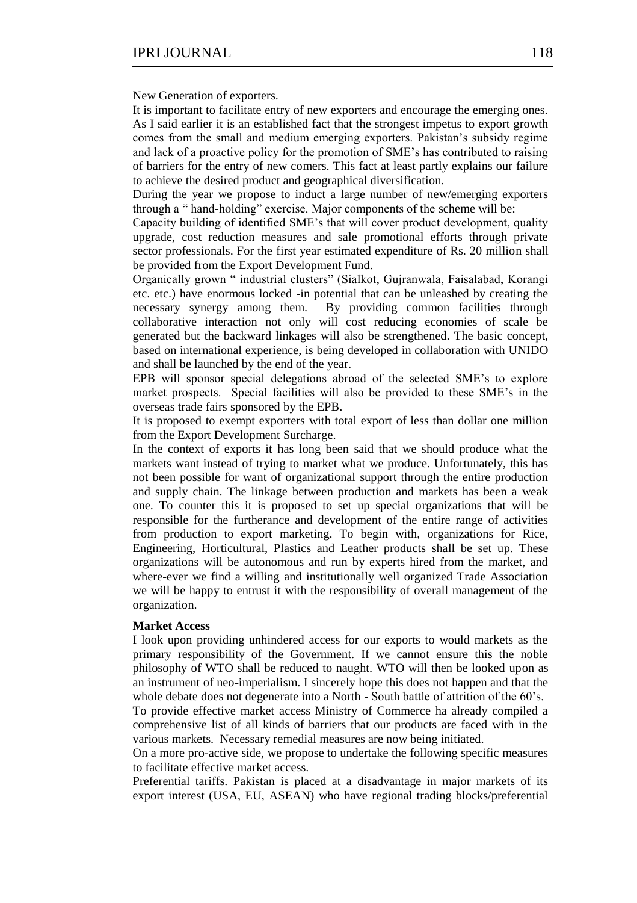New Generation of exporters.

It is important to facilitate entry of new exporters and encourage the emerging ones. As I said earlier it is an established fact that the strongest impetus to export growth comes from the small and medium emerging exporters. Pakistan's subsidy regime and lack of a proactive policy for the promotion of SME's has contributed to raising of barriers for the entry of new comers. This fact at least partly explains our failure to achieve the desired product and geographical diversification.

During the year we propose to induct a large number of new/emerging exporters through a " hand-holding" exercise. Major components of the scheme will be:

Capacity building of identified SME's that will cover product development, quality upgrade, cost reduction measures and sale promotional efforts through private sector professionals. For the first year estimated expenditure of Rs. 20 million shall be provided from the Export Development Fund.

Organically grown " industrial clusters" (Sialkot, Gujranwala, Faisalabad, Korangi etc. etc.) have enormous locked -in potential that can be unleashed by creating the necessary synergy among them. By providing common facilities through collaborative interaction not only will cost reducing economies of scale be generated but the backward linkages will also be strengthened. The basic concept, based on international experience, is being developed in collaboration with UNIDO and shall be launched by the end of the year.

EPB will sponsor special delegations abroad of the selected SME's to explore market prospects. Special facilities will also be provided to these SME's in the overseas trade fairs sponsored by the EPB.

It is proposed to exempt exporters with total export of less than dollar one million from the Export Development Surcharge.

In the context of exports it has long been said that we should produce what the markets want instead of trying to market what we produce. Unfortunately, this has not been possible for want of organizational support through the entire production and supply chain. The linkage between production and markets has been a weak one. To counter this it is proposed to set up special organizations that will be responsible for the furtherance and development of the entire range of activities from production to export marketing. To begin with, organizations for Rice, Engineering, Horticultural, Plastics and Leather products shall be set up. These organizations will be autonomous and run by experts hired from the market, and where-ever we find a willing and institutionally well organized Trade Association we will be happy to entrust it with the responsibility of overall management of the organization.

**Market Access**

I look upon providing unhindered access for our exports to would markets as the primary responsibility of the Government. If we cannot ensure this the noble philosophy of WTO shall be reduced to naught. WTO will then be looked upon as an instrument of neo-imperialism. I sincerely hope this does not happen and that the whole debate does not degenerate into a North - South battle of attrition of the 60's.

To provide effective market access Ministry of Commerce ha already compiled a comprehensive list of all kinds of barriers that our products are faced with in the various markets. Necessary remedial measures are now being initiated.

On a more pro-active side, we propose to undertake the following specific measures to facilitate effective market access.

Preferential tariffs. Pakistan is placed at a disadvantage in major markets of its export interest (USA, EU, ASEAN) who have regional trading blocks/preferential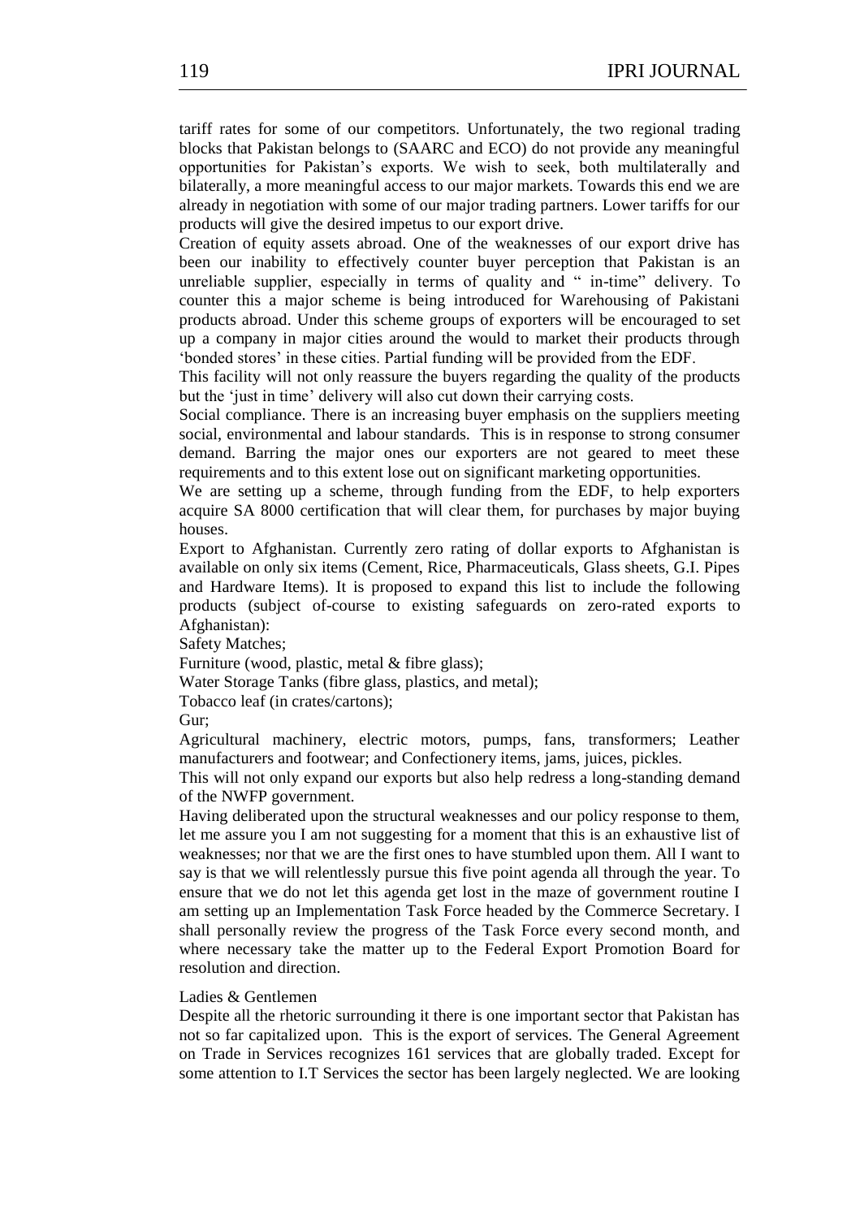tariff rates for some of our competitors. Unfortunately, the two regional trading blocks that Pakistan belongs to (SAARC and ECO) do not provide any meaningful opportunities for Pakistan's exports. We wish to seek, both multilaterally and bilaterally, a more meaningful access to our major markets. Towards this end we are already in negotiation with some of our major trading partners. Lower tariffs for our products will give the desired impetus to our export drive.

Creation of equity assets abroad. One of the weaknesses of our export drive has been our inability to effectively counter buyer perception that Pakistan is an unreliable supplier, especially in terms of quality and " in-time" delivery. To counter this a major scheme is being introduced for Warehousing of Pakistani products abroad. Under this scheme groups of exporters will be encouraged to set up a company in major cities around the would to market their products through 'bonded stores' in these cities. Partial funding will be provided from the EDF.

This facility will not only reassure the buyers regarding the quality of the products but the 'just in time' delivery will also cut down their carrying costs.

Social compliance. There is an increasing buyer emphasis on the suppliers meeting social, environmental and labour standards. This is in response to strong consumer demand. Barring the major ones our exporters are not geared to meet these requirements and to this extent lose out on significant marketing opportunities.

We are setting up a scheme, through funding from the EDF, to help exporters acquire SA 8000 certification that will clear them, for purchases by major buying houses.

Export to Afghanistan. Currently zero rating of dollar exports to Afghanistan is available on only six items (Cement, Rice, Pharmaceuticals, Glass sheets, G.I. Pipes and Hardware Items). It is proposed to expand this list to include the following products (subject of-course to existing safeguards on zero-rated exports to Afghanistan):

Safety Matches;

Furniture (wood, plastic, metal & fibre glass);

Water Storage Tanks (fibre glass, plastics, and metal);

Tobacco leaf (in crates/cartons);

Gur;

Agricultural machinery, electric motors, pumps, fans, transformers; Leather manufacturers and footwear; and Confectionery items, jams, juices, pickles.

This will not only expand our exports but also help redress a long-standing demand of the NWFP government.

Having deliberated upon the structural weaknesses and our policy response to them, let me assure you I am not suggesting for a moment that this is an exhaustive list of weaknesses; nor that we are the first ones to have stumbled upon them. All I want to say is that we will relentlessly pursue this five point agenda all through the year. To ensure that we do not let this agenda get lost in the maze of government routine I am setting up an Implementation Task Force headed by the Commerce Secretary. I shall personally review the progress of the Task Force every second month, and where necessary take the matter up to the Federal Export Promotion Board for resolution and direction.

Ladies & Gentlemen

Despite all the rhetoric surrounding it there is one important sector that Pakistan has not so far capitalized upon. This is the export of services. The General Agreement on Trade in Services recognizes 161 services that are globally traded. Except for some attention to I.T Services the sector has been largely neglected. We are looking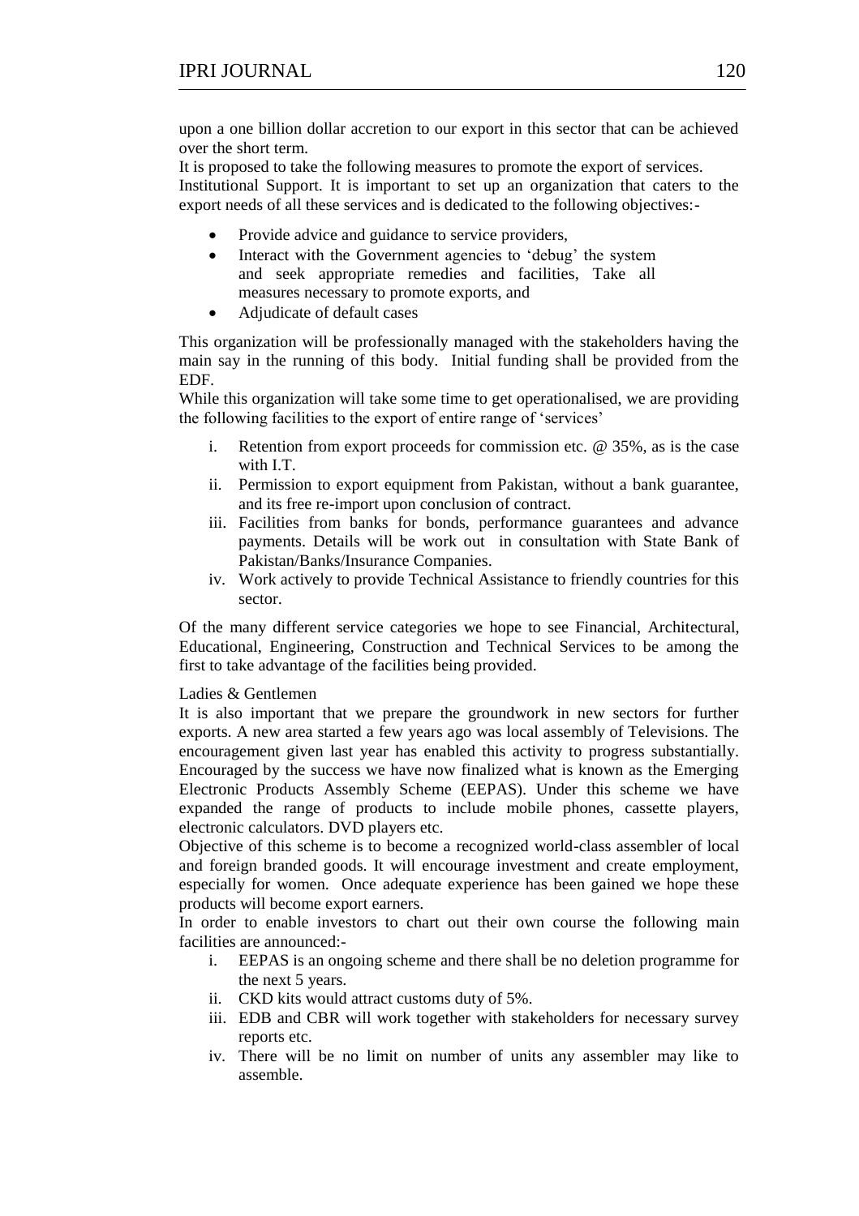upon a one billion dollar accretion to our export in this sector that can be achieved over the short term.

It is proposed to take the following measures to promote the export of services.

Institutional Support. It is important to set up an organization that caters to the export needs of all these services and is dedicated to the following objectives:-

- Provide advice and guidance to service providers,
- Interact with the Government agencies to 'debug' the system and seek appropriate remedies and facilities, Take all measures necessary to promote exports, and
- Adjudicate of default cases

This organization will be professionally managed with the stakeholders having the main say in the running of this body. Initial funding shall be provided from the EDF.

While this organization will take some time to get operationalised, we are providing the following facilities to the export of entire range of 'services'

i. Retention from export proceeds for commission etc. @ 35%, as is the case with I.T.
ii. Permission to export equipment from Pakistan, without a bank guarantee, and its free re-import upon conclusion of contract.
iii. Facilities from banks for bonds, performance guarantees and advance payments. Details will be work out in consultation with State Bank of Pakistan/Banks/Insurance Companies.
iv. Work actively to provide Technical Assistance to friendly countries for this sector.

Of the many different service categories we hope to see Financial, Architectural, Educational, Engineering, Construction and Technical Services to be among the first to take advantage of the facilities being provided.

Ladies & Gentlemen

It is also important that we prepare the groundwork in new sectors for further exports. A new area started a few years ago was local assembly of Televisions. The encouragement given last year has enabled this activity to progress substantially. Encouraged by the success we have now finalized what is known as the Emerging Electronic Products Assembly Scheme (EEPAS). Under this scheme we have expanded the range of products to include mobile phones, cassette players, electronic calculators. DVD players etc.

Objective of this scheme is to become a recognized world-class assembler of local and foreign branded goods. It will encourage investment and create employment, especially for women. Once adequate experience has been gained we hope these products will become export earners.

In order to enable investors to chart out their own course the following main facilities are announced:-

i. EEPAS is an ongoing scheme and there shall be no deletion programme for the next 5 years.
ii. CKD kits would attract customs duty of 5%.
iii. EDB and CBR will work together with stakeholders for necessary survey reports etc.
iv. There will be no limit on number of units any assembler may like to assemble.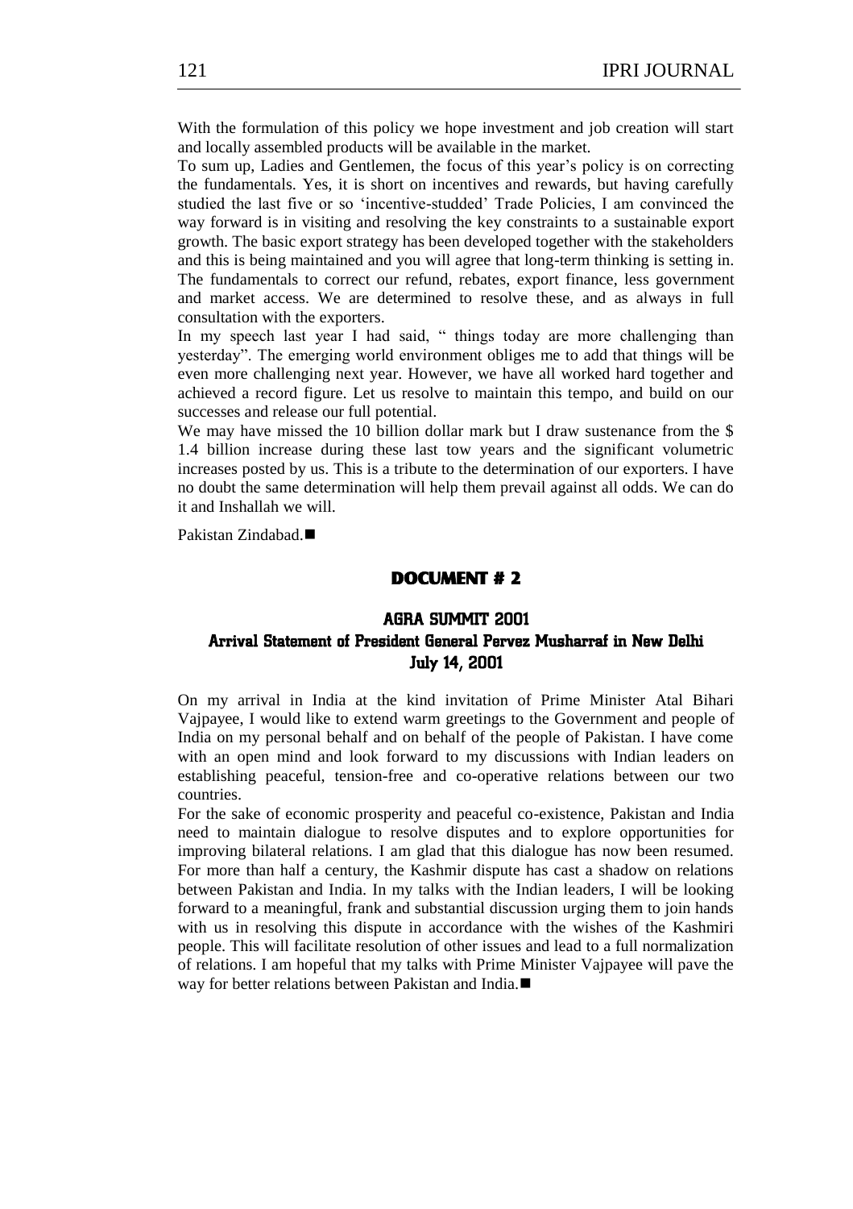With the formulation of this policy we hope investment and job creation will start and locally assembled products will be available in the market.

To sum up, Ladies and Gentlemen, the focus of this year's policy is on correcting the fundamentals. Yes, it is short on incentives and rewards, but having carefully studied the last five or so 'incentive-studded' Trade Policies, I am convinced the way forward is in visiting and resolving the key constraints to a sustainable export growth. The basic export strategy has been developed together with the stakeholders and this is being maintained and you will agree that long-term thinking is setting in. The fundamentals to correct our refund, rebates, export finance, less government and market access. We are determined to resolve these, and as always in full consultation with the exporters.

In my speech last year I had said, " things today are more challenging than yesterday". The emerging world environment obliges me to add that things will be even more challenging next year. However, we have all worked hard together and achieved a record figure. Let us resolve to maintain this tempo, and build on our successes and release our full potential.

We may have missed the 10 billion dollar mark but I draw sustenance from the $ 1.4 billion increase during these last tow years and the significant volumetric increases posted by us. This is a tribute to the determination of our exporters. I have no doubt the same determination will help them prevail against all odds. We can do it and Inshallah we will.

Pakistan Zindabad.■

## DOCUMENT # 2

### AGRA SUMMIT 2001

### Arrival Statement of President General Pervez Musharraf in New Delhi

### July 14, 2001

On my arrival in India at the kind invitation of Prime Minister Atal Bihari Vajpayee, I would like to extend warm greetings to the Government and people of India on my personal behalf and on behalf of the people of Pakistan. I have come with an open mind and look forward to my discussions with Indian leaders on establishing peaceful, tension-free and co-operative relations between our two countries.

For the sake of economic prosperity and peaceful co-existence, Pakistan and India need to maintain dialogue to resolve disputes and to explore opportunities for improving bilateral relations. I am glad that this dialogue has now been resumed. For more than half a century, the Kashmir dispute has cast a shadow on relations between Pakistan and India. In my talks with the Indian leaders, I will be looking forward to a meaningful, frank and substantial discussion urging them to join hands with us in resolving this dispute in accordance with the wishes of the Kashmiri people. This will facilitate resolution of other issues and lead to a full normalization of relations. I am hopeful that my talks with Prime Minister Vajpayee will pave the way for better relations between Pakistan and India.■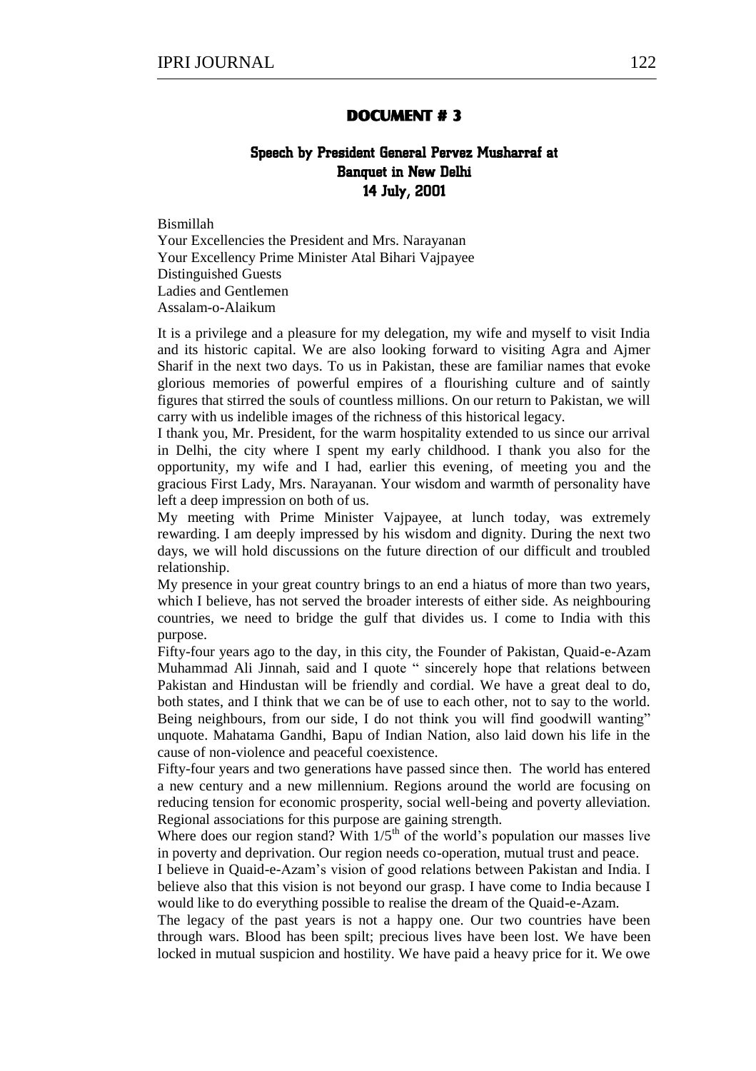## DOCUMENT # 3

### Speech by President General Pervez Musharraf at Banquet in New Delhi 14 July, 2001

Bismillah
Your Excellencies the President and Mrs. Narayanan
Your Excellency Prime Minister Atal Bihari Vajpayee
Distinguished Guests
Ladies and Gentlemen
Assalam-o-Alaikum

It is a privilege and a pleasure for my delegation, my wife and myself to visit India and its historic capital. We are also looking forward to visiting Agra and Ajmer Sharif in the next two days. To us in Pakistan, these are familiar names that evoke glorious memories of powerful empires of a flourishing culture and of saintly figures that stirred the souls of countless millions. On our return to Pakistan, we will carry with us indelible images of the richness of this historical legacy.

I thank you, Mr. President, for the warm hospitality extended to us since our arrival in Delhi, the city where I spent my early childhood. I thank you also for the opportunity, my wife and I had, earlier this evening, of meeting you and the gracious First Lady, Mrs. Narayanan. Your wisdom and warmth of personality have left a deep impression on both of us.

My meeting with Prime Minister Vajpayee, at lunch today, was extremely rewarding. I am deeply impressed by his wisdom and dignity. During the next two days, we will hold discussions on the future direction of our difficult and troubled relationship.

My presence in your great country brings to an end a hiatus of more than two years, which I believe, has not served the broader interests of either side. As neighbouring countries, we need to bridge the gulf that divides us. I come to India with this purpose.

Fifty-four years ago to the day, in this city, the Founder of Pakistan, Quaid-e-Azam Muhammad Ali Jinnah, said and I quote " sincerely hope that relations between Pakistan and Hindustan will be friendly and cordial. We have a great deal to do, both states, and I think that we can be of use to each other, not to say to the world. Being neighbours, from our side, I do not think you will find goodwill wanting" unquote. Mahatama Gandhi, Bapu of Indian Nation, also laid down his life in the cause of non-violence and peaceful coexistence.

Fifty-four years and two generations have passed since then. The world has entered a new century and a new millennium. Regions around the world are focusing on reducing tension for economic prosperity, social well-being and poverty alleviation. Regional associations for this purpose are gaining strength.

Where does our region stand? With 1/5th of the world's population our masses live in poverty and deprivation. Our region needs co-operation, mutual trust and peace.

I believe in Quaid-e-Azam's vision of good relations between Pakistan and India. I believe also that this vision is not beyond our grasp. I have come to India because I would like to do everything possible to realise the dream of the Quaid-e-Azam.

The legacy of the past years is not a happy one. Our two countries have been through wars. Blood has been spilt; precious lives have been lost. We have been locked in mutual suspicion and hostility. We have paid a heavy price for it. We owe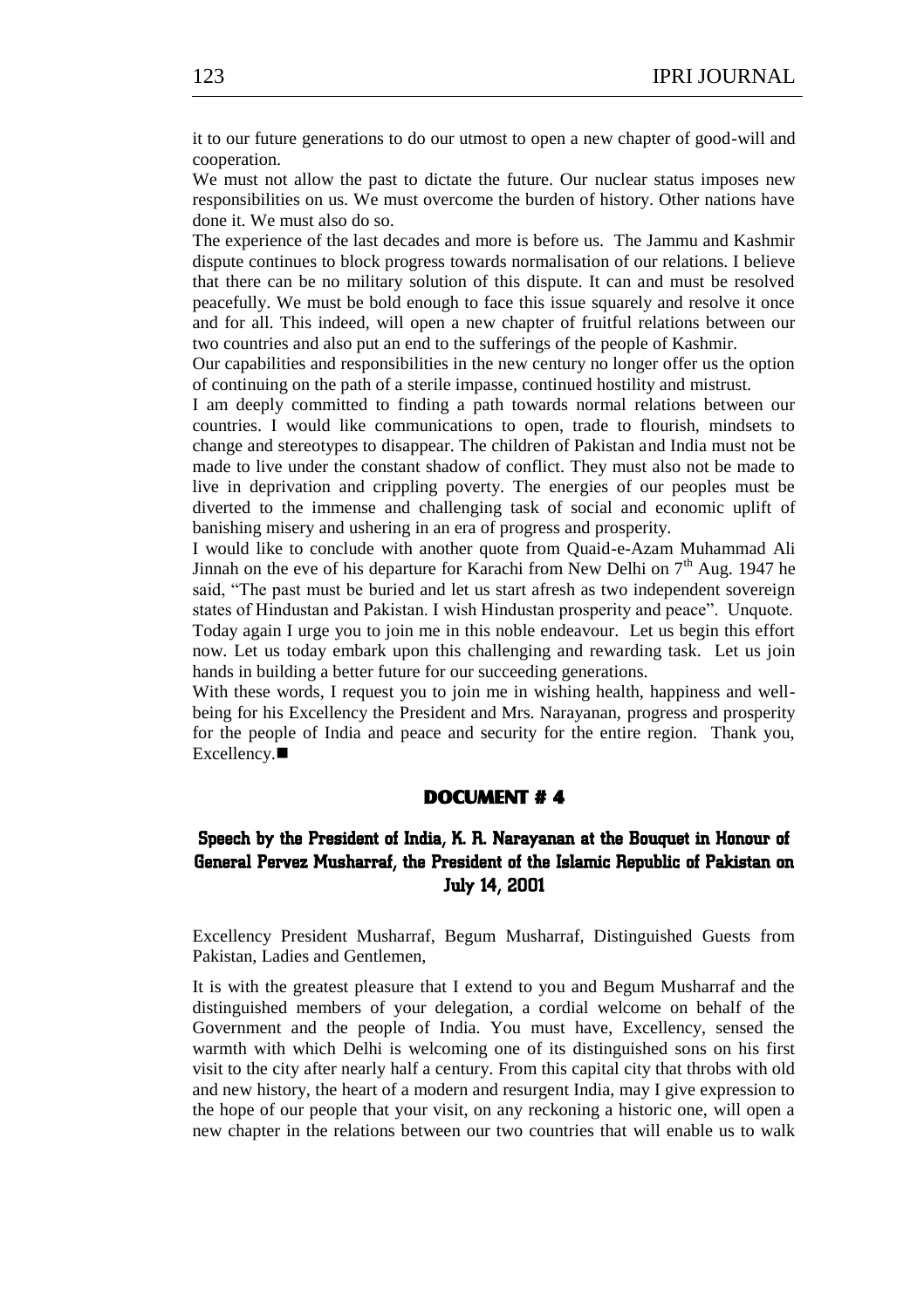it to our future generations to do our utmost to open a new chapter of good-will and cooperation.

We must not allow the past to dictate the future. Our nuclear status imposes new responsibilities on us. We must overcome the burden of history. Other nations have done it. We must also do so.

The experience of the last decades and more is before us. The Jammu and Kashmir dispute continues to block progress towards normalisation of our relations. I believe that there can be no military solution of this dispute. It can and must be resolved peacefully. We must be bold enough to face this issue squarely and resolve it once and for all. This indeed, will open a new chapter of fruitful relations between our two countries and also put an end to the sufferings of the people of Kashmir.

Our capabilities and responsibilities in the new century no longer offer us the option of continuing on the path of a sterile impasse, continued hostility and mistrust.

I am deeply committed to finding a path towards normal relations between our countries. I would like communications to open, trade to flourish, mindsets to change and stereotypes to disappear. The children of Pakistan and India must not be made to live under the constant shadow of conflict. They must also not be made to live in deprivation and crippling poverty. The energies of our peoples must be diverted to the immense and challenging task of social and economic uplift of banishing misery and ushering in an era of progress and prosperity.

I would like to conclude with another quote from Quaid-e-Azam Muhammad Ali Jinnah on the eve of his departure for Karachi from New Delhi on 7th Aug. 1947 he said, "The past must be buried and let us start afresh as two independent sovereign states of Hindustan and Pakistan. I wish Hindustan prosperity and peace". Unquote.

Today again I urge you to join me in this noble endeavour. Let us begin this effort now. Let us today embark upon this challenging and rewarding task. Let us join hands in building a better future for our succeeding generations.

With these words, I request you to join me in wishing health, happiness and well-being for his Excellency the President and Mrs. Narayanan, progress and prosperity for the people of India and peace and security for the entire region. Thank you, Excellency.■

## DOCUMENT # 4

### Speech by the President of India, K. R. Narayanan at the Bouquet in Honour of General Pervez Musharraf, the President of the Islamic Republic of Pakistan on July 14, 2001

Excellency President Musharraf, Begum Musharraf, Distinguished Guests from Pakistan, Ladies and Gentlemen,

It is with the greatest pleasure that I extend to you and Begum Musharraf and the distinguished members of your delegation, a cordial welcome on behalf of the Government and the people of India. You must have, Excellency, sensed the warmth with which Delhi is welcoming one of its distinguished sons on his first visit to the city after nearly half a century. From this capital city that throbs with old and new history, the heart of a modern and resurgent India, may I give expression to the hope of our people that your visit, on any reckoning a historic one, will open a new chapter in the relations between our two countries that will enable us to walk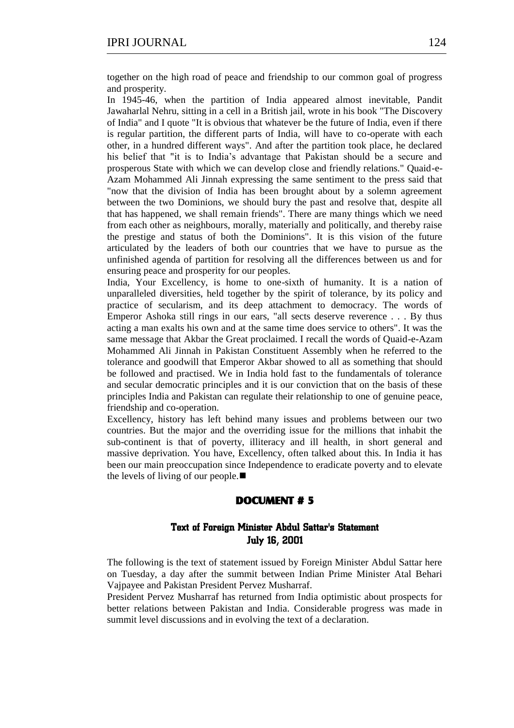together on the high road of peace and friendship to our common goal of progress and prosperity.

In 1945-46, when the partition of India appeared almost inevitable, Pandit Jawaharlal Nehru, sitting in a cell in a British jail, wrote in his book "The Discovery of India" and I quote "It is obvious that whatever be the future of India, even if there is regular partition, the different parts of India, will have to co-operate with each other, in a hundred different ways". And after the partition took place, he declared his belief that "it is to India's advantage that Pakistan should be a secure and prosperous State with which we can develop close and friendly relations." Quaid-e-Azam Mohammed Ali Jinnah expressing the same sentiment to the press said that "now that the division of India has been brought about by a solemn agreement between the two Dominions, we should bury the past and resolve that, despite all that has happened, we shall remain friends". There are many things which we need from each other as neighbours, morally, materially and politically, and thereby raise the prestige and status of both the Dominions". It is this vision of the future articulated by the leaders of both our countries that we have to pursue as the unfinished agenda of partition for resolving all the differences between us and for ensuring peace and prosperity for our peoples.

India, Your Excellency, is home to one-sixth of humanity. It is a nation of unparalleled diversities, held together by the spirit of tolerance, by its policy and practice of secularism, and its deep attachment to democracy. The words of Emperor Ashoka still rings in our ears, "all sects deserve reverence . . . By thus acting a man exalts his own and at the same time does service to others". It was the same message that Akbar the Great proclaimed. I recall the words of Quaid-e-Azam Mohammed Ali Jinnah in Pakistan Constituent Assembly when he referred to the tolerance and goodwill that Emperor Akbar showed to all as something that should be followed and practised. We in India hold fast to the fundamentals of tolerance and secular democratic principles and it is our conviction that on the basis of these principles India and Pakistan can regulate their relationship to one of genuine peace, friendship and co-operation.

Excellency, history has left behind many issues and problems between our two countries. But the major and the overriding issue for the millions that inhabit the sub-continent is that of poverty, illiteracy and ill health, in short general and massive deprivation. You have, Excellency, often talked about this. In India it has been our main preoccupation since Independence to eradicate poverty and to elevate the levels of living of our people.■

## DOCUMENT # 5

### Text of Foreign Minister Abdul Sattar's Statement July 16, 2001

The following is the text of statement issued by Foreign Minister Abdul Sattar here on Tuesday, a day after the summit between Indian Prime Minister Atal Behari Vajpayee and Pakistan President Pervez Musharraf.

President Pervez Musharraf has returned from India optimistic about prospects for better relations between Pakistan and India. Considerable progress was made in summit level discussions and in evolving the text of a declaration.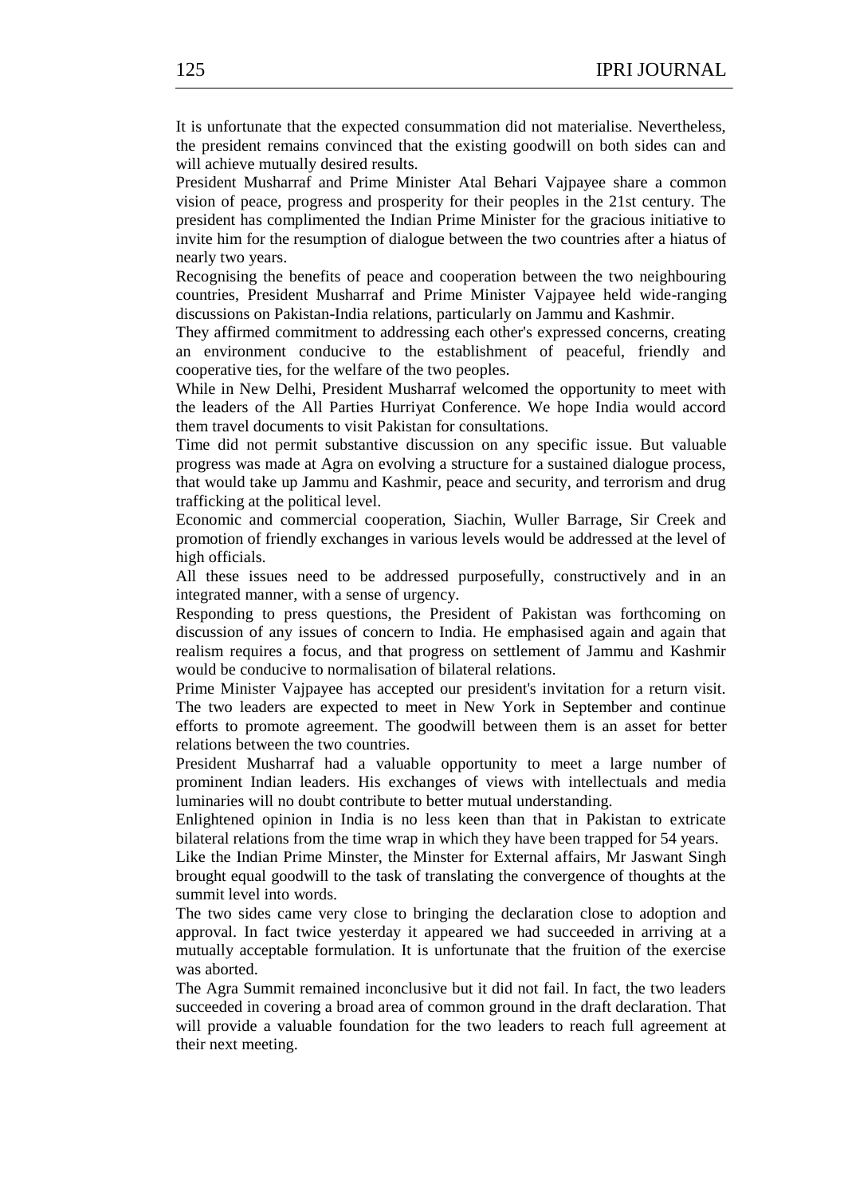It is unfortunate that the expected consummation did not materialise. Nevertheless, the president remains convinced that the existing goodwill on both sides can and will achieve mutually desired results.

President Musharraf and Prime Minister Atal Behari Vajpayee share a common vision of peace, progress and prosperity for their peoples in the 21st century. The president has complimented the Indian Prime Minister for the gracious initiative to invite him for the resumption of dialogue between the two countries after a hiatus of nearly two years.

Recognising the benefits of peace and cooperation between the two neighbouring countries, President Musharraf and Prime Minister Vajpayee held wide-ranging discussions on Pakistan-India relations, particularly on Jammu and Kashmir.

They affirmed commitment to addressing each other's expressed concerns, creating an environment conducive to the establishment of peaceful, friendly and cooperative ties, for the welfare of the two peoples.

While in New Delhi, President Musharraf welcomed the opportunity to meet with the leaders of the All Parties Hurriyat Conference. We hope India would accord them travel documents to visit Pakistan for consultations.

Time did not permit substantive discussion on any specific issue. But valuable progress was made at Agra on evolving a structure for a sustained dialogue process, that would take up Jammu and Kashmir, peace and security, and terrorism and drug trafficking at the political level.

Economic and commercial cooperation, Siachin, Wuller Barrage, Sir Creek and promotion of friendly exchanges in various levels would be addressed at the level of high officials.

All these issues need to be addressed purposefully, constructively and in an integrated manner, with a sense of urgency.

Responding to press questions, the President of Pakistan was forthcoming on discussion of any issues of concern to India. He emphasised again and again that realism requires a focus, and that progress on settlement of Jammu and Kashmir would be conducive to normalisation of bilateral relations.

Prime Minister Vajpayee has accepted our president's invitation for a return visit. The two leaders are expected to meet in New York in September and continue efforts to promote agreement. The goodwill between them is an asset for better relations between the two countries.

President Musharraf had a valuable opportunity to meet a large number of prominent Indian leaders. His exchanges of views with intellectuals and media luminaries will no doubt contribute to better mutual understanding.

Enlightened opinion in India is no less keen than that in Pakistan to extricate bilateral relations from the time wrap in which they have been trapped for 54 years.

Like the Indian Prime Minster, the Minster for External affairs, Mr Jaswant Singh brought equal goodwill to the task of translating the convergence of thoughts at the summit level into words.

The two sides came very close to bringing the declaration close to adoption and approval. In fact twice yesterday it appeared we had succeeded in arriving at a mutually acceptable formulation. It is unfortunate that the fruition of the exercise was aborted.

The Agra Summit remained inconclusive but it did not fail. In fact, the two leaders succeeded in covering a broad area of common ground in the draft declaration. That will provide a valuable foundation for the two leaders to reach full agreement at their next meeting.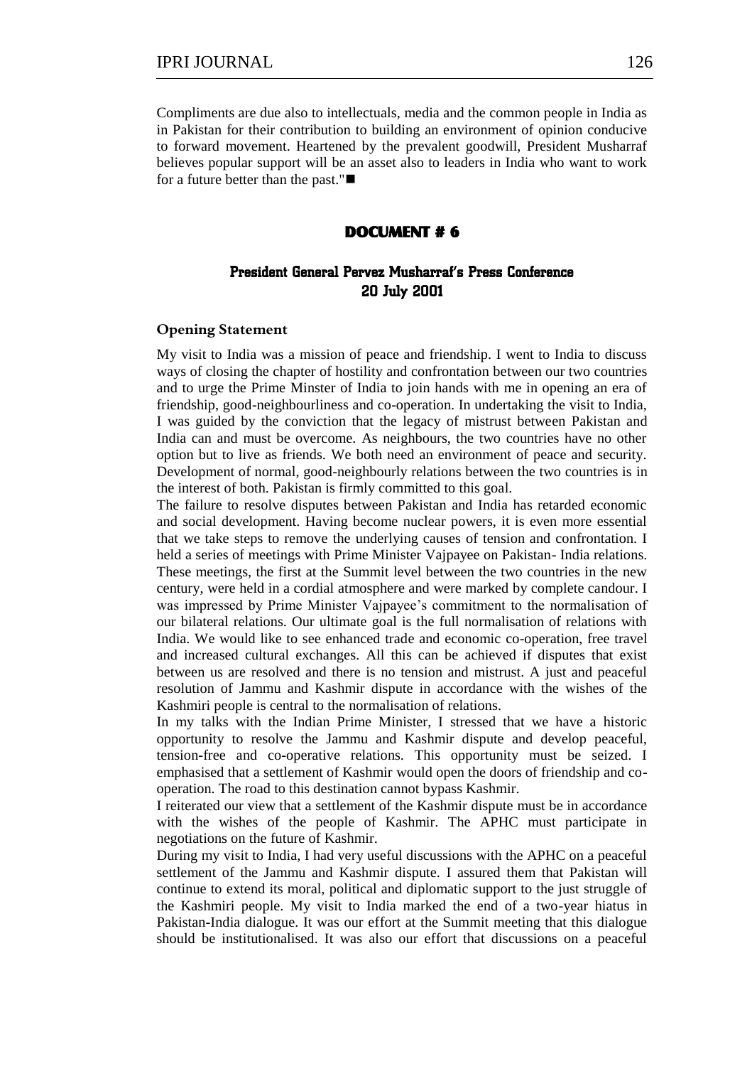Compliments are due also to intellectuals, media and the common people in India as in Pakistan for their contribution to building an environment of opinion conducive to forward movement. Heartened by the prevalent goodwill, President Musharraf believes popular support will be an asset also to leaders in India who want to work for a future better than the past."■

## DOCUMENT # 6

### President General Pervez Musharraf's Press Conference 20 July 2001

**Opening Statement**

My visit to India was a mission of peace and friendship. I went to India to discuss ways of closing the chapter of hostility and confrontation between our two countries and to urge the Prime Minster of India to join hands with me in opening an era of friendship, good-neighbourliness and co-operation. In undertaking the visit to India, I was guided by the conviction that the legacy of mistrust between Pakistan and India can and must be overcome. As neighbours, the two countries have no other option but to live as friends. We both need an environment of peace and security. Development of normal, good-neighbourly relations between the two countries is in the interest of both. Pakistan is firmly committed to this goal.

The failure to resolve disputes between Pakistan and India has retarded economic and social development. Having become nuclear powers, it is even more essential that we take steps to remove the underlying causes of tension and confrontation. I held a series of meetings with Prime Minister Vajpayee on Pakistan- India relations. These meetings, the first at the Summit level between the two countries in the new century, were held in a cordial atmosphere and were marked by complete candour. I was impressed by Prime Minister Vajpayee's commitment to the normalisation of our bilateral relations. Our ultimate goal is the full normalisation of relations with India. We would like to see enhanced trade and economic co-operation, free travel and increased cultural exchanges. All this can be achieved if disputes that exist between us are resolved and there is no tension and mistrust. A just and peaceful resolution of Jammu and Kashmir dispute in accordance with the wishes of the Kashmiri people is central to the normalisation of relations.

In my talks with the Indian Prime Minister, I stressed that we have a historic opportunity to resolve the Jammu and Kashmir dispute and develop peaceful, tension-free and co-operative relations. This opportunity must be seized. I emphasised that a settlement of Kashmir would open the doors of friendship and co-operation. The road to this destination cannot bypass Kashmir.

I reiterated our view that a settlement of the Kashmir dispute must be in accordance with the wishes of the people of Kashmir. The APHC must participate in negotiations on the future of Kashmir.

During my visit to India, I had very useful discussions with the APHC on a peaceful settlement of the Jammu and Kashmir dispute. I assured them that Pakistan will continue to extend its moral, political and diplomatic support to the just struggle of the Kashmiri people. My visit to India marked the end of a two-year hiatus in Pakistan-India dialogue. It was our effort at the Summit meeting that this dialogue should be institutionalised. It was also our effort that discussions on a peaceful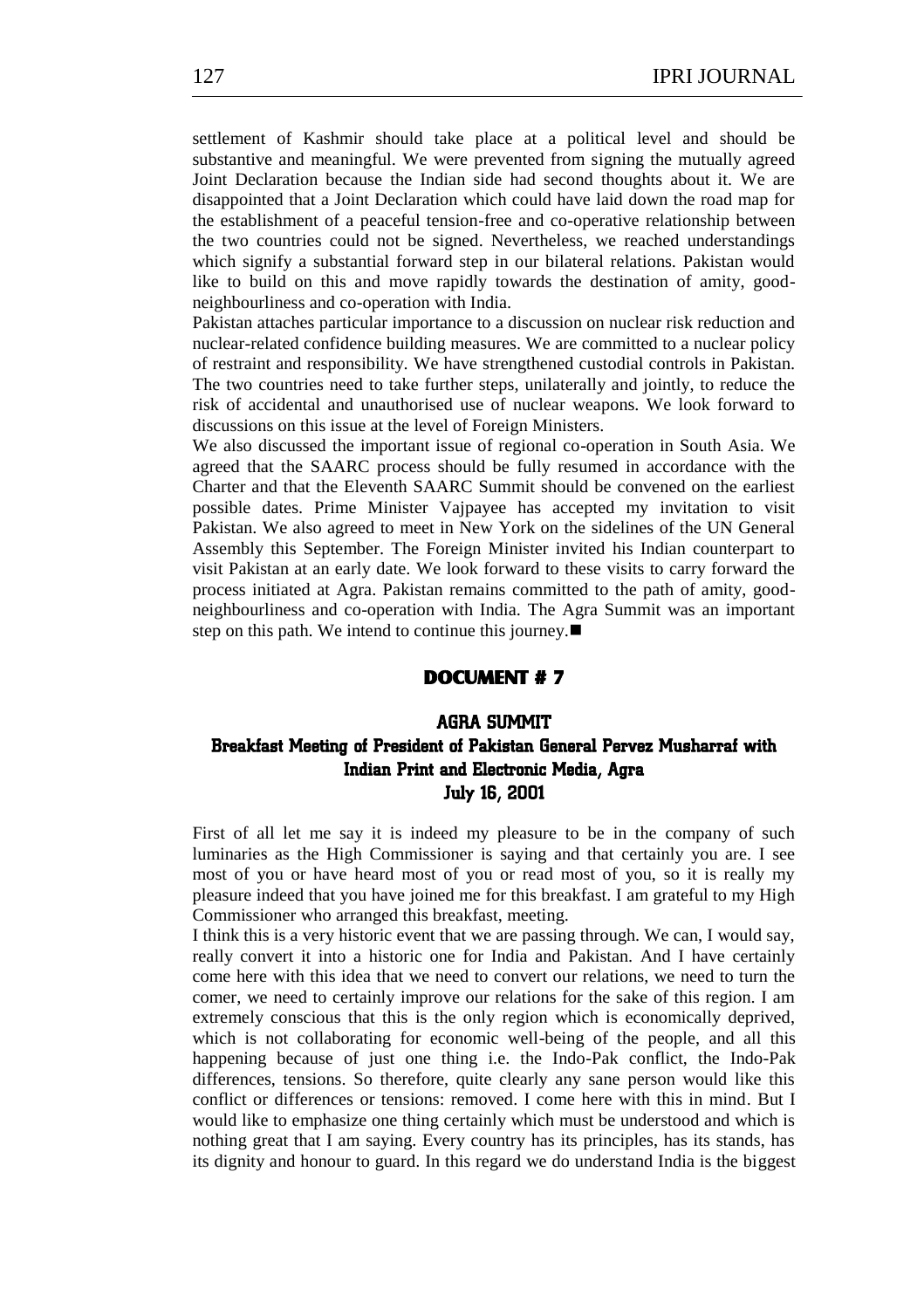settlement of Kashmir should take place at a political level and should be substantive and meaningful. We were prevented from signing the mutually agreed Joint Declaration because the Indian side had second thoughts about it. We are disappointed that a Joint Declaration which could have laid down the road map for the establishment of a peaceful tension-free and co-operative relationship between the two countries could not be signed. Nevertheless, we reached understandings which signify a substantial forward step in our bilateral relations. Pakistan would like to build on this and move rapidly towards the destination of amity, good-neighbourliness and co-operation with India.

Pakistan attaches particular importance to a discussion on nuclear risk reduction and nuclear-related confidence building measures. We are committed to a nuclear policy of restraint and responsibility. We have strengthened custodial controls in Pakistan. The two countries need to take further steps, unilaterally and jointly, to reduce the risk of accidental and unauthorised use of nuclear weapons. We look forward to discussions on this issue at the level of Foreign Ministers.

We also discussed the important issue of regional co-operation in South Asia. We agreed that the SAARC process should be fully resumed in accordance with the Charter and that the Eleventh SAARC Summit should be convened on the earliest possible dates. Prime Minister Vajpayee has accepted my invitation to visit Pakistan. We also agreed to meet in New York on the sidelines of the UN General Assembly this September. The Foreign Minister invited his Indian counterpart to visit Pakistan at an early date. We look forward to these visits to carry forward the process initiated at Agra. Pakistan remains committed to the path of amity, good-neighbourliness and co-operation with India. The Agra Summit was an important step on this path. We intend to continue this journey.■

## DOCUMENT # 7

### AGRA SUMMIT

### Breakfast Meeting of President of Pakistan General Pervez Musharraf with Indian Print and Electronic Media, Agra

### July 16, 2001

First of all let me say it is indeed my pleasure to be in the company of such luminaries as the High Commissioner is saying and that certainly you are. I see most of you or have heard most of you or read most of you, so it is really my pleasure indeed that you have joined me for this breakfast. I am grateful to my High Commissioner who arranged this breakfast, meeting.

I think this is a very historic event that we are passing through. We can, I would say, really convert it into a historic one for India and Pakistan. And I have certainly come here with this idea that we need to convert our relations, we need to turn the comer, we need to certainly improve our relations for the sake of this region. I am extremely conscious that this is the only region which is economically deprived, which is not collaborating for economic well-being of the people, and all this happening because of just one thing i.e. the Indo-Pak conflict, the Indo-Pak differences, tensions. So therefore, quite clearly any sane person would like this conflict or differences or tensions: removed. I come here with this in mind. But I would like to emphasize one thing certainly which must be understood and which is nothing great that I am saying. Every country has its principles, has its stands, has its dignity and honour to guard. In this regard we do understand India is the biggest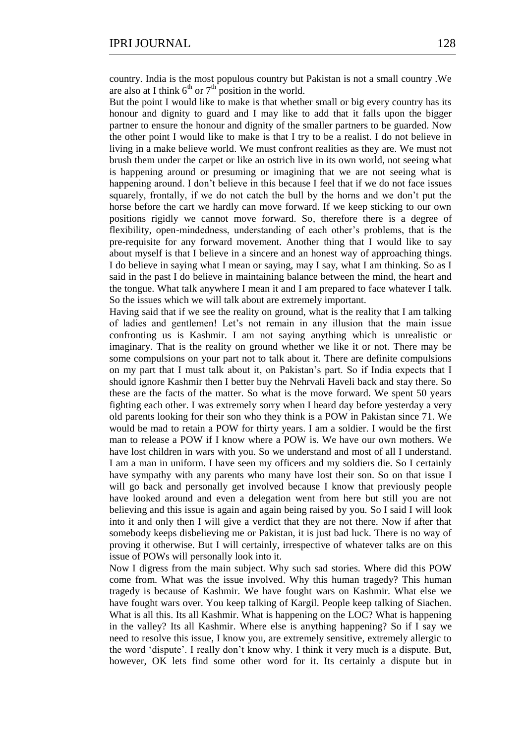country. India is the most populous country but Pakistan is not a small country .We are also at I think $6^{th}$ or $7^{th}$ position in the world.

But the point I would like to make is that whether small or big every country has its honour and dignity to guard and I may like to add that it falls upon the bigger partner to ensure the honour and dignity of the smaller partners to be guarded. Now the other point I would like to make is that I try to be a realist. I do not believe in living in a make believe world. We must confront realities as they are. We must not brush them under the carpet or like an ostrich live in its own world, not seeing what is happening around or presuming or imagining that we are not seeing what is happening around. I don't believe in this because I feel that if we do not face issues squarely, frontally, if we do not catch the bull by the horns and we don't put the horse before the cart we hardly can move forward. If we keep sticking to our own positions rigidly we cannot move forward. So, therefore there is a degree of flexibility, open-mindedness, understanding of each other's problems, that is the pre-requisite for any forward movement. Another thing that I would like to say about myself is that I believe in a sincere and an honest way of approaching things. I do believe in saying what I mean or saying, may I say, what I am thinking. So as I said in the past I do believe in maintaining balance between the mind, the heart and the tongue. What talk anywhere I mean it and I am prepared to face whatever I talk. So the issues which we will talk about are extremely important.

Having said that if we see the reality on ground, what is the reality that I am talking of ladies and gentlemen! Let's not remain in any illusion that the main issue confronting us is Kashmir. I am not saying anything which is unrealistic or imaginary. That is the reality on ground whether we like it or not. There may be some compulsions on your part not to talk about it. There are definite compulsions on my part that I must talk about it, on Pakistan's part. So if India expects that I should ignore Kashmir then I better buy the Nehrvali Haveli back and stay there. So these are the facts of the matter. So what is the move forward. We spent 50 years fighting each other. I was extremely sorry when I heard day before yesterday a very old parents looking for their son who they think is a POW in Pakistan since 71. We would be mad to retain a POW for thirty years. I am a soldier. I would be the first man to release a POW if I know where a POW is. We have our own mothers. We have lost children in wars with you. So we understand and most of all I understand. I am a man in uniform. I have seen my officers and my soldiers die. So I certainly have sympathy with any parents who many have lost their son. So on that issue I will go back and personally get involved because I know that previously people have looked around and even a delegation went from here but still you are not believing and this issue is again and again being raised by you. So I said I will look into it and only then I will give a verdict that they are not there. Now if after that somebody keeps disbelieving me or Pakistan, it is just bad luck. There is no way of proving it otherwise. But I will certainly, irrespective of whatever talks are on this issue of POWs will personally look into it.

Now I digress from the main subject. Why such sad stories. Where did this POW come from. What was the issue involved. Why this human tragedy? This human tragedy is because of Kashmir. We have fought wars on Kashmir. What else we have fought wars over. You keep talking of Kargil. People keep talking of Siachen. What is all this. Its all Kashmir. What is happening on the LOC? What is happening in the valley? Its all Kashmir. Where else is anything happening? So if I say we need to resolve this issue, I know you, are extremely sensitive, extremely allergic to the word 'dispute'. I really don't know why. I think it very much is a dispute. But, however, OK lets find some other word for it. Its certainly a dispute but in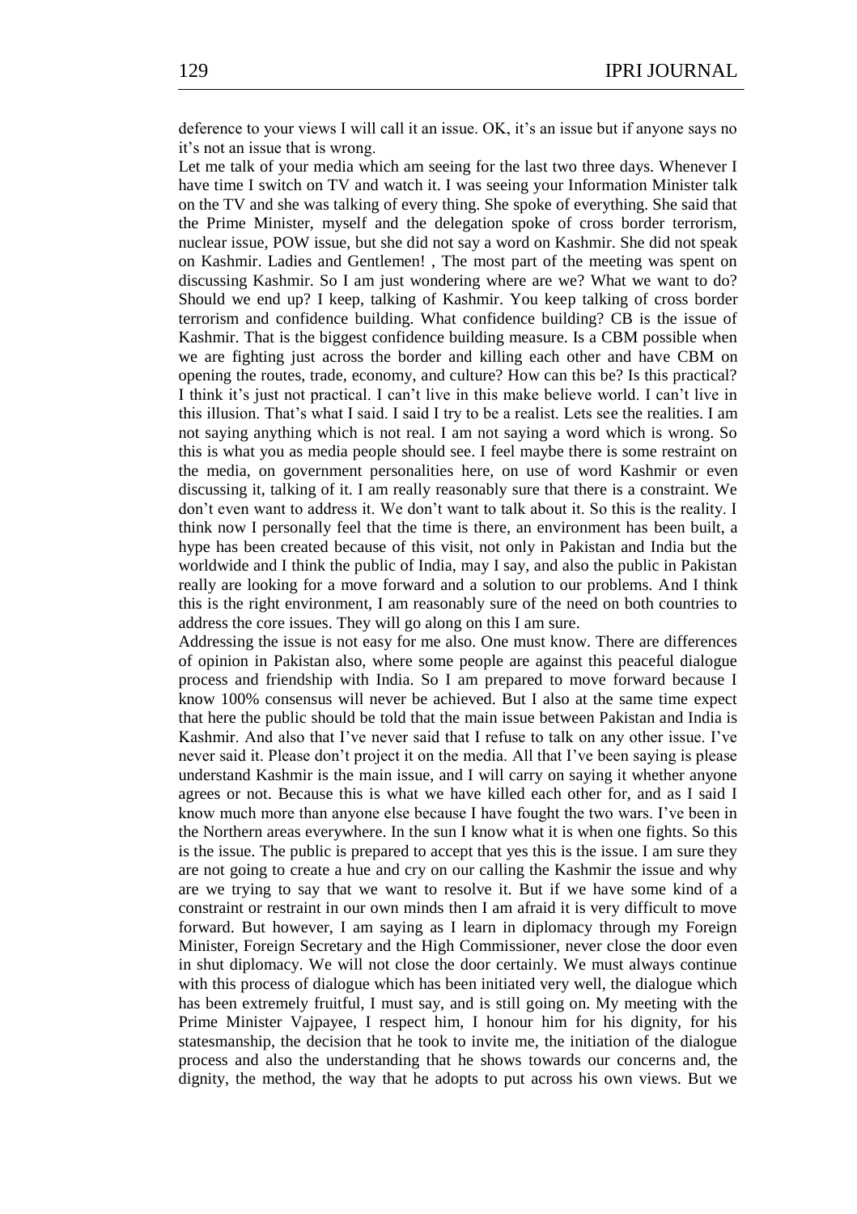deference to your views I will call it an issue. OK, it's an issue but if anyone says no it's not an issue that is wrong.

Let me talk of your media which am seeing for the last two three days. Whenever I have time I switch on TV and watch it. I was seeing your Information Minister talk on the TV and she was talking of every thing. She spoke of everything. She said that the Prime Minister, myself and the delegation spoke of cross border terrorism, nuclear issue, POW issue, but she did not say a word on Kashmir. She did not speak on Kashmir. Ladies and Gentlemen! , The most part of the meeting was spent on discussing Kashmir. So I am just wondering where are we? What we want to do? Should we end up? I keep, talking of Kashmir. You keep talking of cross border terrorism and confidence building. What confidence building? CB is the issue of Kashmir. That is the biggest confidence building measure. Is a CBM possible when we are fighting just across the border and killing each other and have CBM on opening the routes, trade, economy, and culture? How can this be? Is this practical? I think it's just not practical. I can't live in this make believe world. I can't live in this illusion. That's what I said. I said I try to be a realist. Lets see the realities. I am not saying anything which is not real. I am not saying a word which is wrong. So this is what you as media people should see. I feel maybe there is some restraint on the media, on government personalities here, on use of word Kashmir or even discussing it, talking of it. I am really reasonably sure that there is a constraint. We don't even want to address it. We don't want to talk about it. So this is the reality. I think now I personally feel that the time is there, an environment has been built, a hype has been created because of this visit, not only in Pakistan and India but the worldwide and I think the public of India, may I say, and also the public in Pakistan really are looking for a move forward and a solution to our problems. And I think this is the right environment, I am reasonably sure of the need on both countries to address the core issues. They will go along on this I am sure.

Addressing the issue is not easy for me also. One must know. There are differences of opinion in Pakistan also, where some people are against this peaceful dialogue process and friendship with India. So I am prepared to move forward because I know 100% consensus will never be achieved. But I also at the same time expect that here the public should be told that the main issue between Pakistan and India is Kashmir. And also that I've never said that I refuse to talk on any other issue. I've never said it. Please don't project it on the media. All that I've been saying is please understand Kashmir is the main issue, and I will carry on saying it whether anyone agrees or not. Because this is what we have killed each other for, and as I said I know much more than anyone else because I have fought the two wars. I've been in the Northern areas everywhere. In the sun I know what it is when one fights. So this is the issue. The public is prepared to accept that yes this is the issue. I am sure they are not going to create a hue and cry on our calling the Kashmir the issue and why are we trying to say that we want to resolve it. But if we have some kind of a constraint or restraint in our own minds then I am afraid it is very difficult to move forward. But however, I am saying as I learn in diplomacy through my Foreign Minister, Foreign Secretary and the High Commissioner, never close the door even in shut diplomacy. We will not close the door certainly. We must always continue with this process of dialogue which has been initiated very well, the dialogue which has been extremely fruitful, I must say, and is still going on. My meeting with the Prime Minister Vajpayee, I respect him, I honour him for his dignity, for his statesmanship, the decision that he took to invite me, the initiation of the dialogue process and also the understanding that he shows towards our concerns and, the dignity, the method, the way that he adopts to put across his own views. But we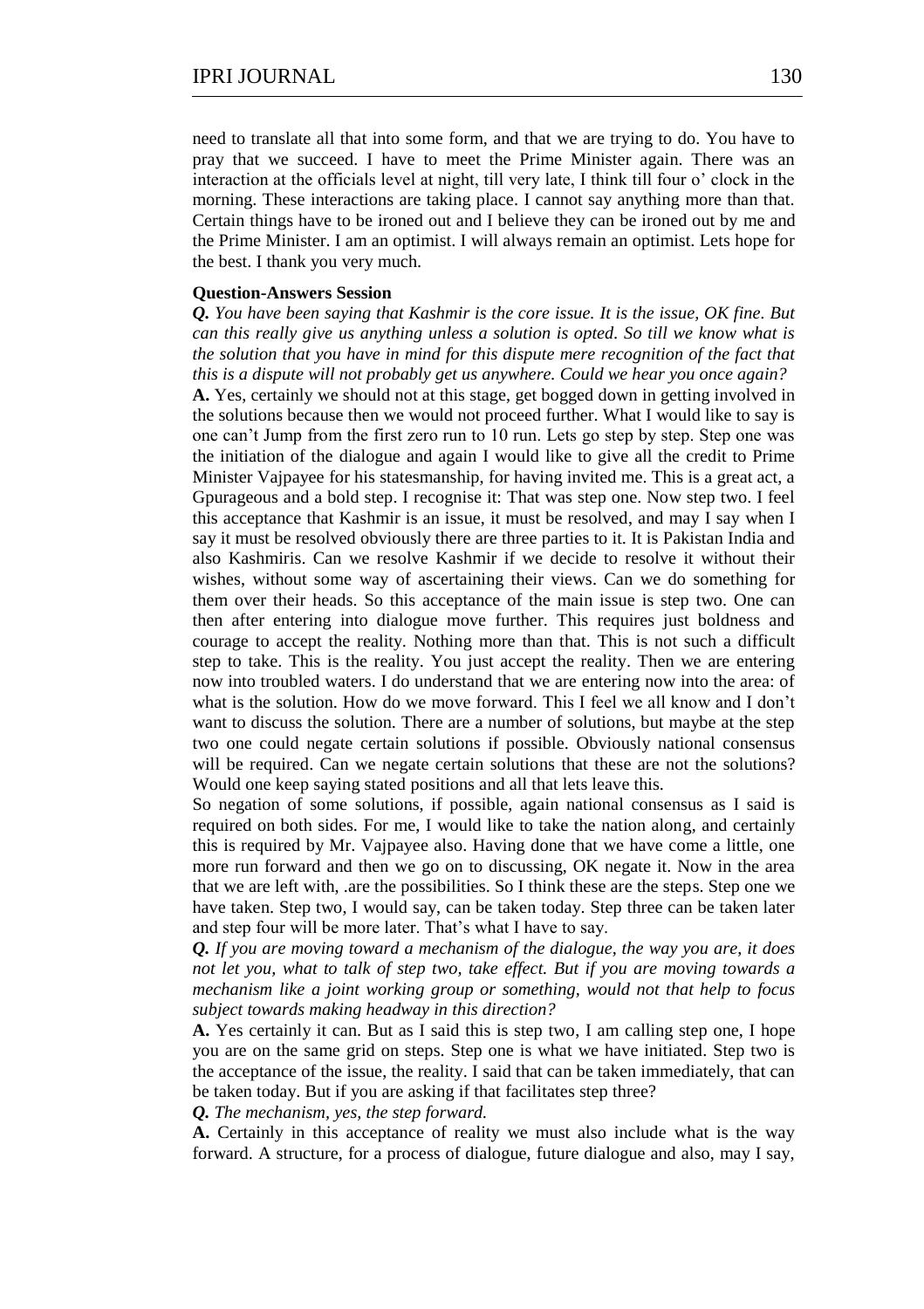need to translate all that into some form, and that we are trying to do. You have to pray that we succeed. I have to meet the Prime Minister again. There was an interaction at the officials level at night, till very late, I think till four o' clock in the morning. These interactions are taking place. I cannot say anything more than that. Certain things have to be ironed out and I believe they can be ironed out by me and the Prime Minister. I am an optimist. I will always remain an optimist. Lets hope for the best. I thank you very much.

**Question-Answers Session**

***Q.*** *You have been saying that Kashmir is the core issue. It is the issue, OK fine. But can this really give us anything unless a solution is opted. So till we know what is the solution that you have in mind for this dispute mere recognition of the fact that this is a dispute will not probably get us anywhere. Could we hear you once again?*

**A.** Yes, certainly we should not at this stage, get bogged down in getting involved in the solutions because then we would not proceed further. What I would like to say is one can't Jump from the first zero run to 10 run. Lets go step by step. Step one was the initiation of the dialogue and again I would like to give all the credit to Prime Minister Vajpayee for his statesmanship, for having invited me. This is a great act, a Gpurageous and a bold step. I recognise it: That was step one. Now step two. I feel this acceptance that Kashmir is an issue, it must be resolved, and may I say when I say it must be resolved obviously there are three parties to it. It is Pakistan India and also Kashmiris. Can we resolve Kashmir if we decide to resolve it without their wishes, without some way of ascertaining their views. Can we do something for them over their heads. So this acceptance of the main issue is step two. One can then after entering into dialogue move further. This requires just boldness and courage to accept the reality. Nothing more than that. This is not such a difficult step to take. This is the reality. You just accept the reality. Then we are entering now into troubled waters. I do understand that we are entering now into the area: of what is the solution. How do we move forward. This I feel we all know and I don't want to discuss the solution. There are a number of solutions, but maybe at the step two one could negate certain solutions if possible. Obviously national consensus will be required. Can we negate certain solutions that these are not the solutions? Would one keep saying stated positions and all that lets leave this.

So negation of some solutions, if possible, again national consensus as I said is required on both sides. For me, I would like to take the nation along, and certainly this is required by Mr. Vajpayee also. Having done that we have come a little, one more run forward and then we go on to discussing, OK negate it. Now in the area that we are left with, .are the possibilities. So I think these are the steps. Step one we have taken. Step two, I would say, can be taken today. Step three can be taken later and step four will be more later. That's what I have to say.

***Q.*** *If you are moving toward a mechanism of the dialogue, the way you are, it does not let you, what to talk of step two, take effect. But if you are moving towards a mechanism like a joint working group or something, would not that help to focus subject towards making headway in this direction?*

**A.** Yes certainly it can. But as I said this is step two, I am calling step one, I hope you are on the same grid on steps. Step one is what we have initiated. Step two is the acceptance of the issue, the reality. I said that can be taken immediately, that can be taken today. But if you are asking if that facilitates step three?

***Q.*** *The mechanism, yes, the step forward.*

**A.** Certainly in this acceptance of reality we must also include what is the way forward. A structure, for a process of dialogue, future dialogue and also, may I say,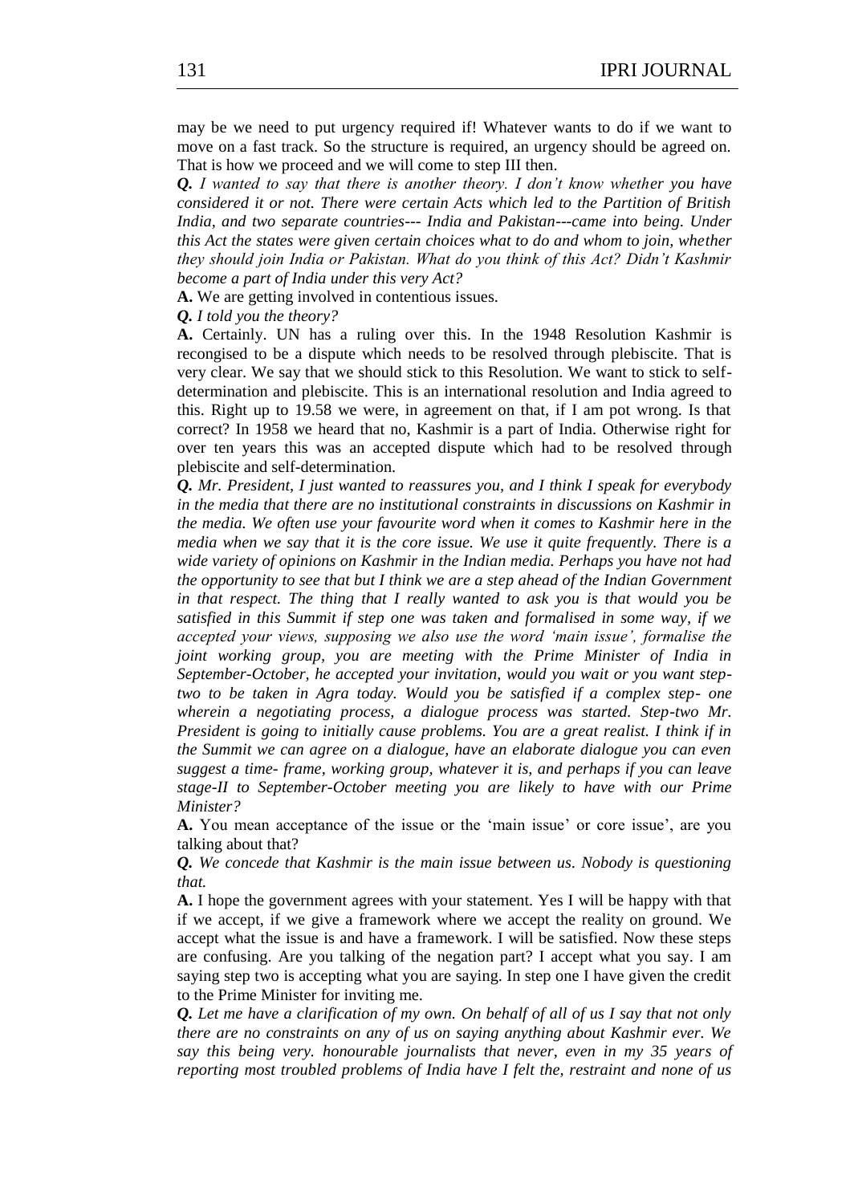may be we need to put urgency required if! Whatever wants to do if we want to move on a fast track. So the structure is required, an urgency should be agreed on. That is how we proceed and we will come to step III then.

***Q.*** *I wanted to say that there is another theory. I don't know whether you have considered it or not. There were certain Acts which led to the Partition of British India, and two separate countries--- India and Pakistan---came into being. Under this Act the states were given certain choices what to do and whom to join, whether they should join India or Pakistan. What do you think of this Act? Didn't Kashmir become a part of India under this very Act?*

**A.** We are getting involved in contentious issues.

***Q.*** *I told you the theory?*

**A.** Certainly. UN has a ruling over this. In the 1948 Resolution Kashmir is recongised to be a dispute which needs to be resolved through plebiscite. That is very clear. We say that we should stick to this Resolution. We want to stick to self-determination and plebiscite. This is an international resolution and India agreed to this. Right up to 19.58 we were, in agreement on that, if I am pot wrong. Is that correct? In 1958 we heard that no, Kashmir is a part of India. Otherwise right for over ten years this was an accepted dispute which had to be resolved through plebiscite and self-determination.

***Q.*** *Mr. President, I just wanted to reassures you, and I think I speak for everybody in the media that there are no institutional constraints in discussions on Kashmir in the media. We often use your favourite word when it comes to Kashmir here in the media when we say that it is the core issue. We use it quite frequently. There is a wide variety of opinions on Kashmir in the Indian media. Perhaps you have not had the opportunity to see that but I think we are a step ahead of the Indian Government in that respect. The thing that I really wanted to ask you is that would you be satisfied in this Summit if step one was taken and formalised in some way, if we accepted your views, supposing we also use the word 'main issue', formalise the joint working group, you are meeting with the Prime Minister of India in September-October, he accepted your invitation, would you wait or you want step-two to be taken in Agra today. Would you be satisfied if a complex step- one wherein a negotiating process, a dialogue process was started. Step-two Mr. President is going to initially cause problems. You are a great realist. I think if in the Summit we can agree on a dialogue, have an elaborate dialogue you can even suggest a time- frame, working group, whatever it is, and perhaps if you can leave stage-II to September-October meeting you are likely to have with our Prime Minister?*

**A.** You mean acceptance of the issue or the 'main issue' or core issue', are you talking about that?

***Q.*** *We concede that Kashmir is the main issue between us. Nobody is questioning that.*

**A.** I hope the government agrees with your statement. Yes I will be happy with that if we accept, if we give a framework where we accept the reality on ground. We accept what the issue is and have a framework. I will be satisfied. Now these steps are confusing. Are you talking of the negation part? I accept what you say. I am saying step two is accepting what you are saying. In step one I have given the credit to the Prime Minister for inviting me.

***Q.*** *Let me have a clarification of my own. On behalf of all of us I say that not only there are no constraints on any of us on saying anything about Kashmir ever. We say this being very. honourable journalists that never, even in my 35 years of reporting most troubled problems of India have I felt the, restraint and none of us*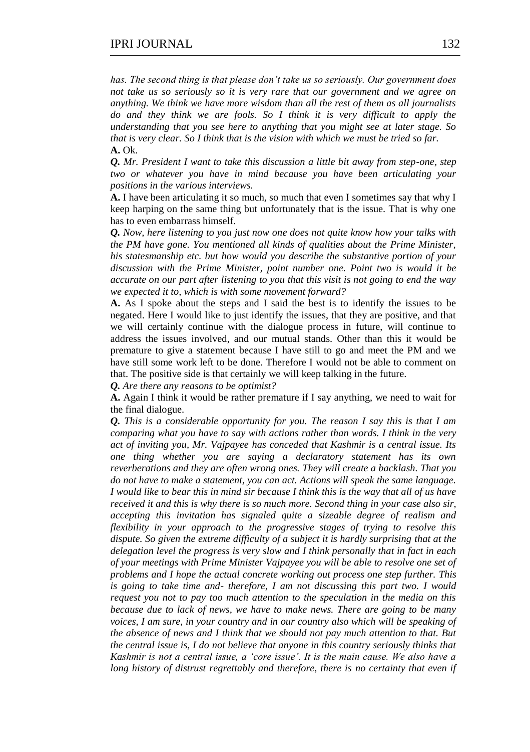*has. The second thing is that please don't take us so seriously. Our government does not take us so seriously so it is very rare that our government and we agree on anything. We think we have more wisdom than all the rest of them as all journalists do and they think we are fools. So I think it is very difficult to apply the understanding that you see here to anything that you might see at later stage. So that is very clear. So I think that is the vision with which we must be tried so far.*

**A.** Ok.

***Q.*** *Mr. President I want to take this discussion a little bit away from step-one, step two or whatever you have in mind because you have been articulating your positions in the various interviews.*

**A.** I have been articulating it so much, so much that even I sometimes say that why I keep harping on the same thing but unfortunately that is the issue. That is why one has to even embarrass himself.

***Q.*** *Now, here listening to you just now one does not quite know how your talks with the PM have gone. You mentioned all kinds of qualities about the Prime Minister, his statesmanship etc. but how would you describe the substantive portion of your discussion with the Prime Minister, point number one. Point two is would it be accurate on our part after listening to you that this visit is not going to end the way we expected it to, which is with some movement forward?*

**A.** As I spoke about the steps and I said the best is to identify the issues to be negated. Here I would like to just identify the issues, that they are positive, and that we will certainly continue with the dialogue process in future, will continue to address the issues involved, and our mutual stands. Other than this it would be premature to give a statement because I have still to go and meet the PM and we have still some work left to be done. Therefore I would not be able to comment on that. The positive side is that certainly we will keep talking in the future.

***Q.*** *Are there any reasons to be optimist?*

**A.** Again I think it would be rather premature if I say anything, we need to wait for the final dialogue.

***Q.*** *This is a considerable opportunity for you. The reason I say this is that I am comparing what you have to say with actions rather than words. I think in the very act of inviting you, Mr. Vajpayee has conceded that Kashmir is a central issue. Its one thing whether you are saying a declaratory statement has its own reverberations and they are often wrong ones. They will create a backlash. That you do not have to make a statement, you can act. Actions will speak the same language. I would like to bear this in mind sir because I think this is the way that all of us have received it and this is why there is so much more. Second thing in your case also sir, accepting this invitation has signaled quite a sizeable degree of realism and flexibility in your approach to the progressive stages of trying to resolve this dispute. So given the extreme difficulty of a subject it is hardly surprising that at the delegation level the progress is very slow and I think personally that in fact in each of your meetings with Prime Minister Vajpayee you will be able to resolve one set of problems and I hope the actual concrete working out process one step further. This is going to take time and- therefore, I am not discussing this part two. I would request you not to pay too much attention to the speculation in the media on this because due to lack of news, we have to make news. There are going to be many voices, I am sure, in your country and in our country also which will be speaking of the absence of news and I think that we should not pay much attention to that. But the central issue is, I do not believe that anyone in this country seriously thinks that Kashmir is not a central issue, a 'core issue'. It is the main cause. We also have a long history of distrust regrettably and therefore, there is no certainty that even if*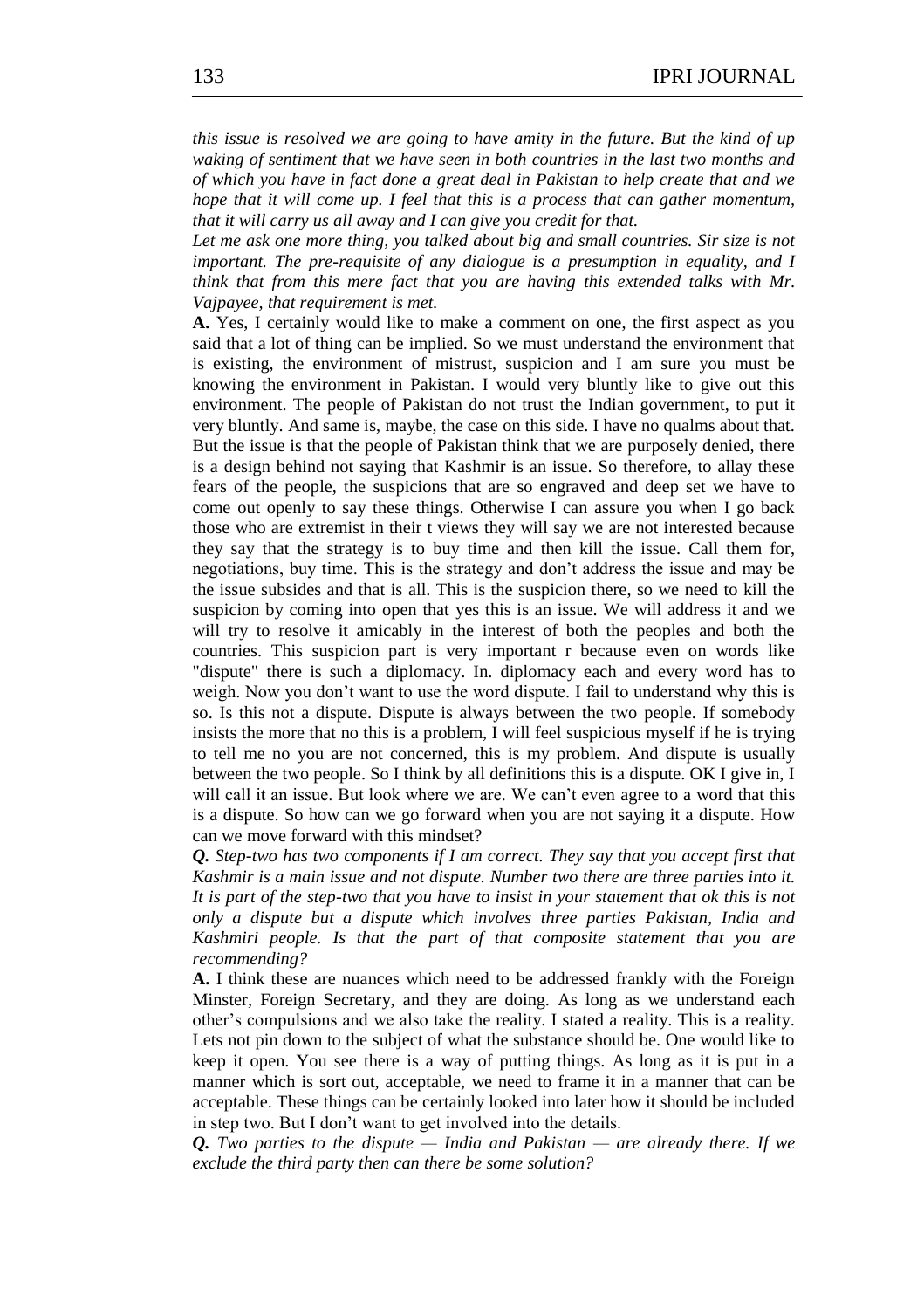*this issue is resolved we are going to have amity in the future. But the kind of up waking of sentiment that we have seen in both countries in the last two months and of which you have in fact done a great deal in Pakistan to help create that and we hope that it will come up. I feel that this is a process that can gather momentum, that it will carry us all away and I can give you credit for that.*

*Let me ask one more thing, you talked about big and small countries. Sir size is not important. The pre-requisite of any dialogue is a presumption in equality, and I think that from this mere fact that you are having this extended talks with Mr. Vajpayee, that requirement is met.*

**A.** Yes, I certainly would like to make a comment on one, the first aspect as you said that a lot of thing can be implied. So we must understand the environment that is existing, the environment of mistrust, suspicion and I am sure you must be knowing the environment in Pakistan. I would very bluntly like to give out this environment. The people of Pakistan do not trust the Indian government, to put it very bluntly. And same is, maybe, the case on this side. I have no qualms about that. But the issue is that the people of Pakistan think that we are purposely denied, there is a design behind not saying that Kashmir is an issue. So therefore, to allay these fears of the people, the suspicions that are so engraved and deep set we have to come out openly to say these things. Otherwise I can assure you when I go back those who are extremist in their t views they will say we are not interested because they say that the strategy is to buy time and then kill the issue. Call them for, negotiations, buy time. This is the strategy and don't address the issue and may be the issue subsides and that is all. This is the suspicion there, so we need to kill the suspicion by coming into open that yes this is an issue. We will address it and we will try to resolve it amicably in the interest of both the peoples and both the countries. This suspicion part is very important r because even on words like "dispute" there is such a diplomacy. In. diplomacy each and every word has to weigh. Now you don't want to use the word dispute. I fail to understand why this is so. Is this not a dispute. Dispute is always between the two people. If somebody insists the more that no this is a problem, I will feel suspicious myself if he is trying to tell me no you are not concerned, this is my problem. And dispute is usually between the two people. So I think by all definitions this is a dispute. OK I give in, I will call it an issue. But look where we are. We can't even agree to a word that this is a dispute. So how can we go forward when you are not saying it a dispute. How can we move forward with this mindset?

***Q.*** *Step-two has two components if I am correct. They say that you accept first that Kashmir is a main issue and not dispute. Number two there are three parties into it. It is part of the step-two that you have to insist in your statement that ok this is not only a dispute but a dispute which involves three parties Pakistan, India and Kashmiri people. Is that the part of that composite statement that you are recommending?*

**A.** I think these are nuances which need to be addressed frankly with the Foreign Minster, Foreign Secretary, and they are doing. As long as we understand each other's compulsions and we also take the reality. I stated a reality. This is a reality. Lets not pin down to the subject of what the substance should be. One would like to keep it open. You see there is a way of putting things. As long as it is put in a manner which is sort out, acceptable, we need to frame it in a manner that can be acceptable. These things can be certainly looked into later how it should be included in step two. But I don't want to get involved into the details.

***Q.*** *Two parties to the dispute — India and Pakistan — are already there. If we exclude the third party then can there be some solution?*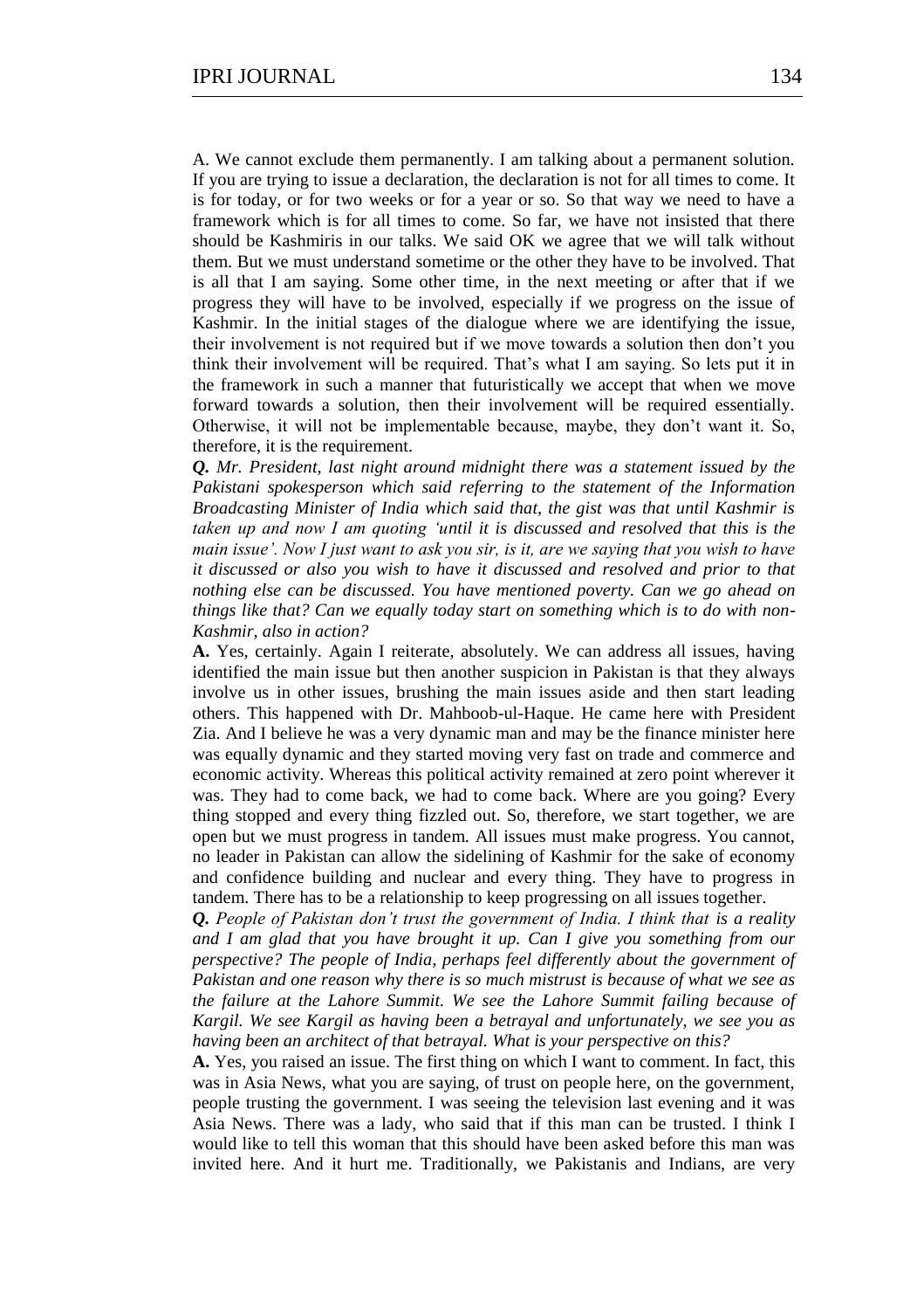A. We cannot exclude them permanently. I am talking about a permanent solution. If you are trying to issue a declaration, the declaration is not for all times to come. It is for today, or for two weeks or for a year or so. So that way we need to have a framework which is for all times to come. So far, we have not insisted that there should be Kashmiris in our talks. We said OK we agree that we will talk without them. But we must understand sometime or the other they have to be involved. That is all that I am saying. Some other time, in the next meeting or after that if we progress they will have to be involved, especially if we progress on the issue of Kashmir. In the initial stages of the dialogue where we are identifying the issue, their involvement is not required but if we move towards a solution then don't you think their involvement will be required. That's what I am saying. So lets put it in the framework in such a manner that futuristically we accept that when we move forward towards a solution, then their involvement will be required essentially. Otherwise, it will not be implementable because, maybe, they don't want it. So, therefore, it is the requirement.

***Q.*** *Mr. President, last night around midnight there was a statement issued by the Pakistani spokesperson which said referring to the statement of the Information Broadcasting Minister of India which said that, the gist was that until Kashmir is taken up and now I am quoting 'until it is discussed and resolved that this is the main issue'. Now I just want to ask you sir, is it, are we saying that you wish to have it discussed or also you wish to have it discussed and resolved and prior to that nothing else can be discussed. You have mentioned poverty. Can we go ahead on things like that? Can we equally today start on something which is to do with non-Kashmir, also in action?*

**A.** Yes, certainly. Again I reiterate, absolutely. We can address all issues, having identified the main issue but then another suspicion in Pakistan is that they always involve us in other issues, brushing the main issues aside and then start leading others. This happened with Dr. Mahboob-ul-Haque. He came here with President Zia. And I believe he was a very dynamic man and may be the finance minister here was equally dynamic and they started moving very fast on trade and commerce and economic activity. Whereas this political activity remained at zero point wherever it was. They had to come back, we had to come back. Where are you going? Every thing stopped and every thing fizzled out. So, therefore, we start together, we are open but we must progress in tandem. All issues must make progress. You cannot, no leader in Pakistan can allow the sidelining of Kashmir for the sake of economy and confidence building and nuclear and every thing. They have to progress in tandem. There has to be a relationship to keep progressing on all issues together.

***Q.*** *People of Pakistan don't trust the government of India. I think that is a reality and I am glad that you have brought it up. Can I give you something from our perspective? The people of India, perhaps feel differently about the government of Pakistan and one reason why there is so much mistrust is because of what we see as the failure at the Lahore Summit. We see the Lahore Summit failing because of Kargil. We see Kargil as having been a betrayal and unfortunately, we see you as having been an architect of that betrayal. What is your perspective on this?*

**A.** Yes, you raised an issue. The first thing on which I want to comment. In fact, this was in Asia News, what you are saying, of trust on people here, on the government, people trusting the government. I was seeing the television last evening and it was Asia News. There was a lady, who said that if this man can be trusted. I think I would like to tell this woman that this should have been asked before this man was invited here. And it hurt me. Traditionally, we Pakistanis and Indians, are very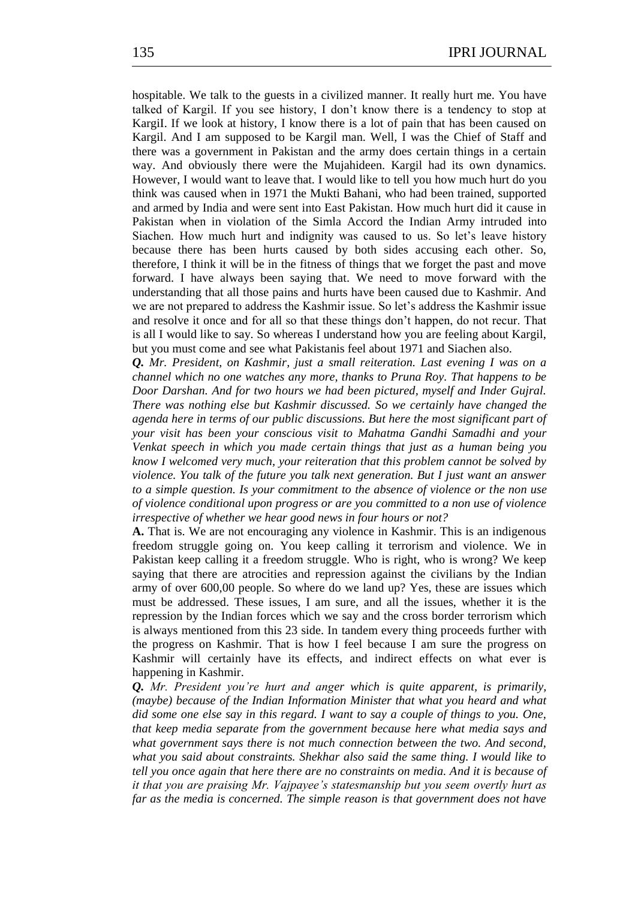hospitable. We talk to the guests in a civilized manner. It really hurt me. You have talked of Kargil. If you see history, I don't know there is a tendency to stop at KargiI. If we look at history, I know there is a lot of pain that has been caused on Kargil. And I am supposed to be Kargil man. Well, I was the Chief of Staff and there was a government in Pakistan and the army does certain things in a certain way. And obviously there were the Mujahideen. Kargil had its own dynamics. However, I would want to leave that. I would like to tell you how much hurt do you think was caused when in 1971 the Mukti Bahani, who had been trained, supported and armed by India and were sent into East Pakistan. How much hurt did it cause in Pakistan when in violation of the Simla Accord the Indian Army intruded into Siachen. How much hurt and indignity was caused to us. So let's leave history because there has been hurts caused by both sides accusing each other. So, therefore, I think it will be in the fitness of things that we forget the past and move forward. I have always been saying that. We need to move forward with the understanding that all those pains and hurts have been caused due to Kashmir. And we are not prepared to address the Kashmir issue. So let's address the Kashmir issue and resolve it once and for all so that these things don't happen, do not recur. That is all I would like to say. So whereas I understand how you are feeling about Kargil, but you must come and see what Pakistanis feel about 1971 and Siachen also.

***Q.*** *Mr. President, on Kashmir, just a small reiteration. Last evening I was on a channel which no one watches any more, thanks to Pruna Roy. That happens to be Door Darshan. And for two hours we had been pictured, myself and Inder Gujral. There was nothing else but Kashmir discussed. So we certainly have changed the agenda here in terms of our public discussions. But here the most significant part of your visit has been your conscious visit to Mahatma Gandhi Samadhi and your Venkat speech in which you made certain things that just as a human being you know I welcomed very much, your reiteration that this problem cannot be solved by violence. You talk of the future you talk next generation. But I just want an answer to a simple question. Is your commitment to the absence of violence or the non use of violence conditional upon progress or are you committed to a non use of violence irrespective of whether we hear good news in four hours or not?*

**A.** That is. We are not encouraging any violence in Kashmir. This is an indigenous freedom struggle going on. You keep calling it terrorism and violence. We in Pakistan keep calling it a freedom struggle. Who is right, who is wrong? We keep saying that there are atrocities and repression against the civilians by the Indian army of over 600,00 people. So where do we land up? Yes, these are issues which must be addressed. These issues, I am sure, and all the issues, whether it is the repression by the Indian forces which we say and the cross border terrorism which is always mentioned from this 23 side. In tandem every thing proceeds further with the progress on Kashmir. That is how I feel because I am sure the progress on Kashmir will certainly have its effects, and indirect effects on what ever is happening in Kashmir.

***Q.*** *Mr. President you're hurt and anger which is quite apparent, is primarily, (maybe) because of the Indian Information Minister that what you heard and what did some one else say in this regard. I want to say a couple of things to you. One, that keep media separate from the government because here what media says and what government says there is not much connection between the two. And second, what you said about constraints. Shekhar also said the same thing. I would like to tell you once again that here there are no constraints on media. And it is because of it that you are praising Mr. Vajpayee's statesmanship but you seem overtly hurt as far as the media is concerned. The simple reason is that government does not have*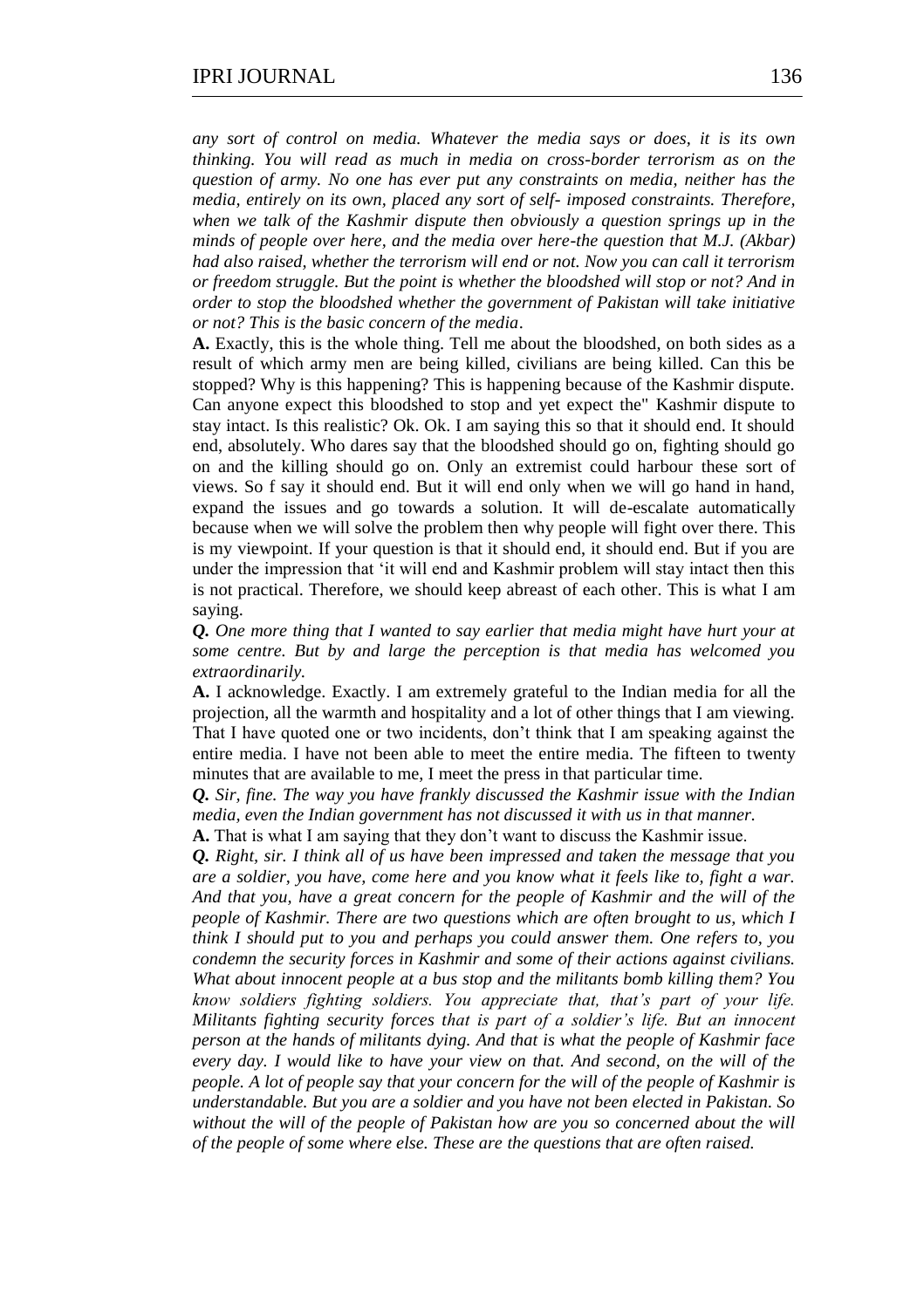*any sort of control on media. Whatever the media says or does, it is its own thinking. You will read as much in media on cross-border terrorism as on the question of army. No one has ever put any constraints on media, neither has the media, entirely on its own, placed any sort of self- imposed constraints. Therefore, when we talk of the Kashmir dispute then obviously a question springs up in the minds of people over here, and the media over here-the question that M.J. (Akbar) had also raised, whether the terrorism will end or not. Now you can call it terrorism or freedom struggle. But the point is whether the bloodshed will stop or not? And in order to stop the bloodshed whether the government of Pakistan will take initiative or not? This is the basic concern of the media*.

**A.** Exactly, this is the whole thing. Tell me about the bloodshed, on both sides as a result of which army men are being killed, civilians are being killed. Can this be stopped? Why is this happening? This is happening because of the Kashmir dispute. Can anyone expect this bloodshed to stop and yet expect the" Kashmir dispute to stay intact. Is this realistic? Ok. Ok. I am saying this so that it should end. It should end, absolutely. Who dares say that the bloodshed should go on, fighting should go on and the killing should go on. Only an extremist could harbour these sort of views. So f say it should end. But it will end only when we will go hand in hand, expand the issues and go towards a solution. It will de-escalate automatically because when we will solve the problem then why people will fight over there. This is my viewpoint. If your question is that it should end, it should end. But if you are under the impression that 'it will end and Kashmir problem will stay intact then this is not practical. Therefore, we should keep abreast of each other. This is what I am saying.

***Q.*** *One more thing that I wanted to say earlier that media might have hurt your at some centre. But by and large the perception is that media has welcomed you extraordinarily.*

**A.** I acknowledge. Exactly. I am extremely grateful to the Indian media for all the projection, all the warmth and hospitality and a lot of other things that I am viewing. That I have quoted one or two incidents, don't think that I am speaking against the entire media. I have not been able to meet the entire media. The fifteen to twenty minutes that are available to me, I meet the press in that particular time.

***Q.*** *Sir, fine. The way you have frankly discussed the Kashmir issue with the Indian media, even the Indian government has not discussed it with us in that manner.*

**A.** That is what I am saying that they don't want to discuss the Kashmir issue.

***Q.*** *Right, sir. I think all of us have been impressed and taken the message that you are a soldier, you have, come here and you know what it feels like to, fight a war. And that you, have a great concern for the people of Kashmir and the will of the people of Kashmir. There are two questions which are often brought to us, which I think I should put to you and perhaps you could answer them. One refers to, you condemn the security forces in Kashmir and some of their actions against civilians. What about innocent people at a bus stop and the militants bomb killing them? You know soldiers fighting soldiers. You appreciate that, that's part of your life. Militants fighting security forces that is part of a soldier's life. But an innocent person at the hands of militants dying. And that is what the people of Kashmir face every day. I would like to have your view on that. And second, on the will of the people. A lot of people say that your concern for the will of the people of Kashmir is understandable. But you are a soldier and you have not been elected in Pakistan. So without the will of the people of Pakistan how are you so concerned about the will of the people of some where else. These are the questions that are often raised.*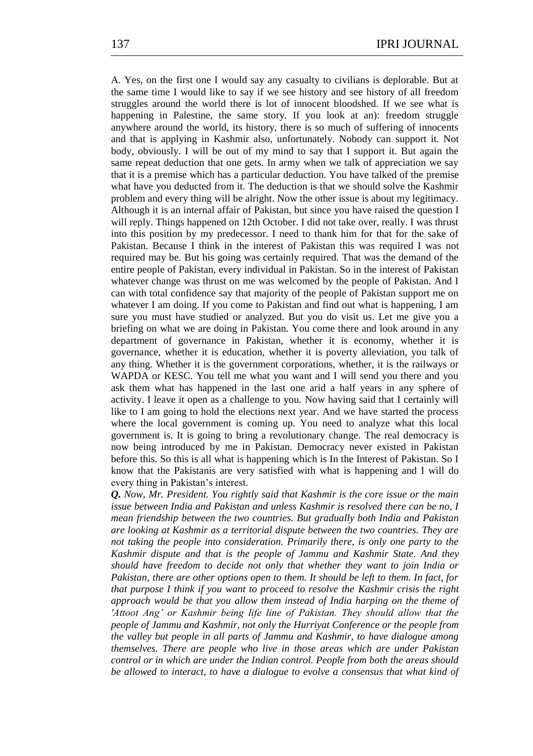A. Yes, on the first one I would say any casualty to civilians is deplorable. But at the same time I would like to say if we see history and see history of all freedom struggles around the world there is lot of innocent bloodshed. If we see what is happening in Palestine, the same story. If you look at an): freedom struggle anywhere around the world, its history, there is so much of suffering of innocents and that is applying in Kashmir also, unfortunately. Nobody can support it. Not body, obviously. I will be out of my mind to say that I support it. But again the same repeat deduction that one gets. In army when we talk of appreciation we say that it is a premise which has a particular deduction. You have talked of the premise what have you deducted from it. The deduction is that we should solve the Kashmir problem and every thing will be alright. Now the other issue is about my legitimacy. Although it is an internal affair of Pakistan, but since you have raised the question I will reply. Things happened on 12th October. I did not take over, really. I was thrust into this position by my predecessor. I need to thank him for that for the sake of Pakistan. Because I think in the interest of Pakistan this was required I was not required may be. But his going was certainly required. That was the demand of the entire people of Pakistan, every individual in Pakistan. So in the interest of Pakistan whatever change was thrust on me was welcomed by the people of Pakistan. And I can with total confidence say that majority of the people of Pakistan support me on whatever I am doing. If you come to Pakistan and find out what is happening, I am sure you must have studied or analyzed. But you do visit us. Let me give you a briefing on what we are doing in Pakistan. You come there and look around in any department of governance in Pakistan, whether it is economy, whether it is governance, whether it is education, whether it is poverty alleviation, you talk of any thing. Whether it is the government corporations, whether, it is the railways or WAPDA or KESC. You tell me what you want and I will send you there and you ask them what has happened in the last one arid a half years in any sphere of activity. I leave it open as a challenge to you. Now having said that I certainly will like to I am going to hold the elections next year. And we have started the process where the local government is coming up. You need to analyze what this local government is. It is going to bring a revolutionary change. The real democracy is now being introduced by me in Pakistan. Democracy never existed in Pakistan before this. So this is all what is happening which is In the Interest of Pakistan. So I know that the Pakistanis are very satisfied with what is happening and I will do every thing in Pakistan's interest.

***Q.*** *Now, Mr. President. You rightly said that Kashmir is the core issue or the main issue between India and Pakistan and unless Kashmir is resolved there can be no, I mean friendship between the two countries. But gradually both India and Pakistan are looking at Kashmir as a territorial dispute between the two countries. They are not taking the people into consideration. Primarily there, is only one party to the Kashmir dispute and that is the people of Jammu and Kashmir State. And they should have freedom to decide not only that whether they want to join India or Pakistan, there are other options open to them. It should be left to them. In fact, for that purpose I think if you want to proceed to resolve the Kashmir crisis the right approach would be that you allow them instead of India harping on the theme of 'Attoot Ang' or Kashmir being life line of Pakistan. They should allow that the people of Jammu and Kashmir, not only the Hurriyat Conference or the people from the valley but people in all parts of Jammu and Kashmir, to have dialogue among themselves. There are people who live in those areas which are under Pakistan control or in which are under the Indian control. People from both the areas should be allowed to interact, to have a dialogue to evolve a consensus that what kind of*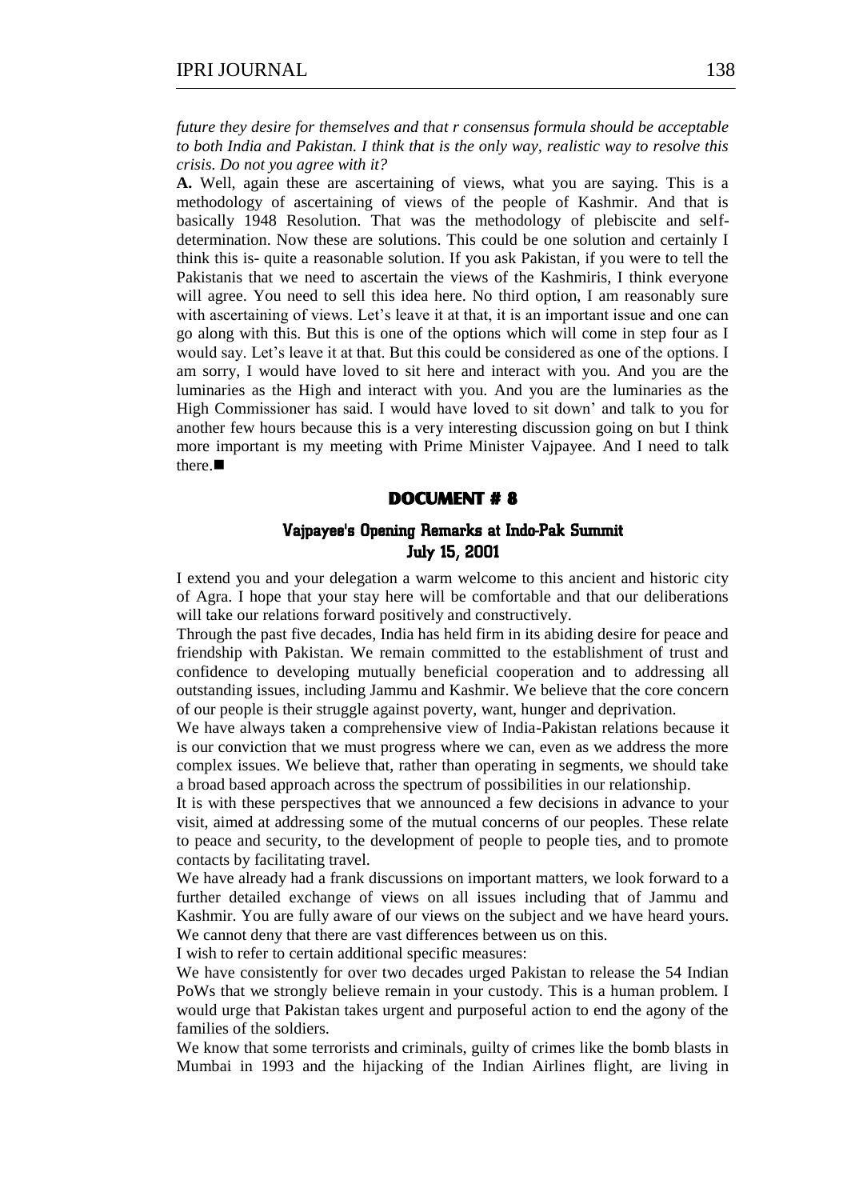*future they desire for themselves and that r consensus formula should be acceptable to both India and Pakistan. I think that is the only way, realistic way to resolve this crisis. Do not you agree with it?*

**A.** Well, again these are ascertaining of views, what you are saying. This is a methodology of ascertaining of views of the people of Kashmir. And that is basically 1948 Resolution. That was the methodology of plebiscite and self-determination. Now these are solutions. This could be one solution and certainly I think this is- quite a reasonable solution. If you ask Pakistan, if you were to tell the Pakistanis that we need to ascertain the views of the Kashmiris, I think everyone will agree. You need to sell this idea here. No third option, I am reasonably sure with ascertaining of views. Let's leave it at that, it is an important issue and one can go along with this. But this is one of the options which will come in step four as I would say. Let's leave it at that. But this could be considered as one of the options. I am sorry, I would have loved to sit here and interact with you. And you are the luminaries as the High and interact with you. And you are the luminaries as the High Commissioner has said. I would have loved to sit down' and talk to you for another few hours because this is a very interesting discussion going on but I think more important is my meeting with Prime Minister Vajpayee. And I need to talk there.■

## DOCUMENT # 8

### Vajpayee's Opening Remarks at Indo-Pak Summit July 15, 2001

I extend you and your delegation a warm welcome to this ancient and historic city of Agra. I hope that your stay here will be comfortable and that our deliberations will take our relations forward positively and constructively.

Through the past five decades, India has held firm in its abiding desire for peace and friendship with Pakistan. We remain committed to the establishment of trust and confidence to developing mutually beneficial cooperation and to addressing all outstanding issues, including Jammu and Kashmir. We believe that the core concern of our people is their struggle against poverty, want, hunger and deprivation.

We have always taken a comprehensive view of India-Pakistan relations because it is our conviction that we must progress where we can, even as we address the more complex issues. We believe that, rather than operating in segments, we should take a broad based approach across the spectrum of possibilities in our relationship.

It is with these perspectives that we announced a few decisions in advance to your visit, aimed at addressing some of the mutual concerns of our peoples. These relate to peace and security, to the development of people to people ties, and to promote contacts by facilitating travel.

We have already had a frank discussions on important matters, we look forward to a further detailed exchange of views on all issues including that of Jammu and Kashmir. You are fully aware of our views on the subject and we have heard yours. We cannot deny that there are vast differences between us on this.

I wish to refer to certain additional specific measures:

We have consistently for over two decades urged Pakistan to release the 54 Indian PoWs that we strongly believe remain in your custody. This is a human problem. I would urge that Pakistan takes urgent and purposeful action to end the agony of the families of the soldiers.

We know that some terrorists and criminals, guilty of crimes like the bomb blasts in Mumbai in 1993 and the hijacking of the Indian Airlines flight, are living in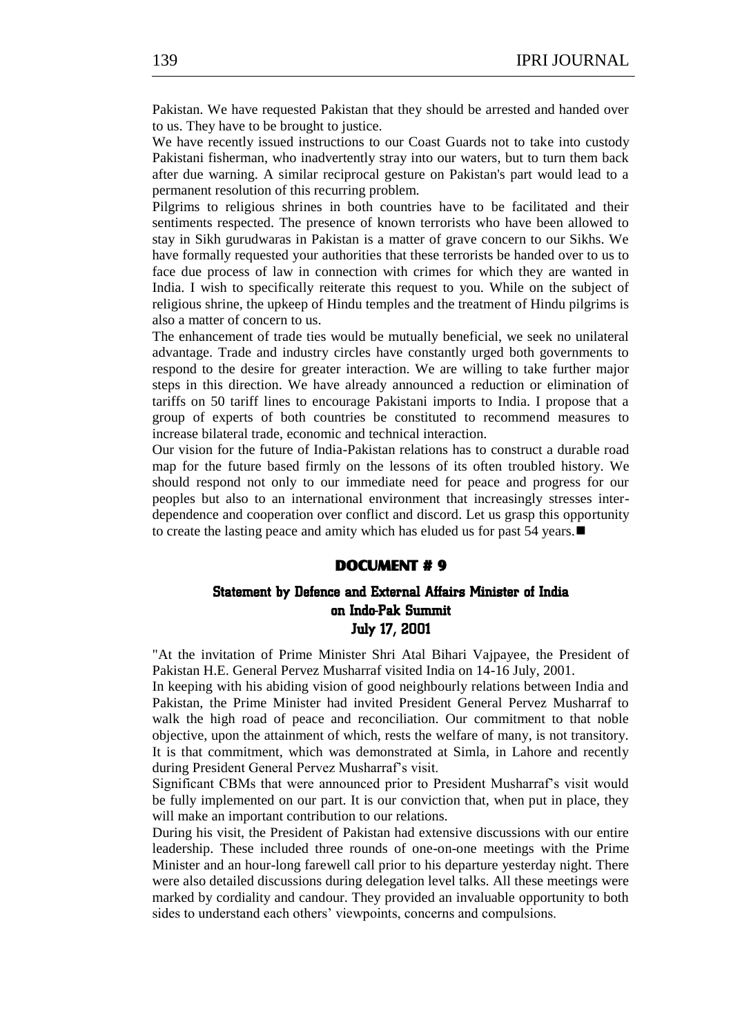Pakistan. We have requested Pakistan that they should be arrested and handed over to us. They have to be brought to justice.

We have recently issued instructions to our Coast Guards not to take into custody Pakistani fisherman, who inadvertently stray into our waters, but to turn them back after due warning. A similar reciprocal gesture on Pakistan's part would lead to a permanent resolution of this recurring problem.

Pilgrims to religious shrines in both countries have to be facilitated and their sentiments respected. The presence of known terrorists who have been allowed to stay in Sikh gurudwaras in Pakistan is a matter of grave concern to our Sikhs. We have formally requested your authorities that these terrorists be handed over to us to face due process of law in connection with crimes for which they are wanted in India. I wish to specifically reiterate this request to you. While on the subject of religious shrine, the upkeep of Hindu temples and the treatment of Hindu pilgrims is also a matter of concern to us.

The enhancement of trade ties would be mutually beneficial, we seek no unilateral advantage. Trade and industry circles have constantly urged both governments to respond to the desire for greater interaction. We are willing to take further major steps in this direction. We have already announced a reduction or elimination of tariffs on 50 tariff lines to encourage Pakistani imports to India. I propose that a group of experts of both countries be constituted to recommend measures to increase bilateral trade, economic and technical interaction.

Our vision for the future of India-Pakistan relations has to construct a durable road map for the future based firmly on the lessons of its often troubled history. We should respond not only to our immediate need for peace and progress for our peoples but also to an international environment that increasingly stresses inter-dependence and cooperation over conflict and discord. Let us grasp this opportunity to create the lasting peace and amity which has eluded us for past 54 years.■

## DOCUMENT # 9

### Statement by Defence and External Affairs Minister of India on Indo-Pak Summit July 17, 2001

"At the invitation of Prime Minister Shri Atal Bihari Vajpayee, the President of Pakistan H.E. General Pervez Musharraf visited India on 14-16 July, 2001.

In keeping with his abiding vision of good neighbourly relations between India and Pakistan, the Prime Minister had invited President General Pervez Musharraf to walk the high road of peace and reconciliation. Our commitment to that noble objective, upon the attainment of which, rests the welfare of many, is not transitory. It is that commitment, which was demonstrated at Simla, in Lahore and recently during President General Pervez Musharraf's visit.

Significant CBMs that were announced prior to President Musharraf's visit would be fully implemented on our part. It is our conviction that, when put in place, they will make an important contribution to our relations.

During his visit, the President of Pakistan had extensive discussions with our entire leadership. These included three rounds of one-on-one meetings with the Prime Minister and an hour-long farewell call prior to his departure yesterday night. There were also detailed discussions during delegation level talks. All these meetings were marked by cordiality and candour. They provided an invaluable opportunity to both sides to understand each others' viewpoints, concerns and compulsions.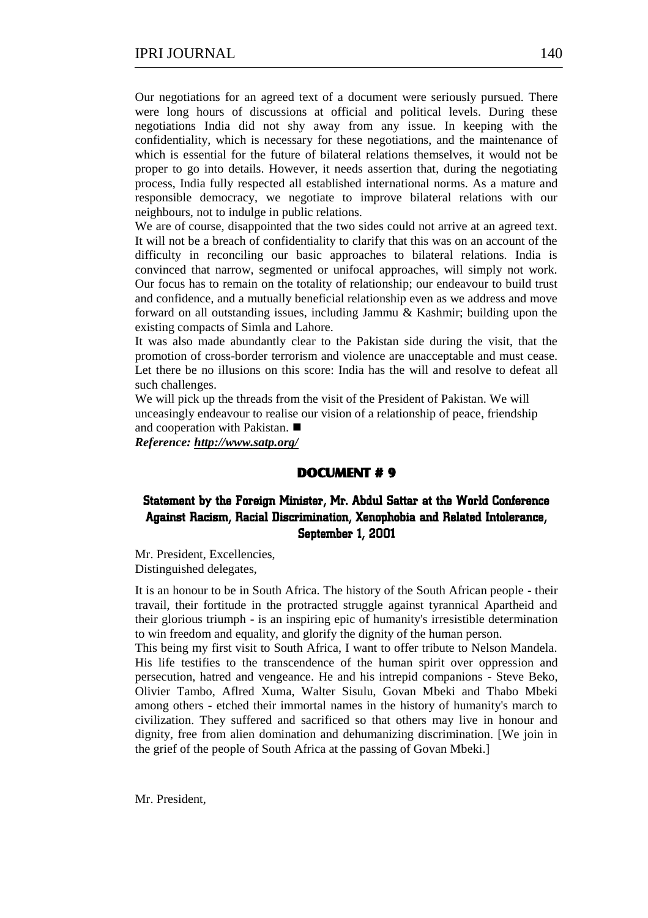Our negotiations for an agreed text of a document were seriously pursued. There were long hours of discussions at official and political levels. During these negotiations India did not shy away from any issue. In keeping with the confidentiality, which is necessary for these negotiations, and the maintenance of which is essential for the future of bilateral relations themselves, it would not be proper to go into details. However, it needs assertion that, during the negotiating process, India fully respected all established international norms. As a mature and responsible democracy, we negotiate to improve bilateral relations with our neighbours, not to indulge in public relations.

We are of course, disappointed that the two sides could not arrive at an agreed text. It will not be a breach of confidentiality to clarify that this was on an account of the difficulty in reconciling our basic approaches to bilateral relations. India is convinced that narrow, segmented or unifocal approaches, will simply not work. Our focus has to remain on the totality of relationship; our endeavour to build trust and confidence, and a mutually beneficial relationship even as we address and move forward on all outstanding issues, including Jammu & Kashmir; building upon the existing compacts of Simla and Lahore.

It was also made abundantly clear to the Pakistan side during the visit, that the promotion of cross-border terrorism and violence are unacceptable and must cease. Let there be no illusions on this score: India has the will and resolve to defeat all such challenges.

We will pick up the threads from the visit of the President of Pakistan. We will unceasingly endeavour to realise our vision of a relationship of peace, friendship and cooperation with Pakistan. ■

***Reference: http://www.satp.org/***

## DOCUMENT # 9

### Statement by the Foreign Minister, Mr. Abdul Sattar at the World Conference Against Racism, Racial Discrimination, Xenophobia and Related Intolerance, September 1, 2001

Mr. President, Excellencies,
Distinguished delegates,

It is an honour to be in South Africa. The history of the South African people - their travail, their fortitude in the protracted struggle against tyrannical Apartheid and their glorious triumph - is an inspiring epic of humanity's irresistible determination to win freedom and equality, and glorify the dignity of the human person.

This being my first visit to South Africa, I want to offer tribute to Nelson Mandela. His life testifies to the transcendence of the human spirit over oppression and persecution, hatred and vengeance. He and his intrepid companions - Steve Beko, Olivier Tambo, Aflred Xuma, Walter Sisulu, Govan Mbeki and Thabo Mbeki among others - etched their immortal names in the history of humanity's march to civilization. They suffered and sacrificed so that others may live in honour and dignity, free from alien domination and dehumanizing discrimination. [We join in the grief of the people of South Africa at the passing of Govan Mbeki.]

Mr. President,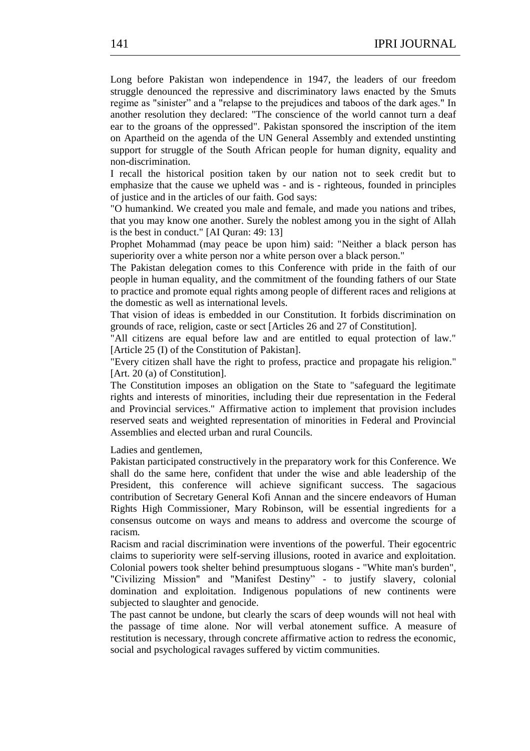Long before Pakistan won independence in 1947, the leaders of our freedom struggle denounced the repressive and discriminatory laws enacted by the Smuts regime as "sinister" and a "relapse to the prejudices and taboos of the dark ages." In another resolution they declared: "The conscience of the world cannot turn a deaf ear to the groans of the oppressed". Pakistan sponsored the inscription of the item on Apartheid on the agenda of the UN General Assembly and extended unstinting support for struggle of the South African people for human dignity, equality and non-discrimination.

I recall the historical position taken by our nation not to seek credit but to emphasize that the cause we upheld was - and is - righteous, founded in principles of justice and in the articles of our faith. God says:

"O humankind. We created you male and female, and made you nations and tribes, that you may know one another. Surely the noblest among you in the sight of Allah is the best in conduct." [AI Quran: 49: 13]

Prophet Mohammad (may peace be upon him) said: "Neither a black person has superiority over a white person nor a white person over a black person."

The Pakistan delegation comes to this Conference with pride in the faith of our people in human equality, and the commitment of the founding fathers of our State to practice and promote equal rights among people of different races and religions at the domestic as well as international levels.

That vision of ideas is embedded in our Constitution. It forbids discrimination on grounds of race, religion, caste or sect [Articles 26 and 27 of Constitution].

"All citizens are equal before law and are entitled to equal protection of law." [Article 25 (I) of the Constitution of Pakistan].

"Every citizen shall have the right to profess, practice and propagate his religion." [Art. 20 (a) of Constitution].

The Constitution imposes an obligation on the State to "safeguard the legitimate rights and interests of minorities, including their due representation in the Federal and Provincial services." Affirmative action to implement that provision includes reserved seats and weighted representation of minorities in Federal and Provincial Assemblies and elected urban and rural Councils.

Ladies and gentlemen,

Pakistan participated constructively in the preparatory work for this Conference. We shall do the same here, confident that under the wise and able leadership of the President, this conference will achieve significant success. The sagacious contribution of Secretary General Kofi Annan and the sincere endeavors of Human Rights High Commissioner, Mary Robinson, will be essential ingredients for a consensus outcome on ways and means to address and overcome the scourge of racism.

Racism and racial discrimination were inventions of the powerful. Their egocentric claims to superiority were self-serving illusions, rooted in avarice and exploitation. Colonial powers took shelter behind presumptuous slogans - "White man's burden", "Civilizing Mission" and "Manifest Destiny" - to justify slavery, colonial domination and exploitation. Indigenous populations of new continents were subjected to slaughter and genocide.

The past cannot be undone, but clearly the scars of deep wounds will not heal with the passage of time alone. Nor will verbal atonement suffice. A measure of restitution is necessary, through concrete affirmative action to redress the economic, social and psychological ravages suffered by victim communities.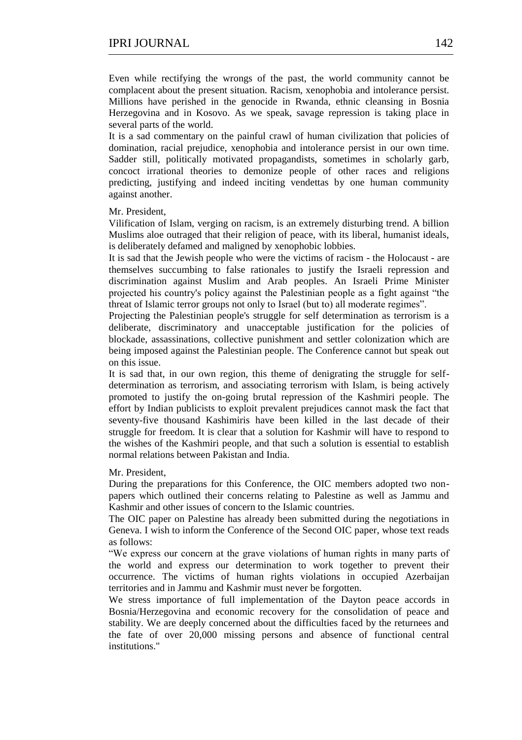Even while rectifying the wrongs of the past, the world community cannot be complacent about the present situation. Racism, xenophobia and intolerance persist. Millions have perished in the genocide in Rwanda, ethnic cleansing in Bosnia Herzegovina and in Kosovo. As we speak, savage repression is taking place in several parts of the world.

It is a sad commentary on the painful crawl of human civilization that policies of domination, racial prejudice, xenophobia and intolerance persist in our own time. Sadder still, politically motivated propagandists, sometimes in scholarly garb, concoct irrational theories to demonize people of other races and religions predicting, justifying and indeed inciting vendettas by one human community against another.

Mr. President,

Vilification of Islam, verging on racism, is an extremely disturbing trend. A billion Muslims aloe outraged that their religion of peace, with its liberal, humanist ideals, is deliberately defamed and maligned by xenophobic lobbies.

It is sad that the Jewish people who were the victims of racism - the Holocaust - are themselves succumbing to false rationales to justify the Israeli repression and discrimination against Muslim and Arab peoples. An Israeli Prime Minister projected his country's policy against the Palestinian people as a fight against "the threat of Islamic terror groups not only to Israel (but to) all moderate regimes".

Projecting the Palestinian people's struggle for self determination as terrorism is a deliberate, discriminatory and unacceptable justification for the policies of blockade, assassinations, collective punishment and settler colonization which are being imposed against the Palestinian people. The Conference cannot but speak out on this issue.

It is sad that, in our own region, this theme of denigrating the struggle for self-determination as terrorism, and associating terrorism with Islam, is being actively promoted to justify the on-going brutal repression of the Kashmiri people. The effort by Indian publicists to exploit prevalent prejudices cannot mask the fact that seventy-five thousand Kashimiris have been killed in the last decade of their struggle for freedom. It is clear that a solution for Kashmir will have to respond to the wishes of the Kashmiri people, and that such a solution is essential to establish normal relations between Pakistan and India.

Mr. President,

During the preparations for this Conference, the OIC members adopted two non-papers which outlined their concerns relating to Palestine as well as Jammu and Kashmir and other issues of concern to the Islamic countries.

The OIC paper on Palestine has already been submitted during the negotiations in Geneva. I wish to inform the Conference of the Second OIC paper, whose text reads as follows:

"We express our concern at the grave violations of human rights in many parts of the world and express our determination to work together to prevent their occurrence. The victims of human rights violations in occupied Azerbaijan territories and in Jammu and Kashmir must never be forgotten.

We stress importance of full implementation of the Dayton peace accords in Bosnia/Herzegovina and economic recovery for the consolidation of peace and stability. We are deeply concerned about the difficulties faced by the returnees and the fate of over 20,000 missing persons and absence of functional central institutions."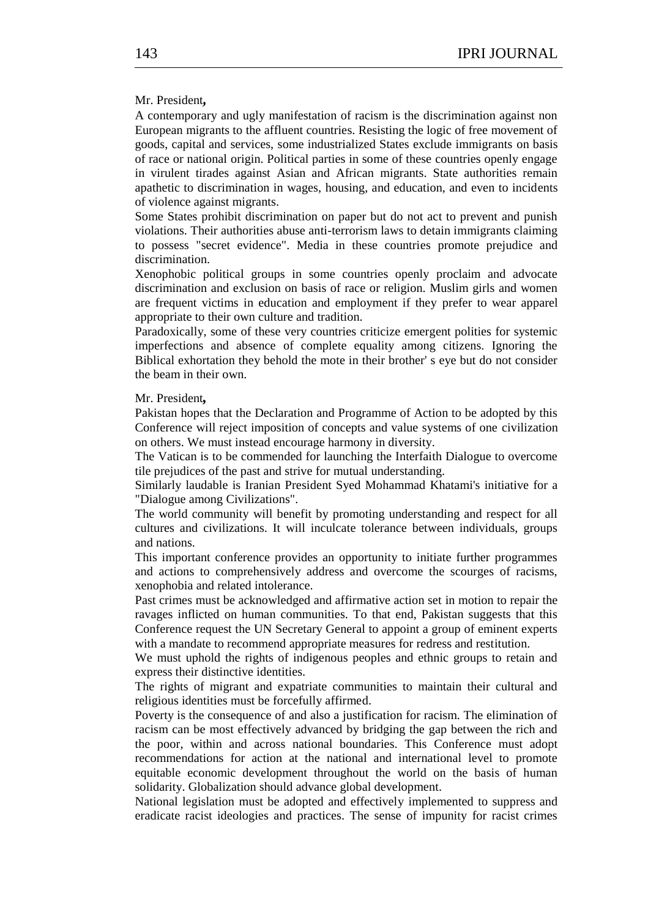Mr. President**,**

A contemporary and ugly manifestation of racism is the discrimination against non European migrants to the affluent countries. Resisting the logic of free movement of goods, capital and services, some industrialized States exclude immigrants on basis of race or national origin. Political parties in some of these countries openly engage in virulent tirades against Asian and African migrants. State authorities remain apathetic to discrimination in wages, housing, and education, and even to incidents of violence against migrants.

Some States prohibit discrimination on paper but do not act to prevent and punish violations. Their authorities abuse anti-terrorism laws to detain immigrants claiming to possess "secret evidence". Media in these countries promote prejudice and discrimination.

Xenophobic political groups in some countries openly proclaim and advocate discrimination and exclusion on basis of race or religion. Muslim girls and women are frequent victims in education and employment if they prefer to wear apparel appropriate to their own culture and tradition.

Paradoxically, some of these very countries criticize emergent polities for systemic imperfections and absence of complete equality among citizens. Ignoring the Biblical exhortation they behold the mote in their brother' s eye but do not consider the beam in their own.

Mr. President**,**

Pakistan hopes that the Declaration and Programme of Action to be adopted by this Conference will reject imposition of concepts and value systems of one civilization on others. We must instead encourage harmony in diversity.

The Vatican is to be commended for launching the Interfaith Dialogue to overcome tile prejudices of the past and strive for mutual understanding.

Similarly laudable is Iranian President Syed Mohammad Khatami's initiative for a "Dialogue among Civilizations".

The world community will benefit by promoting understanding and respect for all cultures and civilizations. It will inculcate tolerance between individuals, groups and nations.

This important conference provides an opportunity to initiate further programmes and actions to comprehensively address and overcome the scourges of racisms, xenophobia and related intolerance.

Past crimes must be acknowledged and affirmative action set in motion to repair the ravages inflicted on human communities. To that end, Pakistan suggests that this Conference request the UN Secretary General to appoint a group of eminent experts with a mandate to recommend appropriate measures for redress and restitution.

We must uphold the rights of indigenous peoples and ethnic groups to retain and express their distinctive identities.

The rights of migrant and expatriate communities to maintain their cultural and religious identities must be forcefully affirmed.

Poverty is the consequence of and also a justification for racism. The elimination of racism can be most effectively advanced by bridging the gap between the rich and the poor, within and across national boundaries. This Conference must adopt recommendations for action at the national and international level to promote equitable economic development throughout the world on the basis of human solidarity. Globalization should advance global development.

National legislation must be adopted and effectively implemented to suppress and eradicate racist ideologies and practices. The sense of impunity for racist crimes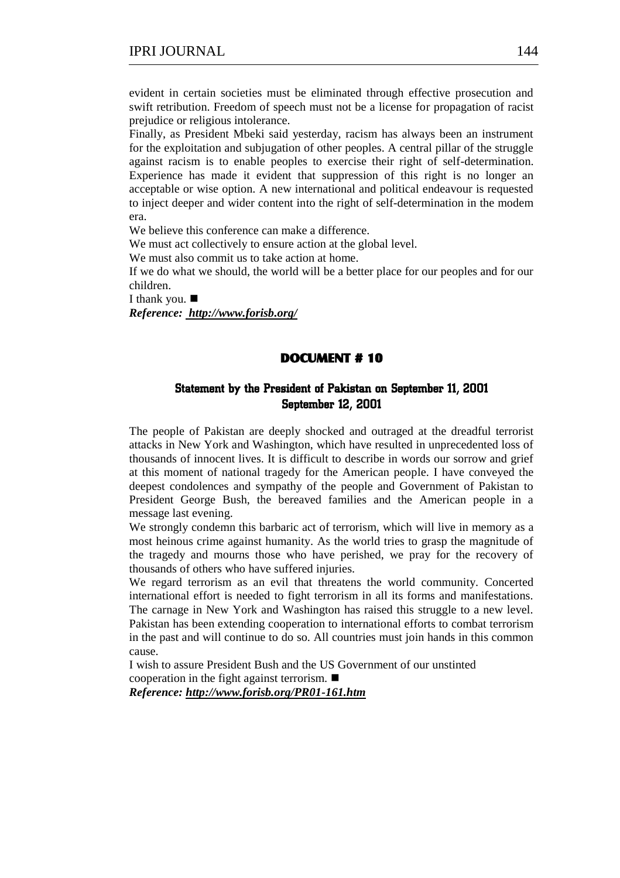evident in certain societies must be eliminated through effective prosecution and swift retribution. Freedom of speech must not be a license for propagation of racist prejudice or religious intolerance.

Finally, as President Mbeki said yesterday, racism has always been an instrument for the exploitation and subjugation of other peoples. A central pillar of the struggle against racism is to enable peoples to exercise their right of self-determination. Experience has made it evident that suppression of this right is no longer an acceptable or wise option. A new international and political endeavour is requested to inject deeper and wider content into the right of self-determination in the modem era.

We believe this conference can make a difference.

We must act collectively to ensure action at the global level.

We must also commit us to take action at home.

If we do what we should, the world will be a better place for our peoples and for our children.

I thank you. ■

***Reference: http://www.forisb.org/***

## DOCUMENT # 10

### Statement by the President of Pakistan on September 11, 2001
### September 12, 2001

The people of Pakistan are deeply shocked and outraged at the dreadful terrorist attacks in New York and Washington, which have resulted in unprecedented loss of thousands of innocent lives. It is difficult to describe in words our sorrow and grief at this moment of national tragedy for the American people. I have conveyed the deepest condolences and sympathy of the people and Government of Pakistan to President George Bush, the bereaved families and the American people in a message last evening.

We strongly condemn this barbaric act of terrorism, which will live in memory as a most heinous crime against humanity. As the world tries to grasp the magnitude of the tragedy and mourns those who have perished, we pray for the recovery of thousands of others who have suffered injuries.

We regard terrorism as an evil that threatens the world community. Concerted international effort is needed to fight terrorism in all its forms and manifestations. The carnage in New York and Washington has raised this struggle to a new level. Pakistan has been extending cooperation to international efforts to combat terrorism in the past and will continue to do so. All countries must join hands in this common cause.

I wish to assure President Bush and the US Government of our unstinted cooperation in the fight against terrorism. ■

***Reference: http://www.forisb.org/PR01-161.htm***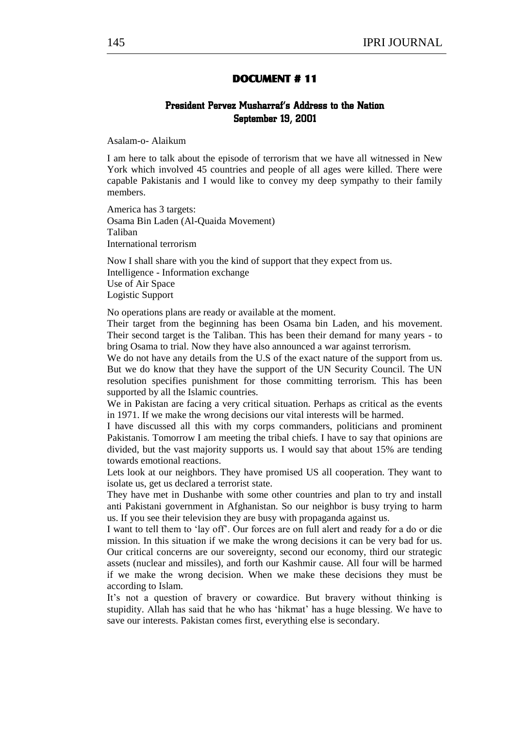## DOCUMENT # 11

### President Pervez Musharraf's Address to the Nation September 19, 2001

Asalam-o- Alaikum

I am here to talk about the episode of terrorism that we have all witnessed in New York which involved 45 countries and people of all ages were killed. There were capable Pakistanis and I would like to convey my deep sympathy to their family members.

America has 3 targets:
Osama Bin Laden (Al-Quaida Movement)
Taliban
International terrorism

Now I shall share with you the kind of support that they expect from us.
Intelligence - Information exchange
Use of Air Space
Logistic Support

No operations plans are ready or available at the moment.

Their target from the beginning has been Osama bin Laden, and his movement. Their second target is the Taliban. This has been their demand for many years - to bring Osama to trial. Now they have also announced a war against terrorism.

We do not have any details from the U.S of the exact nature of the support from us. But we do know that they have the support of the UN Security Council. The UN resolution specifies punishment for those committing terrorism. This has been supported by all the Islamic countries.

We in Pakistan are facing a very critical situation. Perhaps as critical as the events in 1971. If we make the wrong decisions our vital interests will be harmed.

I have discussed all this with my corps commanders, politicians and prominent Pakistanis. Tomorrow I am meeting the tribal chiefs. I have to say that opinions are divided, but the vast majority supports us. I would say that about 15% are tending towards emotional reactions.

Lets look at our neighbors. They have promised US all cooperation. They want to isolate us, get us declared a terrorist state.

They have met in Dushanbe with some other countries and plan to try and install anti Pakistani government in Afghanistan. So our neighbor is busy trying to harm us. If you see their television they are busy with propaganda against us.

I want to tell them to 'lay off'. Our forces are on full alert and ready for a do or die mission. In this situation if we make the wrong decisions it can be very bad for us. Our critical concerns are our sovereignty, second our economy, third our strategic assets (nuclear and missiles), and forth our Kashmir cause. All four will be harmed if we make the wrong decision. When we make these decisions they must be according to Islam.

It's not a question of bravery or cowardice. But bravery without thinking is stupidity. Allah has said that he who has 'hikmat' has a huge blessing. We have to save our interests. Pakistan comes first, everything else is secondary.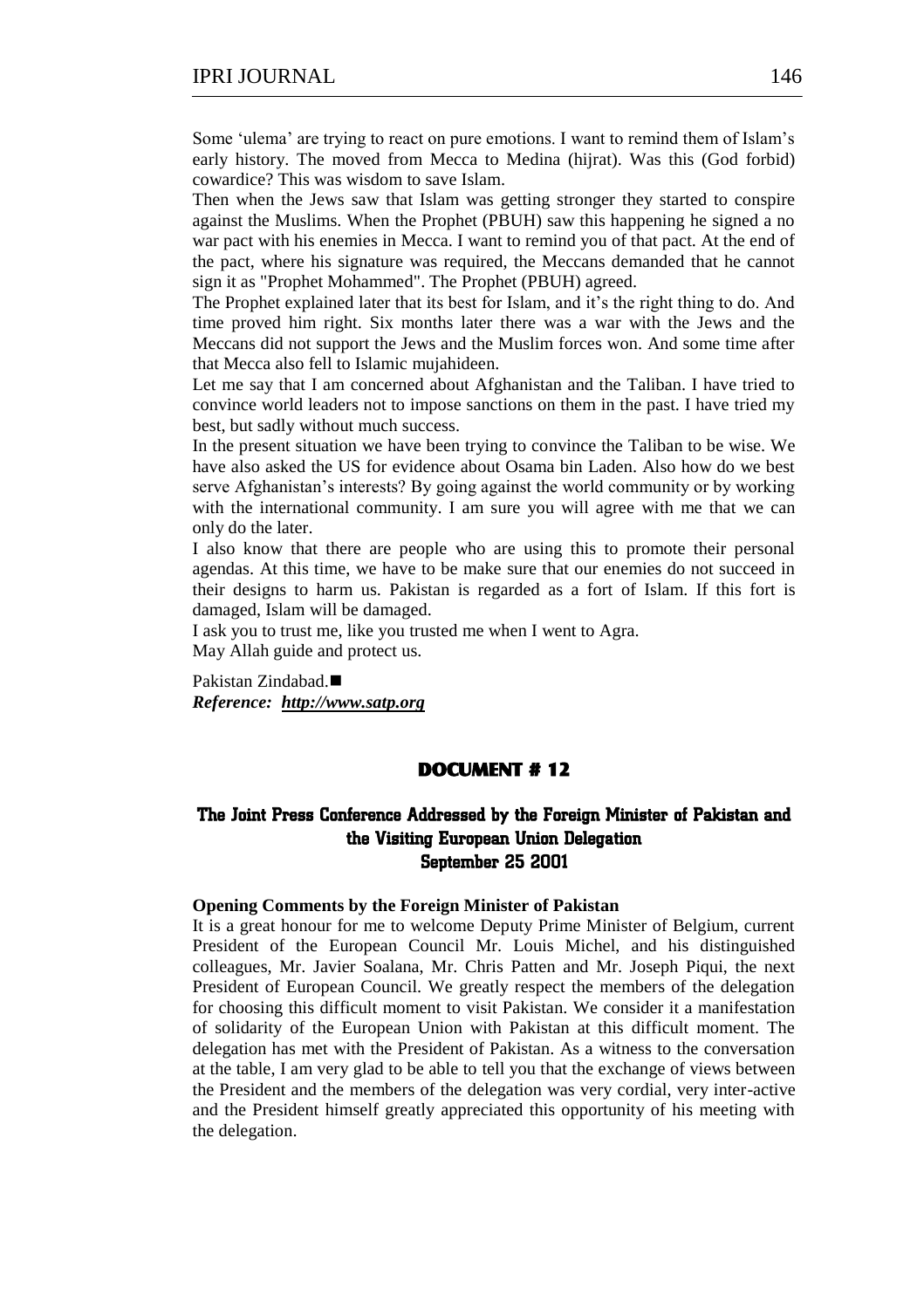Some 'ulema' are trying to react on pure emotions. I want to remind them of Islam's early history. The moved from Mecca to Medina (hijrat). Was this (God forbid) cowardice? This was wisdom to save Islam.

Then when the Jews saw that Islam was getting stronger they started to conspire against the Muslims. When the Prophet (PBUH) saw this happening he signed a no war pact with his enemies in Mecca. I want to remind you of that pact. At the end of the pact, where his signature was required, the Meccans demanded that he cannot sign it as "Prophet Mohammed". The Prophet (PBUH) agreed.

The Prophet explained later that its best for Islam, and it's the right thing to do. And time proved him right. Six months later there was a war with the Jews and the Meccans did not support the Jews and the Muslim forces won. And some time after that Mecca also fell to Islamic mujahideen.

Let me say that I am concerned about Afghanistan and the Taliban. I have tried to convince world leaders not to impose sanctions on them in the past. I have tried my best, but sadly without much success.

In the present situation we have been trying to convince the Taliban to be wise. We have also asked the US for evidence about Osama bin Laden. Also how do we best serve Afghanistan's interests? By going against the world community or by working with the international community. I am sure you will agree with me that we can only do the later.

I also know that there are people who are using this to promote their personal agendas. At this time, we have to be make sure that our enemies do not succeed in their designs to harm us. Pakistan is regarded as a fort of Islam. If this fort is damaged, Islam will be damaged.

I ask you to trust me, like you trusted me when I went to Agra.

May Allah guide and protect us.

Pakistan Zindabad.■

***Reference:* *http://www.satp.org***

## DOCUMENT # 12

## The Joint Press Conference Addressed by the Foreign Minister of Pakistan and the Visiting European Union Delegation
## September 25 2001

**Opening Comments by the Foreign Minister of Pakistan**

It is a great honour for me to welcome Deputy Prime Minister of Belgium, current President of the European Council Mr. Louis Michel, and his distinguished colleagues, Mr. Javier Soalana, Mr. Chris Patten and Mr. Joseph Piqui, the next President of European Council. We greatly respect the members of the delegation for choosing this difficult moment to visit Pakistan. We consider it a manifestation of solidarity of the European Union with Pakistan at this difficult moment. The delegation has met with the President of Pakistan. As a witness to the conversation at the table, I am very glad to be able to tell you that the exchange of views between the President and the members of the delegation was very cordial, very inter-active and the President himself greatly appreciated this opportunity of his meeting with the delegation.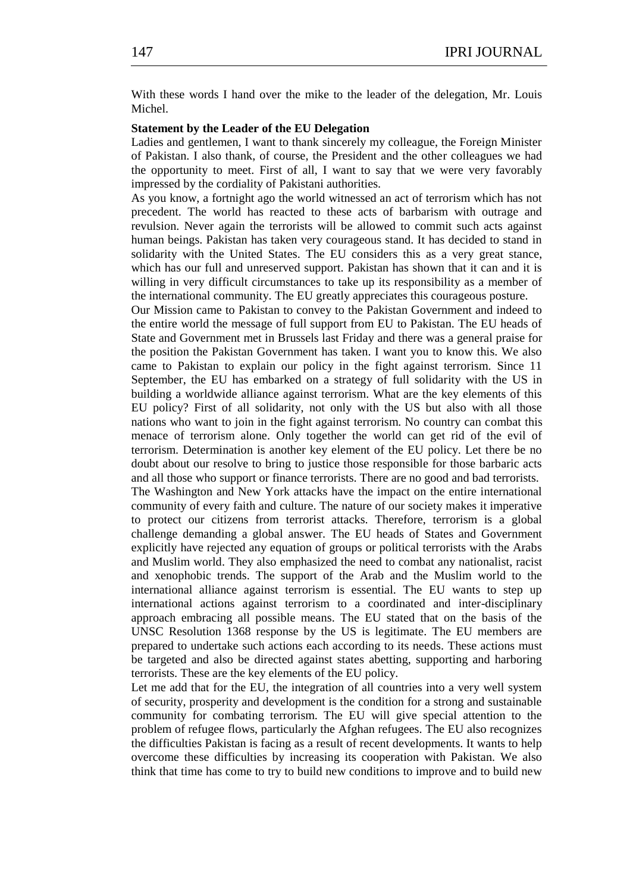With these words I hand over the mike to the leader of the delegation, Mr. Louis Michel.

**Statement by the Leader of the EU Delegation**

Ladies and gentlemen, I want to thank sincerely my colleague, the Foreign Minister of Pakistan. I also thank, of course, the President and the other colleagues we had the opportunity to meet. First of all, I want to say that we were very favorably impressed by the cordiality of Pakistani authorities.

As you know, a fortnight ago the world witnessed an act of terrorism which has not precedent. The world has reacted to these acts of barbarism with outrage and revulsion. Never again the terrorists will be allowed to commit such acts against human beings. Pakistan has taken very courageous stand. It has decided to stand in solidarity with the United States. The EU considers this as a very great stance, which has our full and unreserved support. Pakistan has shown that it can and it is willing in very difficult circumstances to take up its responsibility as a member of the international community. The EU greatly appreciates this courageous posture.

Our Mission came to Pakistan to convey to the Pakistan Government and indeed to the entire world the message of full support from EU to Pakistan. The EU heads of State and Government met in Brussels last Friday and there was a general praise for the position the Pakistan Government has taken. I want you to know this. We also came to Pakistan to explain our policy in the fight against terrorism. Since 11 September, the EU has embarked on a strategy of full solidarity with the US in building a worldwide alliance against terrorism. What are the key elements of this EU policy? First of all solidarity, not only with the US but also with all those nations who want to join in the fight against terrorism. No country can combat this menace of terrorism alone. Only together the world can get rid of the evil of terrorism. Determination is another key element of the EU policy. Let there be no doubt about our resolve to bring to justice those responsible for those barbaric acts and all those who support or finance terrorists. There are no good and bad terrorists.

The Washington and New York attacks have the impact on the entire international community of every faith and culture. The nature of our society makes it imperative to protect our citizens from terrorist attacks. Therefore, terrorism is a global challenge demanding a global answer. The EU heads of States and Government explicitly have rejected any equation of groups or political terrorists with the Arabs and Muslim world. They also emphasized the need to combat any nationalist, racist and xenophobic trends. The support of the Arab and the Muslim world to the international alliance against terrorism is essential. The EU wants to step up international actions against terrorism to a coordinated and inter-disciplinary approach embracing all possible means. The EU stated that on the basis of the UNSC Resolution 1368 response by the US is legitimate. The EU members are prepared to undertake such actions each according to its needs. These actions must be targeted and also be directed against states abetting, supporting and harboring terrorists. These are the key elements of the EU policy.

Let me add that for the EU, the integration of all countries into a very well system of security, prosperity and development is the condition for a strong and sustainable community for combating terrorism. The EU will give special attention to the problem of refugee flows, particularly the Afghan refugees. The EU also recognizes the difficulties Pakistan is facing as a result of recent developments. It wants to help overcome these difficulties by increasing its cooperation with Pakistan. We also think that time has come to try to build new conditions to improve and to build new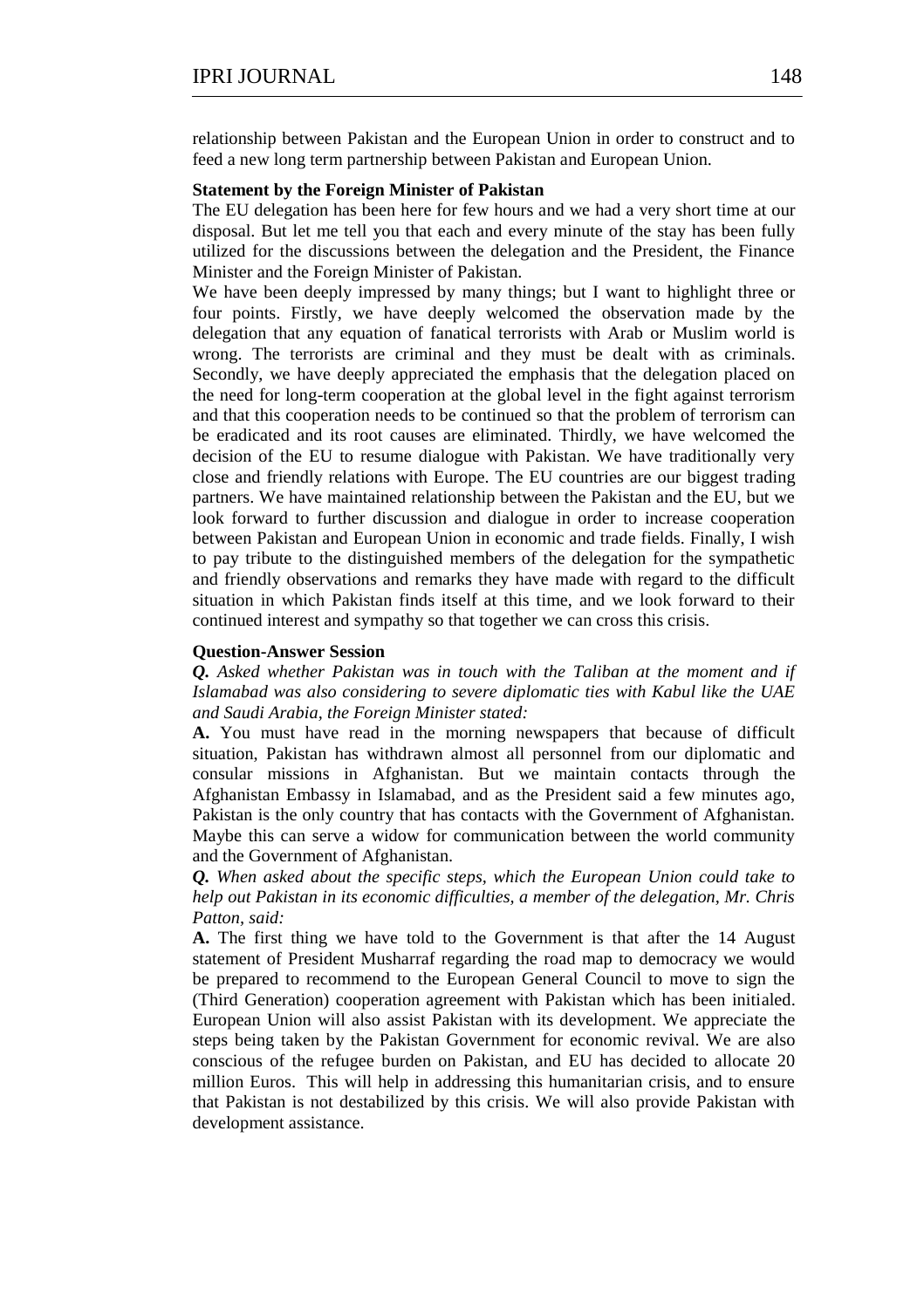relationship between Pakistan and the European Union in order to construct and to feed a new long term partnership between Pakistan and European Union.

**Statement by the Foreign Minister of Pakistan**

The EU delegation has been here for few hours and we had a very short time at our disposal. But let me tell you that each and every minute of the stay has been fully utilized for the discussions between the delegation and the President, the Finance Minister and the Foreign Minister of Pakistan.

We have been deeply impressed by many things; but I want to highlight three or four points. Firstly, we have deeply welcomed the observation made by the delegation that any equation of fanatical terrorists with Arab or Muslim world is wrong. The terrorists are criminal and they must be dealt with as criminals. Secondly, we have deeply appreciated the emphasis that the delegation placed on the need for long-term cooperation at the global level in the fight against terrorism and that this cooperation needs to be continued so that the problem of terrorism can be eradicated and its root causes are eliminated. Thirdly, we have welcomed the decision of the EU to resume dialogue with Pakistan. We have traditionally very close and friendly relations with Europe. The EU countries are our biggest trading partners. We have maintained relationship between the Pakistan and the EU, but we look forward to further discussion and dialogue in order to increase cooperation between Pakistan and European Union in economic and trade fields. Finally, I wish to pay tribute to the distinguished members of the delegation for the sympathetic and friendly observations and remarks they have made with regard to the difficult situation in which Pakistan finds itself at this time, and we look forward to their continued interest and sympathy so that together we can cross this crisis.

**Question-Answer Session**

***Q.*** *Asked whether Pakistan was in touch with the Taliban at the moment and if Islamabad was also considering to severe diplomatic ties with Kabul like the UAE and Saudi Arabia, the Foreign Minister stated:*

**A.** You must have read in the morning newspapers that because of difficult situation, Pakistan has withdrawn almost all personnel from our diplomatic and consular missions in Afghanistan. But we maintain contacts through the Afghanistan Embassy in Islamabad, and as the President said a few minutes ago, Pakistan is the only country that has contacts with the Government of Afghanistan. Maybe this can serve a widow for communication between the world community and the Government of Afghanistan.

***Q.*** *When asked about the specific steps, which the European Union could take to help out Pakistan in its economic difficulties, a member of the delegation, Mr. Chris Patton, said:*

**A.** The first thing we have told to the Government is that after the 14 August statement of President Musharraf regarding the road map to democracy we would be prepared to recommend to the European General Council to move to sign the (Third Generation) cooperation agreement with Pakistan which has been initialed. European Union will also assist Pakistan with its development. We appreciate the steps being taken by the Pakistan Government for economic revival. We are also conscious of the refugee burden on Pakistan, and EU has decided to allocate 20 million Euros. This will help in addressing this humanitarian crisis, and to ensure that Pakistan is not destabilized by this crisis. We will also provide Pakistan with development assistance.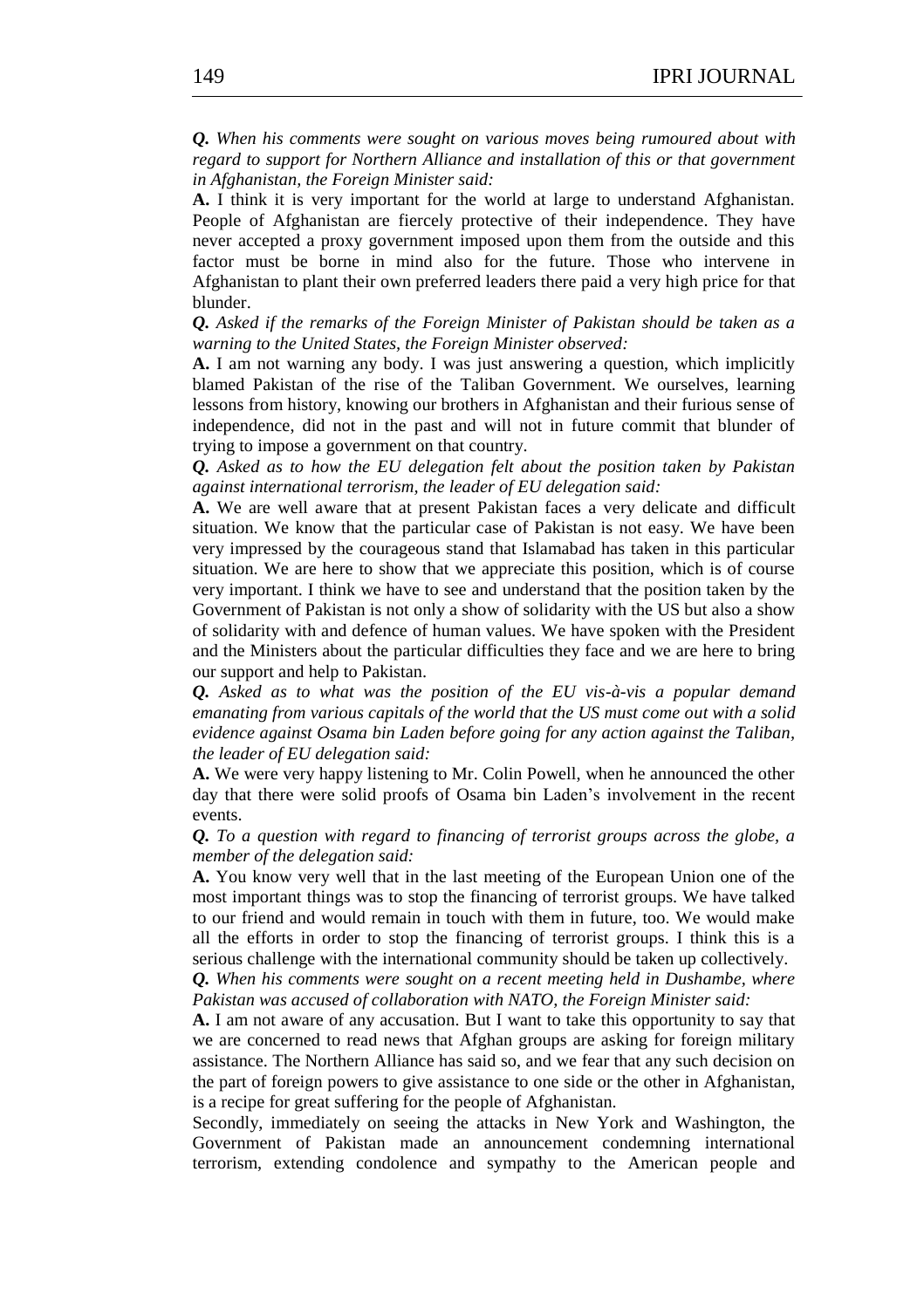***Q.*** *When his comments were sought on various moves being rumoured about with regard to support for Northern Alliance and installation of this or that government in Afghanistan, the Foreign Minister said:*

**A.** I think it is very important for the world at large to understand Afghanistan. People of Afghanistan are fiercely protective of their independence. They have never accepted a proxy government imposed upon them from the outside and this factor must be borne in mind also for the future. Those who intervene in Afghanistan to plant their own preferred leaders there paid a very high price for that blunder.

***Q.*** *Asked if the remarks of the Foreign Minister of Pakistan should be taken as a warning to the United States, the Foreign Minister observed:*

**A.** I am not warning any body. I was just answering a question, which implicitly blamed Pakistan of the rise of the Taliban Government. We ourselves, learning lessons from history, knowing our brothers in Afghanistan and their furious sense of independence, did not in the past and will not in future commit that blunder of trying to impose a government on that country.

***Q.*** *Asked as to how the EU delegation felt about the position taken by Pakistan against international terrorism, the leader of EU delegation said:*

**A.** We are well aware that at present Pakistan faces a very delicate and difficult situation. We know that the particular case of Pakistan is not easy. We have been very impressed by the courageous stand that Islamabad has taken in this particular situation. We are here to show that we appreciate this position, which is of course very important. I think we have to see and understand that the position taken by the Government of Pakistan is not only a show of solidarity with the US but also a show of solidarity with and defence of human values. We have spoken with the President and the Ministers about the particular difficulties they face and we are here to bring our support and help to Pakistan.

***Q.*** *Asked as to what was the position of the EU vis-à-vis a popular demand emanating from various capitals of the world that the US must come out with a solid evidence against Osama bin Laden before going for any action against the Taliban, the leader of EU delegation said:*

**A.** We were very happy listening to Mr. Colin Powell, when he announced the other day that there were solid proofs of Osama bin Laden's involvement in the recent events.

***Q.*** *To a question with regard to financing of terrorist groups across the globe, a member of the delegation said:*

**A.** You know very well that in the last meeting of the European Union one of the most important things was to stop the financing of terrorist groups. We have talked to our friend and would remain in touch with them in future, too. We would make all the efforts in order to stop the financing of terrorist groups. I think this is a serious challenge with the international community should be taken up collectively.

***Q.*** *When his comments were sought on a recent meeting held in Dushambe, where Pakistan was accused of collaboration with NATO, the Foreign Minister said:*

**A.** I am not aware of any accusation. But I want to take this opportunity to say that we are concerned to read news that Afghan groups are asking for foreign military assistance. The Northern Alliance has said so, and we fear that any such decision on the part of foreign powers to give assistance to one side or the other in Afghanistan, is a recipe for great suffering for the people of Afghanistan.

Secondly, immediately on seeing the attacks in New York and Washington, the Government of Pakistan made an announcement condemning international terrorism, extending condolence and sympathy to the American people and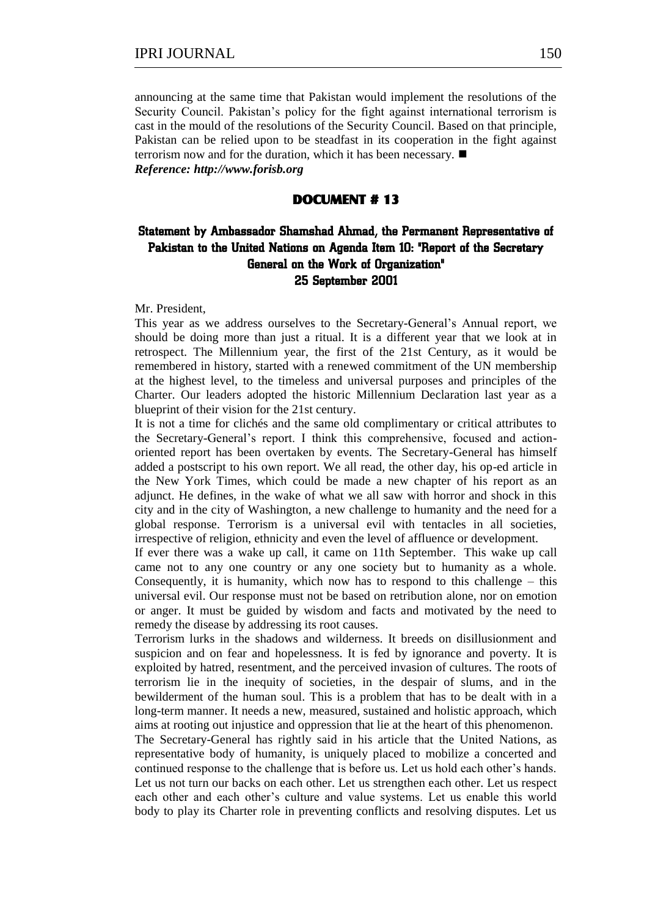announcing at the same time that Pakistan would implement the resolutions of the Security Council. Pakistan's policy for the fight against international terrorism is cast in the mould of the resolutions of the Security Council. Based on that principle, Pakistan can be relied upon to be steadfast in its cooperation in the fight against terrorism now and for the duration, which it has been necessary. ■

***Reference: http://www.forisb.org***

## DOCUMENT # 13

### Statement by Ambassador Shamshad Ahmad, the Permanent Representative of Pakistan to the United Nations on Agenda Item 10: "Report of the Secretary General on the Work of Organization"
### 25 September 2001

Mr. President,

This year as we address ourselves to the Secretary-General's Annual report, we should be doing more than just a ritual. It is a different year that we look at in retrospect. The Millennium year, the first of the 21st Century, as it would be remembered in history, started with a renewed commitment of the UN membership at the highest level, to the timeless and universal purposes and principles of the Charter. Our leaders adopted the historic Millennium Declaration last year as a blueprint of their vision for the 21st century.

It is not a time for clichés and the same old complimentary or critical attributes to the Secretary-General's report. I think this comprehensive, focused and action-oriented report has been overtaken by events. The Secretary-General has himself added a postscript to his own report. We all read, the other day, his op-ed article in the New York Times, which could be made a new chapter of his report as an adjunct. He defines, in the wake of what we all saw with horror and shock in this city and in the city of Washington, a new challenge to humanity and the need for a global response. Terrorism is a universal evil with tentacles in all societies, irrespective of religion, ethnicity and even the level of affluence or development.

If ever there was a wake up call, it came on 11th September. This wake up call came not to any one country or any one society but to humanity as a whole. Consequently, it is humanity, which now has to respond to this challenge – this universal evil. Our response must not be based on retribution alone, nor on emotion or anger. It must be guided by wisdom and facts and motivated by the need to remedy the disease by addressing its root causes.

Terrorism lurks in the shadows and wilderness. It breeds on disillusionment and suspicion and on fear and hopelessness. It is fed by ignorance and poverty. It is exploited by hatred, resentment, and the perceived invasion of cultures. The roots of terrorism lie in the inequity of societies, in the despair of slums, and in the bewilderment of the human soul. This is a problem that has to be dealt with in a long-term manner. It needs a new, measured, sustained and holistic approach, which aims at rooting out injustice and oppression that lie at the heart of this phenomenon.

The Secretary-General has rightly said in his article that the United Nations, as representative body of humanity, is uniquely placed to mobilize a concerted and continued response to the challenge that is before us. Let us hold each other's hands. Let us not turn our backs on each other. Let us strengthen each other. Let us respect each other and each other's culture and value systems. Let us enable this world body to play its Charter role in preventing conflicts and resolving disputes. Let us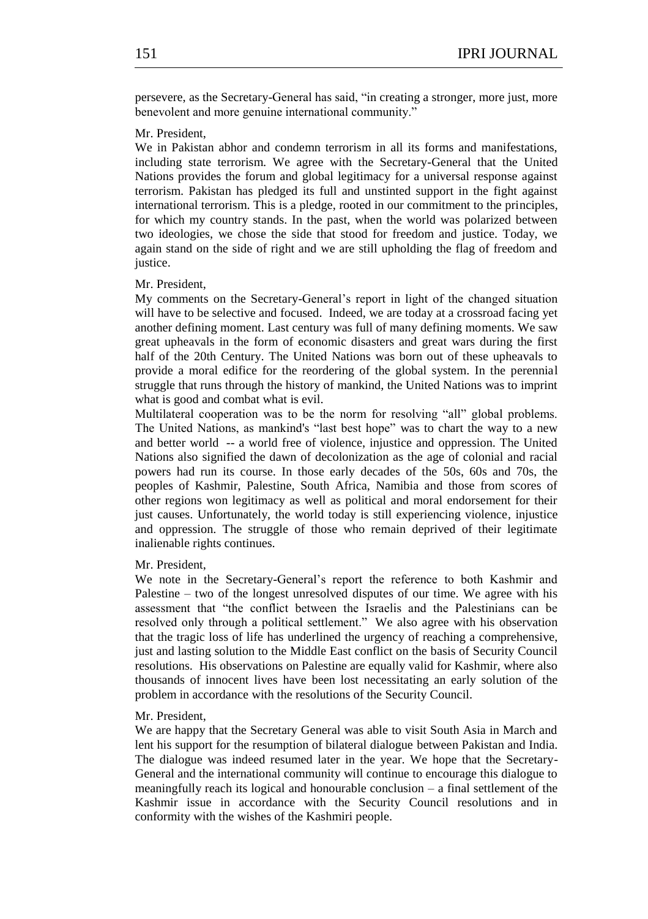persevere, as the Secretary-General has said, "in creating a stronger, more just, more benevolent and more genuine international community."

Mr. President,

We in Pakistan abhor and condemn terrorism in all its forms and manifestations, including state terrorism. We agree with the Secretary-General that the United Nations provides the forum and global legitimacy for a universal response against terrorism. Pakistan has pledged its full and unstinted support in the fight against international terrorism. This is a pledge, rooted in our commitment to the principles, for which my country stands. In the past, when the world was polarized between two ideologies, we chose the side that stood for freedom and justice. Today, we again stand on the side of right and we are still upholding the flag of freedom and justice.

Mr. President,

My comments on the Secretary-General's report in light of the changed situation will have to be selective and focused. Indeed, we are today at a crossroad facing yet another defining moment. Last century was full of many defining moments. We saw great upheavals in the form of economic disasters and great wars during the first half of the 20th Century. The United Nations was born out of these upheavals to provide a moral edifice for the reordering of the global system. In the perennial struggle that runs through the history of mankind, the United Nations was to imprint what is good and combat what is evil.

Multilateral cooperation was to be the norm for resolving "all" global problems. The United Nations, as mankind's "last best hope" was to chart the way to a new and better world -- a world free of violence, injustice and oppression. The United Nations also signified the dawn of decolonization as the age of colonial and racial powers had run its course. In those early decades of the 50s, 60s and 70s, the peoples of Kashmir, Palestine, South Africa, Namibia and those from scores of other regions won legitimacy as well as political and moral endorsement for their just causes. Unfortunately, the world today is still experiencing violence, injustice and oppression. The struggle of those who remain deprived of their legitimate inalienable rights continues.

Mr. President,

We note in the Secretary-General's report the reference to both Kashmir and Palestine – two of the longest unresolved disputes of our time. We agree with his assessment that "the conflict between the Israelis and the Palestinians can be resolved only through a political settlement." We also agree with his observation that the tragic loss of life has underlined the urgency of reaching a comprehensive, just and lasting solution to the Middle East conflict on the basis of Security Council resolutions. His observations on Palestine are equally valid for Kashmir, where also thousands of innocent lives have been lost necessitating an early solution of the problem in accordance with the resolutions of the Security Council.

Mr. President,

We are happy that the Secretary General was able to visit South Asia in March and lent his support for the resumption of bilateral dialogue between Pakistan and India. The dialogue was indeed resumed later in the year. We hope that the Secretary-General and the international community will continue to encourage this dialogue to meaningfully reach its logical and honourable conclusion – a final settlement of the Kashmir issue in accordance with the Security Council resolutions and in conformity with the wishes of the Kashmiri people.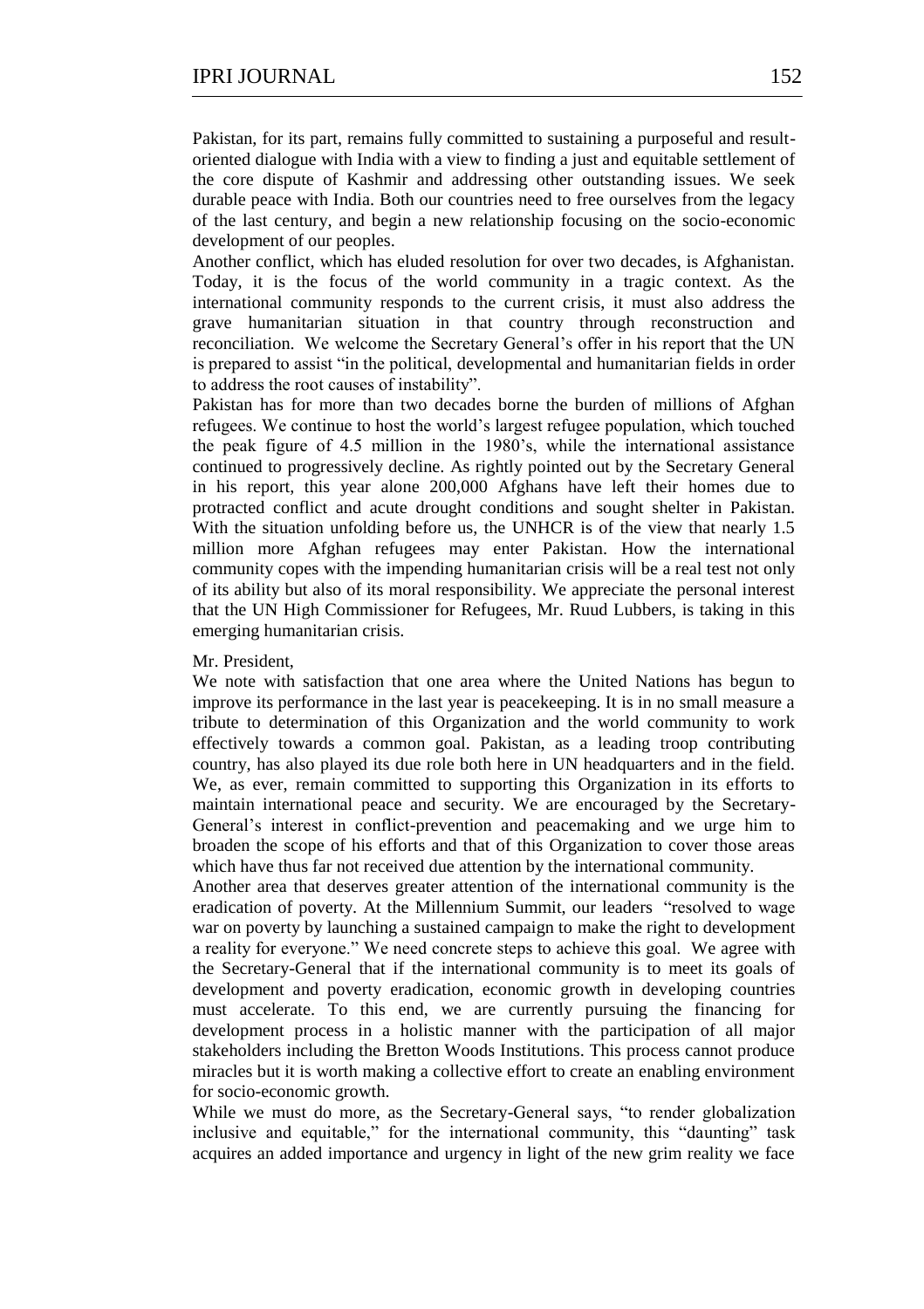Pakistan, for its part, remains fully committed to sustaining a purposeful and result-oriented dialogue with India with a view to finding a just and equitable settlement of the core dispute of Kashmir and addressing other outstanding issues. We seek durable peace with India. Both our countries need to free ourselves from the legacy of the last century, and begin a new relationship focusing on the socio-economic development of our peoples.

Another conflict, which has eluded resolution for over two decades, is Afghanistan. Today, it is the focus of the world community in a tragic context. As the international community responds to the current crisis, it must also address the grave humanitarian situation in that country through reconstruction and reconciliation. We welcome the Secretary General's offer in his report that the UN is prepared to assist "in the political, developmental and humanitarian fields in order to address the root causes of instability".

Pakistan has for more than two decades borne the burden of millions of Afghan refugees. We continue to host the world's largest refugee population, which touched the peak figure of 4.5 million in the 1980's, while the international assistance continued to progressively decline. As rightly pointed out by the Secretary General in his report, this year alone 200,000 Afghans have left their homes due to protracted conflict and acute drought conditions and sought shelter in Pakistan. With the situation unfolding before us, the UNHCR is of the view that nearly 1.5 million more Afghan refugees may enter Pakistan. How the international community copes with the impending humanitarian crisis will be a real test not only of its ability but also of its moral responsibility. We appreciate the personal interest that the UN High Commissioner for Refugees, Mr. Ruud Lubbers, is taking in this emerging humanitarian crisis.

Mr. President,

We note with satisfaction that one area where the United Nations has begun to improve its performance in the last year is peacekeeping. It is in no small measure a tribute to determination of this Organization and the world community to work effectively towards a common goal. Pakistan, as a leading troop contributing country, has also played its due role both here in UN headquarters and in the field. We, as ever, remain committed to supporting this Organization in its efforts to maintain international peace and security. We are encouraged by the Secretary-General's interest in conflict-prevention and peacemaking and we urge him to broaden the scope of his efforts and that of this Organization to cover those areas which have thus far not received due attention by the international community.

Another area that deserves greater attention of the international community is the eradication of poverty. At the Millennium Summit, our leaders "resolved to wage war on poverty by launching a sustained campaign to make the right to development a reality for everyone." We need concrete steps to achieve this goal. We agree with the Secretary-General that if the international community is to meet its goals of development and poverty eradication, economic growth in developing countries must accelerate. To this end, we are currently pursuing the financing for development process in a holistic manner with the participation of all major stakeholders including the Bretton Woods Institutions. This process cannot produce miracles but it is worth making a collective effort to create an enabling environment for socio-economic growth.

While we must do more, as the Secretary-General says, "to render globalization inclusive and equitable," for the international community, this "daunting" task acquires an added importance and urgency in light of the new grim reality we face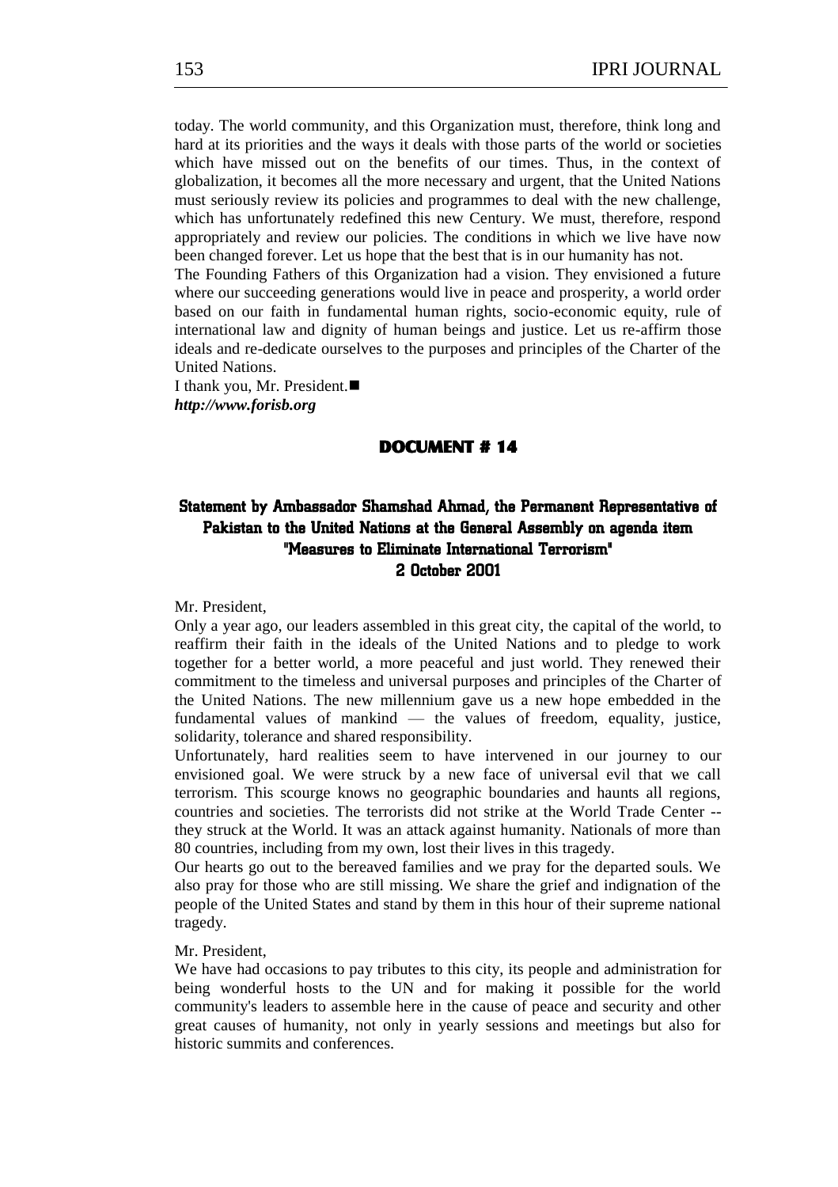today. The world community, and this Organization must, therefore, think long and hard at its priorities and the ways it deals with those parts of the world or societies which have missed out on the benefits of our times. Thus, in the context of globalization, it becomes all the more necessary and urgent, that the United Nations must seriously review its policies and programmes to deal with the new challenge, which has unfortunately redefined this new Century. We must, therefore, respond appropriately and review our policies. The conditions in which we live have now been changed forever. Let us hope that the best that is in our humanity has not.

The Founding Fathers of this Organization had a vision. They envisioned a future where our succeeding generations would live in peace and prosperity, a world order based on our faith in fundamental human rights, socio-economic equity, rule of international law and dignity of human beings and justice. Let us re-affirm those ideals and re-dedicate ourselves to the purposes and principles of the Charter of the United Nations.

I thank you, Mr. President.■

***http://www.forisb.org***

## DOCUMENT # 14

### Statement by Ambassador Shamshad Ahmad, the Permanent Representative of Pakistan to the United Nations at the General Assembly on agenda item "Measures to Eliminate International Terrorism" 2 October 2001

Mr. President,

Only a year ago, our leaders assembled in this great city, the capital of the world, to reaffirm their faith in the ideals of the United Nations and to pledge to work together for a better world, a more peaceful and just world. They renewed their commitment to the timeless and universal purposes and principles of the Charter of the United Nations. The new millennium gave us a new hope embedded in the fundamental values of mankind — the values of freedom, equality, justice, solidarity, tolerance and shared responsibility.

Unfortunately, hard realities seem to have intervened in our journey to our envisioned goal. We were struck by a new face of universal evil that we call terrorism. This scourge knows no geographic boundaries and haunts all regions, countries and societies. The terrorists did not strike at the World Trade Center -- they struck at the World. It was an attack against humanity. Nationals of more than 80 countries, including from my own, lost their lives in this tragedy.

Our hearts go out to the bereaved families and we pray for the departed souls. We also pray for those who are still missing. We share the grief and indignation of the people of the United States and stand by them in this hour of their supreme national tragedy.

Mr. President,

We have had occasions to pay tributes to this city, its people and administration for being wonderful hosts to the UN and for making it possible for the world community's leaders to assemble here in the cause of peace and security and other great causes of humanity, not only in yearly sessions and meetings but also for historic summits and conferences.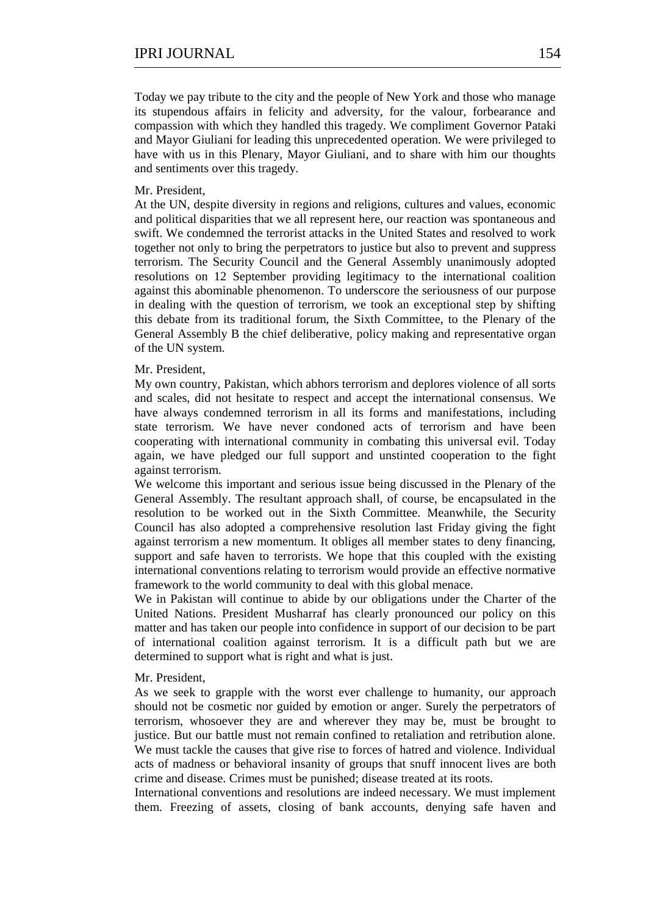Today we pay tribute to the city and the people of New York and those who manage its stupendous affairs in felicity and adversity, for the valour, forbearance and compassion with which they handled this tragedy. We compliment Governor Pataki and Mayor Giuliani for leading this unprecedented operation. We were privileged to have with us in this Plenary, Mayor Giuliani, and to share with him our thoughts and sentiments over this tragedy.

Mr. President,

At the UN, despite diversity in regions and religions, cultures and values, economic and political disparities that we all represent here, our reaction was spontaneous and swift. We condemned the terrorist attacks in the United States and resolved to work together not only to bring the perpetrators to justice but also to prevent and suppress terrorism. The Security Council and the General Assembly unanimously adopted resolutions on 12 September providing legitimacy to the international coalition against this abominable phenomenon. To underscore the seriousness of our purpose in dealing with the question of terrorism, we took an exceptional step by shifting this debate from its traditional forum, the Sixth Committee, to the Plenary of the General Assembly B the chief deliberative, policy making and representative organ of the UN system.

Mr. President,

My own country, Pakistan, which abhors terrorism and deplores violence of all sorts and scales, did not hesitate to respect and accept the international consensus. We have always condemned terrorism in all its forms and manifestations, including state terrorism. We have never condoned acts of terrorism and have been cooperating with international community in combating this universal evil. Today again, we have pledged our full support and unstinted cooperation to the fight against terrorism.

We welcome this important and serious issue being discussed in the Plenary of the General Assembly. The resultant approach shall, of course, be encapsulated in the resolution to be worked out in the Sixth Committee. Meanwhile, the Security Council has also adopted a comprehensive resolution last Friday giving the fight against terrorism a new momentum. It obliges all member states to deny financing, support and safe haven to terrorists. We hope that this coupled with the existing international conventions relating to terrorism would provide an effective normative framework to the world community to deal with this global menace.

We in Pakistan will continue to abide by our obligations under the Charter of the United Nations. President Musharraf has clearly pronounced our policy on this matter and has taken our people into confidence in support of our decision to be part of international coalition against terrorism. It is a difficult path but we are determined to support what is right and what is just.

Mr. President,

As we seek to grapple with the worst ever challenge to humanity, our approach should not be cosmetic nor guided by emotion or anger. Surely the perpetrators of terrorism, whosoever they are and wherever they may be, must be brought to justice. But our battle must not remain confined to retaliation and retribution alone. We must tackle the causes that give rise to forces of hatred and violence. Individual acts of madness or behavioral insanity of groups that snuff innocent lives are both crime and disease. Crimes must be punished; disease treated at its roots.

International conventions and resolutions are indeed necessary. We must implement them. Freezing of assets, closing of bank accounts, denying safe haven and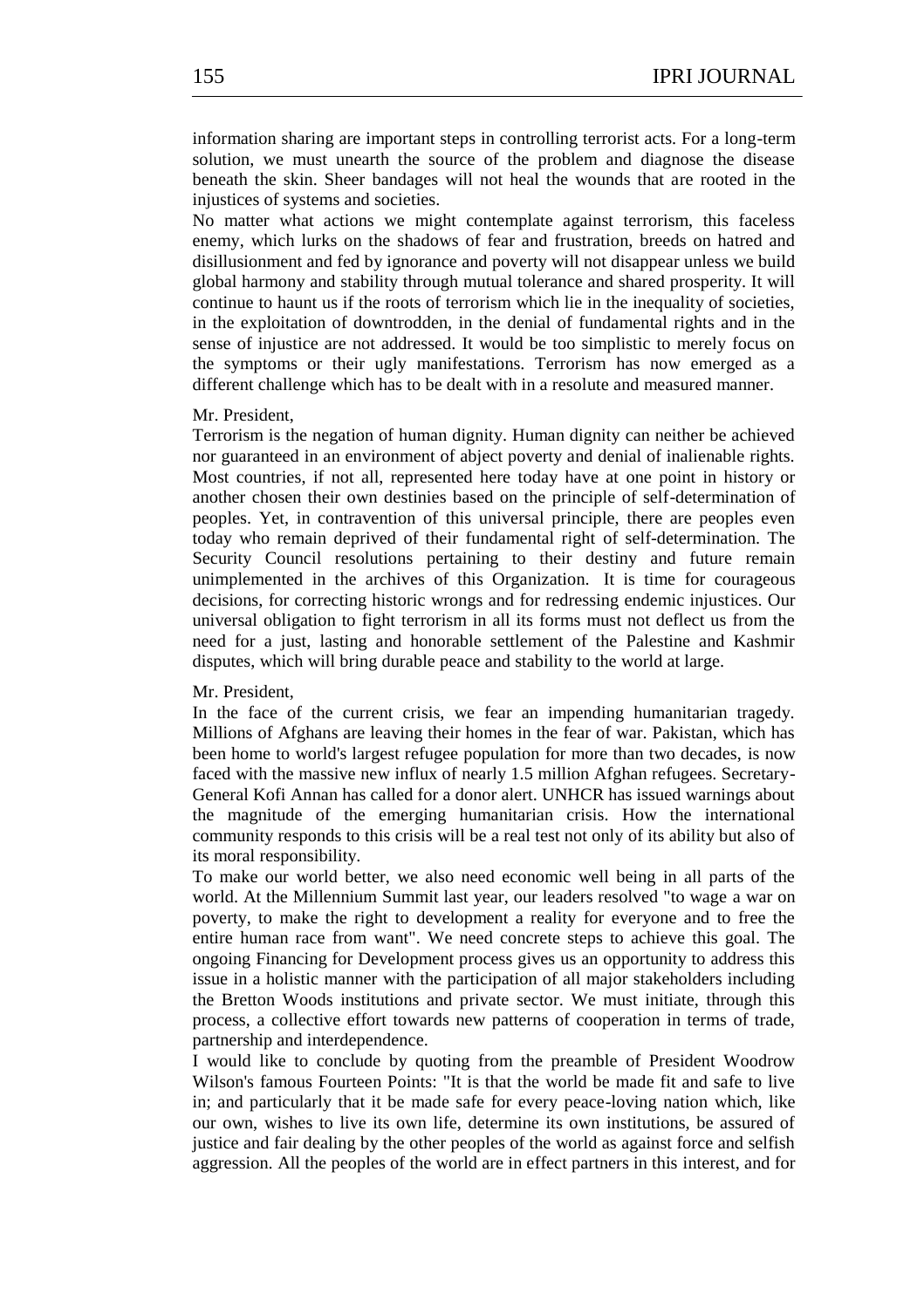information sharing are important steps in controlling terrorist acts. For a long-term solution, we must unearth the source of the problem and diagnose the disease beneath the skin. Sheer bandages will not heal the wounds that are rooted in the injustices of systems and societies.

No matter what actions we might contemplate against terrorism, this faceless enemy, which lurks on the shadows of fear and frustration, breeds on hatred and disillusionment and fed by ignorance and poverty will not disappear unless we build global harmony and stability through mutual tolerance and shared prosperity. It will continue to haunt us if the roots of terrorism which lie in the inequality of societies, in the exploitation of downtrodden, in the denial of fundamental rights and in the sense of injustice are not addressed. It would be too simplistic to merely focus on the symptoms or their ugly manifestations. Terrorism has now emerged as a different challenge which has to be dealt with in a resolute and measured manner.

Mr. President,

Terrorism is the negation of human dignity. Human dignity can neither be achieved nor guaranteed in an environment of abject poverty and denial of inalienable rights. Most countries, if not all, represented here today have at one point in history or another chosen their own destinies based on the principle of self-determination of peoples. Yet, in contravention of this universal principle, there are peoples even today who remain deprived of their fundamental right of self-determination. The Security Council resolutions pertaining to their destiny and future remain unimplemented in the archives of this Organization. It is time for courageous decisions, for correcting historic wrongs and for redressing endemic injustices. Our universal obligation to fight terrorism in all its forms must not deflect us from the need for a just, lasting and honorable settlement of the Palestine and Kashmir disputes, which will bring durable peace and stability to the world at large.

Mr. President,

In the face of the current crisis, we fear an impending humanitarian tragedy. Millions of Afghans are leaving their homes in the fear of war. Pakistan, which has been home to world's largest refugee population for more than two decades, is now faced with the massive new influx of nearly 1.5 million Afghan refugees. Secretary-General Kofi Annan has called for a donor alert. UNHCR has issued warnings about the magnitude of the emerging humanitarian crisis. How the international community responds to this crisis will be a real test not only of its ability but also of its moral responsibility.

To make our world better, we also need economic well being in all parts of the world. At the Millennium Summit last year, our leaders resolved "to wage a war on poverty, to make the right to development a reality for everyone and to free the entire human race from want". We need concrete steps to achieve this goal. The ongoing Financing for Development process gives us an opportunity to address this issue in a holistic manner with the participation of all major stakeholders including the Bretton Woods institutions and private sector. We must initiate, through this process, a collective effort towards new patterns of cooperation in terms of trade, partnership and interdependence.

I would like to conclude by quoting from the preamble of President Woodrow Wilson's famous Fourteen Points: "It is that the world be made fit and safe to live in; and particularly that it be made safe for every peace-loving nation which, like our own, wishes to live its own life, determine its own institutions, be assured of justice and fair dealing by the other peoples of the world as against force and selfish aggression. All the peoples of the world are in effect partners in this interest, and for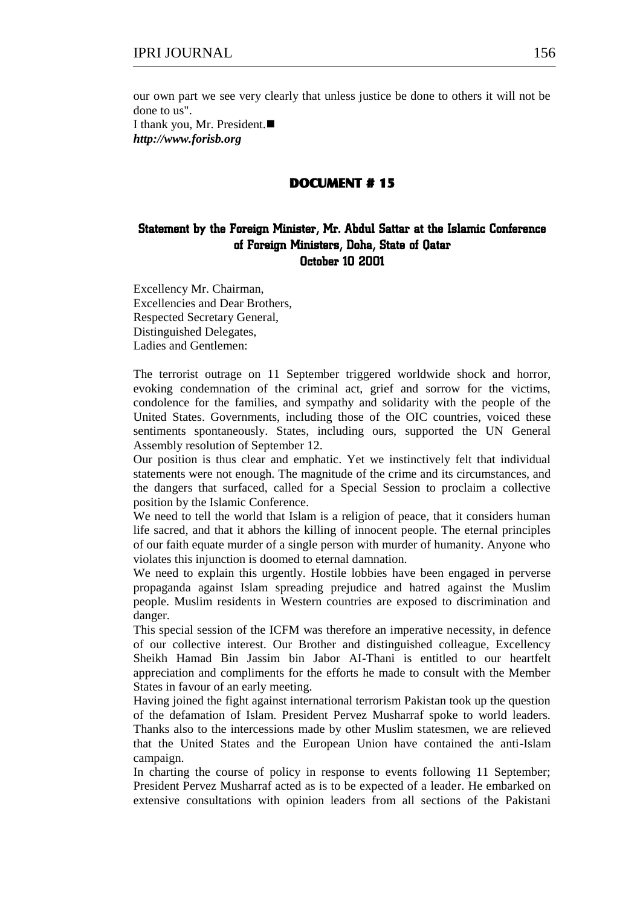our own part we see very clearly that unless justice be done to others it will not be done to us".

I thank you, Mr. President.■

***http://www.forisb.org***

## DOCUMENT # 15

### Statement by the Foreign Minister, Mr. Abdul Sattar at the Islamic Conference of Foreign Ministers, Doha, State of Qatar October 10 2001

Excellency Mr. Chairman,
Excellencies and Dear Brothers,
Respected Secretary General,
Distinguished Delegates,
Ladies and Gentlemen:

The terrorist outrage on 11 September triggered worldwide shock and horror, evoking condemnation of the criminal act, grief and sorrow for the victims, condolence for the families, and sympathy and solidarity with the people of the United States. Governments, including those of the OIC countries, voiced these sentiments spontaneously. States, including ours, supported the UN General Assembly resolution of September 12.

Our position is thus clear and emphatic. Yet we instinctively felt that individual statements were not enough. The magnitude of the crime and its circumstances, and the dangers that surfaced, called for a Special Session to proclaim a collective position by the Islamic Conference.

We need to tell the world that Islam is a religion of peace, that it considers human life sacred, and that it abhors the killing of innocent people. The eternal principles of our faith equate murder of a single person with murder of humanity. Anyone who violates this injunction is doomed to eternal damnation.

We need to explain this urgently. Hostile lobbies have been engaged in perverse propaganda against Islam spreading prejudice and hatred against the Muslim people. Muslim residents in Western countries are exposed to discrimination and danger.

This special session of the ICFM was therefore an imperative necessity, in defence of our collective interest. Our Brother and distinguished colleague, Excellency Sheikh Hamad Bin Jassim bin Jabor AI-Thani is entitled to our heartfelt appreciation and compliments for the efforts he made to consult with the Member States in favour of an early meeting.

Having joined the fight against international terrorism Pakistan took up the question of the defamation of Islam. President Pervez Musharraf spoke to world leaders. Thanks also to the intercessions made by other Muslim statesmen, we are relieved that the United States and the European Union have contained the anti-Islam campaign.

In charting the course of policy in response to events following 11 September; President Pervez Musharraf acted as is to be expected of a leader. He embarked on extensive consultations with opinion leaders from all sections of the Pakistani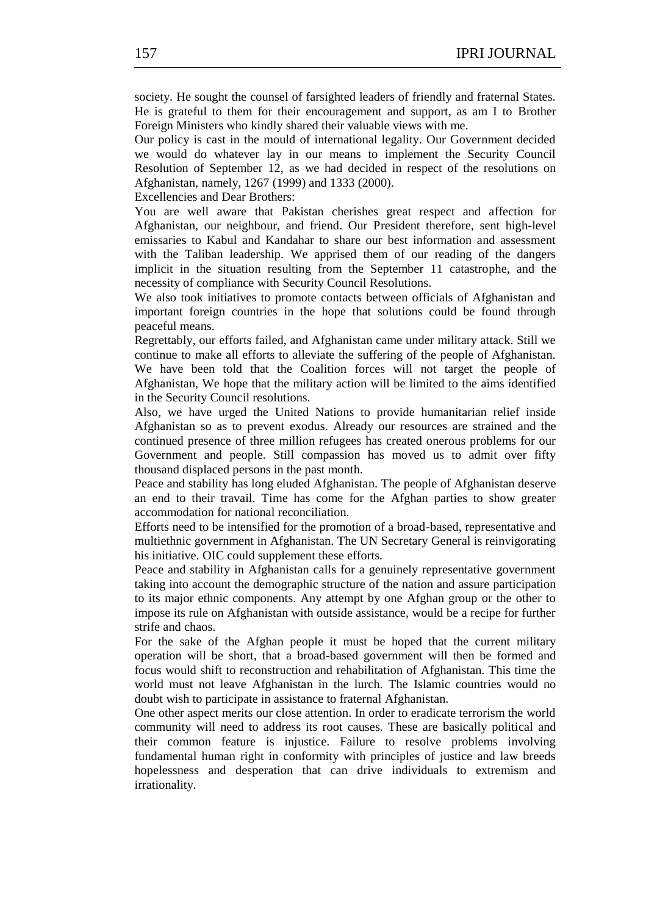society. He sought the counsel of farsighted leaders of friendly and fraternal States. He is grateful to them for their encouragement and support, as am I to Brother Foreign Ministers who kindly shared their valuable views with me.

Our policy is cast in the mould of international legality. Our Government decided we would do whatever lay in our means to implement the Security Council Resolution of September 12, as we had decided in respect of the resolutions on Afghanistan, namely, 1267 (1999) and 1333 (2000).

Excellencies and Dear Brothers:

You are well aware that Pakistan cherishes great respect and affection for Afghanistan, our neighbour, and friend. Our President therefore, sent high-level emissaries to Kabul and Kandahar to share our best information and assessment with the Taliban leadership. We apprised them of our reading of the dangers implicit in the situation resulting from the September 11 catastrophe, and the necessity of compliance with Security Council Resolutions.

We also took initiatives to promote contacts between officials of Afghanistan and important foreign countries in the hope that solutions could be found through peaceful means.

Regrettably, our efforts failed, and Afghanistan came under military attack. Still we continue to make all efforts to alleviate the suffering of the people of Afghanistan. We have been told that the Coalition forces will not target the people of Afghanistan, We hope that the military action will be limited to the aims identified in the Security Council resolutions.

Also, we have urged the United Nations to provide humanitarian relief inside Afghanistan so as to prevent exodus. Already our resources are strained and the continued presence of three million refugees has created onerous problems for our Government and people. Still compassion has moved us to admit over fifty thousand displaced persons in the past month.

Peace and stability has long eluded Afghanistan. The people of Afghanistan deserve an end to their travail. Time has come for the Afghan parties to show greater accommodation for national reconciliation.

Efforts need to be intensified for the promotion of a broad-based, representative and multiethnic government in Afghanistan. The UN Secretary General is reinvigorating his initiative. OIC could supplement these efforts.

Peace and stability in Afghanistan calls for a genuinely representative government taking into account the demographic structure of the nation and assure participation to its major ethnic components. Any attempt by one Afghan group or the other to impose its rule on Afghanistan with outside assistance, would be a recipe for further strife and chaos.

For the sake of the Afghan people it must be hoped that the current military operation will be short, that a broad-based government will then be formed and focus would shift to reconstruction and rehabilitation of Afghanistan. This time the world must not leave Afghanistan in the lurch. The Islamic countries would no doubt wish to participate in assistance to fraternal Afghanistan.

One other aspect merits our close attention. In order to eradicate terrorism the world community will need to address its root causes. These are basically political and their common feature is injustice. Failure to resolve problems involving fundamental human right in conformity with principles of justice and law breeds hopelessness and desperation that can drive individuals to extremism and irrationality.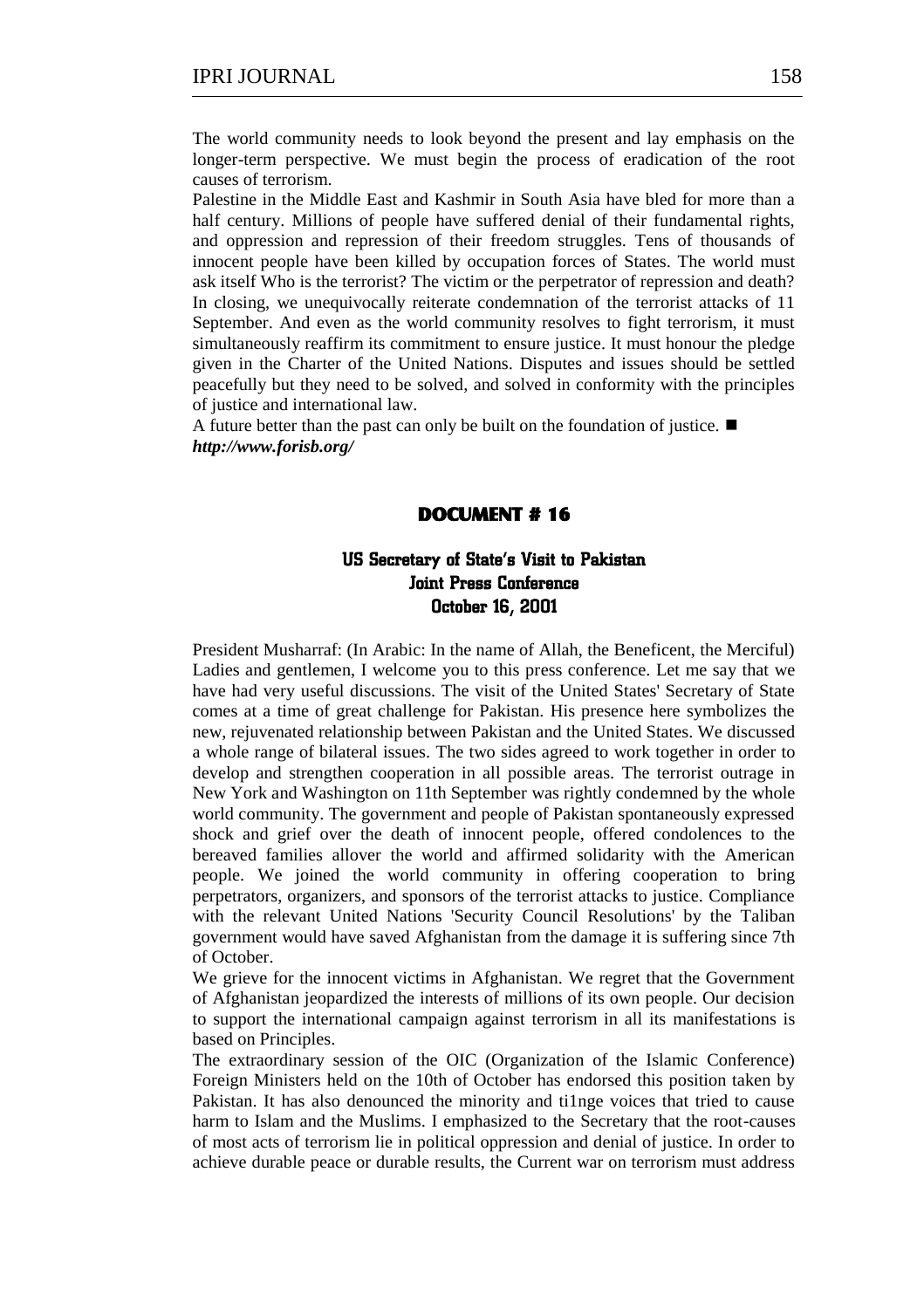The world community needs to look beyond the present and lay emphasis on the longer-term perspective. We must begin the process of eradication of the root causes of terrorism.

Palestine in the Middle East and Kashmir in South Asia have bled for more than a half century. Millions of people have suffered denial of their fundamental rights, and oppression and repression of their freedom struggles. Tens of thousands of innocent people have been killed by occupation forces of States. The world must ask itself Who is the terrorist? The victim or the perpetrator of repression and death?

In closing, we unequivocally reiterate condemnation of the terrorist attacks of 11 September. And even as the world community resolves to fight terrorism, it must simultaneously reaffirm its commitment to ensure justice. It must honour the pledge given in the Charter of the United Nations. Disputes and issues should be settled peacefully but they need to be solved, and solved in conformity with the principles of justice and international law.

A future better than the past can only be built on the foundation of justice. ■

***http://www.forisb.org/***

## DOCUMENT # 16

### US Secretary of State's Visit to Pakistan
### Joint Press Conference
### October 16, 2001

President Musharraf: (In Arabic: In the name of Allah, the Beneficent, the Merciful) Ladies and gentlemen, I welcome you to this press conference. Let me say that we have had very useful discussions. The visit of the United States' Secretary of State comes at a time of great challenge for Pakistan. His presence here symbolizes the new, rejuvenated relationship between Pakistan and the United States. We discussed a whole range of bilateral issues. The two sides agreed to work together in order to develop and strengthen cooperation in all possible areas. The terrorist outrage in New York and Washington on 11th September was rightly condemned by the whole world community. The government and people of Pakistan spontaneously expressed shock and grief over the death of innocent people, offered condolences to the bereaved families allover the world and affirmed solidarity with the American people. We joined the world community in offering cooperation to bring perpetrators, organizers, and sponsors of the terrorist attacks to justice. Compliance with the relevant United Nations 'Security Council Resolutions' by the Taliban government would have saved Afghanistan from the damage it is suffering since 7th of October.

We grieve for the innocent victims in Afghanistan. We regret that the Government of Afghanistan jeopardized the interests of millions of its own people. Our decision to support the international campaign against terrorism in all its manifestations is based on Principles.

The extraordinary session of the OIC (Organization of the Islamic Conference) Foreign Ministers held on the 10th of October has endorsed this position taken by Pakistan. It has also denounced the minority and ti1nge voices that tried to cause harm to Islam and the Muslims. I emphasized to the Secretary that the root-causes of most acts of terrorism lie in political oppression and denial of justice. In order to achieve durable peace or durable results, the Current war on terrorism must address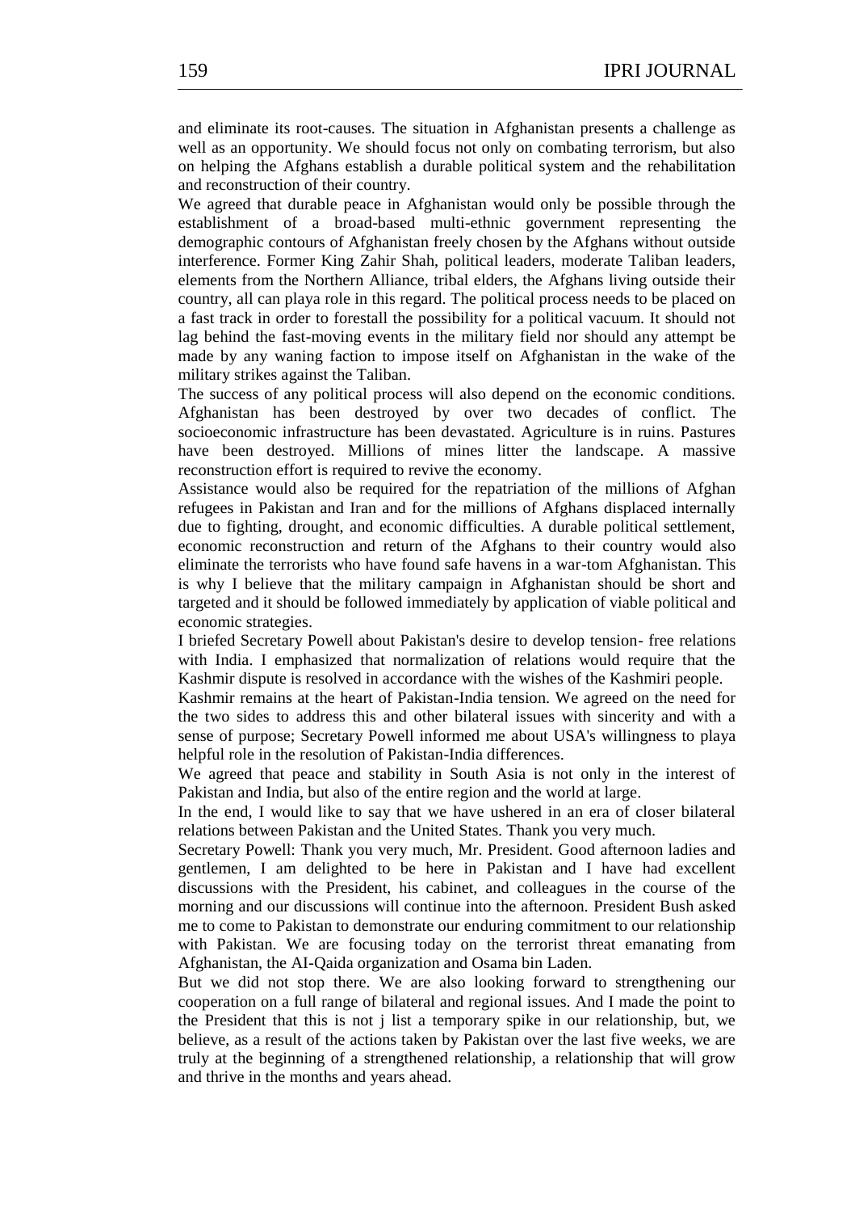and eliminate its root-causes. The situation in Afghanistan presents a challenge as well as an opportunity. We should focus not only on combating terrorism, but also on helping the Afghans establish a durable political system and the rehabilitation and reconstruction of their country.

We agreed that durable peace in Afghanistan would only be possible through the establishment of a broad-based multi-ethnic government representing the demographic contours of Afghanistan freely chosen by the Afghans without outside interference. Former King Zahir Shah, political leaders, moderate Taliban leaders, elements from the Northern Alliance, tribal elders, the Afghans living outside their country, all can playa role in this regard. The political process needs to be placed on a fast track in order to forestall the possibility for a political vacuum. It should not lag behind the fast-moving events in the military field nor should any attempt be made by any waning faction to impose itself on Afghanistan in the wake of the military strikes against the Taliban.

The success of any political process will also depend on the economic conditions. Afghanistan has been destroyed by over two decades of conflict. The socioeconomic infrastructure has been devastated. Agriculture is in ruins. Pastures have been destroyed. Millions of mines litter the landscape. A massive reconstruction effort is required to revive the economy.

Assistance would also be required for the repatriation of the millions of Afghan refugees in Pakistan and Iran and for the millions of Afghans displaced internally due to fighting, drought, and economic difficulties. A durable political settlement, economic reconstruction and return of the Afghans to their country would also eliminate the terrorists who have found safe havens in a war-tom Afghanistan. This is why I believe that the military campaign in Afghanistan should be short and targeted and it should be followed immediately by application of viable political and economic strategies.

I briefed Secretary Powell about Pakistan's desire to develop tension- free relations with India. I emphasized that normalization of relations would require that the Kashmir dispute is resolved in accordance with the wishes of the Kashmiri people.

Kashmir remains at the heart of Pakistan-India tension. We agreed on the need for the two sides to address this and other bilateral issues with sincerity and with a sense of purpose; Secretary Powell informed me about USA's willingness to playa helpful role in the resolution of Pakistan-India differences.

We agreed that peace and stability in South Asia is not only in the interest of Pakistan and India, but also of the entire region and the world at large.

In the end, I would like to say that we have ushered in an era of closer bilateral relations between Pakistan and the United States. Thank you very much.

Secretary Powell: Thank you very much, Mr. President. Good afternoon ladies and gentlemen, I am delighted to be here in Pakistan and I have had excellent discussions with the President, his cabinet, and colleagues in the course of the morning and our discussions will continue into the afternoon. President Bush asked me to come to Pakistan to demonstrate our enduring commitment to our relationship with Pakistan. We are focusing today on the terrorist threat emanating from Afghanistan, the AI-Qaida organization and Osama bin Laden.

But we did not stop there. We are also looking forward to strengthening our cooperation on a full range of bilateral and regional issues. And I made the point to the President that this is not j list a temporary spike in our relationship, but, we believe, as a result of the actions taken by Pakistan over the last five weeks, we are truly at the beginning of a strengthened relationship, a relationship that will grow and thrive in the months and years ahead.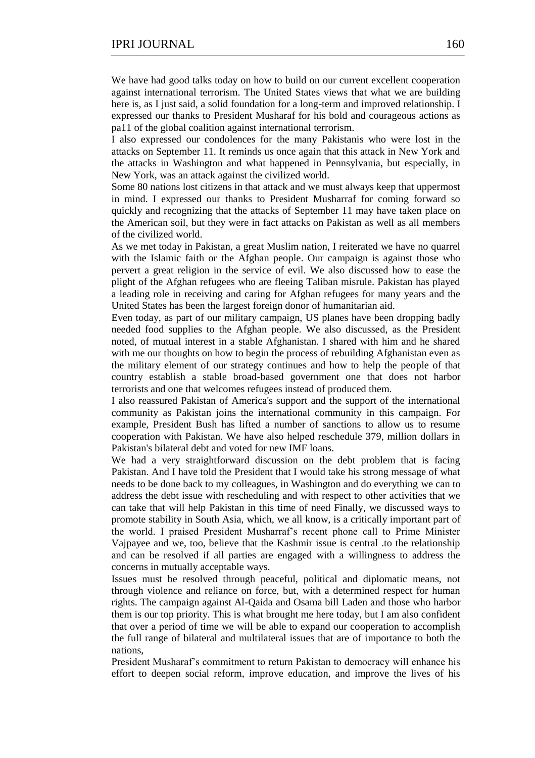We have had good talks today on how to build on our current excellent cooperation against international terrorism. The United States views that what we are building here is, as I just said, a solid foundation for a long-term and improved relationship. I expressed our thanks to President Musharaf for his bold and courageous actions as pa11 of the global coalition against international terrorism.

I also expressed our condolences for the many Pakistanis who were lost in the attacks on September 11. It reminds us once again that this attack in New York and the attacks in Washington and what happened in Pennsylvania, but especially, in New York, was an attack against the civilized world.

Some 80 nations lost citizens in that attack and we must always keep that uppermost in mind. I expressed our thanks to President Musharraf for coming forward so quickly and recognizing that the attacks of September 11 may have taken place on the American soil, but they were in fact attacks on Pakistan as well as all members of the civilized world.

As we met today in Pakistan, a great Muslim nation, I reiterated we have no quarrel with the Islamic faith or the Afghan people. Our campaign is against those who pervert a great religion in the service of evil. We also discussed how to ease the plight of the Afghan refugees who are fleeing Taliban misrule. Pakistan has played a leading role in receiving and caring for Afghan refugees for many years and the United States has been the largest foreign donor of humanitarian aid.

Even today, as part of our military campaign, US planes have been dropping badly needed food supplies to the Afghan people. We also discussed, as the President noted, of mutual interest in a stable Afghanistan. I shared with him and he shared with me our thoughts on how to begin the process of rebuilding Afghanistan even as the military element of our strategy continues and how to help the people of that country establish a stable broad-based government one that does not harbor terrorists and one that welcomes refugees instead of produced them.

I also reassured Pakistan of America's support and the support of the international community as Pakistan joins the international community in this campaign. For example, President Bush has lifted a number of sanctions to allow us to resume cooperation with Pakistan. We have also helped reschedule 379, million dollars in Pakistan's bilateral debt and voted for new IMF loans.

We had a very straightforward discussion on the debt problem that is facing Pakistan. And I have told the President that I would take his strong message of what needs to be done back to my colleagues, in Washington and do everything we can to address the debt issue with rescheduling and with respect to other activities that we can take that will help Pakistan in this time of need Finally, we discussed ways to promote stability in South Asia, which, we all know, is a critically important part of the world. I praised President Musharraf's recent phone call to Prime Minister Vajpayee and we, too, believe that the Kashmir issue is central .to the relationship and can be resolved if all parties are engaged with a willingness to address the concerns in mutually acceptable ways.

Issues must be resolved through peaceful, political and diplomatic means, not through violence and reliance on force, but, with a determined respect for human rights. The campaign against Al-Qaida and Osama bill Laden and those who harbor them is our top priority. This is what brought me here today, but I am also confident that over a period of time we will be able to expand our cooperation to accomplish the full range of bilateral and multilateral issues that are of importance to both the nations,

President Musharaf's commitment to return Pakistan to democracy will enhance his effort to deepen social reform, improve education, and improve the lives of his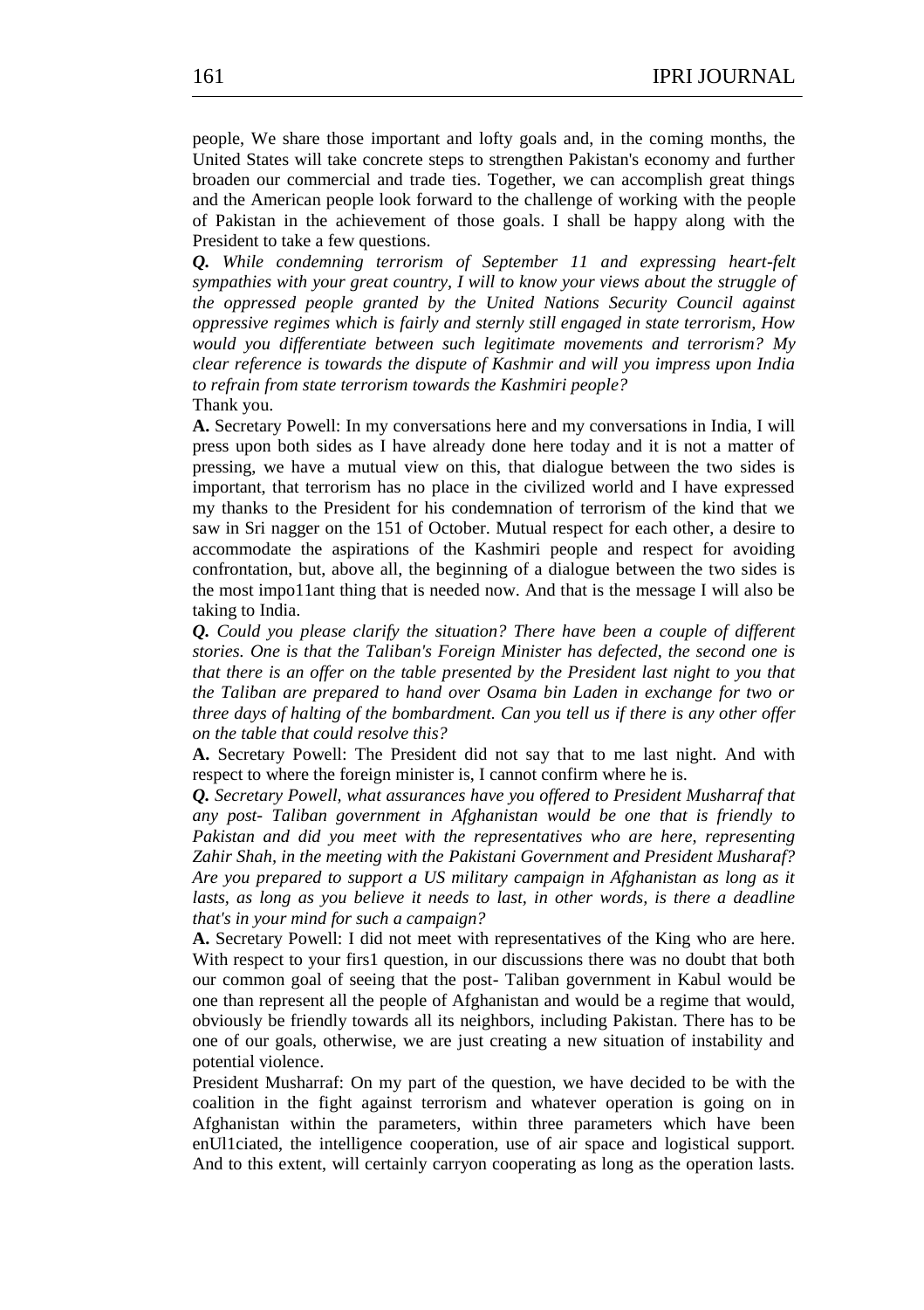people, We share those important and lofty goals and, in the coming months, the United States will take concrete steps to strengthen Pakistan's economy and further broaden our commercial and trade ties. Together, we can accomplish great things and the American people look forward to the challenge of working with the people of Pakistan in the achievement of those goals. I shall be happy along with the President to take a few questions.

***Q.*** *While condemning terrorism of September 11 and expressing heart-felt sympathies with your great country, I will to know your views about the struggle of the oppressed people granted by the United Nations Security Council against oppressive regimes which is fairly and sternly still engaged in state terrorism, How would you differentiate between such legitimate movements and terrorism? My clear reference is towards the dispute of Kashmir and will you impress upon India to refrain from state terrorism towards the Kashmiri people?*

Thank you.

**A.** Secretary Powell: In my conversations here and my conversations in India, I will press upon both sides as I have already done here today and it is not a matter of pressing, we have a mutual view on this, that dialogue between the two sides is important, that terrorism has no place in the civilized world and I have expressed my thanks to the President for his condemnation of terrorism of the kind that we saw in Sri nagger on the 151 of October. Mutual respect for each other, a desire to accommodate the aspirations of the Kashmiri people and respect for avoiding confrontation, but, above all, the beginning of a dialogue between the two sides is the most impo11ant thing that is needed now. And that is the message I will also be taking to India.

***Q.*** *Could you please clarify the situation? There have been a couple of different stories. One is that the Taliban's Foreign Minister has defected, the second one is that there is an offer on the table presented by the President last night to you that the Taliban are prepared to hand over Osama bin Laden in exchange for two or three days of halting of the bombardment. Can you tell us if there is any other offer on the table that could resolve this?*

**A.** Secretary Powell: The President did not say that to me last night. And with respect to where the foreign minister is, I cannot confirm where he is.

***Q.*** *Secretary Powell, what assurances have you offered to President Musharraf that any post- Taliban government in Afghanistan would be one that is friendly to Pakistan and did you meet with the representatives who are here, representing Zahir Shah, in the meeting with the Pakistani Government and President Musharaf? Are you prepared to support a US military campaign in Afghanistan as long as it lasts, as long as you believe it needs to last, in other words, is there a deadline that's in your mind for such a campaign?*

**A.** Secretary Powell: I did not meet with representatives of the King who are here. With respect to your firs1 question, in our discussions there was no doubt that both our common goal of seeing that the post- Taliban government in Kabul would be one than represent all the people of Afghanistan and would be a regime that would, obviously be friendly towards all its neighbors, including Pakistan. There has to be one of our goals, otherwise, we are just creating a new situation of instability and potential violence.

President Musharraf: On my part of the question, we have decided to be with the coalition in the fight against terrorism and whatever operation is going on in Afghanistan within the parameters, within three parameters which have been enUl1ciated, the intelligence cooperation, use of air space and logistical support. And to this extent, will certainly carryon cooperating as long as the operation lasts.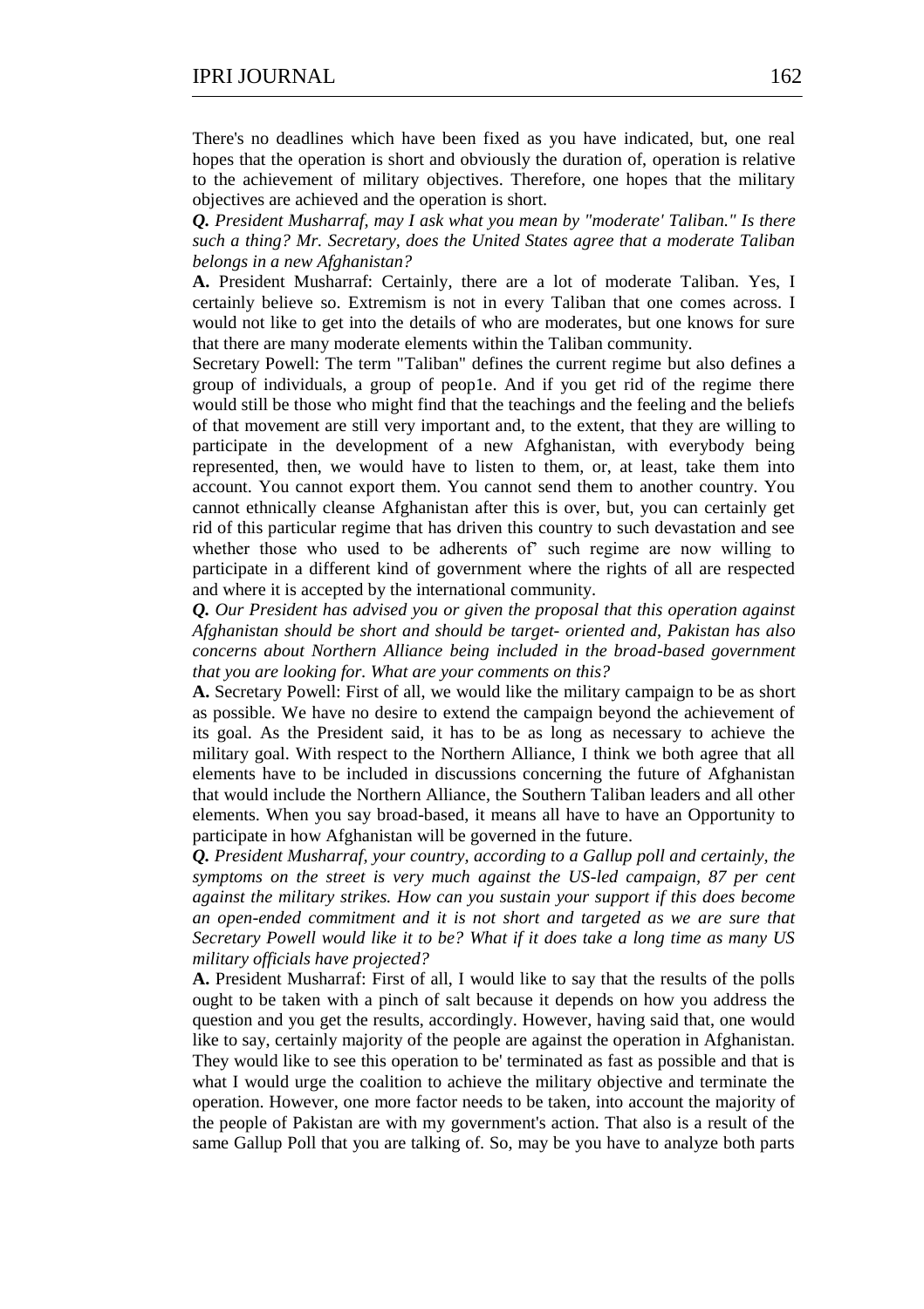There's no deadlines which have been fixed as you have indicated, but, one real hopes that the operation is short and obviously the duration of, operation is relative to the achievement of military objectives. Therefore, one hopes that the military objectives are achieved and the operation is short.

***Q.*** *President Musharraf, may I ask what you mean by "moderate' Taliban." Is there such a thing? Mr. Secretary, does the United States agree that a moderate Taliban belongs in a new Afghanistan?*

**A.** President Musharraf: Certainly, there are a lot of moderate Taliban. Yes, I certainly believe so. Extremism is not in every Taliban that one comes across. I would not like to get into the details of who are moderates, but one knows for sure that there are many moderate elements within the Taliban community.

Secretary Powell: The term "Taliban" defines the current regime but also defines a group of individuals, a group of peop1e. And if you get rid of the regime there would still be those who might find that the teachings and the feeling and the beliefs of that movement are still very important and, to the extent, that they are willing to participate in the development of a new Afghanistan, with everybody being represented, then, we would have to listen to them, or, at least, take them into account. You cannot export them. You cannot send them to another country. You cannot ethnically cleanse Afghanistan after this is over, but, you can certainly get rid of this particular regime that has driven this country to such devastation and see whether those who used to be adherents of' such regime are now willing to participate in a different kind of government where the rights of all are respected and where it is accepted by the international community.

***Q.*** *Our President has advised you or given the proposal that this operation against Afghanistan should be short and should be target- oriented and, Pakistan has also concerns about Northern Alliance being included in the broad-based government that you are looking for. What are your comments on this?*

**A.** Secretary Powell: First of all, we would like the military campaign to be as short as possible. We have no desire to extend the campaign beyond the achievement of its goal. As the President said, it has to be as long as necessary to achieve the military goal. With respect to the Northern Alliance, I think we both agree that all elements have to be included in discussions concerning the future of Afghanistan that would include the Northern Alliance, the Southern Taliban leaders and all other elements. When you say broad-based, it means all have to have an Opportunity to participate in how Afghanistan will be governed in the future.

***Q.*** *President Musharraf, your country, according to a Gallup poll and certainly, the symptoms on the street is very much against the US-led campaign, 87 per cent against the military strikes. How can you sustain your support if this does become an open-ended commitment and it is not short and targeted as we are sure that Secretary Powell would like it to be? What if it does take a long time as many US military officials have projected?*

**A.** President Musharraf: First of all, I would like to say that the results of the polls ought to be taken with a pinch of salt because it depends on how you address the question and you get the results, accordingly. However, having said that, one would like to say, certainly majority of the people are against the operation in Afghanistan. They would like to see this operation to be' terminated as fast as possible and that is what I would urge the coalition to achieve the military objective and terminate the operation. However, one more factor needs to be taken, into account the majority of the people of Pakistan are with my government's action. That also is a result of the same Gallup Poll that you are talking of. So, may be you have to analyze both parts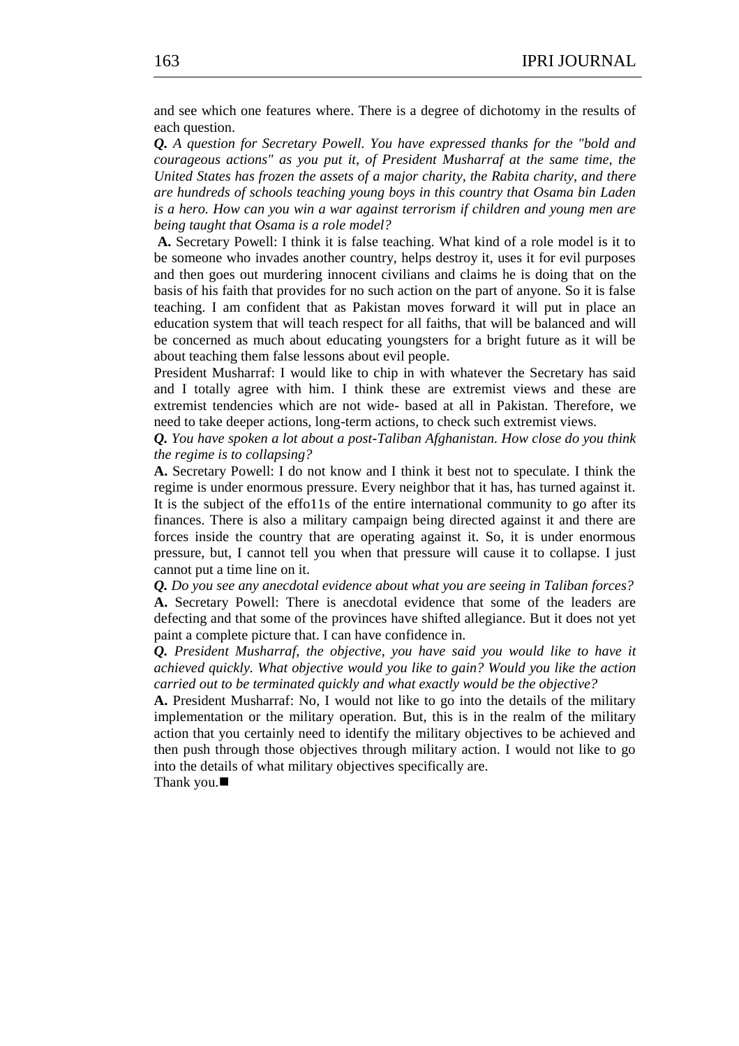and see which one features where. There is a degree of dichotomy in the results of each question.

***Q.*** *A question for Secretary Powell. You have expressed thanks for the "bold and courageous actions" as you put it, of President Musharraf at the same time, the United States has frozen the assets of a major charity, the Rabita charity, and there are hundreds of schools teaching young boys in this country that Osama bin Laden is a hero. How can you win a war against terrorism if children and young men are being taught that Osama is a role model?*

**A.** Secretary Powell: I think it is false teaching. What kind of a role model is it to be someone who invades another country, helps destroy it, uses it for evil purposes and then goes out murdering innocent civilians and claims he is doing that on the basis of his faith that provides for no such action on the part of anyone. So it is false teaching. I am confident that as Pakistan moves forward it will put in place an education system that will teach respect for all faiths, that will be balanced and will be concerned as much about educating youngsters for a bright future as it will be about teaching them false lessons about evil people.

President Musharraf: I would like to chip in with whatever the Secretary has said and I totally agree with him. I think these are extremist views and these are extremist tendencies which are not wide- based at all in Pakistan. Therefore, we need to take deeper actions, long-term actions, to check such extremist views.

***Q.*** *You have spoken a lot about a post-Taliban Afghanistan. How close do you think the regime is to collapsing?*

**A.** Secretary Powell: I do not know and I think it best not to speculate. I think the regime is under enormous pressure. Every neighbor that it has, has turned against it. It is the subject of the effo11s of the entire international community to go after its finances. There is also a military campaign being directed against it and there are forces inside the country that are operating against it. So, it is under enormous pressure, but, I cannot tell you when that pressure will cause it to collapse. I just cannot put a time line on it.

***Q.*** *Do you see any anecdotal evidence about what you are seeing in Taliban forces?*

**A.** Secretary Powell: There is anecdotal evidence that some of the leaders are defecting and that some of the provinces have shifted allegiance. But it does not yet paint a complete picture that. I can have confidence in.

***Q.*** *President Musharraf, the objective, you have said you would like to have it achieved quickly. What objective would you like to gain? Would you like the action carried out to be terminated quickly and what exactly would be the objective?*

**A.** President Musharraf: No, I would not like to go into the details of the military implementation or the military operation. But, this is in the realm of the military action that you certainly need to identify the military objectives to be achieved and then push through those objectives through military action. I would not like to go into the details of what military objectives specifically are.

Thank you.■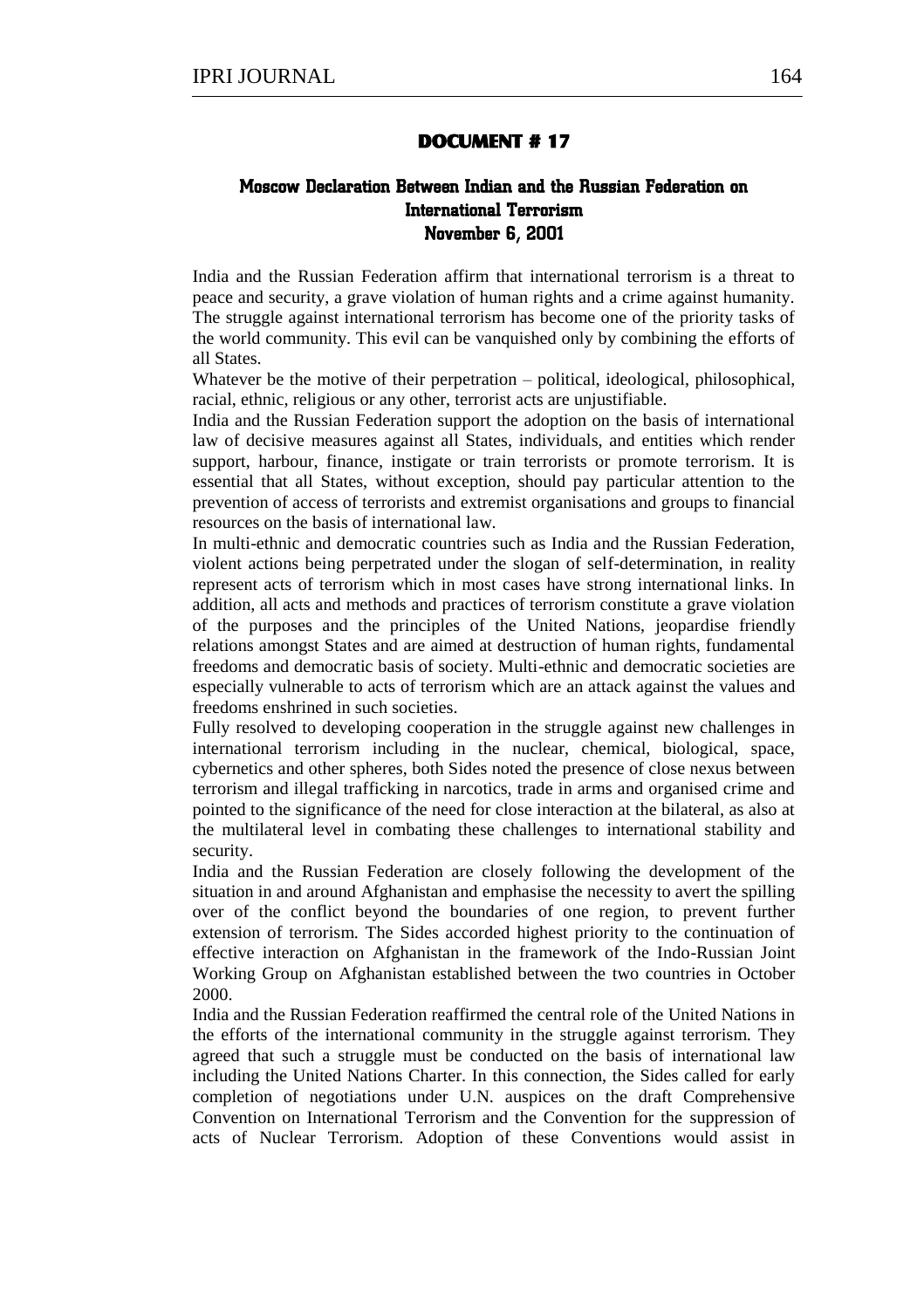## DOCUMENT # 17

### Moscow Declaration Between Indian and the Russian Federation on International Terrorism November 6, 2001

India and the Russian Federation affirm that international terrorism is a threat to peace and security, a grave violation of human rights and a crime against humanity. The struggle against international terrorism has become one of the priority tasks of the world community. This evil can be vanquished only by combining the efforts of all States.

Whatever be the motive of their perpetration – political, ideological, philosophical, racial, ethnic, religious or any other, terrorist acts are unjustifiable.

India and the Russian Federation support the adoption on the basis of international law of decisive measures against all States, individuals, and entities which render support, harbour, finance, instigate or train terrorists or promote terrorism. It is essential that all States, without exception, should pay particular attention to the prevention of access of terrorists and extremist organisations and groups to financial resources on the basis of international law.

In multi-ethnic and democratic countries such as India and the Russian Federation, violent actions being perpetrated under the slogan of self-determination, in reality represent acts of terrorism which in most cases have strong international links. In addition, all acts and methods and practices of terrorism constitute a grave violation of the purposes and the principles of the United Nations, jeopardise friendly relations amongst States and are aimed at destruction of human rights, fundamental freedoms and democratic basis of society. Multi-ethnic and democratic societies are especially vulnerable to acts of terrorism which are an attack against the values and freedoms enshrined in such societies.

Fully resolved to developing cooperation in the struggle against new challenges in international terrorism including in the nuclear, chemical, biological, space, cybernetics and other spheres, both Sides noted the presence of close nexus between terrorism and illegal trafficking in narcotics, trade in arms and organised crime and pointed to the significance of the need for close interaction at the bilateral, as also at the multilateral level in combating these challenges to international stability and security.

India and the Russian Federation are closely following the development of the situation in and around Afghanistan and emphasise the necessity to avert the spilling over of the conflict beyond the boundaries of one region, to prevent further extension of terrorism. The Sides accorded highest priority to the continuation of effective interaction on Afghanistan in the framework of the Indo-Russian Joint Working Group on Afghanistan established between the two countries in October 2000.

India and the Russian Federation reaffirmed the central role of the United Nations in the efforts of the international community in the struggle against terrorism. They agreed that such a struggle must be conducted on the basis of international law including the United Nations Charter. In this connection, the Sides called for early completion of negotiations under U.N. auspices on the draft Comprehensive Convention on International Terrorism and the Convention for the suppression of acts of Nuclear Terrorism. Adoption of these Conventions would assist in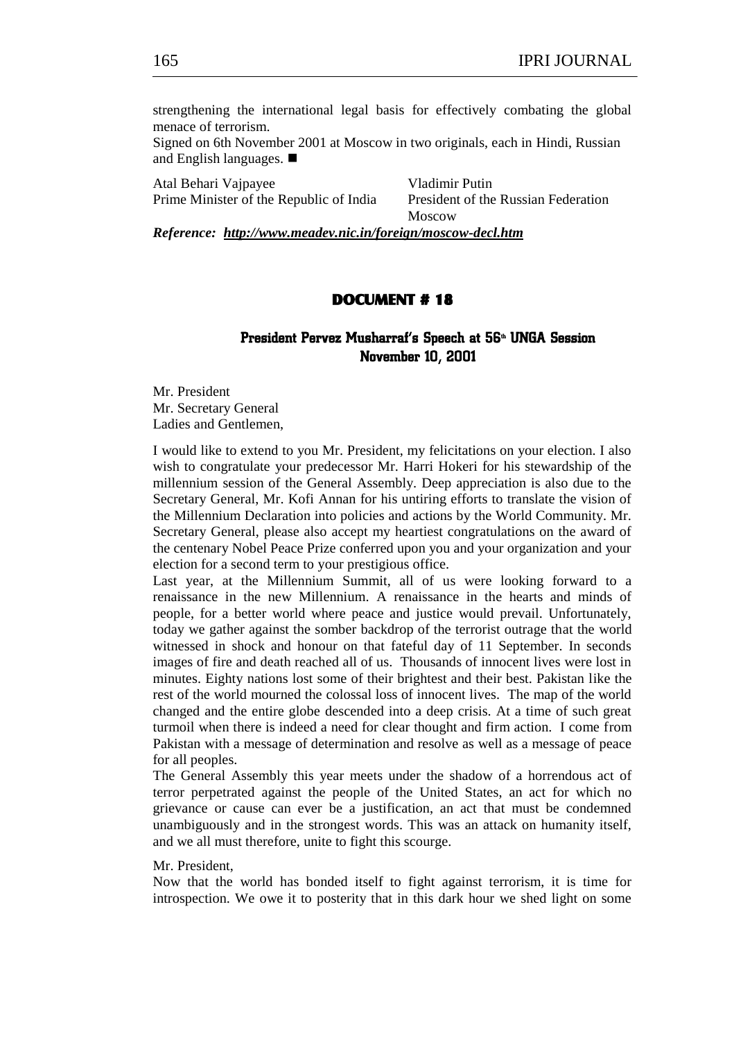strengthening the international legal basis for effectively combating the global menace of terrorism.
Signed on 6th November 2001 at Moscow in two originals, each in Hindi, Russian and English languages. ■

| Atal Behari Vajpayee | Vladimir Putin |
|---|---|
| Prime Minister of the Republic of India | President of the Russian Federation |
| | Moscow |

***Reference: http://www.meadev.nic.in/foreign/moscow-decl.htm***

## DOCUMENT # 18

### President Pervez Musharraf's Speech at 56th UNGA Session November 10, 2001

Mr. President
Mr. Secretary General
Ladies and Gentlemen,

I would like to extend to you Mr. President, my felicitations on your election. I also wish to congratulate your predecessor Mr. Harri Hokeri for his stewardship of the millennium session of the General Assembly. Deep appreciation is also due to the Secretary General, Mr. Kofi Annan for his untiring efforts to translate the vision of the Millennium Declaration into policies and actions by the World Community. Mr. Secretary General, please also accept my heartiest congratulations on the award of the centenary Nobel Peace Prize conferred upon you and your organization and your election for a second term to your prestigious office.

Last year, at the Millennium Summit, all of us were looking forward to a renaissance in the new Millennium. A renaissance in the hearts and minds of people, for a better world where peace and justice would prevail. Unfortunately, today we gather against the somber backdrop of the terrorist outrage that the world witnessed in shock and honour on that fateful day of 11 September. In seconds images of fire and death reached all of us. Thousands of innocent lives were lost in minutes. Eighty nations lost some of their brightest and their best. Pakistan like the rest of the world mourned the colossal loss of innocent lives. The map of the world changed and the entire globe descended into a deep crisis. At a time of such great turmoil when there is indeed a need for clear thought and firm action. I come from Pakistan with a message of determination and resolve as well as a message of peace for all peoples.

The General Assembly this year meets under the shadow of a horrendous act of terror perpetrated against the people of the United States, an act for which no grievance or cause can ever be a justification, an act that must be condemned unambiguously and in the strongest words. This was an attack on humanity itself, and we all must therefore, unite to fight this scourge.

Mr. President,

Now that the world has bonded itself to fight against terrorism, it is time for introspection. We owe it to posterity that in this dark hour we shed light on some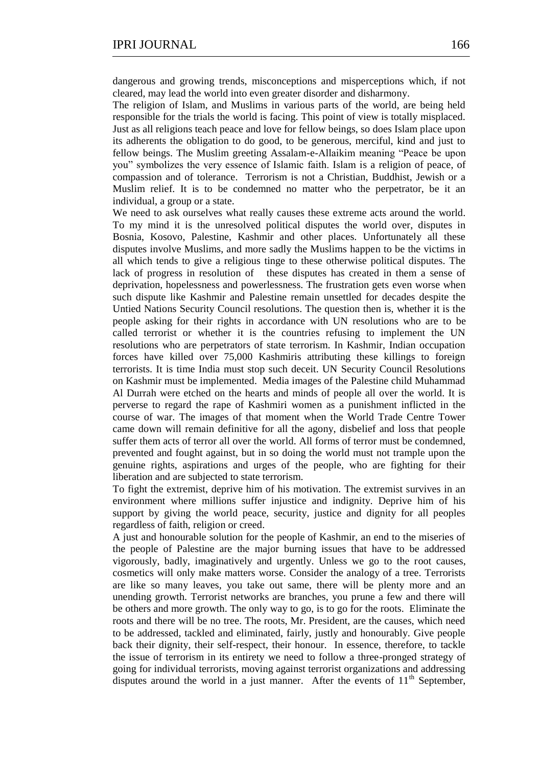dangerous and growing trends, misconceptions and misperceptions which, if not cleared, may lead the world into even greater disorder and disharmony.

The religion of Islam, and Muslims in various parts of the world, are being held responsible for the trials the world is facing. This point of view is totally misplaced. Just as all religions teach peace and love for fellow beings, so does Islam place upon its adherents the obligation to do good, to be generous, merciful, kind and just to fellow beings. The Muslim greeting Assalam-e-Allaikim meaning "Peace be upon you" symbolizes the very essence of Islamic faith. Islam is a religion of peace, of compassion and of tolerance. Terrorism is not a Christian, Buddhist, Jewish or a Muslim relief. It is to be condemned no matter who the perpetrator, be it an individual, a group or a state.

We need to ask ourselves what really causes these extreme acts around the world. To my mind it is the unresolved political disputes the world over, disputes in Bosnia, Kosovo, Palestine, Kashmir and other places. Unfortunately all these disputes involve Muslims, and more sadly the Muslims happen to be the victims in all which tends to give a religious tinge to these otherwise political disputes. The lack of progress in resolution of these disputes has created in them a sense of deprivation, hopelessness and powerlessness. The frustration gets even worse when such dispute like Kashmir and Palestine remain unsettled for decades despite the Untied Nations Security Council resolutions. The question then is, whether it is the people asking for their rights in accordance with UN resolutions who are to be called terrorist or whether it is the countries refusing to implement the UN resolutions who are perpetrators of state terrorism. In Kashmir, Indian occupation forces have killed over 75,000 Kashmiris attributing these killings to foreign terrorists. It is time India must stop such deceit. UN Security Council Resolutions on Kashmir must be implemented. Media images of the Palestine child Muhammad Al Durrah were etched on the hearts and minds of people all over the world. It is perverse to regard the rape of Kashmiri women as a punishment inflicted in the course of war. The images of that moment when the World Trade Centre Tower came down will remain definitive for all the agony, disbelief and loss that people suffer them acts of terror all over the world. All forms of terror must be condemned, prevented and fought against, but in so doing the world must not trample upon the genuine rights, aspirations and urges of the people, who are fighting for their liberation and are subjected to state terrorism.

To fight the extremist, deprive him of his motivation. The extremist survives in an environment where millions suffer injustice and indignity. Deprive him of his support by giving the world peace, security, justice and dignity for all peoples regardless of faith, religion or creed.

A just and honourable solution for the people of Kashmir, an end to the miseries of the people of Palestine are the major burning issues that have to be addressed vigorously, badly, imaginatively and urgently. Unless we go to the root causes, cosmetics will only make matters worse. Consider the analogy of a tree. Terrorists are like so many leaves, you take out same, there will be plenty more and an unending growth. Terrorist networks are branches, you prune a few and there will be others and more growth. The only way to go, is to go for the roots. Eliminate the roots and there will be no tree. The roots, Mr. President, are the causes, which need to be addressed, tackled and eliminated, fairly, justly and honourably. Give people back their dignity, their self-respect, their honour. In essence, therefore, to tackle the issue of terrorism in its entirety we need to follow a three-pronged strategy of going for individual terrorists, moving against terrorist organizations and addressing disputes around the world in a just manner. After the events of 11th September,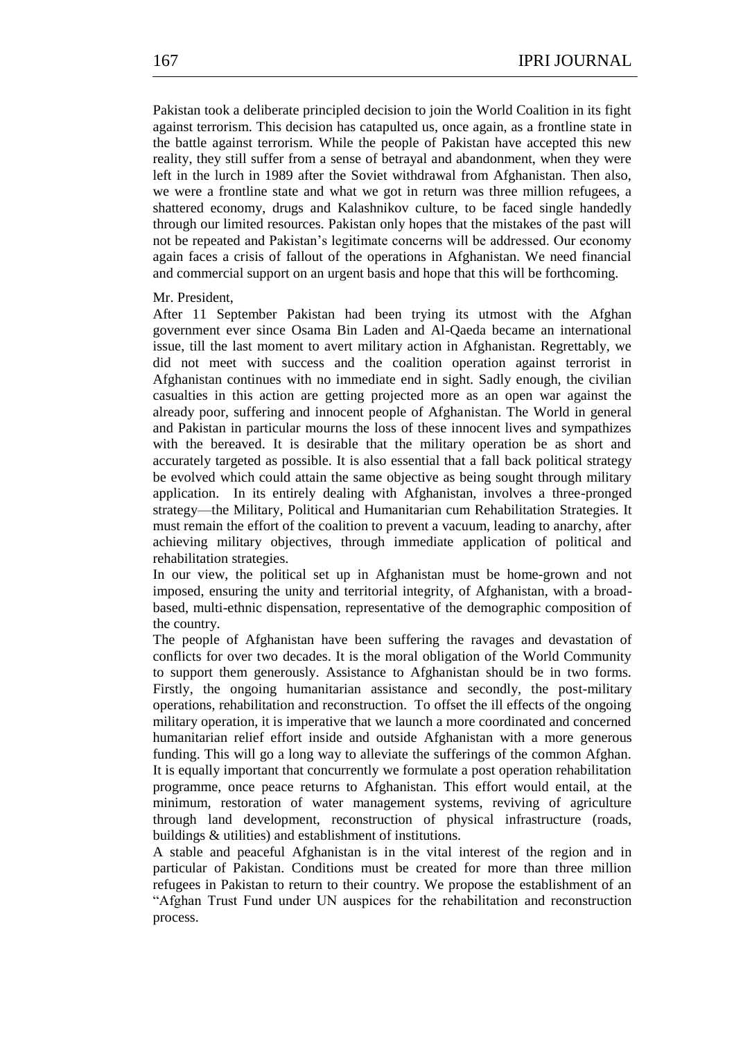Pakistan took a deliberate principled decision to join the World Coalition in its fight against terrorism. This decision has catapulted us, once again, as a frontline state in the battle against terrorism. While the people of Pakistan have accepted this new reality, they still suffer from a sense of betrayal and abandonment, when they were left in the lurch in 1989 after the Soviet withdrawal from Afghanistan. Then also, we were a frontline state and what we got in return was three million refugees, a shattered economy, drugs and Kalashnikov culture, to be faced single handedly through our limited resources. Pakistan only hopes that the mistakes of the past will not be repeated and Pakistan's legitimate concerns will be addressed. Our economy again faces a crisis of fallout of the operations in Afghanistan. We need financial and commercial support on an urgent basis and hope that this will be forthcoming.

Mr. President,

After 11 September Pakistan had been trying its utmost with the Afghan government ever since Osama Bin Laden and Al-Qaeda became an international issue, till the last moment to avert military action in Afghanistan. Regrettably, we did not meet with success and the coalition operation against terrorist in Afghanistan continues with no immediate end in sight. Sadly enough, the civilian casualties in this action are getting projected more as an open war against the already poor, suffering and innocent people of Afghanistan. The World in general and Pakistan in particular mourns the loss of these innocent lives and sympathizes with the bereaved. It is desirable that the military operation be as short and accurately targeted as possible. It is also essential that a fall back political strategy be evolved which could attain the same objective as being sought through military application. In its entirely dealing with Afghanistan, involves a three-pronged strategy—the Military, Political and Humanitarian cum Rehabilitation Strategies. It must remain the effort of the coalition to prevent a vacuum, leading to anarchy, after achieving military objectives, through immediate application of political and rehabilitation strategies.

In our view, the political set up in Afghanistan must be home-grown and not imposed, ensuring the unity and territorial integrity, of Afghanistan, with a broad-based, multi-ethnic dispensation, representative of the demographic composition of the country.

The people of Afghanistan have been suffering the ravages and devastation of conflicts for over two decades. It is the moral obligation of the World Community to support them generously. Assistance to Afghanistan should be in two forms. Firstly, the ongoing humanitarian assistance and secondly, the post-military operations, rehabilitation and reconstruction. To offset the ill effects of the ongoing military operation, it is imperative that we launch a more coordinated and concerned humanitarian relief effort inside and outside Afghanistan with a more generous funding. This will go a long way to alleviate the sufferings of the common Afghan. It is equally important that concurrently we formulate a post operation rehabilitation programme, once peace returns to Afghanistan. This effort would entail, at the minimum, restoration of water management systems, reviving of agriculture through land development, reconstruction of physical infrastructure (roads, buildings & utilities) and establishment of institutions.

A stable and peaceful Afghanistan is in the vital interest of the region and in particular of Pakistan. Conditions must be created for more than three million refugees in Pakistan to return to their country. We propose the establishment of an "Afghan Trust Fund under UN auspices for the rehabilitation and reconstruction process.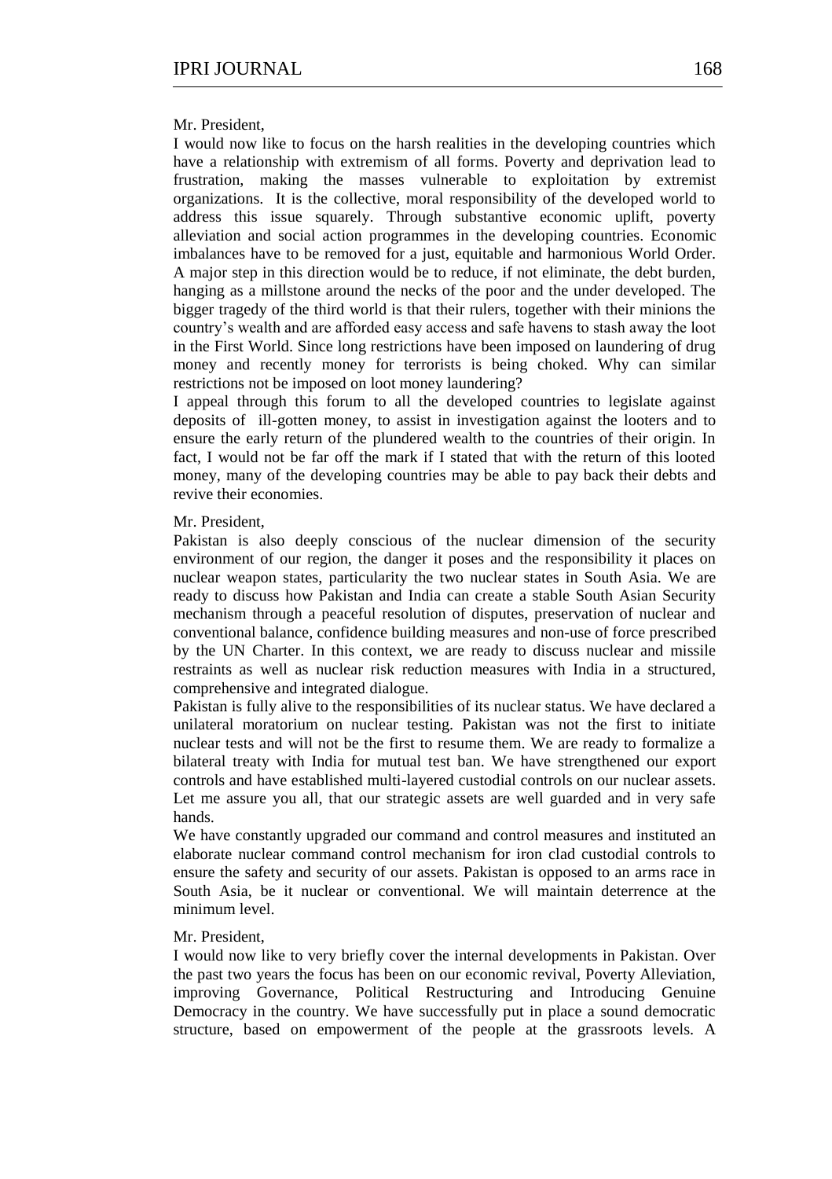Mr. President,

I would now like to focus on the harsh realities in the developing countries which have a relationship with extremism of all forms. Poverty and deprivation lead to frustration, making the masses vulnerable to exploitation by extremist organizations. It is the collective, moral responsibility of the developed world to address this issue squarely. Through substantive economic uplift, poverty alleviation and social action programmes in the developing countries. Economic imbalances have to be removed for a just, equitable and harmonious World Order. A major step in this direction would be to reduce, if not eliminate, the debt burden, hanging as a millstone around the necks of the poor and the under developed. The bigger tragedy of the third world is that their rulers, together with their minions the country's wealth and are afforded easy access and safe havens to stash away the loot in the First World. Since long restrictions have been imposed on laundering of drug money and recently money for terrorists is being choked. Why can similar restrictions not be imposed on loot money laundering?

I appeal through this forum to all the developed countries to legislate against deposits of ill-gotten money, to assist in investigation against the looters and to ensure the early return of the plundered wealth to the countries of their origin. In fact, I would not be far off the mark if I stated that with the return of this looted money, many of the developing countries may be able to pay back their debts and revive their economies.

Mr. President,

Pakistan is also deeply conscious of the nuclear dimension of the security environment of our region, the danger it poses and the responsibility it places on nuclear weapon states, particularity the two nuclear states in South Asia. We are ready to discuss how Pakistan and India can create a stable South Asian Security mechanism through a peaceful resolution of disputes, preservation of nuclear and conventional balance, confidence building measures and non-use of force prescribed by the UN Charter. In this context, we are ready to discuss nuclear and missile restraints as well as nuclear risk reduction measures with India in a structured, comprehensive and integrated dialogue.

Pakistan is fully alive to the responsibilities of its nuclear status. We have declared a unilateral moratorium on nuclear testing. Pakistan was not the first to initiate nuclear tests and will not be the first to resume them. We are ready to formalize a bilateral treaty with India for mutual test ban. We have strengthened our export controls and have established multi-layered custodial controls on our nuclear assets. Let me assure you all, that our strategic assets are well guarded and in very safe hands.

We have constantly upgraded our command and control measures and instituted an elaborate nuclear command control mechanism for iron clad custodial controls to ensure the safety and security of our assets. Pakistan is opposed to an arms race in South Asia, be it nuclear or conventional. We will maintain deterrence at the minimum level.

Mr. President,

I would now like to very briefly cover the internal developments in Pakistan. Over the past two years the focus has been on our economic revival, Poverty Alleviation, improving Governance, Political Restructuring and Introducing Genuine Democracy in the country. We have successfully put in place a sound democratic structure, based on empowerment of the people at the grassroots levels. A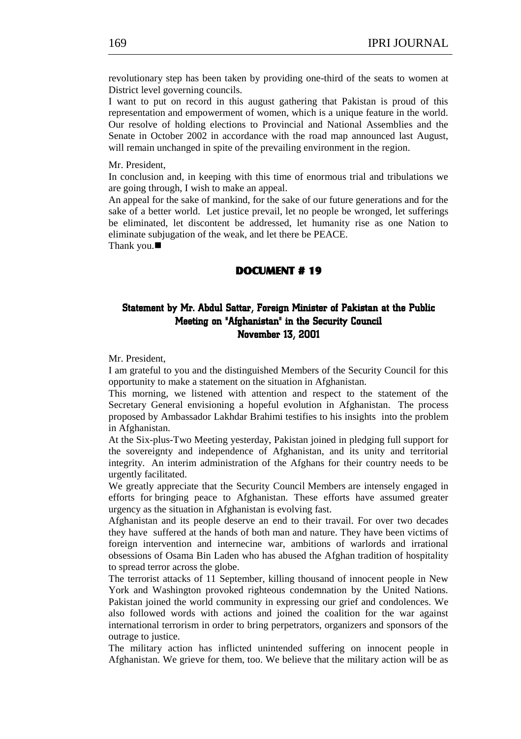revolutionary step has been taken by providing one-third of the seats to women at District level governing councils.

I want to put on record in this august gathering that Pakistan is proud of this representation and empowerment of women, which is a unique feature in the world. Our resolve of holding elections to Provincial and National Assemblies and the Senate in October 2002 in accordance with the road map announced last August, will remain unchanged in spite of the prevailing environment in the region.

Mr. President,

In conclusion and, in keeping with this time of enormous trial and tribulations we are going through, I wish to make an appeal.

An appeal for the sake of mankind, for the sake of our future generations and for the sake of a better world. Let justice prevail, let no people be wronged, let sufferings be eliminated, let discontent be addressed, let humanity rise as one Nation to eliminate subjugation of the weak, and let there be PEACE.

Thank you.■

## DOCUMENT # 19

### Statement by Mr. Abdul Sattar, Foreign Minister of Pakistan at the Public Meeting on "Afghanistan" in the Security Council
### November 13, 2001

Mr. President,

I am grateful to you and the distinguished Members of the Security Council for this opportunity to make a statement on the situation in Afghanistan.

This morning, we listened with attention and respect to the statement of the Secretary General envisioning a hopeful evolution in Afghanistan. The process proposed by Ambassador Lakhdar Brahimi testifies to his insights into the problem in Afghanistan.

At the Six-plus-Two Meeting yesterday, Pakistan joined in pledging full support for the sovereignty and independence of Afghanistan, and its unity and territorial integrity. An interim administration of the Afghans for their country needs to be urgently facilitated.

We greatly appreciate that the Security Council Members are intensely engaged in efforts for bringing peace to Afghanistan. These efforts have assumed greater urgency as the situation in Afghanistan is evolving fast.

Afghanistan and its people deserve an end to their travail. For over two decades they have suffered at the hands of both man and nature. They have been victims of foreign intervention and internecine war, ambitions of warlords and irrational obsessions of Osama Bin Laden who has abused the Afghan tradition of hospitality to spread terror across the globe.

The terrorist attacks of 11 September, killing thousand of innocent people in New York and Washington provoked righteous condemnation by the United Nations. Pakistan joined the world community in expressing our grief and condolences. We also followed words with actions and joined the coalition for the war against international terrorism in order to bring perpetrators, organizers and sponsors of the outrage to justice.

The military action has inflicted unintended suffering on innocent people in Afghanistan. We grieve for them, too. We believe that the military action will be as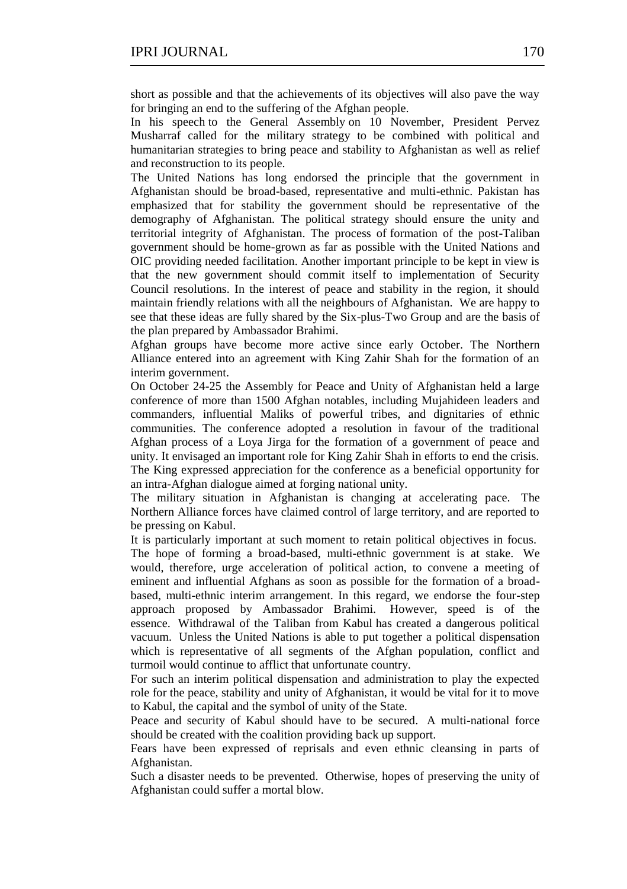short as possible and that the achievements of its objectives will also pave the way for bringing an end to the suffering of the Afghan people.

In his speech to the General Assembly on 10 November, President Pervez Musharraf called for the military strategy to be combined with political and humanitarian strategies to bring peace and stability to Afghanistan as well as relief and reconstruction to its people.

The United Nations has long endorsed the principle that the government in Afghanistan should be broad-based, representative and multi-ethnic. Pakistan has emphasized that for stability the government should be representative of the demography of Afghanistan. The political strategy should ensure the unity and territorial integrity of Afghanistan. The process of formation of the post-Taliban government should be home-grown as far as possible with the United Nations and OIC providing needed facilitation. Another important principle to be kept in view is that the new government should commit itself to implementation of Security Council resolutions. In the interest of peace and stability in the region, it should maintain friendly relations with all the neighbours of Afghanistan. We are happy to see that these ideas are fully shared by the Six-plus-Two Group and are the basis of the plan prepared by Ambassador Brahimi.

Afghan groups have become more active since early October. The Northern Alliance entered into an agreement with King Zahir Shah for the formation of an interim government.

On October 24-25 the Assembly for Peace and Unity of Afghanistan held a large conference of more than 1500 Afghan notables, including Mujahideen leaders and commanders, influential Maliks of powerful tribes, and dignitaries of ethnic communities. The conference adopted a resolution in favour of the traditional Afghan process of a Loya Jirga for the formation of a government of peace and unity. It envisaged an important role for King Zahir Shah in efforts to end the crisis. The King expressed appreciation for the conference as a beneficial opportunity for an intra-Afghan dialogue aimed at forging national unity.

The military situation in Afghanistan is changing at accelerating pace. The Northern Alliance forces have claimed control of large territory, and are reported to be pressing on Kabul.

It is particularly important at such moment to retain political objectives in focus. The hope of forming a broad-based, multi-ethnic government is at stake. We would, therefore, urge acceleration of political action, to convene a meeting of eminent and influential Afghans as soon as possible for the formation of a broad-based, multi-ethnic interim arrangement. In this regard, we endorse the four-step approach proposed by Ambassador Brahimi. However, speed is of the essence. Withdrawal of the Taliban from Kabul has created a dangerous political vacuum. Unless the United Nations is able to put together a political dispensation which is representative of all segments of the Afghan population, conflict and turmoil would continue to afflict that unfortunate country.

For such an interim political dispensation and administration to play the expected role for the peace, stability and unity of Afghanistan, it would be vital for it to move to Kabul, the capital and the symbol of unity of the State.

Peace and security of Kabul should have to be secured. A multi-national force should be created with the coalition providing back up support.

Fears have been expressed of reprisals and even ethnic cleansing in parts of Afghanistan.

Such a disaster needs to be prevented. Otherwise, hopes of preserving the unity of Afghanistan could suffer a mortal blow.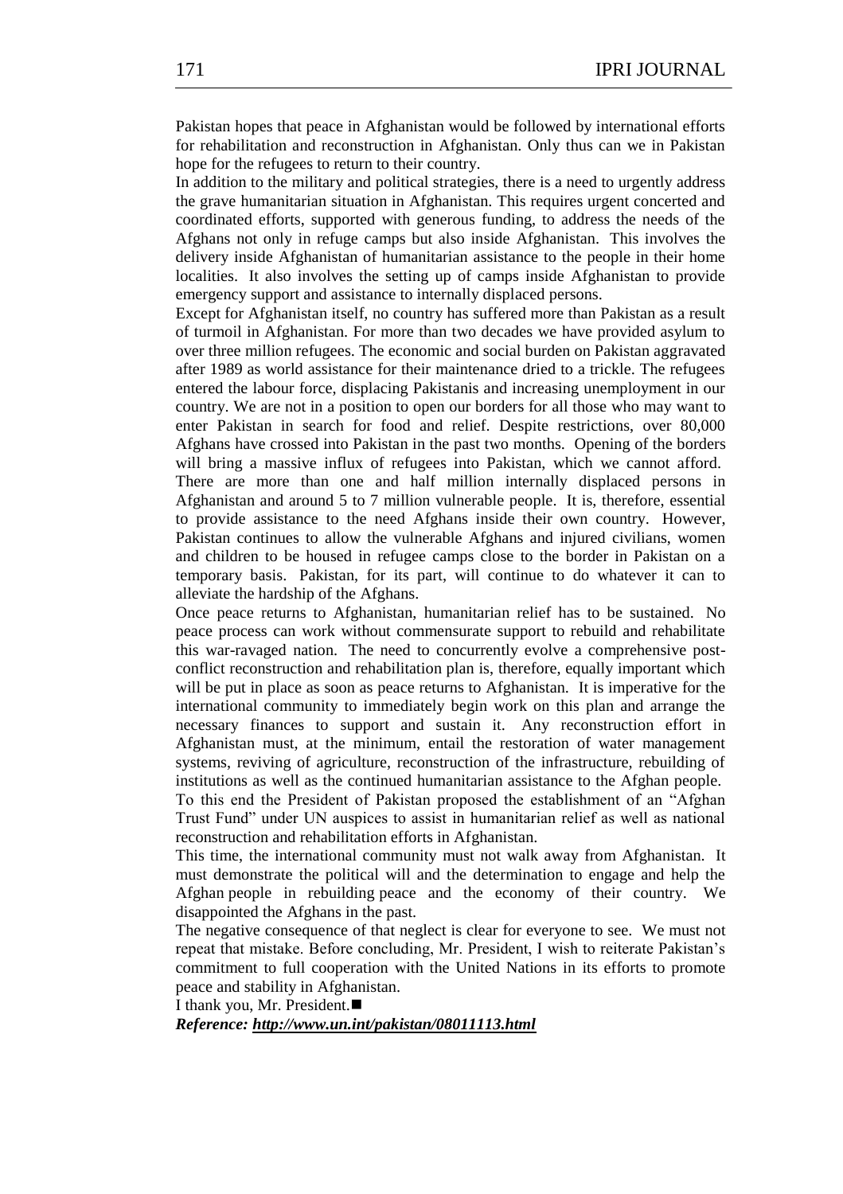Pakistan hopes that peace in Afghanistan would be followed by international efforts for rehabilitation and reconstruction in Afghanistan. Only thus can we in Pakistan hope for the refugees to return to their country.

In addition to the military and political strategies, there is a need to urgently address the grave humanitarian situation in Afghanistan. This requires urgent concerted and coordinated efforts, supported with generous funding, to address the needs of the Afghans not only in refuge camps but also inside Afghanistan. This involves the delivery inside Afghanistan of humanitarian assistance to the people in their home localities. It also involves the setting up of camps inside Afghanistan to provide emergency support and assistance to internally displaced persons.

Except for Afghanistan itself, no country has suffered more than Pakistan as a result of turmoil in Afghanistan. For more than two decades we have provided asylum to over three million refugees. The economic and social burden on Pakistan aggravated after 1989 as world assistance for their maintenance dried to a trickle. The refugees entered the labour force, displacing Pakistanis and increasing unemployment in our country. We are not in a position to open our borders for all those who may want to enter Pakistan in search for food and relief. Despite restrictions, over 80,000 Afghans have crossed into Pakistan in the past two months. Opening of the borders will bring a massive influx of refugees into Pakistan, which we cannot afford.

There are more than one and half million internally displaced persons in Afghanistan and around 5 to 7 million vulnerable people. It is, therefore, essential to provide assistance to the need Afghans inside their own country. However, Pakistan continues to allow the vulnerable Afghans and injured civilians, women and children to be housed in refugee camps close to the border in Pakistan on a temporary basis. Pakistan, for its part, will continue to do whatever it can to alleviate the hardship of the Afghans.

Once peace returns to Afghanistan, humanitarian relief has to be sustained. No peace process can work without commensurate support to rebuild and rehabilitate this war-ravaged nation. The need to concurrently evolve a comprehensive post-conflict reconstruction and rehabilitation plan is, therefore, equally important which will be put in place as soon as peace returns to Afghanistan. It is imperative for the international community to immediately begin work on this plan and arrange the necessary finances to support and sustain it. Any reconstruction effort in Afghanistan must, at the minimum, entail the restoration of water management systems, reviving of agriculture, reconstruction of the infrastructure, rebuilding of institutions as well as the continued humanitarian assistance to the Afghan people.

To this end the President of Pakistan proposed the establishment of an "Afghan Trust Fund" under UN auspices to assist in humanitarian relief as well as national reconstruction and rehabilitation efforts in Afghanistan.

This time, the international community must not walk away from Afghanistan. It must demonstrate the political will and the determination to engage and help the Afghan people in rebuilding peace and the economy of their country. We disappointed the Afghans in the past.

The negative consequence of that neglect is clear for everyone to see. We must not repeat that mistake. Before concluding, Mr. President, I wish to reiterate Pakistan's commitment to full cooperation with the United Nations in its efforts to promote peace and stability in Afghanistan.

I thank you, Mr. President.■

***Reference: http://www.un.int/pakistan/08011113.html***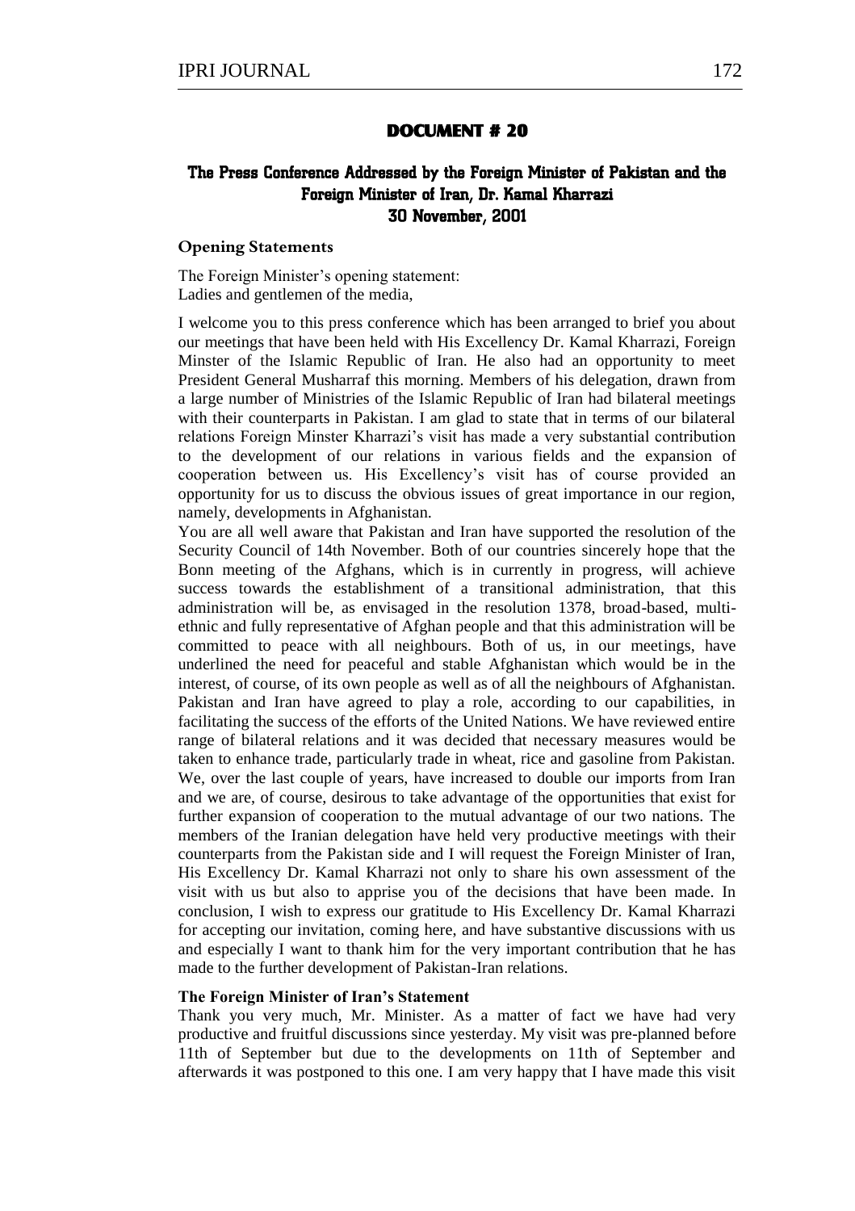## DOCUMENT # 20

### The Press Conference Addressed by the Foreign Minister of Pakistan and the Foreign Minister of Iran, Dr. Kamal Kharrazi 30 November, 2001

**Opening Statements**

The Foreign Minister's opening statement:
Ladies and gentlemen of the media,

I welcome you to this press conference which has been arranged to brief you about our meetings that have been held with His Excellency Dr. Kamal Kharrazi, Foreign Minster of the Islamic Republic of Iran. He also had an opportunity to meet President General Musharraf this morning. Members of his delegation, drawn from a large number of Ministries of the Islamic Republic of Iran had bilateral meetings with their counterparts in Pakistan. I am glad to state that in terms of our bilateral relations Foreign Minster Kharrazi's visit has made a very substantial contribution to the development of our relations in various fields and the expansion of cooperation between us. His Excellency's visit has of course provided an opportunity for us to discuss the obvious issues of great importance in our region, namely, developments in Afghanistan.

You are all well aware that Pakistan and Iran have supported the resolution of the Security Council of 14th November. Both of our countries sincerely hope that the Bonn meeting of the Afghans, which is in currently in progress, will achieve success towards the establishment of a transitional administration, that this administration will be, as envisaged in the resolution 1378, broad-based, multi-ethnic and fully representative of Afghan people and that this administration will be committed to peace with all neighbours. Both of us, in our meetings, have underlined the need for peaceful and stable Afghanistan which would be in the interest, of course, of its own people as well as of all the neighbours of Afghanistan. Pakistan and Iran have agreed to play a role, according to our capabilities, in facilitating the success of the efforts of the United Nations. We have reviewed entire range of bilateral relations and it was decided that necessary measures would be taken to enhance trade, particularly trade in wheat, rice and gasoline from Pakistan. We, over the last couple of years, have increased to double our imports from Iran and we are, of course, desirous to take advantage of the opportunities that exist for further expansion of cooperation to the mutual advantage of our two nations. The members of the Iranian delegation have held very productive meetings with their counterparts from the Pakistan side and I will request the Foreign Minister of Iran, His Excellency Dr. Kamal Kharrazi not only to share his own assessment of the visit with us but also to apprise you of the decisions that have been made. In conclusion, I wish to express our gratitude to His Excellency Dr. Kamal Kharrazi for accepting our invitation, coming here, and have substantive discussions with us and especially I want to thank him for the very important contribution that he has made to the further development of Pakistan-Iran relations.

**The Foreign Minister of Iran's Statement**

Thank you very much, Mr. Minister. As a matter of fact we have had very productive and fruitful discussions since yesterday. My visit was pre-planned before 11th of September but due to the developments on 11th of September and afterwards it was postponed to this one. I am very happy that I have made this visit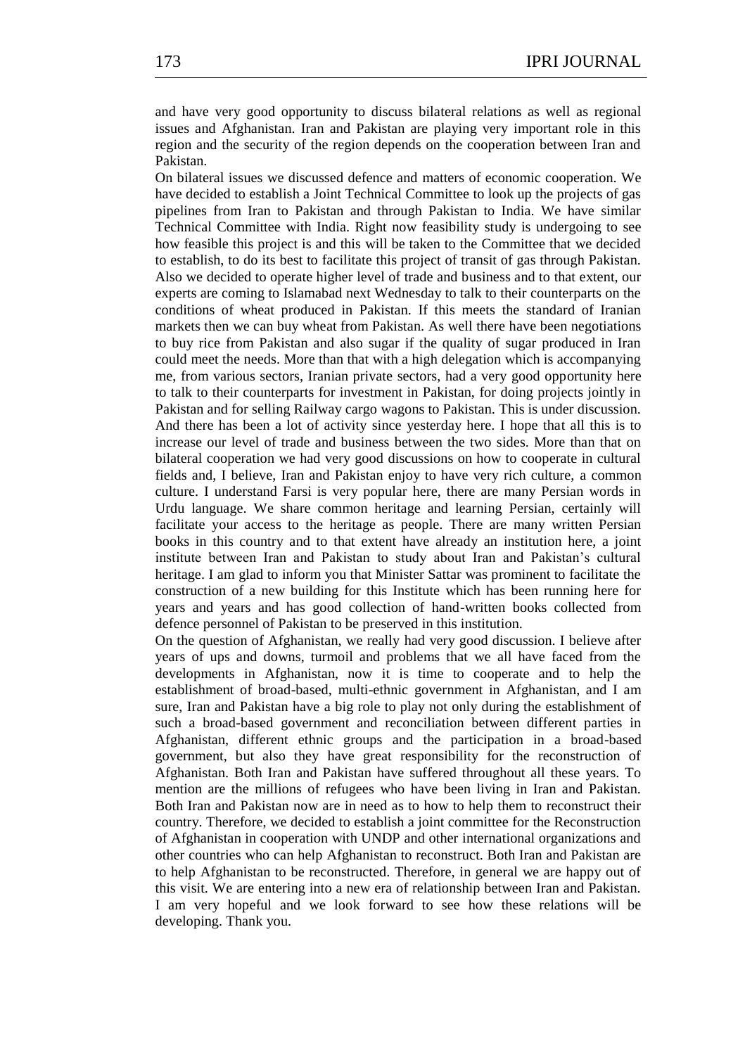and have very good opportunity to discuss bilateral relations as well as regional issues and Afghanistan. Iran and Pakistan are playing very important role in this region and the security of the region depends on the cooperation between Iran and Pakistan.

On bilateral issues we discussed defence and matters of economic cooperation. We have decided to establish a Joint Technical Committee to look up the projects of gas pipelines from Iran to Pakistan and through Pakistan to India. We have similar Technical Committee with India. Right now feasibility study is undergoing to see how feasible this project is and this will be taken to the Committee that we decided to establish, to do its best to facilitate this project of transit of gas through Pakistan. Also we decided to operate higher level of trade and business and to that extent, our experts are coming to Islamabad next Wednesday to talk to their counterparts on the conditions of wheat produced in Pakistan. If this meets the standard of Iranian markets then we can buy wheat from Pakistan. As well there have been negotiations to buy rice from Pakistan and also sugar if the quality of sugar produced in Iran could meet the needs. More than that with a high delegation which is accompanying me, from various sectors, Iranian private sectors, had a very good opportunity here to talk to their counterparts for investment in Pakistan, for doing projects jointly in Pakistan and for selling Railway cargo wagons to Pakistan. This is under discussion. And there has been a lot of activity since yesterday here. I hope that all this is to increase our level of trade and business between the two sides. More than that on bilateral cooperation we had very good discussions on how to cooperate in cultural fields and, I believe, Iran and Pakistan enjoy to have very rich culture, a common culture. I understand Farsi is very popular here, there are many Persian words in Urdu language. We share common heritage and learning Persian, certainly will facilitate your access to the heritage as people. There are many written Persian books in this country and to that extent have already an institution here, a joint institute between Iran and Pakistan to study about Iran and Pakistan's cultural heritage. I am glad to inform you that Minister Sattar was prominent to facilitate the construction of a new building for this Institute which has been running here for years and years and has good collection of hand-written books collected from defence personnel of Pakistan to be preserved in this institution.

On the question of Afghanistan, we really had very good discussion. I believe after years of ups and downs, turmoil and problems that we all have faced from the developments in Afghanistan, now it is time to cooperate and to help the establishment of broad-based, multi-ethnic government in Afghanistan, and I am sure, Iran and Pakistan have a big role to play not only during the establishment of such a broad-based government and reconciliation between different parties in Afghanistan, different ethnic groups and the participation in a broad-based government, but also they have great responsibility for the reconstruction of Afghanistan. Both Iran and Pakistan have suffered throughout all these years. To mention are the millions of refugees who have been living in Iran and Pakistan. Both Iran and Pakistan now are in need as to how to help them to reconstruct their country. Therefore, we decided to establish a joint committee for the Reconstruction of Afghanistan in cooperation with UNDP and other international organizations and other countries who can help Afghanistan to reconstruct. Both Iran and Pakistan are to help Afghanistan to be reconstructed. Therefore, in general we are happy out of this visit. We are entering into a new era of relationship between Iran and Pakistan. I am very hopeful and we look forward to see how these relations will be developing. Thank you.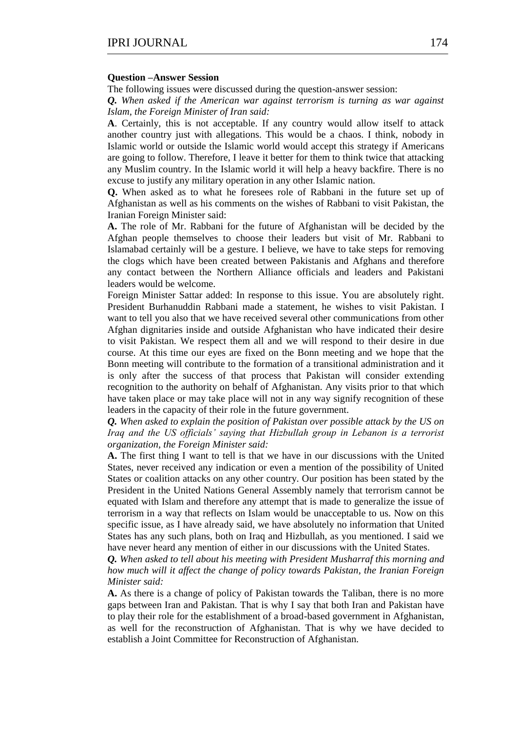**Question –Answer Session**

The following issues were discussed during the question-answer session:

***Q.*** *When asked if the American war against terrorism is turning as war against Islam, the Foreign Minister of Iran said:*

**A**. Certainly, this is not acceptable. If any country would allow itself to attack another country just with allegations. This would be a chaos. I think, nobody in Islamic world or outside the Islamic world would accept this strategy if Americans are going to follow. Therefore, I leave it better for them to think twice that attacking any Muslim country. In the Islamic world it will help a heavy backfire. There is no excuse to justify any military operation in any other Islamic nation.

**Q.** When asked as to what he foresees role of Rabbani in the future set up of Afghanistan as well as his comments on the wishes of Rabbani to visit Pakistan, the Iranian Foreign Minister said:

**A.** The role of Mr. Rabbani for the future of Afghanistan will be decided by the Afghan people themselves to choose their leaders but visit of Mr. Rabbani to Islamabad certainly will be a gesture. I believe, we have to take steps for removing the clogs which have been created between Pakistanis and Afghans and therefore any contact between the Northern Alliance officials and leaders and Pakistani leaders would be welcome.

Foreign Minister Sattar added: In response to this issue. You are absolutely right. President Burhanuddin Rabbani made a statement, he wishes to visit Pakistan. I want to tell you also that we have received several other communications from other Afghan dignitaries inside and outside Afghanistan who have indicated their desire to visit Pakistan. We respect them all and we will respond to their desire in due course. At this time our eyes are fixed on the Bonn meeting and we hope that the Bonn meeting will contribute to the formation of a transitional administration and it is only after the success of that process that Pakistan will consider extending recognition to the authority on behalf of Afghanistan. Any visits prior to that which have taken place or may take place will not in any way signify recognition of these leaders in the capacity of their role in the future government.

***Q.*** *When asked to explain the position of Pakistan over possible attack by the US on Iraq and the US officials' saying that Hizbullah group in Lebanon is a terrorist organization, the Foreign Minister said:*

**A.** The first thing I want to tell is that we have in our discussions with the United States, never received any indication or even a mention of the possibility of United States or coalition attacks on any other country. Our position has been stated by the President in the United Nations General Assembly namely that terrorism cannot be equated with Islam and therefore any attempt that is made to generalize the issue of terrorism in a way that reflects on Islam would be unacceptable to us. Now on this specific issue, as I have already said, we have absolutely no information that United States has any such plans, both on Iraq and Hizbullah, as you mentioned. I said we have never heard any mention of either in our discussions with the United States.

***Q.*** *When asked to tell about his meeting with President Musharraf this morning and how much will it affect the change of policy towards Pakistan, the Iranian Foreign Minister said:*

**A.** As there is a change of policy of Pakistan towards the Taliban, there is no more gaps between Iran and Pakistan. That is why I say that both Iran and Pakistan have to play their role for the establishment of a broad-based government in Afghanistan, as well for the reconstruction of Afghanistan. That is why we have decided to establish a Joint Committee for Reconstruction of Afghanistan.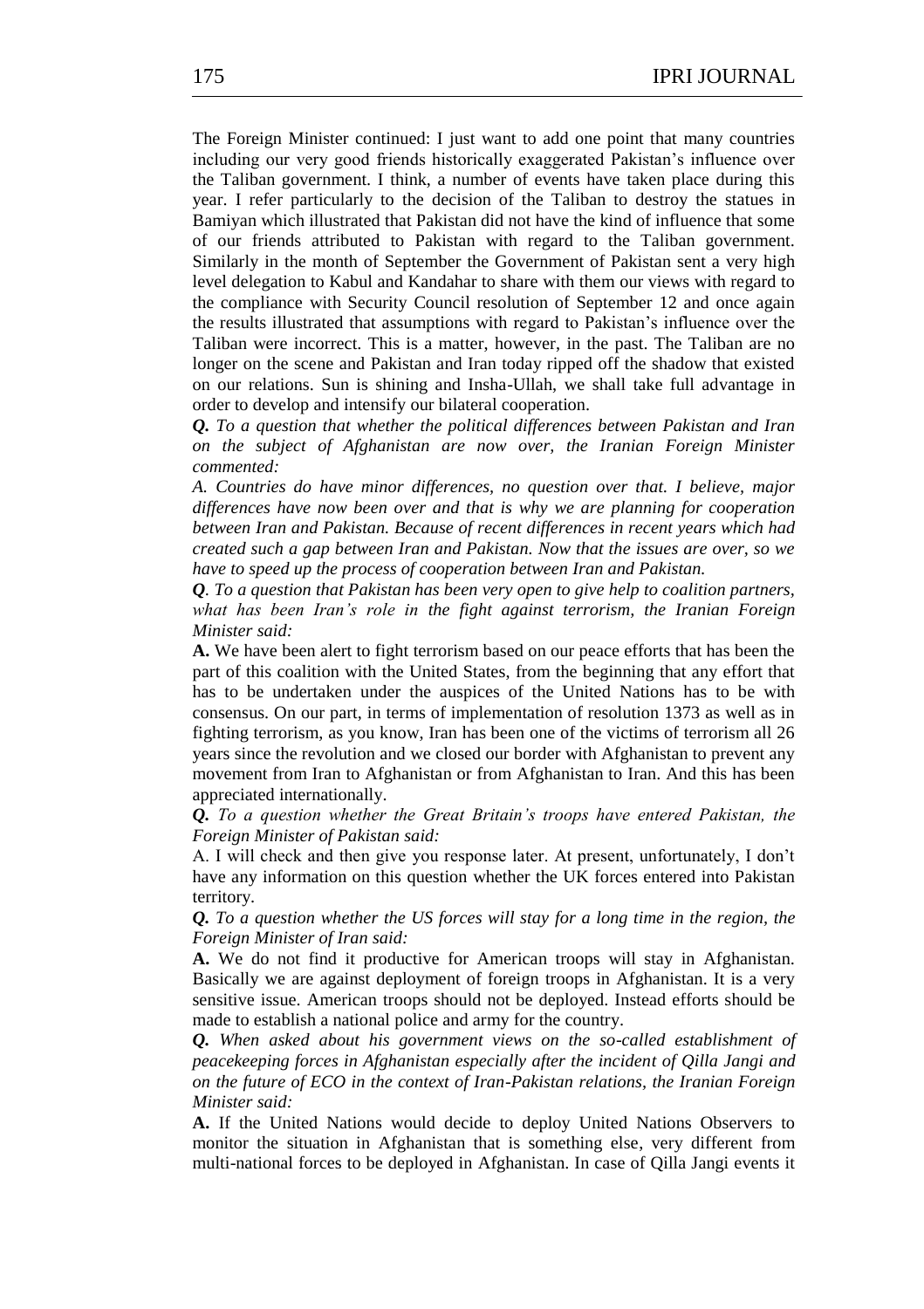The Foreign Minister continued: I just want to add one point that many countries including our very good friends historically exaggerated Pakistan's influence over the Taliban government. I think, a number of events have taken place during this year. I refer particularly to the decision of the Taliban to destroy the statues in Bamiyan which illustrated that Pakistan did not have the kind of influence that some of our friends attributed to Pakistan with regard to the Taliban government. Similarly in the month of September the Government of Pakistan sent a very high level delegation to Kabul and Kandahar to share with them our views with regard to the compliance with Security Council resolution of September 12 and once again the results illustrated that assumptions with regard to Pakistan's influence over the Taliban were incorrect. This is a matter, however, in the past. The Taliban are no longer on the scene and Pakistan and Iran today ripped off the shadow that existed on our relations. Sun is shining and Insha-Ullah, we shall take full advantage in order to develop and intensify our bilateral cooperation.

***Q.*** *To a question that whether the political differences between Pakistan and Iran on the subject of Afghanistan are now over, the Iranian Foreign Minister commented:*

*A. Countries do have minor differences, no question over that. I believe, major differences have now been over and that is why we are planning for cooperation between Iran and Pakistan. Because of recent differences in recent years which had created such a gap between Iran and Pakistan. Now that the issues are over, so we have to speed up the process of cooperation between Iran and Pakistan.*

***Q***. *To a question that Pakistan has been very open to give help to coalition partners, what has been Iran's role in the fight against terrorism, the Iranian Foreign Minister said:*

**A.** We have been alert to fight terrorism based on our peace efforts that has been the part of this coalition with the United States, from the beginning that any effort that has to be undertaken under the auspices of the United Nations has to be with consensus. On our part, in terms of implementation of resolution 1373 as well as in fighting terrorism, as you know, Iran has been one of the victims of terrorism all 26 years since the revolution and we closed our border with Afghanistan to prevent any movement from Iran to Afghanistan or from Afghanistan to Iran. And this has been appreciated internationally.

***Q.*** *To a question whether the Great Britain's troops have entered Pakistan, the Foreign Minister of Pakistan said:*

A. I will check and then give you response later. At present, unfortunately, I don't have any information on this question whether the UK forces entered into Pakistan territory.

***Q.*** *To a question whether the US forces will stay for a long time in the region, the Foreign Minister of Iran said:*

**A.** We do not find it productive for American troops will stay in Afghanistan. Basically we are against deployment of foreign troops in Afghanistan. It is a very sensitive issue. American troops should not be deployed. Instead efforts should be made to establish a national police and army for the country.

***Q.*** *When asked about his government views on the so-called establishment of peacekeeping forces in Afghanistan especially after the incident of Qilla Jangi and on the future of ECO in the context of Iran-Pakistan relations, the Iranian Foreign Minister said:*

**A.** If the United Nations would decide to deploy United Nations Observers to monitor the situation in Afghanistan that is something else, very different from multi-national forces to be deployed in Afghanistan. In case of Qilla Jangi events it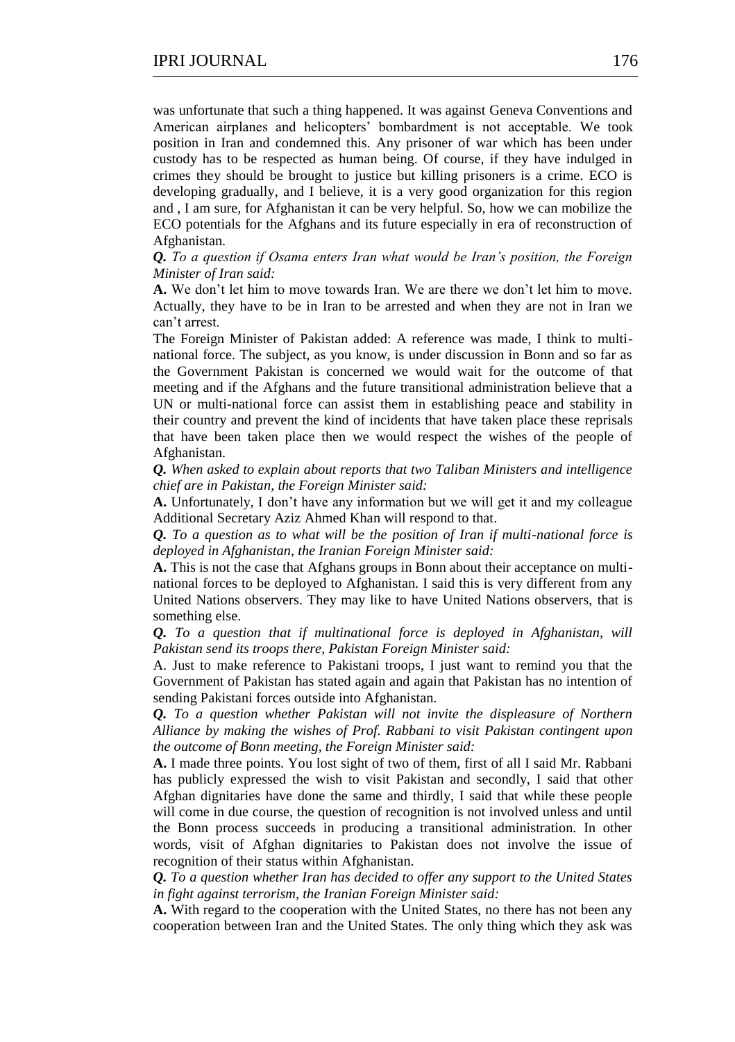was unfortunate that such a thing happened. It was against Geneva Conventions and American airplanes and helicopters' bombardment is not acceptable. We took position in Iran and condemned this. Any prisoner of war which has been under custody has to be respected as human being. Of course, if they have indulged in crimes they should be brought to justice but killing prisoners is a crime. ECO is developing gradually, and I believe, it is a very good organization for this region and , I am sure, for Afghanistan it can be very helpful. So, how we can mobilize the ECO potentials for the Afghans and its future especially in era of reconstruction of Afghanistan.

***Q.*** *To a question if Osama enters Iran what would be Iran's position, the Foreign Minister of Iran said:*

**A.** We don't let him to move towards Iran. We are there we don't let him to move. Actually, they have to be in Iran to be arrested and when they are not in Iran we can't arrest.

The Foreign Minister of Pakistan added: A reference was made, I think to multi-national force. The subject, as you know, is under discussion in Bonn and so far as the Government Pakistan is concerned we would wait for the outcome of that meeting and if the Afghans and the future transitional administration believe that a UN or multi-national force can assist them in establishing peace and stability in their country and prevent the kind of incidents that have taken place these reprisals that have been taken place then we would respect the wishes of the people of Afghanistan.

***Q.*** *When asked to explain about reports that two Taliban Ministers and intelligence chief are in Pakistan, the Foreign Minister said:*

**A.** Unfortunately, I don't have any information but we will get it and my colleague Additional Secretary Aziz Ahmed Khan will respond to that.

***Q.*** *To a question as to what will be the position of Iran if multi-national force is deployed in Afghanistan, the Iranian Foreign Minister said:*

**A.** This is not the case that Afghans groups in Bonn about their acceptance on multi-national forces to be deployed to Afghanistan. I said this is very different from any United Nations observers. They may like to have United Nations observers, that is something else.

***Q.*** *To a question that if multinational force is deployed in Afghanistan, will Pakistan send its troops there, Pakistan Foreign Minister said:*

A. Just to make reference to Pakistani troops, I just want to remind you that the Government of Pakistan has stated again and again that Pakistan has no intention of sending Pakistani forces outside into Afghanistan.

***Q.*** *To a question whether Pakistan will not invite the displeasure of Northern Alliance by making the wishes of Prof. Rabbani to visit Pakistan contingent upon the outcome of Bonn meeting, the Foreign Minister said:*

**A.** I made three points. You lost sight of two of them, first of all I said Mr. Rabbani has publicly expressed the wish to visit Pakistan and secondly, I said that other Afghan dignitaries have done the same and thirdly, I said that while these people will come in due course, the question of recognition is not involved unless and until the Bonn process succeeds in producing a transitional administration. In other words, visit of Afghan dignitaries to Pakistan does not involve the issue of recognition of their status within Afghanistan.

***Q.*** *To a question whether Iran has decided to offer any support to the United States in fight against terrorism, the Iranian Foreign Minister said:*

**A.** With regard to the cooperation with the United States, no there has not been any cooperation between Iran and the United States. The only thing which they ask was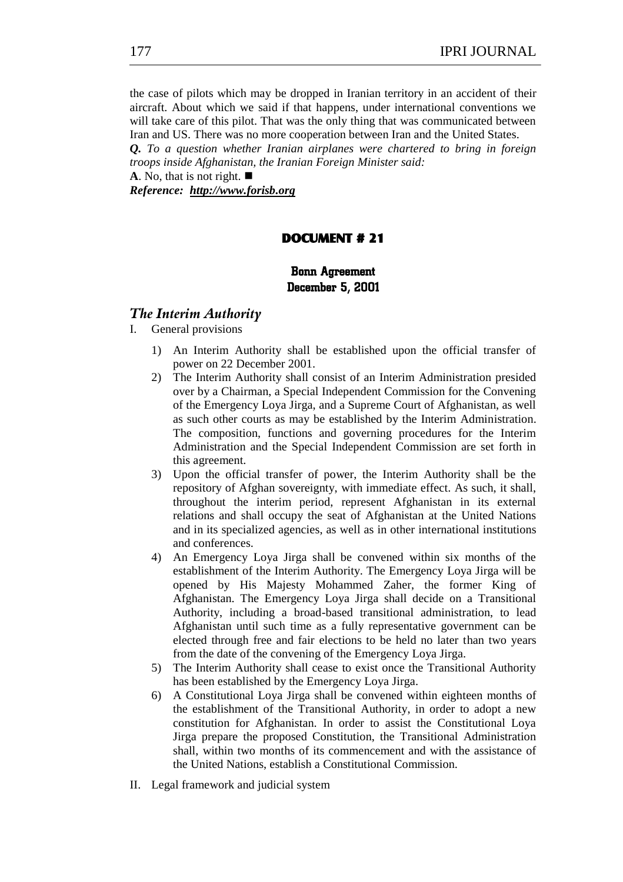the case of pilots which may be dropped in Iranian territory in an accident of their aircraft. About which we said if that happens, under international conventions we will take care of this pilot. That was the only thing that was communicated between Iran and US. There was no more cooperation between Iran and the United States.

***Q.*** *To a question whether Iranian airplanes were chartered to bring in foreign troops inside Afghanistan, the Iranian Foreign Minister said:*

**A**. No, that is not right. ■

***Reference: [http://www.forisb.org](http://www.forisb.org)***

## DOCUMENT # 21

### Bonn Agreement
### December 5, 2001

### *The Interim Authority*

I. General provisions

1) An Interim Authority shall be established upon the official transfer of power on 22 December 2001.
2) The Interim Authority shall consist of an Interim Administration presided over by a Chairman, a Special Independent Commission for the Convening of the Emergency Loya Jirga, and a Supreme Court of Afghanistan, as well as such other courts as may be established by the Interim Administration. The composition, functions and governing procedures for the Interim Administration and the Special Independent Commission are set forth in this agreement.
3) Upon the official transfer of power, the Interim Authority shall be the repository of Afghan sovereignty, with immediate effect. As such, it shall, throughout the interim period, represent Afghanistan in its external relations and shall occupy the seat of Afghanistan at the United Nations and in its specialized agencies, as well as in other international institutions and conferences.
4) An Emergency Loya Jirga shall be convened within six months of the establishment of the Interim Authority. The Emergency Loya Jirga will be opened by His Majesty Mohammed Zaher, the former King of Afghanistan. The Emergency Loya Jirga shall decide on a Transitional Authority, including a broad-based transitional administration, to lead Afghanistan until such time as a fully representative government can be elected through free and fair elections to be held no later than two years from the date of the convening of the Emergency Loya Jirga.
5) The Interim Authority shall cease to exist once the Transitional Authority has been established by the Emergency Loya Jirga.
6) A Constitutional Loya Jirga shall be convened within eighteen months of the establishment of the Transitional Authority, in order to adopt a new constitution for Afghanistan. In order to assist the Constitutional Loya Jirga prepare the proposed Constitution, the Transitional Administration shall, within two months of its commencement and with the assistance of the United Nations, establish a Constitutional Commission.

II. Legal framework and judicial system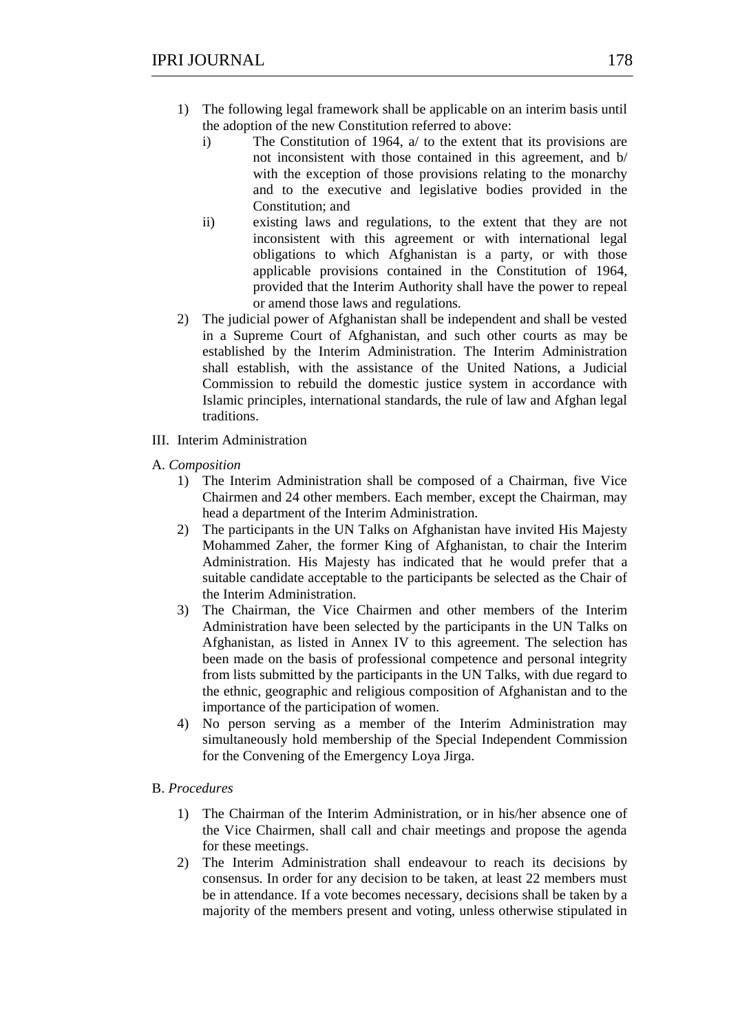1) The following legal framework shall be applicable on an interim basis until the adoption of the new Constitution referred to above:
   i) The Constitution of 1964, a/ to the extent that its provisions are not inconsistent with those contained in this agreement, and b/ with the exception of those provisions relating to the monarchy and to the executive and legislative bodies provided in the Constitution; and
   ii) existing laws and regulations, to the extent that they are not inconsistent with this agreement or with international legal obligations to which Afghanistan is a party, or with those applicable provisions contained in the Constitution of 1964, provided that the Interim Authority shall have the power to repeal or amend those laws and regulations.
2) The judicial power of Afghanistan shall be independent and shall be vested in a Supreme Court of Afghanistan, and such other courts as may be established by the Interim Administration. The Interim Administration shall establish, with the assistance of the United Nations, a Judicial Commission to rebuild the domestic justice system in accordance with Islamic principles, international standards, the rule of law and Afghan legal traditions.

III. Interim Administration

A. *Composition*

1) The Interim Administration shall be composed of a Chairman, five Vice Chairmen and 24 other members. Each member, except the Chairman, may head a department of the Interim Administration.
2) The participants in the UN Talks on Afghanistan have invited His Majesty Mohammed Zaher, the former King of Afghanistan, to chair the Interim Administration. His Majesty has indicated that he would prefer that a suitable candidate acceptable to the participants be selected as the Chair of the Interim Administration.
3) The Chairman, the Vice Chairmen and other members of the Interim Administration have been selected by the participants in the UN Talks on Afghanistan, as listed in Annex IV to this agreement. The selection has been made on the basis of professional competence and personal integrity from lists submitted by the participants in the UN Talks, with due regard to the ethnic, geographic and religious composition of Afghanistan and to the importance of the participation of women.
4) No person serving as a member of the Interim Administration may simultaneously hold membership of the Special Independent Commission for the Convening of the Emergency Loya Jirga.

B. *Procedures*

1) The Chairman of the Interim Administration, or in his/her absence one of the Vice Chairmen, shall call and chair meetings and propose the agenda for these meetings.
2) The Interim Administration shall endeavour to reach its decisions by consensus. In order for any decision to be taken, at least 22 members must be in attendance. If a vote becomes necessary, decisions shall be taken by a majority of the members present and voting, unless otherwise stipulated in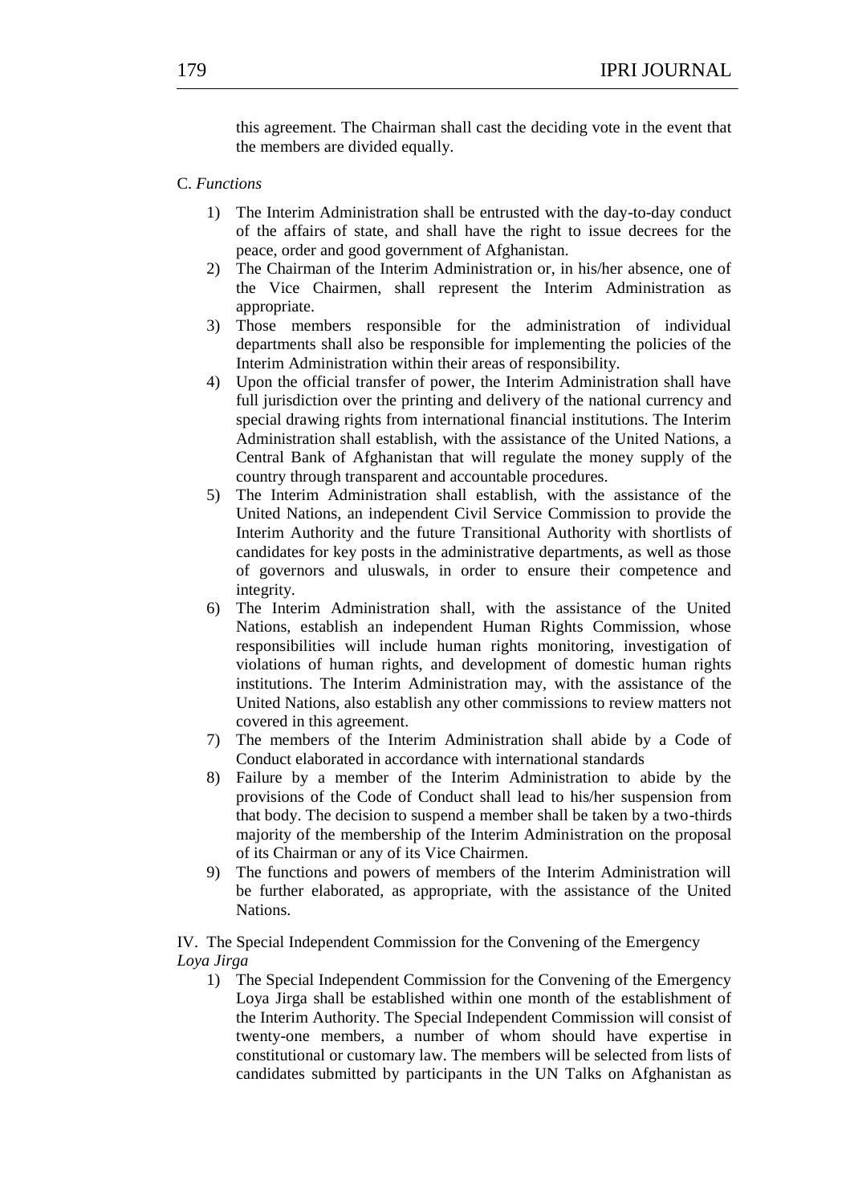this agreement. The Chairman shall cast the deciding vote in the event that the members are divided equally.

C. *Functions*

1) The Interim Administration shall be entrusted with the day-to-day conduct of the affairs of state, and shall have the right to issue decrees for the peace, order and good government of Afghanistan.
2) The Chairman of the Interim Administration or, in his/her absence, one of the Vice Chairmen, shall represent the Interim Administration as appropriate.
3) Those members responsible for the administration of individual departments shall also be responsible for implementing the policies of the Interim Administration within their areas of responsibility.
4) Upon the official transfer of power, the Interim Administration shall have full jurisdiction over the printing and delivery of the national currency and special drawing rights from international financial institutions. The Interim Administration shall establish, with the assistance of the United Nations, a Central Bank of Afghanistan that will regulate the money supply of the country through transparent and accountable procedures.
5) The Interim Administration shall establish, with the assistance of the United Nations, an independent Civil Service Commission to provide the Interim Authority and the future Transitional Authority with shortlists of candidates for key posts in the administrative departments, as well as those of governors and uluswals, in order to ensure their competence and integrity.
6) The Interim Administration shall, with the assistance of the United Nations, establish an independent Human Rights Commission, whose responsibilities will include human rights monitoring, investigation of violations of human rights, and development of domestic human rights institutions. The Interim Administration may, with the assistance of the United Nations, also establish any other commissions to review matters not covered in this agreement.
7) The members of the Interim Administration shall abide by a Code of Conduct elaborated in accordance with international standards
8) Failure by a member of the Interim Administration to abide by the provisions of the Code of Conduct shall lead to his/her suspension from that body. The decision to suspend a member shall be taken by a two-thirds majority of the membership of the Interim Administration on the proposal of its Chairman or any of its Vice Chairmen.
9) The functions and powers of members of the Interim Administration will be further elaborated, as appropriate, with the assistance of the United Nations.

IV. The Special Independent Commission for the Convening of the Emergency *Loya Jirga*

1) The Special Independent Commission for the Convening of the Emergency Loya Jirga shall be established within one month of the establishment of the Interim Authority. The Special Independent Commission will consist of twenty-one members, a number of whom should have expertise in constitutional or customary law. The members will be selected from lists of candidates submitted by participants in the UN Talks on Afghanistan as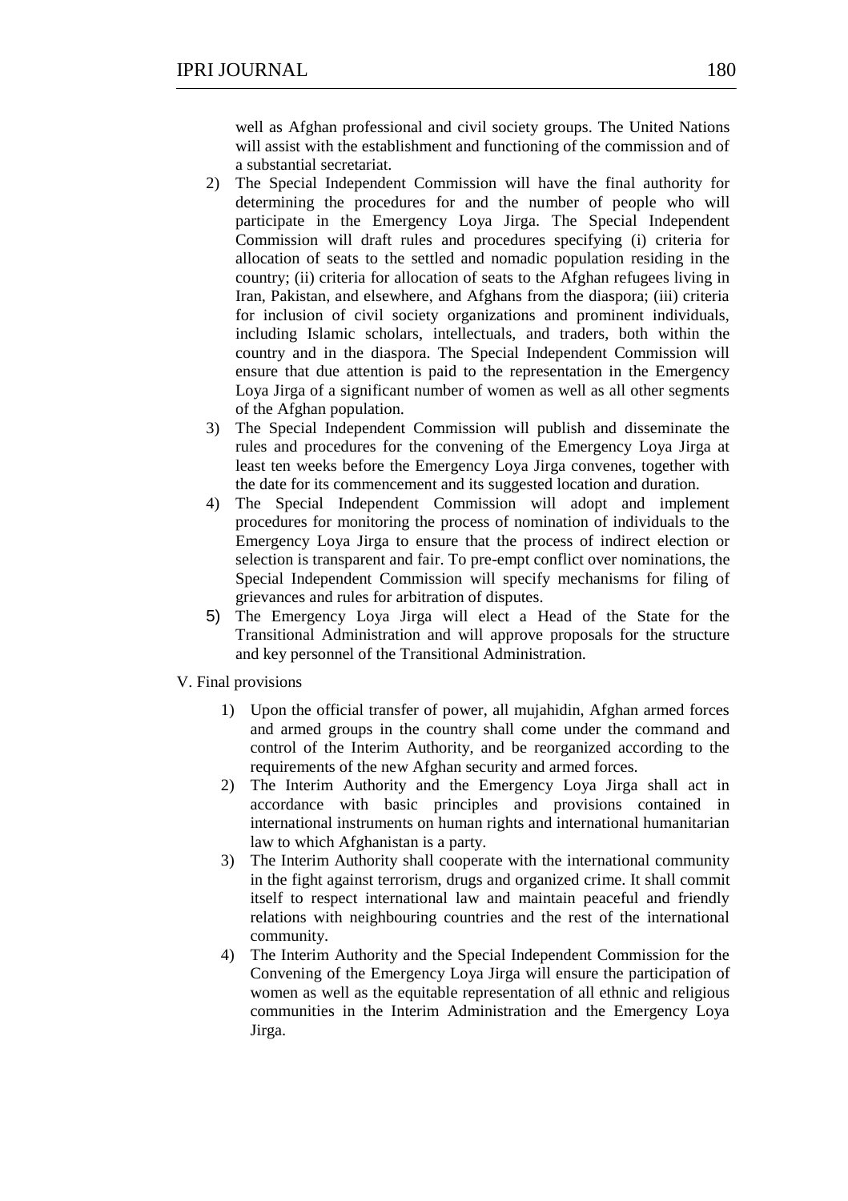well as Afghan professional and civil society groups. The United Nations will assist with the establishment and functioning of the commission and of a substantial secretariat.

2) The Special Independent Commission will have the final authority for determining the procedures for and the number of people who will participate in the Emergency Loya Jirga. The Special Independent Commission will draft rules and procedures specifying (i) criteria for allocation of seats to the settled and nomadic population residing in the country; (ii) criteria for allocation of seats to the Afghan refugees living in Iran, Pakistan, and elsewhere, and Afghans from the diaspora; (iii) criteria for inclusion of civil society organizations and prominent individuals, including Islamic scholars, intellectuals, and traders, both within the country and in the diaspora. The Special Independent Commission will ensure that due attention is paid to the representation in the Emergency Loya Jirga of a significant number of women as well as all other segments of the Afghan population.
3) The Special Independent Commission will publish and disseminate the rules and procedures for the convening of the Emergency Loya Jirga at least ten weeks before the Emergency Loya Jirga convenes, together with the date for its commencement and its suggested location and duration.
4) The Special Independent Commission will adopt and implement procedures for monitoring the process of nomination of individuals to the Emergency Loya Jirga to ensure that the process of indirect election or selection is transparent and fair. To pre-empt conflict over nominations, the Special Independent Commission will specify mechanisms for filing of grievances and rules for arbitration of disputes.
5) The Emergency Loya Jirga will elect a Head of the State for the Transitional Administration and will approve proposals for the structure and key personnel of the Transitional Administration.

V. Final provisions

1) Upon the official transfer of power, all mujahidin, Afghan armed forces and armed groups in the country shall come under the command and control of the Interim Authority, and be reorganized according to the requirements of the new Afghan security and armed forces.
2) The Interim Authority and the Emergency Loya Jirga shall act in accordance with basic principles and provisions contained in international instruments on human rights and international humanitarian law to which Afghanistan is a party.
3) The Interim Authority shall cooperate with the international community in the fight against terrorism, drugs and organized crime. It shall commit itself to respect international law and maintain peaceful and friendly relations with neighbouring countries and the rest of the international community.
4) The Interim Authority and the Special Independent Commission for the Convening of the Emergency Loya Jirga will ensure the participation of women as well as the equitable representation of all ethnic and religious communities in the Interim Administration and the Emergency Loya Jirga.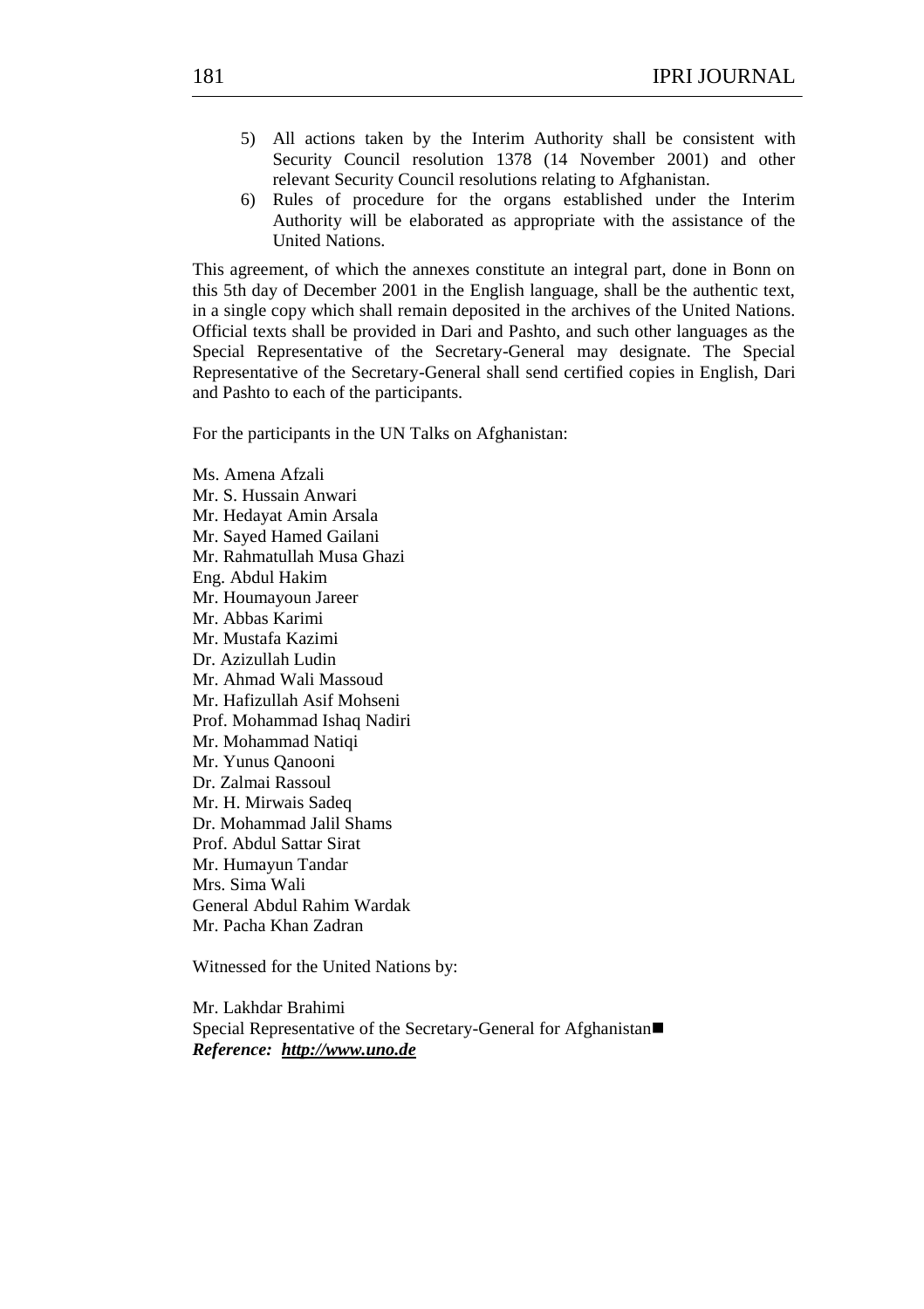5) All actions taken by the Interim Authority shall be consistent with Security Council resolution 1378 (14 November 2001) and other relevant Security Council resolutions relating to Afghanistan.
6) Rules of procedure for the organs established under the Interim Authority will be elaborated as appropriate with the assistance of the United Nations.

This agreement, of which the annexes constitute an integral part, done in Bonn on this 5th day of December 2001 in the English language, shall be the authentic text, in a single copy which shall remain deposited in the archives of the United Nations. Official texts shall be provided in Dari and Pashto, and such other languages as the Special Representative of the Secretary-General may designate. The Special Representative of the Secretary-General shall send certified copies in English, Dari and Pashto to each of the participants.

For the participants in the UN Talks on Afghanistan:

Ms. Amena Afzali
Mr. S. Hussain Anwari
Mr. Hedayat Amin Arsala
Mr. Sayed Hamed Gailani
Mr. Rahmatullah Musa Ghazi
Eng. Abdul Hakim
Mr. Houmayoun Jareer
Mr. Abbas Karimi
Mr. Mustafa Kazimi
Dr. Azizullah Ludin
Mr. Ahmad Wali Massoud
Mr. Hafizullah Asif Mohseni
Prof. Mohammad Ishaq Nadiri
Mr. Mohammad Natiqi
Mr. Yunus Qanooni
Dr. Zalmai Rassoul
Mr. H. Mirwais Sadeq
Dr. Mohammad Jalil Shams
Prof. Abdul Sattar Sirat
Mr. Humayun Tandar
Mrs. Sima Wali
General Abdul Rahim Wardak
Mr. Pacha Khan Zadran

Witnessed for the United Nations by:

Mr. Lakhdar Brahimi
Special Representative of the Secretary-General for Afghanistan■
***Reference: http://www.uno.de***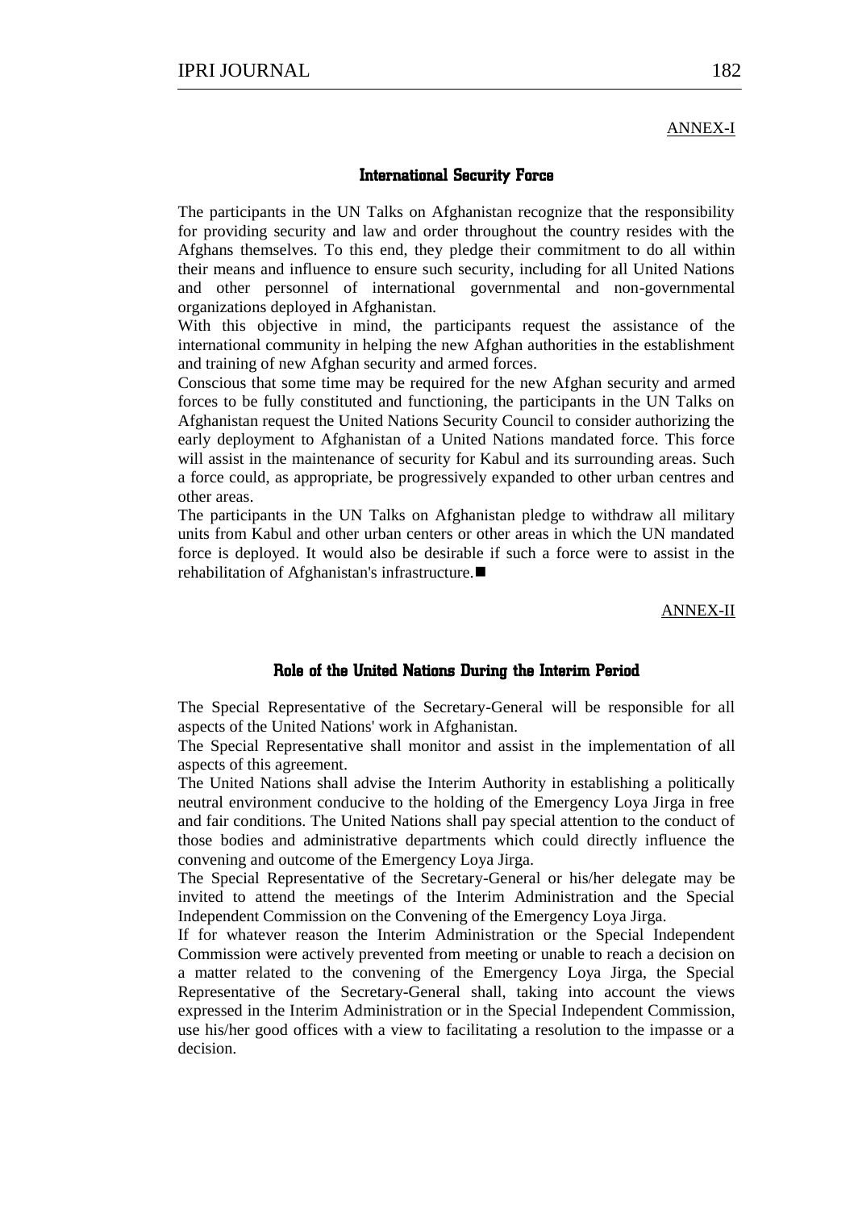ANNEX-I

### International Security Force

The participants in the UN Talks on Afghanistan recognize that the responsibility for providing security and law and order throughout the country resides with the Afghans themselves. To this end, they pledge their commitment to do all within their means and influence to ensure such security, including for all United Nations and other personnel of international governmental and non-governmental organizations deployed in Afghanistan.

With this objective in mind, the participants request the assistance of the international community in helping the new Afghan authorities in the establishment and training of new Afghan security and armed forces.

Conscious that some time may be required for the new Afghan security and armed forces to be fully constituted and functioning, the participants in the UN Talks on Afghanistan request the United Nations Security Council to consider authorizing the early deployment to Afghanistan of a United Nations mandated force. This force will assist in the maintenance of security for Kabul and its surrounding areas. Such a force could, as appropriate, be progressively expanded to other urban centres and other areas.

The participants in the UN Talks on Afghanistan pledge to withdraw all military units from Kabul and other urban centers or other areas in which the UN mandated force is deployed. It would also be desirable if such a force were to assist in the rehabilitation of Afghanistan's infrastructure.■

ANNEX-II

### Role of the United Nations During the Interim Period

The Special Representative of the Secretary-General will be responsible for all aspects of the United Nations' work in Afghanistan.

The Special Representative shall monitor and assist in the implementation of all aspects of this agreement.

The United Nations shall advise the Interim Authority in establishing a politically neutral environment conducive to the holding of the Emergency Loya Jirga in free and fair conditions. The United Nations shall pay special attention to the conduct of those bodies and administrative departments which could directly influence the convening and outcome of the Emergency Loya Jirga.

The Special Representative of the Secretary-General or his/her delegate may be invited to attend the meetings of the Interim Administration and the Special Independent Commission on the Convening of the Emergency Loya Jirga.

If for whatever reason the Interim Administration or the Special Independent Commission were actively prevented from meeting or unable to reach a decision on a matter related to the convening of the Emergency Loya Jirga, the Special Representative of the Secretary-General shall, taking into account the views expressed in the Interim Administration or in the Special Independent Commission, use his/her good offices with a view to facilitating a resolution to the impasse or a decision.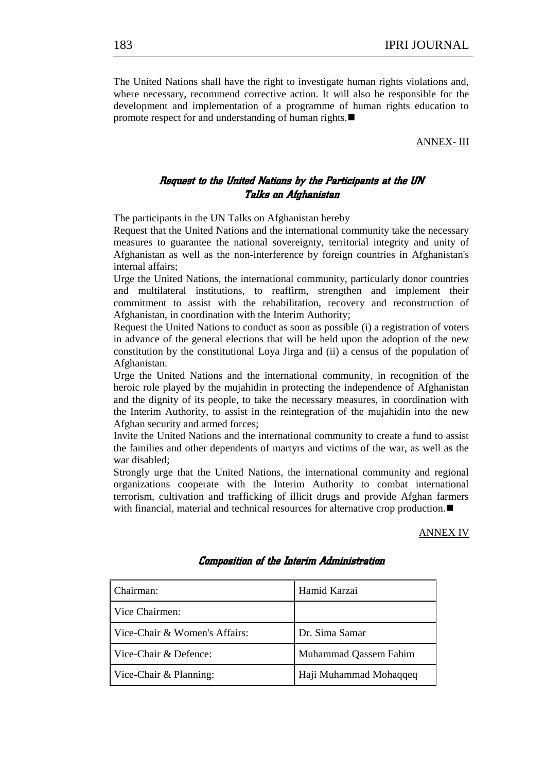The United Nations shall have the right to investigate human rights violations and, where necessary, recommend corrective action. It will also be responsible for the development and implementation of a programme of human rights education to promote respect for and understanding of human rights.■

ANNEX- III

## *Request to the United Nations by the Participants at the UN Talks on Afghanistan*

The participants in the UN Talks on Afghanistan hereby

Request that the United Nations and the international community take the necessary measures to guarantee the national sovereignty, territorial integrity and unity of Afghanistan as well as the non-interference by foreign countries in Afghanistan's internal affairs;

Urge the United Nations, the international community, particularly donor countries and multilateral institutions, to reaffirm, strengthen and implement their commitment to assist with the rehabilitation, recovery and reconstruction of Afghanistan, in coordination with the Interim Authority;

Request the United Nations to conduct as soon as possible (i) a registration of voters in advance of the general elections that will be held upon the adoption of the new constitution by the constitutional Loya Jirga and (ii) a census of the population of Afghanistan.

Urge the United Nations and the international community, in recognition of the heroic role played by the mujahidin in protecting the independence of Afghanistan and the dignity of its people, to take the necessary measures, in coordination with the Interim Authority, to assist in the reintegration of the mujahidin into the new Afghan security and armed forces;

Invite the United Nations and the international community to create a fund to assist the families and other dependents of martyrs and victims of the war, as well as the war disabled;

Strongly urge that the United Nations, the international community and regional organizations cooperate with the Interim Authority to combat international terrorism, cultivation and trafficking of illicit drugs and provide Afghan farmers with financial, material and technical resources for alternative crop production.■

ANNEX IV

## *Composition of the Interim Administration*

| | |
|---|---|
| Chairman: | Hamid Karzai |
| Vice Chairmen: | |
| Vice-Chair & Women's Affairs: | Dr. Sima Samar |
| Vice-Chair & Defence: | Muhammad Qassem Fahim |
| Vice-Chair & Planning: | Haji Muhammad Mohaqqeq |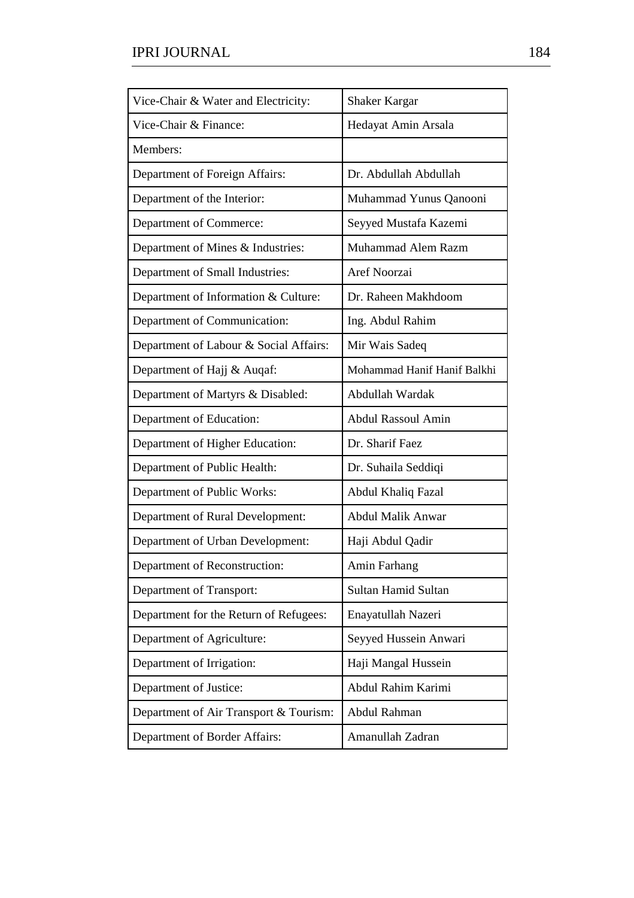| | |
|---|---|
| Vice-Chair & Water and Electricity: | Shaker Kargar |
| Vice-Chair & Finance: | Hedayat Amin Arsala |
| Members: | |
| Department of Foreign Affairs: | Dr. Abdullah Abdullah |
| Department of the Interior: | Muhammad Yunus Qanooni |
| Department of Commerce: | Seyyed Mustafa Kazemi |
| Department of Mines & Industries: | Muhammad Alem Razm |
| Department of Small Industries: | Aref Noorzai |
| Department of Information & Culture: | Dr. Raheen Makhdoom |
| Department of Communication: | Ing. Abdul Rahim |
| Department of Labour & Social Affairs: | Mir Wais Sadeq |
| Department of Hajj & Auqaf: | Mohammad Hanif Hanif Balkhi |
| Department of Martyrs & Disabled: | Abdullah Wardak |
| Department of Education: | Abdul Rassoul Amin |
| Department of Higher Education: | Dr. Sharif Faez |
| Department of Public Health: | Dr. Suhaila Seddiqi |
| Department of Public Works: | Abdul Khaliq Fazal |
| Department of Rural Development: | Abdul Malik Anwar |
| Department of Urban Development: | Haji Abdul Qadir |
| Department of Reconstruction: | Amin Farhang |
| Department of Transport: | Sultan Hamid Sultan |
| Department for the Return of Refugees: | Enayatullah Nazeri |
| Department of Agriculture: | Seyyed Hussein Anwari |
| Department of Irrigation: | Haji Mangal Hussein |
| Department of Justice: | Abdul Rahim Karimi |
| Department of Air Transport & Tourism: | Abdul Rahman |
| Department of Border Affairs: | Amanullah Zadran |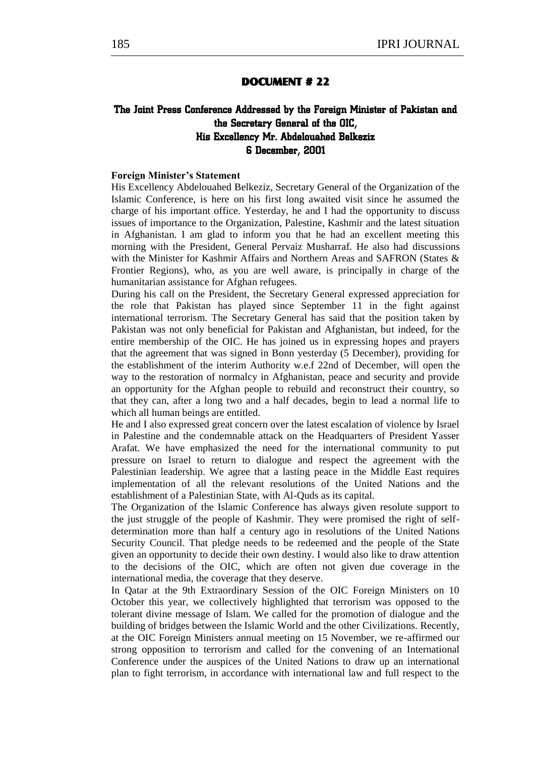## DOCUMENT # 22

### The Joint Press Conference Addressed by the Foreign Minister of Pakistan and the Secretary General of the OIC, His Excellency Mr. Abdelouahed Belkeziz 6 December, 2001

**Foreign Minister's Statement**

His Excellency Abdelouahed Belkeziz, Secretary General of the Organization of the Islamic Conference, is here on his first long awaited visit since he assumed the charge of his important office. Yesterday, he and I had the opportunity to discuss issues of importance to the Organization, Palestine, Kashmir and the latest situation in Afghanistan. I am glad to inform you that he had an excellent meeting this morning with the President, General Pervaiz Musharraf. He also had discussions with the Minister for Kashmir Affairs and Northern Areas and SAFRON (States & Frontier Regions), who, as you are well aware, is principally in charge of the humanitarian assistance for Afghan refugees.

During his call on the President, the Secretary General expressed appreciation for the role that Pakistan has played since September 11 in the fight against international terrorism. The Secretary General has said that the position taken by Pakistan was not only beneficial for Pakistan and Afghanistan, but indeed, for the entire membership of the OIC. He has joined us in expressing hopes and prayers that the agreement that was signed in Bonn yesterday (5 December), providing for the establishment of the interim Authority w.e.f 22nd of December, will open the way to the restoration of normalcy in Afghanistan, peace and security and provide an opportunity for the Afghan people to rebuild and reconstruct their country, so that they can, after a long two and a half decades, begin to lead a normal life to which all human beings are entitled.

He and I also expressed great concern over the latest escalation of violence by Israel in Palestine and the condemnable attack on the Headquarters of President Yasser Arafat. We have emphasized the need for the international community to put pressure on Israel to return to dialogue and respect the agreement with the Palestinian leadership. We agree that a lasting peace in the Middle East requires implementation of all the relevant resolutions of the United Nations and the establishment of a Palestinian State, with Al-Quds as its capital.

The Organization of the Islamic Conference has always given resolute support to the just struggle of the people of Kashmir. They were promised the right of self-determination more than half a century ago in resolutions of the United Nations Security Council. That pledge needs to be redeemed and the people of the State given an opportunity to decide their own destiny. I would also like to draw attention to the decisions of the OIC, which are often not given due coverage in the international media, the coverage that they deserve.

In Qatar at the 9th Extraordinary Session of the OIC Foreign Ministers on 10 October this year, we collectively highlighted that terrorism was opposed to the tolerant divine message of Islam. We called for the promotion of dialogue and the building of bridges between the Islamic World and the other Civilizations. Recently, at the OIC Foreign Ministers annual meeting on 15 November, we re-affirmed our strong opposition to terrorism and called for the convening of an International Conference under the auspices of the United Nations to draw up an international plan to fight terrorism, in accordance with international law and full respect to the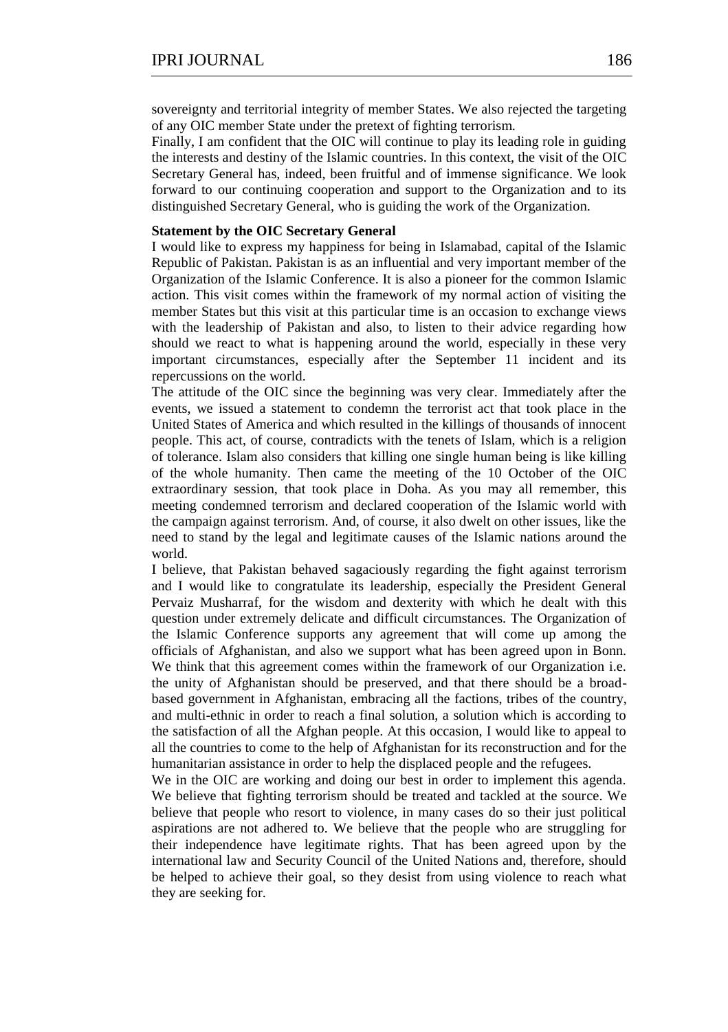sovereignty and territorial integrity of member States. We also rejected the targeting of any OIC member State under the pretext of fighting terrorism.

Finally, I am confident that the OIC will continue to play its leading role in guiding the interests and destiny of the Islamic countries. In this context, the visit of the OIC Secretary General has, indeed, been fruitful and of immense significance. We look forward to our continuing cooperation and support to the Organization and to its distinguished Secretary General, who is guiding the work of the Organization.

**Statement by the OIC Secretary General**

I would like to express my happiness for being in Islamabad, capital of the Islamic Republic of Pakistan. Pakistan is as an influential and very important member of the Organization of the Islamic Conference. It is also a pioneer for the common Islamic action. This visit comes within the framework of my normal action of visiting the member States but this visit at this particular time is an occasion to exchange views with the leadership of Pakistan and also, to listen to their advice regarding how should we react to what is happening around the world, especially in these very important circumstances, especially after the September 11 incident and its repercussions on the world.

The attitude of the OIC since the beginning was very clear. Immediately after the events, we issued a statement to condemn the terrorist act that took place in the United States of America and which resulted in the killings of thousands of innocent people. This act, of course, contradicts with the tenets of Islam, which is a religion of tolerance. Islam also considers that killing one single human being is like killing of the whole humanity. Then came the meeting of the 10 October of the OIC extraordinary session, that took place in Doha. As you may all remember, this meeting condemned terrorism and declared cooperation of the Islamic world with the campaign against terrorism. And, of course, it also dwelt on other issues, like the need to stand by the legal and legitimate causes of the Islamic nations around the world.

I believe, that Pakistan behaved sagaciously regarding the fight against terrorism and I would like to congratulate its leadership, especially the President General Pervaiz Musharraf, for the wisdom and dexterity with which he dealt with this question under extremely delicate and difficult circumstances. The Organization of the Islamic Conference supports any agreement that will come up among the officials of Afghanistan, and also we support what has been agreed upon in Bonn. We think that this agreement comes within the framework of our Organization i.e. the unity of Afghanistan should be preserved, and that there should be a broad-based government in Afghanistan, embracing all the factions, tribes of the country, and multi-ethnic in order to reach a final solution, a solution which is according to the satisfaction of all the Afghan people. At this occasion, I would like to appeal to all the countries to come to the help of Afghanistan for its reconstruction and for the humanitarian assistance in order to help the displaced people and the refugees.

We in the OIC are working and doing our best in order to implement this agenda. We believe that fighting terrorism should be treated and tackled at the source. We believe that people who resort to violence, in many cases do so their just political aspirations are not adhered to. We believe that the people who are struggling for their independence have legitimate rights. That has been agreed upon by the international law and Security Council of the United Nations and, therefore, should be helped to achieve their goal, so they desist from using violence to reach what they are seeking for.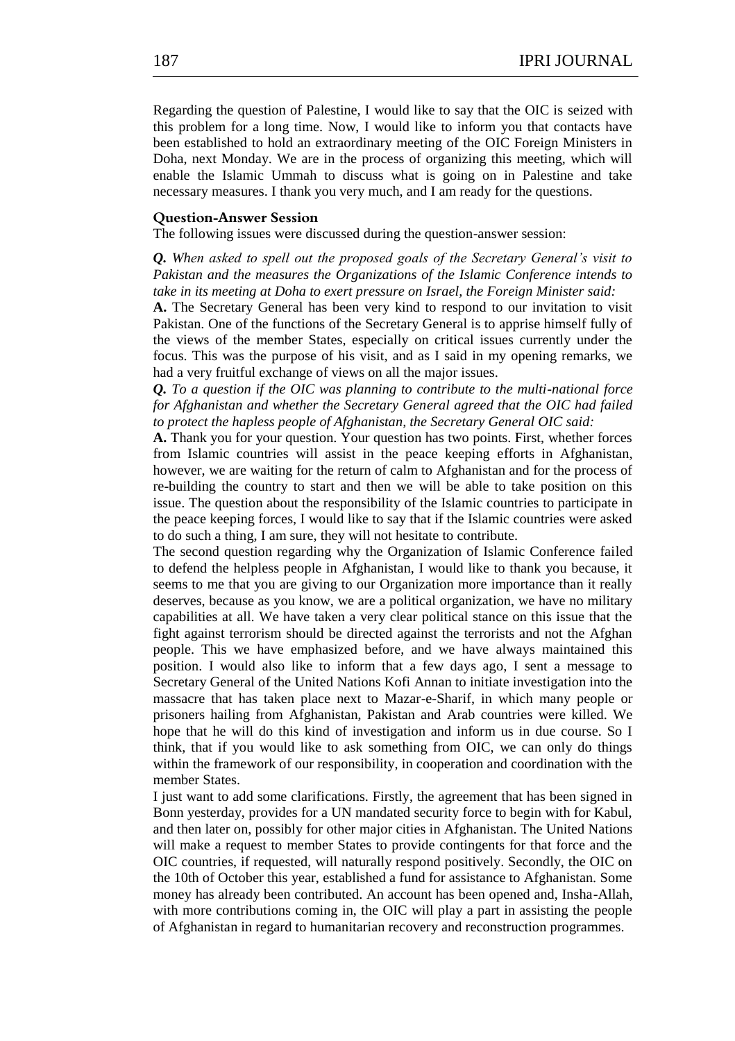Regarding the question of Palestine, I would like to say that the OIC is seized with this problem for a long time. Now, I would like to inform you that contacts have been established to hold an extraordinary meeting of the OIC Foreign Ministers in Doha, next Monday. We are in the process of organizing this meeting, which will enable the Islamic Ummah to discuss what is going on in Palestine and take necessary measures. I thank you very much, and I am ready for the questions.

#### Question-Answer Session

The following issues were discussed during the question-answer session:

***Q.*** *When asked to spell out the proposed goals of the Secretary General's visit to Pakistan and the measures the Organizations of the Islamic Conference intends to take in its meeting at Doha to exert pressure on Israel, the Foreign Minister said:*

**A.** The Secretary General has been very kind to respond to our invitation to visit Pakistan. One of the functions of the Secretary General is to apprise himself fully of the views of the member States, especially on critical issues currently under the focus. This was the purpose of his visit, and as I said in my opening remarks, we had a very fruitful exchange of views on all the major issues.

***Q.*** *To a question if the OIC was planning to contribute to the multi-national force for Afghanistan and whether the Secretary General agreed that the OIC had failed to protect the hapless people of Afghanistan, the Secretary General OIC said:*

**A.** Thank you for your question. Your question has two points. First, whether forces from Islamic countries will assist in the peace keeping efforts in Afghanistan, however, we are waiting for the return of calm to Afghanistan and for the process of re-building the country to start and then we will be able to take position on this issue. The question about the responsibility of the Islamic countries to participate in the peace keeping forces, I would like to say that if the Islamic countries were asked to do such a thing, I am sure, they will not hesitate to contribute.

The second question regarding why the Organization of Islamic Conference failed to defend the helpless people in Afghanistan, I would like to thank you because, it seems to me that you are giving to our Organization more importance than it really deserves, because as you know, we are a political organization, we have no military capabilities at all. We have taken a very clear political stance on this issue that the fight against terrorism should be directed against the terrorists and not the Afghan people. This we have emphasized before, and we have always maintained this position. I would also like to inform that a few days ago, I sent a message to Secretary General of the United Nations Kofi Annan to initiate investigation into the massacre that has taken place next to Mazar-e-Sharif, in which many people or prisoners hailing from Afghanistan, Pakistan and Arab countries were killed. We hope that he will do this kind of investigation and inform us in due course. So I think, that if you would like to ask something from OIC, we can only do things within the framework of our responsibility, in cooperation and coordination with the member States.

I just want to add some clarifications. Firstly, the agreement that has been signed in Bonn yesterday, provides for a UN mandated security force to begin with for Kabul, and then later on, possibly for other major cities in Afghanistan. The United Nations will make a request to member States to provide contingents for that force and the OIC countries, if requested, will naturally respond positively. Secondly, the OIC on the 10th of October this year, established a fund for assistance to Afghanistan. Some money has already been contributed. An account has been opened and, Insha-Allah, with more contributions coming in, the OIC will play a part in assisting the people of Afghanistan in regard to humanitarian recovery and reconstruction programmes.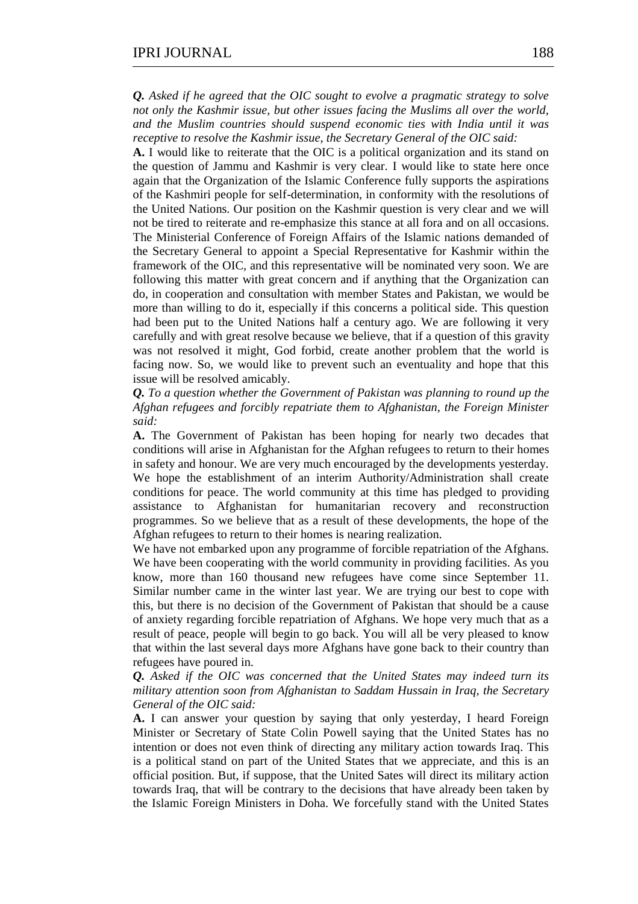***Q.** Asked if he agreed that the OIC sought to evolve a pragmatic strategy to solve not only the Kashmir issue, but other issues facing the Muslims all over the world, and the Muslim countries should suspend economic ties with India until it was receptive to resolve the Kashmir issue, the Secretary General of the OIC said:*

**A.** I would like to reiterate that the OIC is a political organization and its stand on the question of Jammu and Kashmir is very clear. I would like to state here once again that the Organization of the Islamic Conference fully supports the aspirations of the Kashmiri people for self-determination, in conformity with the resolutions of the United Nations. Our position on the Kashmir question is very clear and we will not be tired to reiterate and re-emphasize this stance at all fora and on all occasions. The Ministerial Conference of Foreign Affairs of the Islamic nations demanded of the Secretary General to appoint a Special Representative for Kashmir within the framework of the OIC, and this representative will be nominated very soon. We are following this matter with great concern and if anything that the Organization can do, in cooperation and consultation with member States and Pakistan, we would be more than willing to do it, especially if this concerns a political side. This question had been put to the United Nations half a century ago. We are following it very carefully and with great resolve because we believe, that if a question of this gravity was not resolved it might, God forbid, create another problem that the world is facing now. So, we would like to prevent such an eventuality and hope that this issue will be resolved amicably.

***Q.** To a question whether the Government of Pakistan was planning to round up the Afghan refugees and forcibly repatriate them to Afghanistan, the Foreign Minister said:*

**A.** The Government of Pakistan has been hoping for nearly two decades that conditions will arise in Afghanistan for the Afghan refugees to return to their homes in safety and honour. We are very much encouraged by the developments yesterday. We hope the establishment of an interim Authority/Administration shall create conditions for peace. The world community at this time has pledged to providing assistance to Afghanistan for humanitarian recovery and reconstruction programmes. So we believe that as a result of these developments, the hope of the Afghan refugees to return to their homes is nearing realization.

We have not embarked upon any programme of forcible repatriation of the Afghans. We have been cooperating with the world community in providing facilities. As you know, more than 160 thousand new refugees have come since September 11. Similar number came in the winter last year. We are trying our best to cope with this, but there is no decision of the Government of Pakistan that should be a cause of anxiety regarding forcible repatriation of Afghans. We hope very much that as a result of peace, people will begin to go back. You will all be very pleased to know that within the last several days more Afghans have gone back to their country than refugees have poured in.

***Q.** Asked if the OIC was concerned that the United States may indeed turn its military attention soon from Afghanistan to Saddam Hussain in Iraq, the Secretary General of the OIC said:*

**A.** I can answer your question by saying that only yesterday, I heard Foreign Minister or Secretary of State Colin Powell saying that the United States has no intention or does not even think of directing any military action towards Iraq. This is a political stand on part of the United States that we appreciate, and this is an official position. But, if suppose, that the United Sates will direct its military action towards Iraq, that will be contrary to the decisions that have already been taken by the Islamic Foreign Ministers in Doha. We forcefully stand with the United States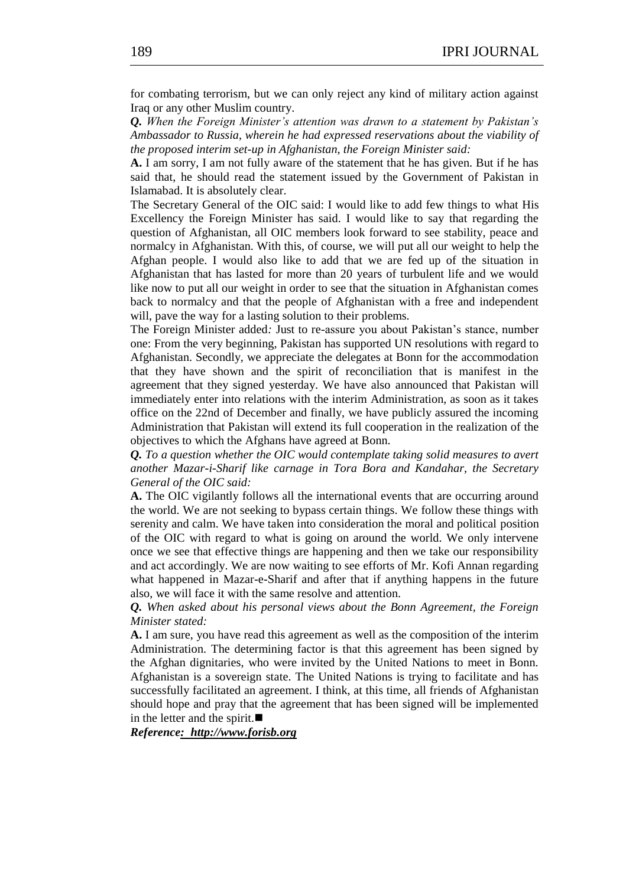for combating terrorism, but we can only reject any kind of military action against Iraq or any other Muslim country.

***Q.*** *When the Foreign Minister's attention was drawn to a statement by Pakistan's Ambassador to Russia, wherein he had expressed reservations about the viability of the proposed interim set-up in Afghanistan, the Foreign Minister said:*

**A.** I am sorry, I am not fully aware of the statement that he has given. But if he has said that, he should read the statement issued by the Government of Pakistan in Islamabad. It is absolutely clear.

The Secretary General of the OIC said: I would like to add few things to what His Excellency the Foreign Minister has said. I would like to say that regarding the question of Afghanistan, all OIC members look forward to see stability, peace and normalcy in Afghanistan. With this, of course, we will put all our weight to help the Afghan people. I would also like to add that we are fed up of the situation in Afghanistan that has lasted for more than 20 years of turbulent life and we would like now to put all our weight in order to see that the situation in Afghanistan comes back to normalcy and that the people of Afghanistan with a free and independent will, pave the way for a lasting solution to their problems.

The Foreign Minister added*:* Just to re-assure you about Pakistan's stance, number one: From the very beginning, Pakistan has supported UN resolutions with regard to Afghanistan. Secondly, we appreciate the delegates at Bonn for the accommodation that they have shown and the spirit of reconciliation that is manifest in the agreement that they signed yesterday. We have also announced that Pakistan will immediately enter into relations with the interim Administration, as soon as it takes office on the 22nd of December and finally, we have publicly assured the incoming Administration that Pakistan will extend its full cooperation in the realization of the objectives to which the Afghans have agreed at Bonn.

***Q.*** *To a question whether the OIC would contemplate taking solid measures to avert another Mazar-i-Sharif like carnage in Tora Bora and Kandahar, the Secretary General of the OIC said:*

**A.** The OIC vigilantly follows all the international events that are occurring around the world. We are not seeking to bypass certain things. We follow these things with serenity and calm. We have taken into consideration the moral and political position of the OIC with regard to what is going on around the world. We only intervene once we see that effective things are happening and then we take our responsibility and act accordingly. We are now waiting to see efforts of Mr. Kofi Annan regarding what happened in Mazar-e-Sharif and after that if anything happens in the future also, we will face it with the same resolve and attention.

***Q.*** *When asked about his personal views about the Bonn Agreement, the Foreign Minister stated:*

**A.** I am sure, you have read this agreement as well as the composition of the interim Administration. The determining factor is that this agreement has been signed by the Afghan dignitaries, who were invited by the United Nations to meet in Bonn. Afghanistan is a sovereign state. The United Nations is trying to facilitate and has successfully facilitated an agreement. I think, at this time, all friends of Afghanistan should hope and pray that the agreement that has been signed will be implemented in the letter and the spirit.■

***Reference: http://www.forisb.org***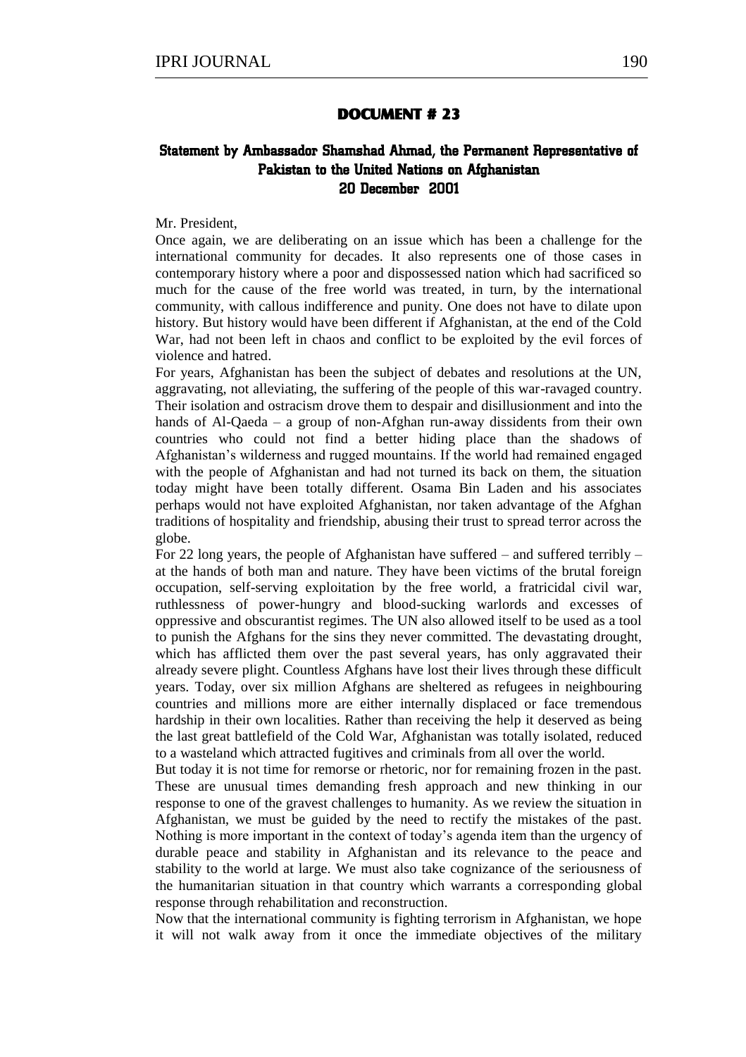## DOCUMENT # 23

### Statement by Ambassador Shamshad Ahmad, the Permanent Representative of Pakistan to the United Nations on Afghanistan
### 20 December 2001

Mr. President,

Once again, we are deliberating on an issue which has been a challenge for the international community for decades. It also represents one of those cases in contemporary history where a poor and dispossessed nation which had sacrificed so much for the cause of the free world was treated, in turn, by the international community, with callous indifference and punity. One does not have to dilate upon history. But history would have been different if Afghanistan, at the end of the Cold War, had not been left in chaos and conflict to be exploited by the evil forces of violence and hatred.

For years, Afghanistan has been the subject of debates and resolutions at the UN, aggravating, not alleviating, the suffering of the people of this war-ravaged country. Their isolation and ostracism drove them to despair and disillusionment and into the hands of Al-Qaeda – a group of non-Afghan run-away dissidents from their own countries who could not find a better hiding place than the shadows of Afghanistan's wilderness and rugged mountains. If the world had remained engaged with the people of Afghanistan and had not turned its back on them, the situation today might have been totally different. Osama Bin Laden and his associates perhaps would not have exploited Afghanistan, nor taken advantage of the Afghan traditions of hospitality and friendship, abusing their trust to spread terror across the globe.

For 22 long years, the people of Afghanistan have suffered – and suffered terribly – at the hands of both man and nature. They have been victims of the brutal foreign occupation, self-serving exploitation by the free world, a fratricidal civil war, ruthlessness of power-hungry and blood-sucking warlords and excesses of oppressive and obscurantist regimes. The UN also allowed itself to be used as a tool to punish the Afghans for the sins they never committed. The devastating drought, which has afflicted them over the past several years, has only aggravated their already severe plight. Countless Afghans have lost their lives through these difficult years. Today, over six million Afghans are sheltered as refugees in neighbouring countries and millions more are either internally displaced or face tremendous hardship in their own localities. Rather than receiving the help it deserved as being the last great battlefield of the Cold War, Afghanistan was totally isolated, reduced to a wasteland which attracted fugitives and criminals from all over the world.

But today it is not time for remorse or rhetoric, nor for remaining frozen in the past. These are unusual times demanding fresh approach and new thinking in our response to one of the gravest challenges to humanity. As we review the situation in Afghanistan, we must be guided by the need to rectify the mistakes of the past. Nothing is more important in the context of today's agenda item than the urgency of durable peace and stability in Afghanistan and its relevance to the peace and stability to the world at large. We must also take cognizance of the seriousness of the humanitarian situation in that country which warrants a corresponding global response through rehabilitation and reconstruction.

Now that the international community is fighting terrorism in Afghanistan, we hope it will not walk away from it once the immediate objectives of the military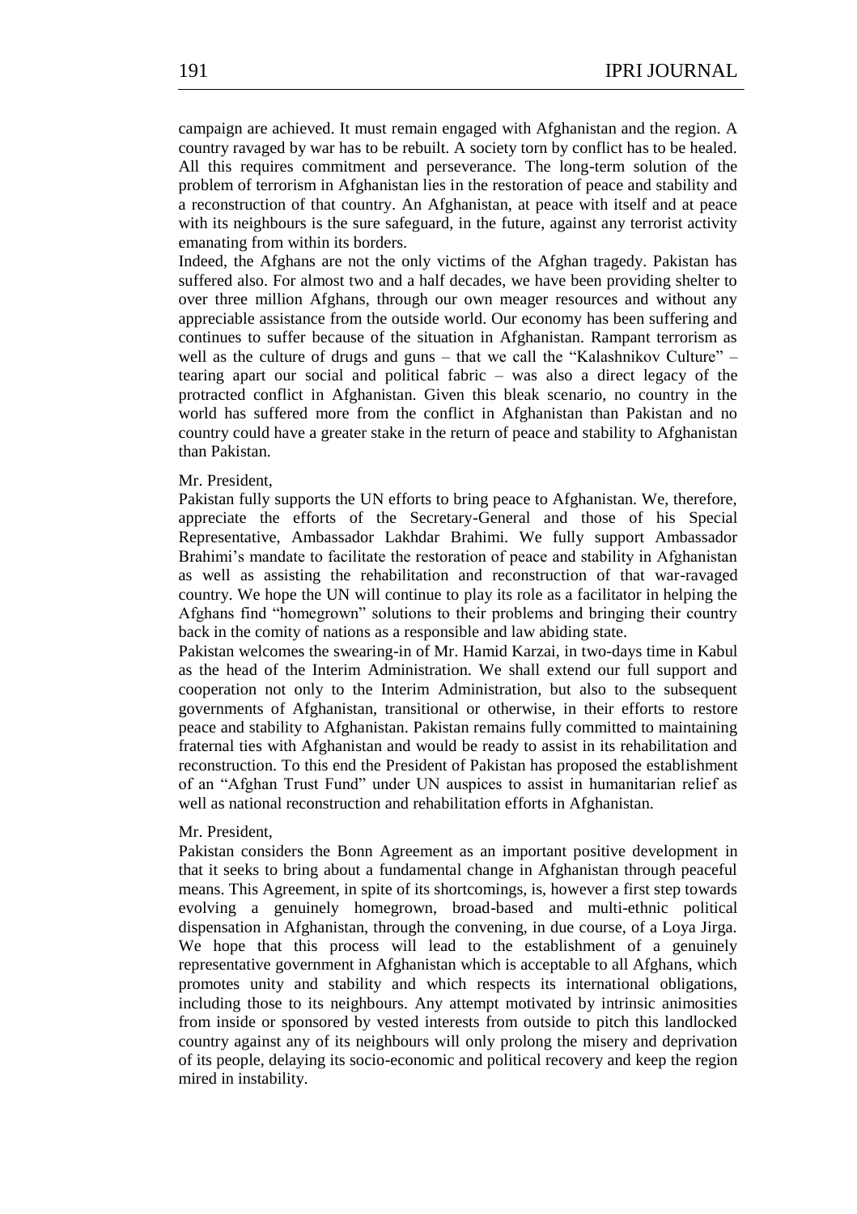campaign are achieved. It must remain engaged with Afghanistan and the region. A country ravaged by war has to be rebuilt. A society torn by conflict has to be healed. All this requires commitment and perseverance. The long-term solution of the problem of terrorism in Afghanistan lies in the restoration of peace and stability and a reconstruction of that country. An Afghanistan, at peace with itself and at peace with its neighbours is the sure safeguard, in the future, against any terrorist activity emanating from within its borders.

Indeed, the Afghans are not the only victims of the Afghan tragedy. Pakistan has suffered also. For almost two and a half decades, we have been providing shelter to over three million Afghans, through our own meager resources and without any appreciable assistance from the outside world. Our economy has been suffering and continues to suffer because of the situation in Afghanistan. Rampant terrorism as well as the culture of drugs and guns – that we call the "Kalashnikov Culture" – tearing apart our social and political fabric – was also a direct legacy of the protracted conflict in Afghanistan. Given this bleak scenario, no country in the world has suffered more from the conflict in Afghanistan than Pakistan and no country could have a greater stake in the return of peace and stability to Afghanistan than Pakistan.

Mr. President,

Pakistan fully supports the UN efforts to bring peace to Afghanistan. We, therefore, appreciate the efforts of the Secretary-General and those of his Special Representative, Ambassador Lakhdar Brahimi. We fully support Ambassador Brahimi's mandate to facilitate the restoration of peace and stability in Afghanistan as well as assisting the rehabilitation and reconstruction of that war-ravaged country. We hope the UN will continue to play its role as a facilitator in helping the Afghans find "homegrown" solutions to their problems and bringing their country back in the comity of nations as a responsible and law abiding state.

Pakistan welcomes the swearing-in of Mr. Hamid Karzai, in two-days time in Kabul as the head of the Interim Administration. We shall extend our full support and cooperation not only to the Interim Administration, but also to the subsequent governments of Afghanistan, transitional or otherwise, in their efforts to restore peace and stability to Afghanistan. Pakistan remains fully committed to maintaining fraternal ties with Afghanistan and would be ready to assist in its rehabilitation and reconstruction. To this end the President of Pakistan has proposed the establishment of an "Afghan Trust Fund" under UN auspices to assist in humanitarian relief as well as national reconstruction and rehabilitation efforts in Afghanistan.

Mr. President,

Pakistan considers the Bonn Agreement as an important positive development in that it seeks to bring about a fundamental change in Afghanistan through peaceful means. This Agreement, in spite of its shortcomings, is, however a first step towards evolving a genuinely homegrown, broad-based and multi-ethnic political dispensation in Afghanistan, through the convening, in due course, of a Loya Jirga. We hope that this process will lead to the establishment of a genuinely representative government in Afghanistan which is acceptable to all Afghans, which promotes unity and stability and which respects its international obligations, including those to its neighbours. Any attempt motivated by intrinsic animosities from inside or sponsored by vested interests from outside to pitch this landlocked country against any of its neighbours will only prolong the misery and deprivation of its people, delaying its socio-economic and political recovery and keep the region mired in instability.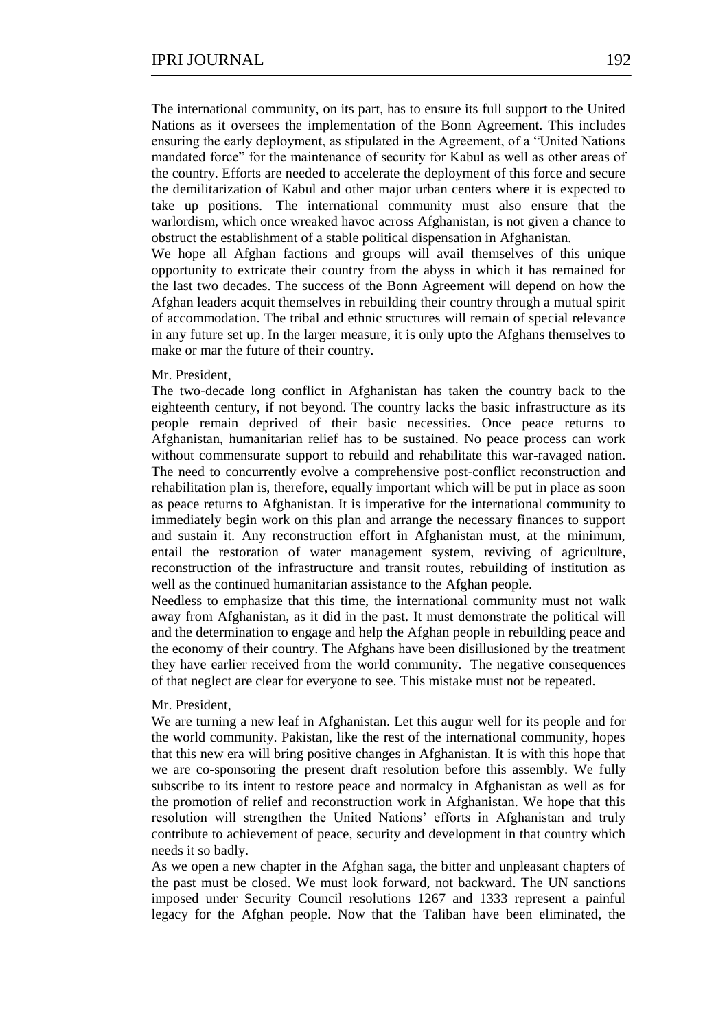The international community, on its part, has to ensure its full support to the United Nations as it oversees the implementation of the Bonn Agreement. This includes ensuring the early deployment, as stipulated in the Agreement, of a "United Nations mandated force" for the maintenance of security for Kabul as well as other areas of the country. Efforts are needed to accelerate the deployment of this force and secure the demilitarization of Kabul and other major urban centers where it is expected to take up positions. The international community must also ensure that the warlordism, which once wreaked havoc across Afghanistan, is not given a chance to obstruct the establishment of a stable political dispensation in Afghanistan.

We hope all Afghan factions and groups will avail themselves of this unique opportunity to extricate their country from the abyss in which it has remained for the last two decades. The success of the Bonn Agreement will depend on how the Afghan leaders acquit themselves in rebuilding their country through a mutual spirit of accommodation. The tribal and ethnic structures will remain of special relevance in any future set up. In the larger measure, it is only upto the Afghans themselves to make or mar the future of their country.

Mr. President,

The two-decade long conflict in Afghanistan has taken the country back to the eighteenth century, if not beyond. The country lacks the basic infrastructure as its people remain deprived of their basic necessities. Once peace returns to Afghanistan, humanitarian relief has to be sustained. No peace process can work without commensurate support to rebuild and rehabilitate this war-ravaged nation. The need to concurrently evolve a comprehensive post-conflict reconstruction and rehabilitation plan is, therefore, equally important which will be put in place as soon as peace returns to Afghanistan. It is imperative for the international community to immediately begin work on this plan and arrange the necessary finances to support and sustain it. Any reconstruction effort in Afghanistan must, at the minimum, entail the restoration of water management system, reviving of agriculture, reconstruction of the infrastructure and transit routes, rebuilding of institution as well as the continued humanitarian assistance to the Afghan people.

Needless to emphasize that this time, the international community must not walk away from Afghanistan, as it did in the past. It must demonstrate the political will and the determination to engage and help the Afghan people in rebuilding peace and the economy of their country. The Afghans have been disillusioned by the treatment they have earlier received from the world community. The negative consequences of that neglect are clear for everyone to see. This mistake must not be repeated.

Mr. President,

We are turning a new leaf in Afghanistan. Let this augur well for its people and for the world community. Pakistan, like the rest of the international community, hopes that this new era will bring positive changes in Afghanistan. It is with this hope that we are co-sponsoring the present draft resolution before this assembly. We fully subscribe to its intent to restore peace and normalcy in Afghanistan as well as for the promotion of relief and reconstruction work in Afghanistan. We hope that this resolution will strengthen the United Nations' efforts in Afghanistan and truly contribute to achievement of peace, security and development in that country which needs it so badly.

As we open a new chapter in the Afghan saga, the bitter and unpleasant chapters of the past must be closed. We must look forward, not backward. The UN sanctions imposed under Security Council resolutions 1267 and 1333 represent a painful legacy for the Afghan people. Now that the Taliban have been eliminated, the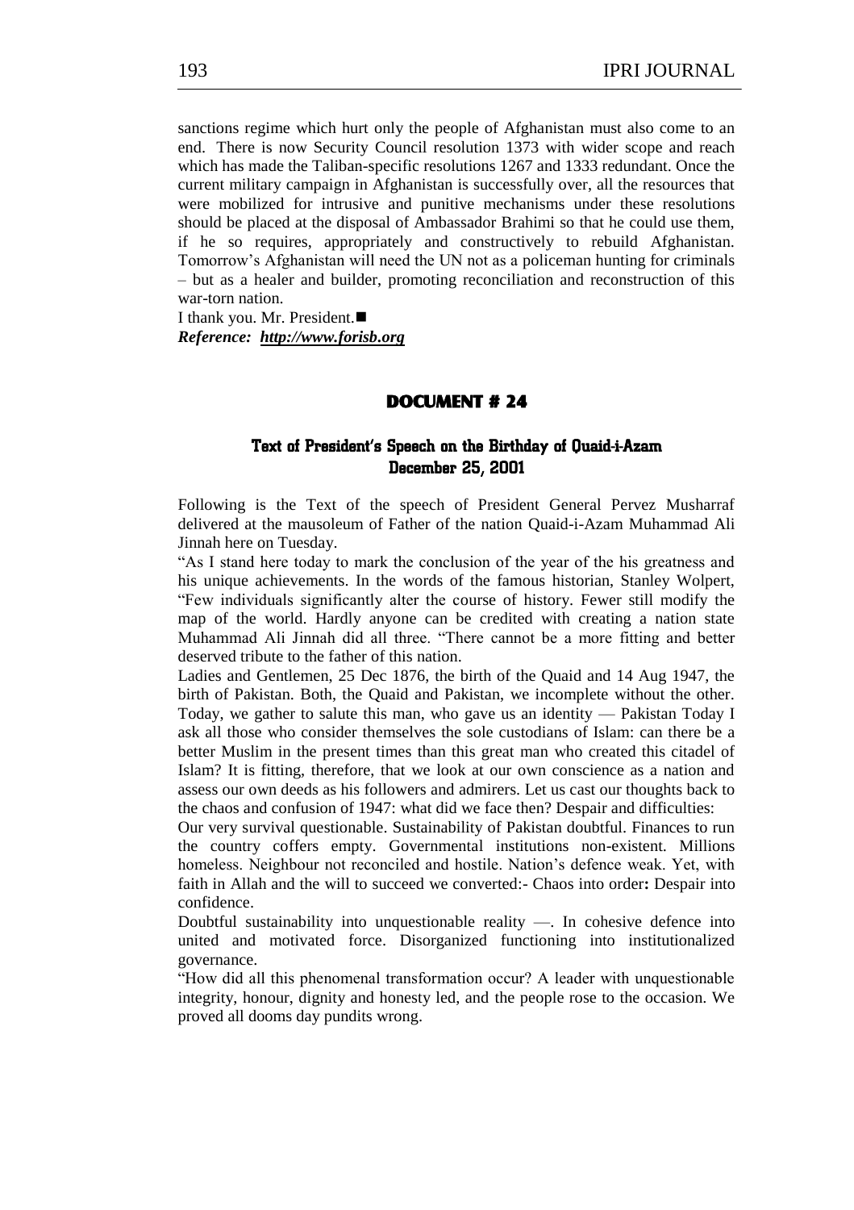sanctions regime which hurt only the people of Afghanistan must also come to an end. There is now Security Council resolution 1373 with wider scope and reach which has made the Taliban-specific resolutions 1267 and 1333 redundant. Once the current military campaign in Afghanistan is successfully over, all the resources that were mobilized for intrusive and punitive mechanisms under these resolutions should be placed at the disposal of Ambassador Brahimi so that he could use them, if he so requires, appropriately and constructively to rebuild Afghanistan. Tomorrow's Afghanistan will need the UN not as a policeman hunting for criminals – but as a healer and builder, promoting reconciliation and reconstruction of this war-torn nation.

I thank you. Mr. President.■

***Reference: http://www.forisb.org***

## DOCUMENT # 24

### Text of President's Speech on the Birthday of Quaid-i-Azam December 25, 2001

Following is the Text of the speech of President General Pervez Musharraf delivered at the mausoleum of Father of the nation Quaid-i-Azam Muhammad Ali Jinnah here on Tuesday.

"As I stand here today to mark the conclusion of the year of the his greatness and his unique achievements. In the words of the famous historian, Stanley Wolpert, "Few individuals significantly alter the course of history. Fewer still modify the map of the world. Hardly anyone can be credited with creating a nation state Muhammad Ali Jinnah did all three. "There cannot be a more fitting and better deserved tribute to the father of this nation.

Ladies and Gentlemen, 25 Dec 1876, the birth of the Quaid and 14 Aug 1947, the birth of Pakistan. Both, the Quaid and Pakistan, we incomplete without the other. Today, we gather to salute this man, who gave us an identity — Pakistan Today I ask all those who consider themselves the sole custodians of Islam: can there be a better Muslim in the present times than this great man who created this citadel of Islam? It is fitting, therefore, that we look at our own conscience as a nation and assess our own deeds as his followers and admirers. Let us cast our thoughts back to the chaos and confusion of 1947: what did we face then? Despair and difficulties:

Our very survival questionable. Sustainability of Pakistan doubtful. Finances to run the country coffers empty. Governmental institutions non-existent. Millions homeless. Neighbour not reconciled and hostile. Nation's defence weak. Yet, with faith in Allah and the will to succeed we converted:- Chaos into order**:** Despair into confidence.

Doubtful sustainability into unquestionable reality —. In cohesive defence into united and motivated force. Disorganized functioning into institutionalized governance.

"How did all this phenomenal transformation occur? A leader with unquestionable integrity, honour, dignity and honesty led, and the people rose to the occasion. We proved all dooms day pundits wrong.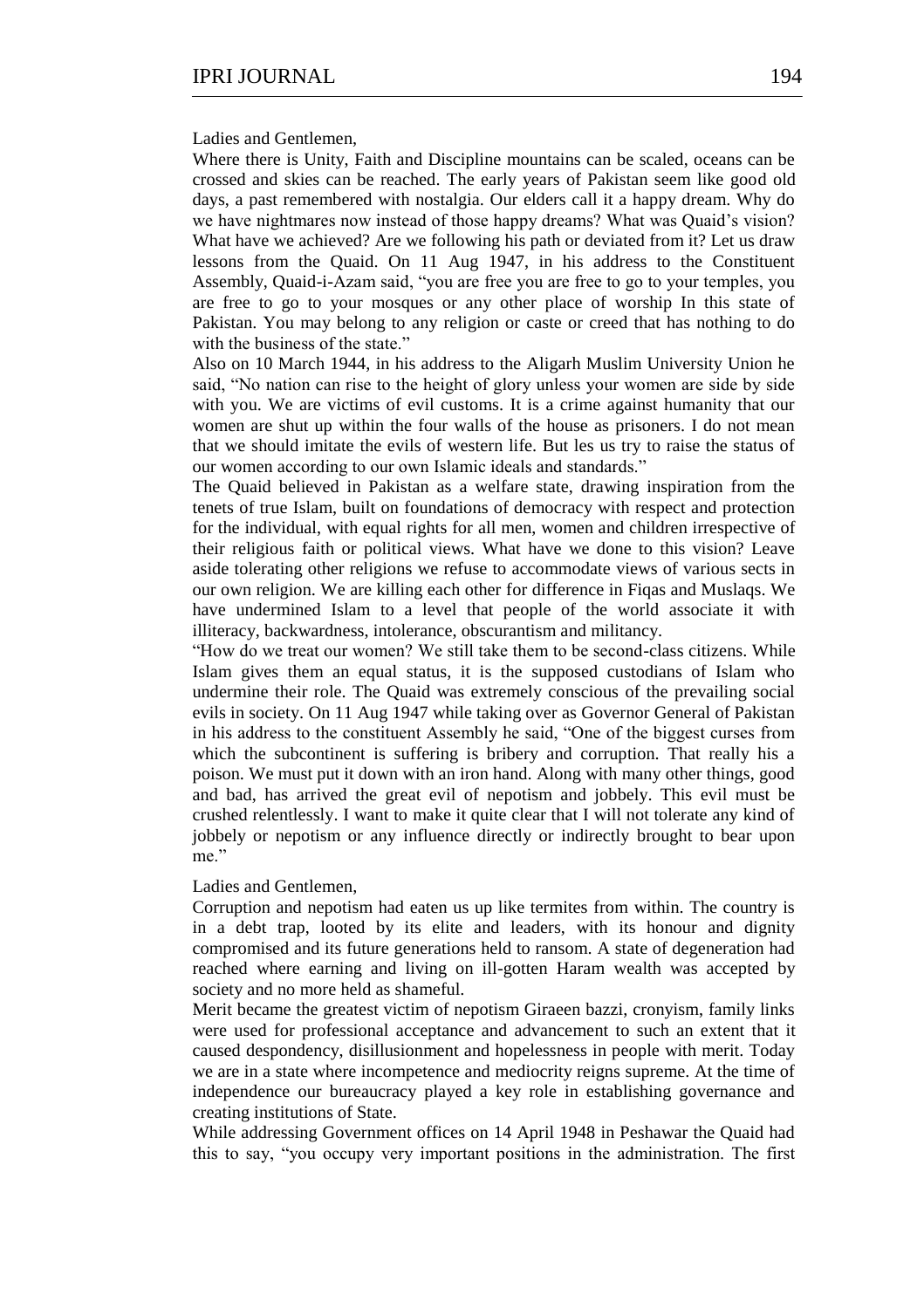Ladies and Gentlemen,

Where there is Unity, Faith and Discipline mountains can be scaled, oceans can be crossed and skies can be reached. The early years of Pakistan seem like good old days, a past remembered with nostalgia. Our elders call it a happy dream. Why do we have nightmares now instead of those happy dreams? What was Quaid's vision? What have we achieved? Are we following his path or deviated from it? Let us draw lessons from the Quaid. On 11 Aug 1947, in his address to the Constituent Assembly, Quaid-i-Azam said, "you are free you are free to go to your temples, you are free to go to your mosques or any other place of worship In this state of Pakistan. You may belong to any religion or caste or creed that has nothing to do with the business of the state."

Also on 10 March 1944, in his address to the Aligarh Muslim University Union he said, "No nation can rise to the height of glory unless your women are side by side with you. We are victims of evil customs. It is a crime against humanity that our women are shut up within the four walls of the house as prisoners. I do not mean that we should imitate the evils of western life. But les us try to raise the status of our women according to our own Islamic ideals and standards."

The Quaid believed in Pakistan as a welfare state, drawing inspiration from the tenets of true Islam, built on foundations of democracy with respect and protection for the individual, with equal rights for all men, women and children irrespective of their religious faith or political views. What have we done to this vision? Leave aside tolerating other religions we refuse to accommodate views of various sects in our own religion. We are killing each other for difference in Fiqas and Muslaqs. We have undermined Islam to a level that people of the world associate it with illiteracy, backwardness, intolerance, obscurantism and militancy.

"How do we treat our women? We still take them to be second-class citizens. While Islam gives them an equal status, it is the supposed custodians of Islam who undermine their role. The Quaid was extremely conscious of the prevailing social evils in society. On 11 Aug 1947 while taking over as Governor General of Pakistan in his address to the constituent Assembly he said, "One of the biggest curses from which the subcontinent is suffering is bribery and corruption. That really his a poison. We must put it down with an iron hand. Along with many other things, good and bad, has arrived the great evil of nepotism and jobbely. This evil must be crushed relentlessly. I want to make it quite clear that I will not tolerate any kind of jobbely or nepotism or any influence directly or indirectly brought to bear upon me."

Ladies and Gentlemen,

Corruption and nepotism had eaten us up like termites from within. The country is in a debt trap, looted by its elite and leaders, with its honour and dignity compromised and its future generations held to ransom. A state of degeneration had reached where earning and living on ill-gotten Haram wealth was accepted by society and no more held as shameful.

Merit became the greatest victim of nepotism Giraeen bazzi, cronyism, family links were used for professional acceptance and advancement to such an extent that it caused despondency, disillusionment and hopelessness in people with merit. Today we are in a state where incompetence and mediocrity reigns supreme. At the time of independence our bureaucracy played a key role in establishing governance and creating institutions of State.

While addressing Government offices on 14 April 1948 in Peshawar the Quaid had this to say, "you occupy very important positions in the administration. The first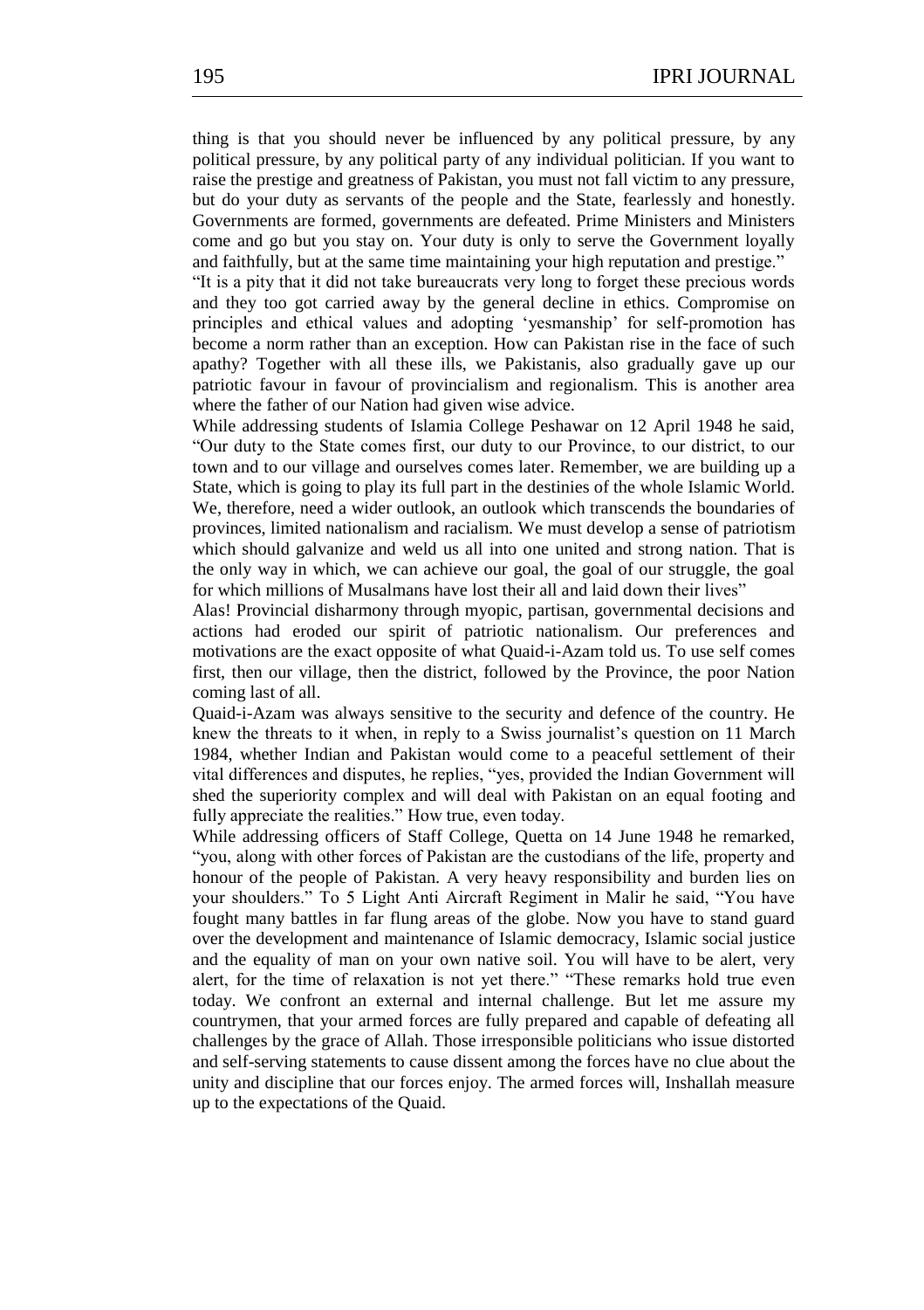thing is that you should never be influenced by any political pressure, by any political pressure, by any political party of any individual politician. If you want to raise the prestige and greatness of Pakistan, you must not fall victim to any pressure, but do your duty as servants of the people and the State, fearlessly and honestly. Governments are formed, governments are defeated. Prime Ministers and Ministers come and go but you stay on. Your duty is only to serve the Government loyally and faithfully, but at the same time maintaining your high reputation and prestige."

"It is a pity that it did not take bureaucrats very long to forget these precious words and they too got carried away by the general decline in ethics. Compromise on principles and ethical values and adopting 'yesmanship' for self-promotion has become a norm rather than an exception. How can Pakistan rise in the face of such apathy? Together with all these ills, we Pakistanis, also gradually gave up our patriotic favour in favour of provincialism and regionalism. This is another area where the father of our Nation had given wise advice.

While addressing students of Islamia College Peshawar on 12 April 1948 he said, "Our duty to the State comes first, our duty to our Province, to our district, to our town and to our village and ourselves comes later. Remember, we are building up a State, which is going to play its full part in the destinies of the whole Islamic World. We, therefore, need a wider outlook, an outlook which transcends the boundaries of provinces, limited nationalism and racialism. We must develop a sense of patriotism which should galvanize and weld us all into one united and strong nation. That is the only way in which, we can achieve our goal, the goal of our struggle, the goal for which millions of Musalmans have lost their all and laid down their lives"

Alas! Provincial disharmony through myopic, partisan, governmental decisions and actions had eroded our spirit of patriotic nationalism. Our preferences and motivations are the exact opposite of what Quaid-i-Azam told us. To use self comes first, then our village, then the district, followed by the Province, the poor Nation coming last of all.

Quaid-i-Azam was always sensitive to the security and defence of the country. He knew the threats to it when, in reply to a Swiss journalist's question on 11 March 1984, whether Indian and Pakistan would come to a peaceful settlement of their vital differences and disputes, he replies, "yes, provided the Indian Government will shed the superiority complex and will deal with Pakistan on an equal footing and fully appreciate the realities." How true, even today.

While addressing officers of Staff College, Quetta on 14 June 1948 he remarked, "you, along with other forces of Pakistan are the custodians of the life, property and honour of the people of Pakistan. A very heavy responsibility and burden lies on your shoulders." To 5 Light Anti Aircraft Regiment in Malir he said, "You have fought many battles in far flung areas of the globe. Now you have to stand guard over the development and maintenance of Islamic democracy, Islamic social justice and the equality of man on your own native soil. You will have to be alert, very alert, for the time of relaxation is not yet there." "These remarks hold true even today. We confront an external and internal challenge. But let me assure my countrymen, that your armed forces are fully prepared and capable of defeating all challenges by the grace of Allah. Those irresponsible politicians who issue distorted and self-serving statements to cause dissent among the forces have no clue about the unity and discipline that our forces enjoy. The armed forces will, Inshallah measure up to the expectations of the Quaid.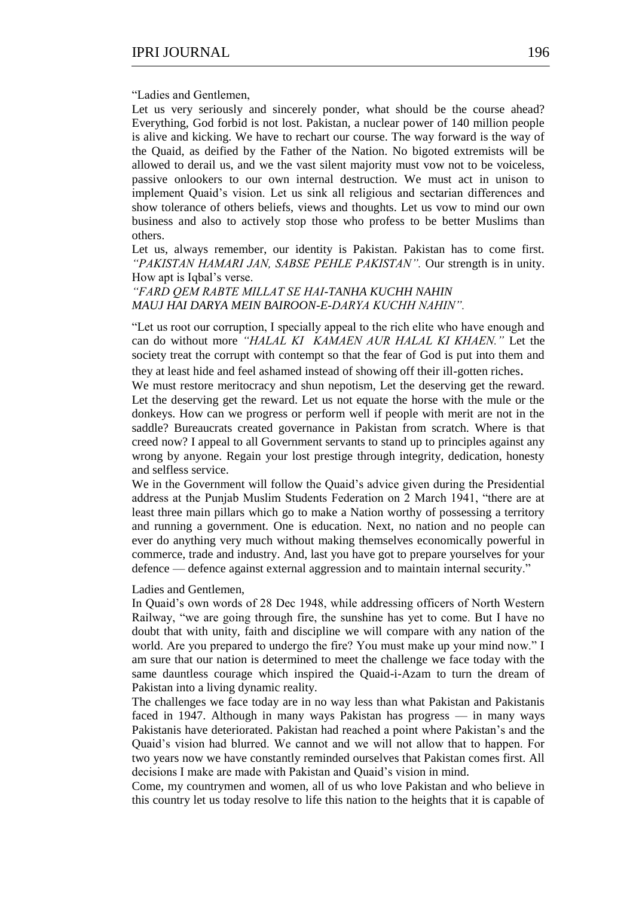"Ladies and Gentlemen,

Let us very seriously and sincerely ponder, what should be the course ahead? Everything, God forbid is not lost. Pakistan, a nuclear power of 140 million people is alive and kicking. We have to rechart our course. The way forward is the way of the Quaid, as deified by the Father of the Nation. No bigoted extremists will be allowed to derail us, and we the vast silent majority must vow not to be voiceless, passive onlookers to our own internal destruction. We must act in unison to implement Quaid's vision. Let us sink all religious and sectarian differences and show tolerance of others beliefs, views and thoughts. Let us vow to mind our own business and also to actively stop those who profess to be better Muslims than others.

Let us, always remember, our identity is Pakistan. Pakistan has to come first. *"PAKISTAN HAMARI JAN, SABSE PEHLE PAKISTAN".* Our strength is in unity. How apt is Iqbal's verse.

*"FARD QEM RABTE MILLAT SE HAI-TANHA KUCHH NAHIN*
*MAUJ HAI DARYA MEIN BAIROON-E-DARYA KUCHH NAHIN".*

"Let us root our corruption, I specially appeal to the rich elite who have enough and can do without more *"HALAL KI KAMAEN AUR HALAL KI KHAEN."* Let the society treat the corrupt with contempt so that the fear of God is put into them and they at least hide and feel ashamed instead of showing off their ill-gotten riches.

We must restore meritocracy and shun nepotism, Let the deserving get the reward. Let the deserving get the reward. Let us not equate the horse with the mule or the donkeys. How can we progress or perform well if people with merit are not in the saddle? Bureaucrats created governance in Pakistan from scratch. Where is that creed now? I appeal to all Government servants to stand up to principles against any wrong by anyone. Regain your lost prestige through integrity, dedication, honesty and selfless service.

We in the Government will follow the Quaid's advice given during the Presidential address at the Punjab Muslim Students Federation on 2 March 1941, "there are at least three main pillars which go to make a Nation worthy of possessing a territory and running a government. One is education. Next, no nation and no people can ever do anything very much without making themselves economically powerful in commerce, trade and industry. And, last you have got to prepare yourselves for your defence — defence against external aggression and to maintain internal security."

Ladies and Gentlemen,

In Quaid's own words of 28 Dec 1948, while addressing officers of North Western Railway, "we are going through fire, the sunshine has yet to come. But I have no doubt that with unity, faith and discipline we will compare with any nation of the world. Are you prepared to undergo the fire? You must make up your mind now." I am sure that our nation is determined to meet the challenge we face today with the same dauntless courage which inspired the Quaid-i-Azam to turn the dream of Pakistan into a living dynamic reality.

The challenges we face today are in no way less than what Pakistan and Pakistanis faced in 1947. Although in many ways Pakistan has progress — in many ways Pakistanis have deteriorated. Pakistan had reached a point where Pakistan's and the Quaid's vision had blurred. We cannot and we will not allow that to happen. For two years now we have constantly reminded ourselves that Pakistan comes first. All decisions I make are made with Pakistan and Quaid's vision in mind.

Come, my countrymen and women, all of us who love Pakistan and who believe in this country let us today resolve to life this nation to the heights that it is capable of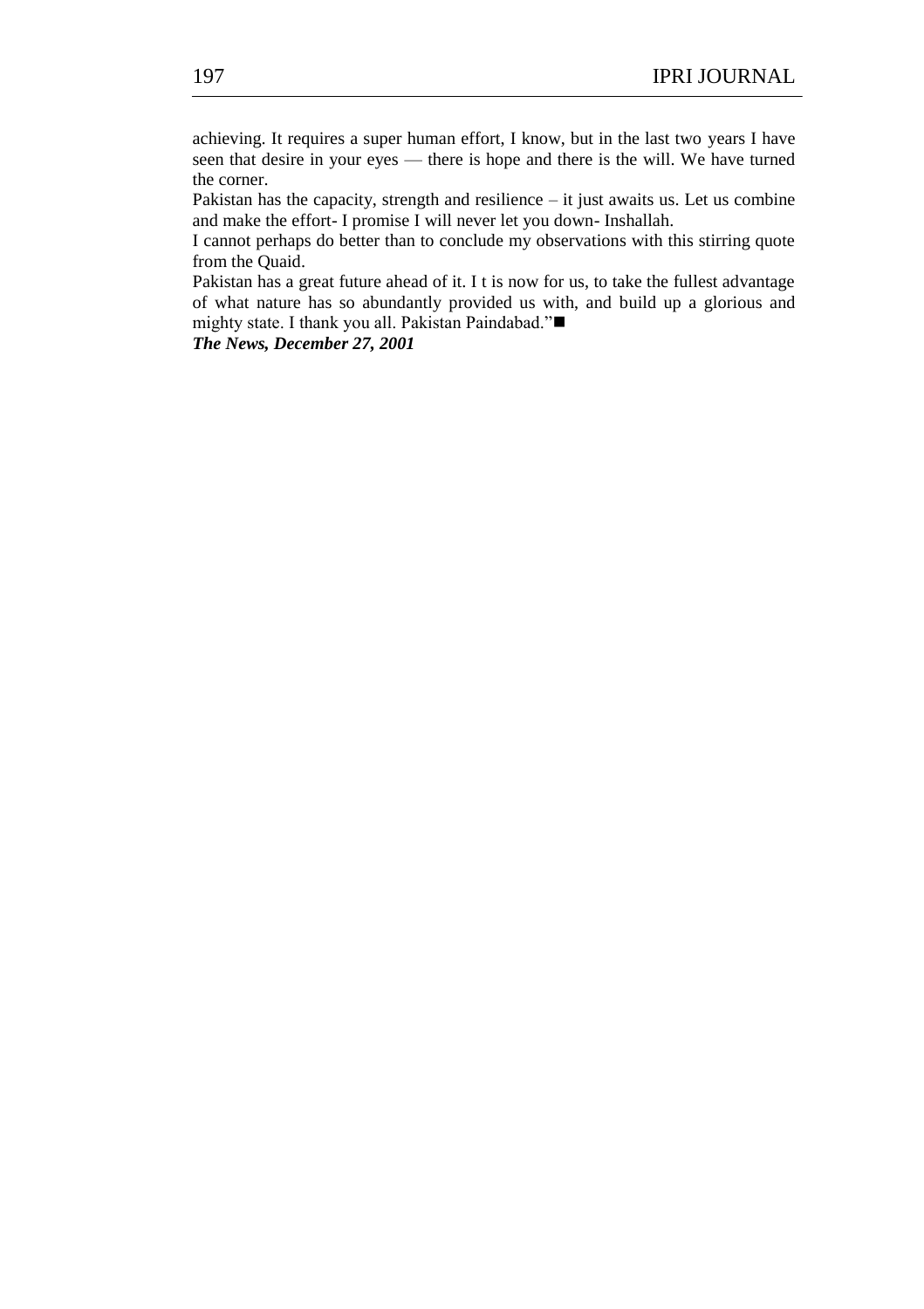achieving. It requires a super human effort, I know, but in the last two years I have seen that desire in your eyes — there is hope and there is the will. We have turned the corner.

Pakistan has the capacity, strength and resilience – it just awaits us. Let us combine and make the effort- I promise I will never let you down- Inshallah.

I cannot perhaps do better than to conclude my observations with this stirring quote from the Quaid.

Pakistan has a great future ahead of it. I t is now for us, to take the fullest advantage of what nature has so abundantly provided us with, and build up a glorious and mighty state. I thank you all. Pakistan Paindabad."■

***The News, December 27, 2001***